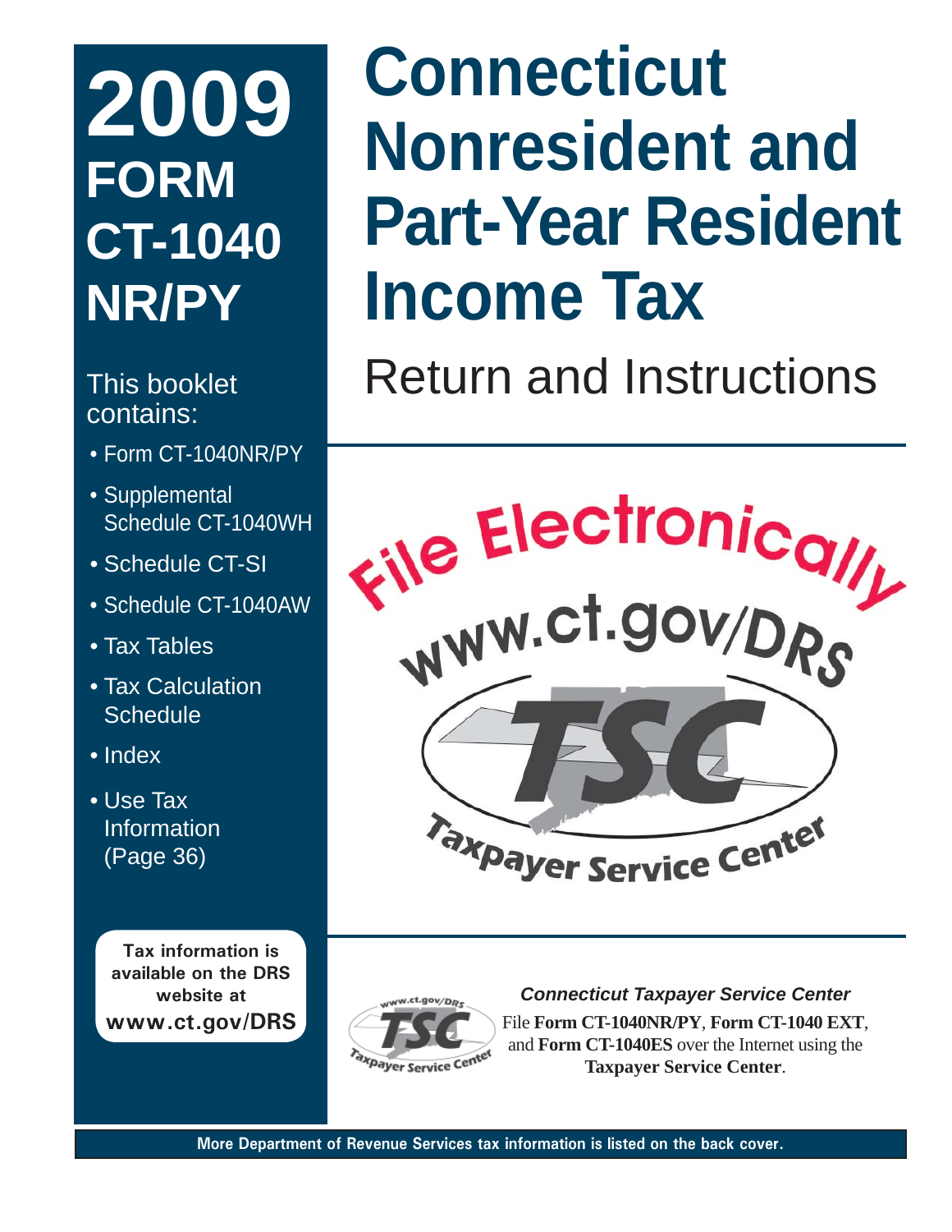# 2009 FORM CT-1040 NR/PY

# Connecticut Nonresident and Part-Year Resident Income Tax

## Return and Instructions

This booklet contains:

- Form CT-1040NR/PY
- Supplemental Schedule CT-1040WH
- Schedule CT-SI
- Schedule CT-1040AW
- Tax Tables
- Tax Calculation Schedule
- Index
- Use Tax Information (Page 36)

File Electronically

www.ct.gov/DRS

TSC

Taxpayer Service Center

**Tax information is available on the DRS website at www.ct.gov/DRS**

***Connecticut Taxpayer Service Center***

File **Form CT-1040NR/PY**, **Form CT-1040 EXT**, and **Form CT-1040ES** over the Internet using the **Taxpayer Service Center**.

**More Department of Revenue Services tax information is listed on the back cover.**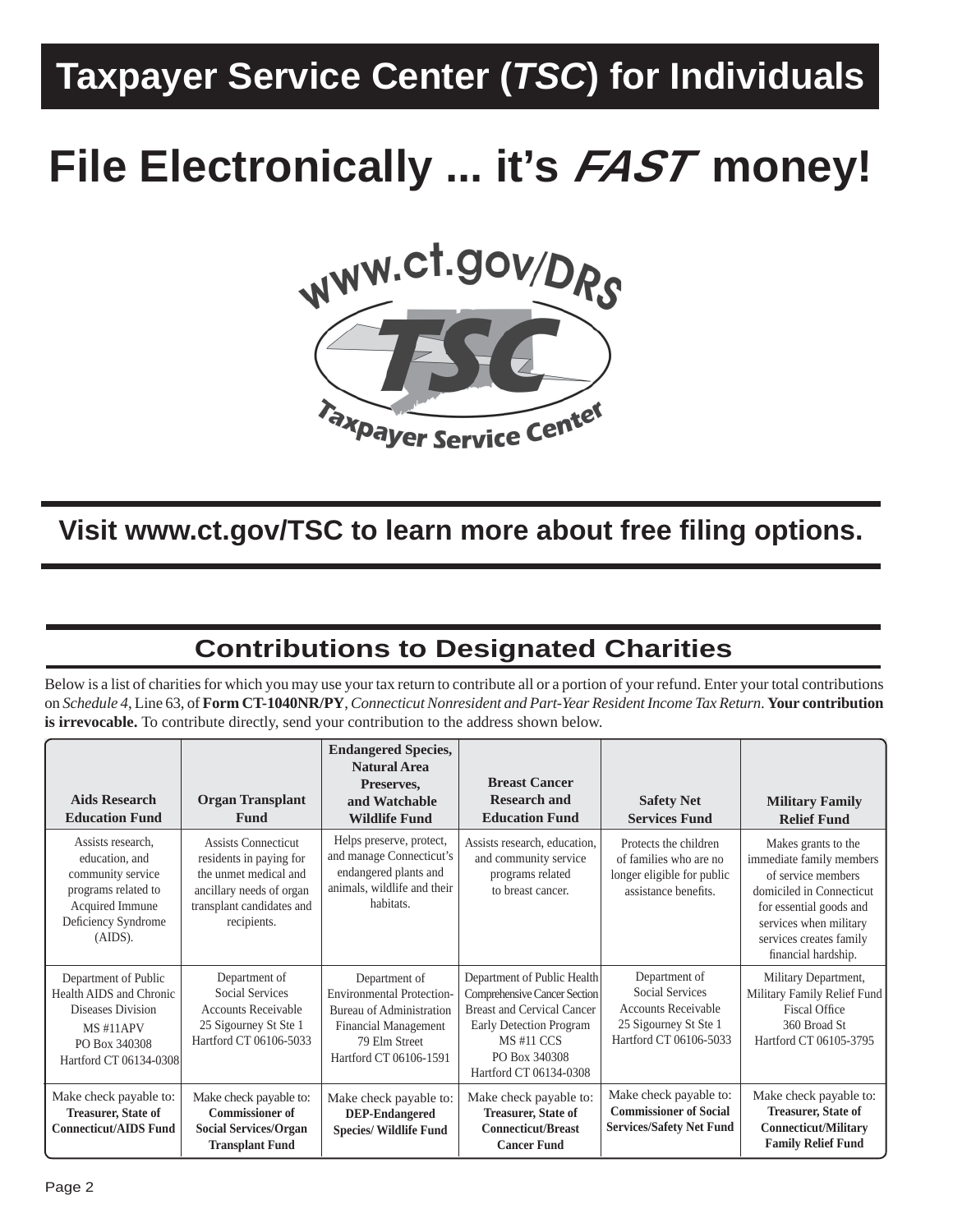# Taxpayer Service Center (*TSC*) for Individuals

# File Electronically ... it's *FAST* money!

www.ct.gov/DRS

TSC

Taxpayer Service Center

## Visit www.ct.gov/TSC to learn more about free filing options.

## Contributions to Designated Charities

Below is a list of charities for which you may use your tax return to contribute all or a portion of your refund. Enter your total contributions on *Schedule 4*, Line 63, of **Form CT-1040NR/PY**, *Connecticut Nonresident and Part-Year Resident Income Tax Return*. **Your contribution is irrevocable.** To contribute directly, send your contribution to the address shown below.

| **Aids Research Education Fund** | **Organ Transplant Fund** | **Endangered Species, Natural Area Preserves, and Watchable Wildlife Fund** | **Breast Cancer Research and Education Fund** | **Safety Net Services Fund** | **Military Family Relief Fund** |
|---|---|---|---|---|---|
| Assists research, education, and community service programs related to Acquired Immune Deficiency Syndrome (AIDS). | Assists Connecticut residents in paying for the unmet medical and ancillary needs of organ transplant candidates and recipients. | Helps preserve, protect, and manage Connecticut's endangered plants and animals, wildlife and their habitats. | Assists research, education, and community service programs related to breast cancer. | Protects the children of families who are no longer eligible for public assistance benefits. | Makes grants to the immediate family members of service members domiciled in Connecticut for essential goods and services when military services creates family financial hardship. |
| Department of Public Health AIDS and Chronic Diseases Division MS #11APV PO Box 340308 Hartford CT 06134-0308 | Department of Social Services Accounts Receivable 25 Sigourney St Ste 1 Hartford CT 06106-5033 | Department of Environmental Protection-Bureau of Administration Financial Management 79 Elm Street Hartford CT 06106-1591 | Department of Public Health Comprehensive Cancer Section Breast and Cervical Cancer Early Detection Program MS #11 CCS PO Box 340308 Hartford CT 06134-0308 | Department of Social Services Accounts Receivable 25 Sigourney St Ste 1 Hartford CT 06106-5033 | Military Department, Military Family Relief Fund Fiscal Office 360 Broad St Hartford CT 06105-3795 |
| Make check payable to: **Treasurer, State of Connecticut/AIDS Fund** | Make check payable to: **Commissioner of Social Services/Organ Transplant Fund** | Make check payable to: **DEP-Endangered Species/ Wildlife Fund** | Make check payable to: **Treasurer, State of Connecticut/Breast Cancer Fund** | Make check payable to: **Commissioner of Social Services/Safety Net Fund** | Make check payable to: **Treasurer, State of Connecticut/Military Family Relief Fund** |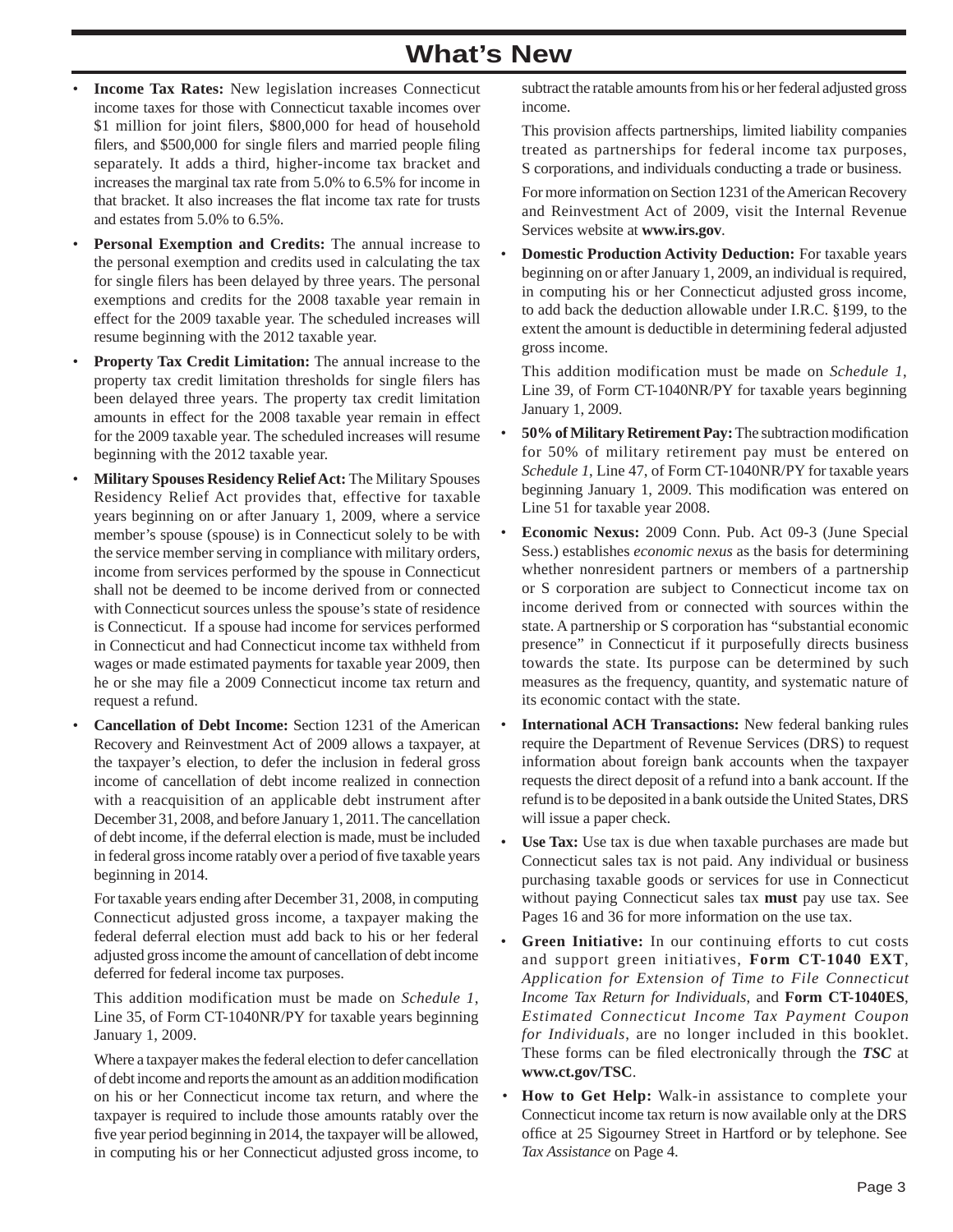# What's New

- **Income Tax Rates:** New legislation increases Connecticut income taxes for those with Connecticut taxable incomes over $1 million for joint filers, $800,000 for head of household filers, and $500,000 for single filers and married people filing separately. It adds a third, higher-income tax bracket and increases the marginal tax rate from 5.0% to 6.5% for income in that bracket. It also increases the flat income tax rate for trusts and estates from 5.0% to 6.5%.
- **Personal Exemption and Credits:** The annual increase to the personal exemption and credits used in calculating the tax for single filers has been delayed by three years. The personal exemptions and credits for the 2008 taxable year remain in effect for the 2009 taxable year. The scheduled increases will resume beginning with the 2012 taxable year.
- **Property Tax Credit Limitation:** The annual increase to the property tax credit limitation thresholds for single filers has been delayed three years. The property tax credit limitation amounts in effect for the 2008 taxable year remain in effect for the 2009 taxable year. The scheduled increases will resume beginning with the 2012 taxable year.
- **Military Spouses Residency Relief Act:** The Military Spouses Residency Relief Act provides that, effective for taxable years beginning on or after January 1, 2009, where a service member's spouse (spouse) is in Connecticut solely to be with the service member serving in compliance with military orders, income from services performed by the spouse in Connecticut shall not be deemed to be income derived from or connected with Connecticut sources unless the spouse's state of residence is Connecticut. If a spouse had income for services performed in Connecticut and had Connecticut income tax withheld from wages or made estimated payments for taxable year 2009, then he or she may file a 2009 Connecticut income tax return and request a refund.
- **Cancellation of Debt Income:** Section 1231 of the American Recovery and Reinvestment Act of 2009 allows a taxpayer, at the taxpayer's election, to defer the inclusion in federal gross income of cancellation of debt income realized in connection with a reacquisition of an applicable debt instrument after December 31, 2008, and before January 1, 2011. The cancellation of debt income, if the deferral election is made, must be included in federal gross income ratably over a period of five taxable years beginning in 2014.

  For taxable years ending after December 31, 2008, in computing Connecticut adjusted gross income, a taxpayer making the federal deferral election must add back to his or her federal adjusted gross income the amount of cancellation of debt income deferred for federal income tax purposes.

  This addition modification must be made on *Schedule 1*, Line 35, of Form CT-1040NR/PY for taxable years beginning January 1, 2009.

  Where a taxpayer makes the federal election to defer cancellation of debt income and reports the amount as an addition modification on his or her Connecticut income tax return, and where the taxpayer is required to include those amounts ratably over the five year period beginning in 2014, the taxpayer will be allowed, in computing his or her Connecticut adjusted gross income, to subtract the ratable amounts from his or her federal adjusted gross income.

  This provision affects partnerships, limited liability companies treated as partnerships for federal income tax purposes, S corporations, and individuals conducting a trade or business.

  For more information on Section 1231 of the American Recovery and Reinvestment Act of 2009, visit the Internal Revenue Services website at **www.irs.gov**.
- **Domestic Production Activity Deduction:** For taxable years beginning on or after January 1, 2009, an individual is required, in computing his or her Connecticut adjusted gross income, to add back the deduction allowable under I.R.C. §199, to the extent the amount is deductible in determining federal adjusted gross income.

  This addition modification must be made on *Schedule 1*, Line 39, of Form CT-1040NR/PY for taxable years beginning January 1, 2009.
- **50% of Military Retirement Pay:** The subtraction modification for 50% of military retirement pay must be entered on *Schedule 1*, Line 47, of Form CT-1040NR/PY for taxable years beginning January 1, 2009. This modification was entered on Line 51 for taxable year 2008.
- **Economic Nexus:** 2009 Conn. Pub. Act 09-3 (June Special Sess.) establishes *economic nexus* as the basis for determining whether nonresident partners or members of a partnership or S corporation are subject to Connecticut income tax on income derived from or connected with sources within the state. A partnership or S corporation has "substantial economic presence" in Connecticut if it purposefully directs business towards the state. Its purpose can be determined by such measures as the frequency, quantity, and systematic nature of its economic contact with the state.
- **International ACH Transactions:** New federal banking rules require the Department of Revenue Services (DRS) to request information about foreign bank accounts when the taxpayer requests the direct deposit of a refund into a bank account. If the refund is to be deposited in a bank outside the United States, DRS will issue a paper check.
- **Use Tax:** Use tax is due when taxable purchases are made but Connecticut sales tax is not paid. Any individual or business purchasing taxable goods or services for use in Connecticut without paying Connecticut sales tax **must** pay use tax. See Pages 16 and 36 for more information on the use tax.
- **Green Initiative:** In our continuing efforts to cut costs and support green initiatives, **Form CT-1040 EXT**, *Application for Extension of Time to File Connecticut Income Tax Return for Individuals*, and **Form CT-1040ES**, *Estimated Connecticut Income Tax Payment Coupon for Individuals*, are no longer included in this booklet. These forms can be filed electronically through the ***TSC*** at **www.ct.gov/TSC**.
- **How to Get Help:** Walk-in assistance to complete your Connecticut income tax return is now available only at the DRS office at 25 Sigourney Street in Hartford or by telephone. See *Tax Assistance* on Page 4.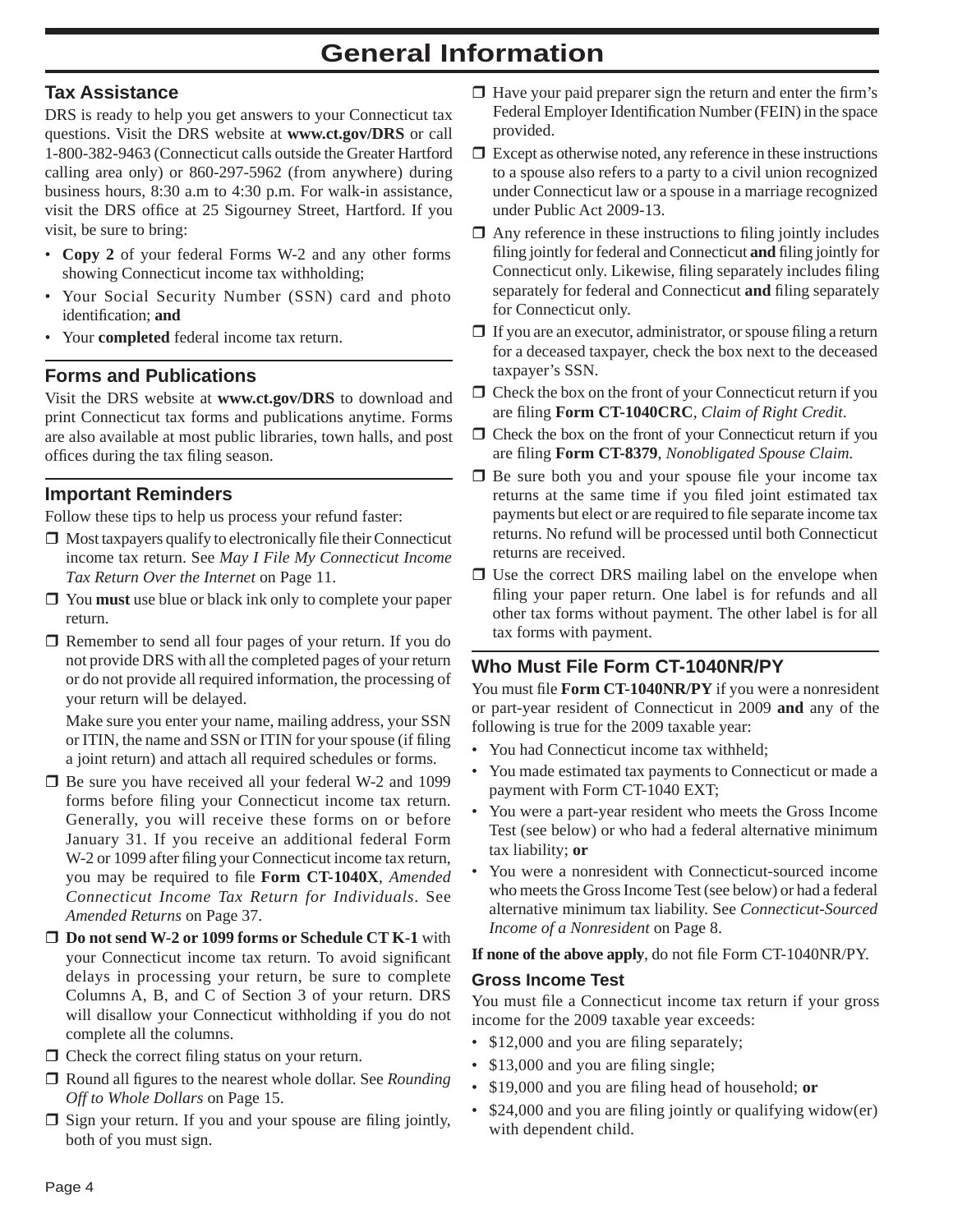# General Information

## Tax Assistance

DRS is ready to help you get answers to your Connecticut tax questions. Visit the DRS website at **www.ct.gov/DRS** or call 1-800-382-9463 (Connecticut calls outside the Greater Hartford calling area only) or 860-297-5962 (from anywhere) during business hours, 8:30 a.m to 4:30 p.m. For walk-in assistance, visit the DRS office at 25 Sigourney Street, Hartford. If you visit, be sure to bring:

- **Copy 2** of your federal Forms W-2 and any other forms showing Connecticut income tax withholding;
- Your Social Security Number (SSN) card and photo identification; **and**
- Your **completed** federal income tax return.

## Forms and Publications

Visit the DRS website at **www.ct.gov/DRS** to download and print Connecticut tax forms and publications anytime. Forms are also available at most public libraries, town halls, and post offices during the tax filing season.

## Important Reminders

Follow these tips to help us process your refund faster:

- ❒ Most taxpayers qualify to electronically file their Connecticut income tax return. See *May I File My Connecticut Income Tax Return Over the Internet* on Page 11.
- ❒ You **must** use blue or black ink only to complete your paper return.
- ❒ Remember to send all four pages of your return. If you do not provide DRS with all the completed pages of your return or do not provide all required information, the processing of your return will be delayed.

  Make sure you enter your name, mailing address, your SSN or ITIN, the name and SSN or ITIN for your spouse (if filing a joint return) and attach all required schedules or forms.
- ❒ Be sure you have received all your federal W-2 and 1099 forms before filing your Connecticut income tax return. Generally, you will receive these forms on or before January 31. If you receive an additional federal Form W-2 or 1099 after filing your Connecticut income tax return, you may be required to file **Form CT-1040X**, *Amended Connecticut Income Tax Return for Individuals*. See *Amended Returns* on Page 37.
- ❒ **Do not send W-2 or 1099 forms or Schedule CT K-1** with your Connecticut income tax return. To avoid significant delays in processing your return, be sure to complete Columns A, B, and C of Section 3 of your return. DRS will disallow your Connecticut withholding if you do not complete all the columns.
- ❒ Check the correct filing status on your return.
- ❒ Round all figures to the nearest whole dollar. See *Rounding Off to Whole Dollars* on Page 15.
- ❒ Sign your return. If you and your spouse are filing jointly, both of you must sign.
- ❒ Have your paid preparer sign the return and enter the firm's Federal Employer Identification Number (FEIN) in the space provided.
- ❒ Except as otherwise noted, any reference in these instructions to a spouse also refers to a party to a civil union recognized under Connecticut law or a spouse in a marriage recognized under Public Act 2009-13.
- ❒ Any reference in these instructions to filing jointly includes filing jointly for federal and Connecticut **and** filing jointly for Connecticut only. Likewise, filing separately includes filing separately for federal and Connecticut **and** filing separately for Connecticut only.
- ❒ If you are an executor, administrator, or spouse filing a return for a deceased taxpayer, check the box next to the deceased taxpayer's SSN.
- ❒ Check the box on the front of your Connecticut return if you are filing **Form CT-1040CRC**, *Claim of Right Credit.*
- ❒ Check the box on the front of your Connecticut return if you are filing **Form CT-8379**, *Nonobligated Spouse Claim.*
- ❒ Be sure both you and your spouse file your income tax returns at the same time if you filed joint estimated tax payments but elect or are required to file separate income tax returns. No refund will be processed until both Connecticut returns are received.
- ❒ Use the correct DRS mailing label on the envelope when filing your paper return. One label is for refunds and all other tax forms without payment. The other label is for all tax forms with payment.

## Who Must File Form CT-1040NR/PY

You must file **Form CT-1040NR/PY** if you were a nonresident or part-year resident of Connecticut in 2009 **and** any of the following is true for the 2009 taxable year:

- You had Connecticut income tax withheld;
- You made estimated tax payments to Connecticut or made a payment with Form CT-1040 EXT;
- You were a part-year resident who meets the Gross Income Test (see below) or who had a federal alternative minimum tax liability; **or**
- You were a nonresident with Connecticut-sourced income who meets the Gross Income Test (see below) or had a federal alternative minimum tax liability. See *Connecticut-Sourced Income of a Nonresident* on Page 8.

**If none of the above apply**, do not file Form CT-1040NR/PY.

### Gross Income Test

You must file a Connecticut income tax return if your gross income for the 2009 taxable year exceeds:

- $12,000 and you are filing separately;
- $13,000 and you are filing single;
- $19,000 and you are filing head of household; **or**
- $24,000 and you are filing jointly or qualifying widow(er) with dependent child.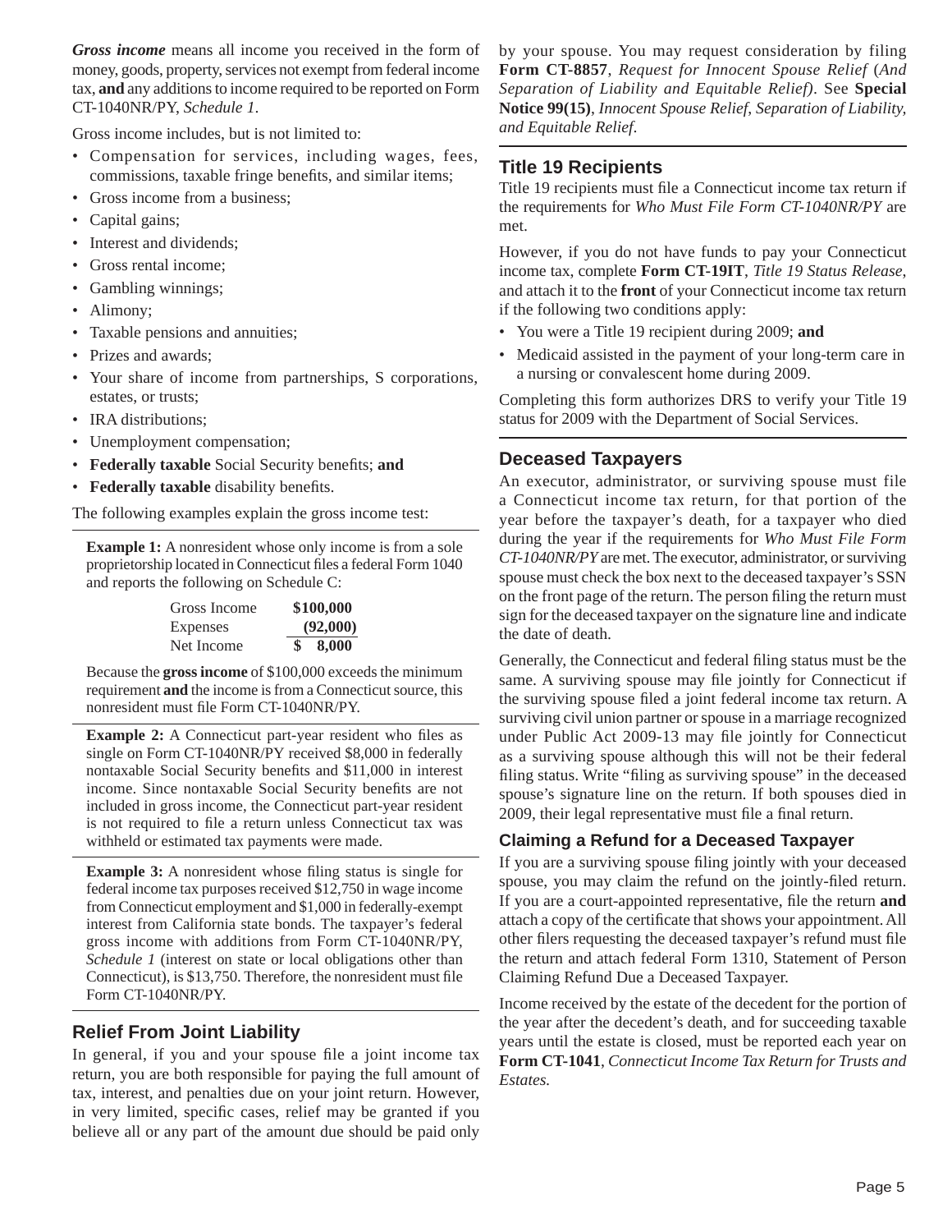***Gross income*** means all income you received in the form of money, goods, property, services not exempt from federal income tax, **and** any additions to income required to be reported on Form CT-1040NR/PY, *Schedule 1*.

Gross income includes, but is not limited to:

- Compensation for services, including wages, fees, commissions, taxable fringe benefits, and similar items;
- Gross income from a business;
- Capital gains;
- Interest and dividends;
- Gross rental income;
- Gambling winnings;
- Alimony;
- Taxable pensions and annuities;
- Prizes and awards;
- Your share of income from partnerships, S corporations, estates, or trusts;
- IRA distributions;
- Unemployment compensation;
- **Federally taxable** Social Security benefits; **and**
- **Federally taxable** disability benefits.

The following examples explain the gross income test:

**Example 1:** A nonresident whose only income is from a sole proprietorship located in Connecticut files a federal Form 1040 and reports the following on Schedule C:

| | |
|---|---|
| Gross Income | **$100,000** |
| Expenses | **(92,000)** |
| Net Income | **$ 8,000** |

Because the **gross income** of $100,000 exceeds the minimum requirement **and** the income is from a Connecticut source, this nonresident must file Form CT-1040NR/PY.

**Example 2:** A Connecticut part-year resident who files as single on Form CT-1040NR/PY received $8,000 in federally nontaxable Social Security benefits and $11,000 in interest income. Since nontaxable Social Security benefits are not included in gross income, the Connecticut part-year resident is not required to file a return unless Connecticut tax was withheld or estimated tax payments were made.

**Example 3:** A nonresident whose filing status is single for federal income tax purposes received $12,750 in wage income from Connecticut employment and $1,000 in federally-exempt interest from California state bonds. The taxpayer's federal gross income with additions from Form CT-1040NR/PY, *Schedule 1* (interest on state or local obligations other than Connecticut), is $13,750. Therefore, the nonresident must file Form CT-1040NR/PY.

## Relief From Joint Liability

In general, if you and your spouse file a joint income tax return, you are both responsible for paying the full amount of tax, interest, and penalties due on your joint return. However, in very limited, specific cases, relief may be granted if you believe all or any part of the amount due should be paid only by your spouse. You may request consideration by filing **Form CT-8857**, *Request for Innocent Spouse Relief* (*And Separation of Liability and Equitable Relief)*. See **Special Notice 99(15)**, *Innocent Spouse Relief, Separation of Liability, and Equitable Relief*.

## Title 19 Recipients

Title 19 recipients must file a Connecticut income tax return if the requirements for *Who Must File Form CT-1040NR/PY* are met.

However, if you do not have funds to pay your Connecticut income tax, complete **Form CT-19IT**, *Title 19 Status Release*, and attach it to the **front** of your Connecticut income tax return if the following two conditions apply:

- You were a Title 19 recipient during 2009; **and**
- Medicaid assisted in the payment of your long-term care in a nursing or convalescent home during 2009.

Completing this form authorizes DRS to verify your Title 19 status for 2009 with the Department of Social Services.

## Deceased Taxpayers

An executor, administrator, or surviving spouse must file a Connecticut income tax return, for that portion of the year before the taxpayer's death, for a taxpayer who died during the year if the requirements for *Who Must File Form CT-1040NR/PY* are met. The executor, administrator, or surviving spouse must check the box next to the deceased taxpayer's SSN on the front page of the return. The person filing the return must sign for the deceased taxpayer on the signature line and indicate the date of death.

Generally, the Connecticut and federal filing status must be the same. A surviving spouse may file jointly for Connecticut if the surviving spouse filed a joint federal income tax return. A surviving civil union partner or spouse in a marriage recognized under Public Act 2009-13 may file jointly for Connecticut as a surviving spouse although this will not be their federal filing status. Write "filing as surviving spouse" in the deceased spouse's signature line on the return. If both spouses died in 2009, their legal representative must file a final return.

### Claiming a Refund for a Deceased Taxpayer

If you are a surviving spouse filing jointly with your deceased spouse, you may claim the refund on the jointly-filed return. If you are a court-appointed representative, file the return **and** attach a copy of the certificate that shows your appointment. All other filers requesting the deceased taxpayer's refund must file the return and attach federal Form 1310, Statement of Person Claiming Refund Due a Deceased Taxpayer.

Income received by the estate of the decedent for the portion of the year after the decedent's death, and for succeeding taxable years until the estate is closed, must be reported each year on **Form CT-1041**, *Connecticut Income Tax Return for Trusts and Estates.*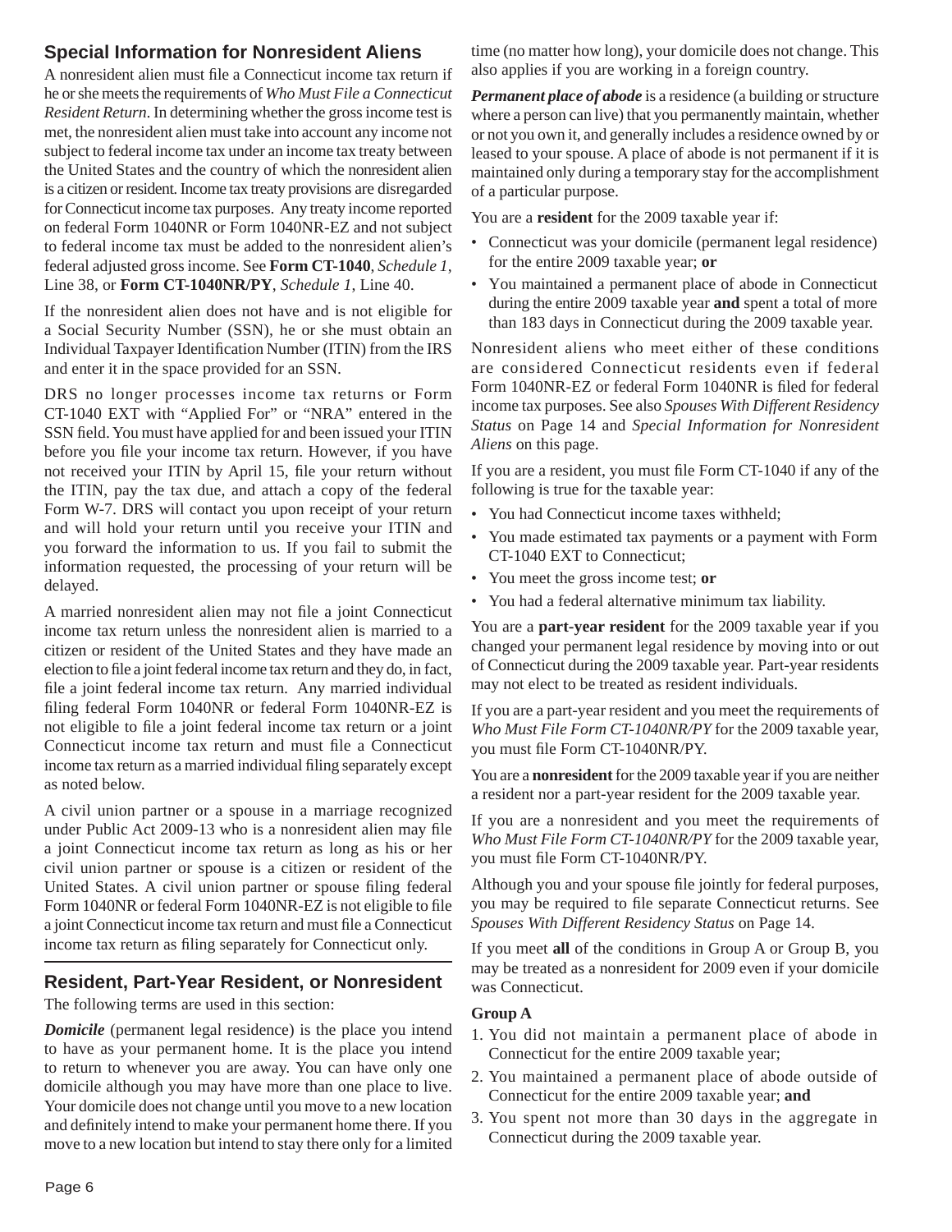## Special Information for Nonresident Aliens

A nonresident alien must file a Connecticut income tax return if he or she meets the requirements of *Who Must File a Connecticut Resident Return*. In determining whether the gross income test is met, the nonresident alien must take into account any income not subject to federal income tax under an income tax treaty between the United States and the country of which the nonresident alien is a citizen or resident. Income tax treaty provisions are disregarded for Connecticut income tax purposes. Any treaty income reported on federal Form 1040NR or Form 1040NR-EZ and not subject to federal income tax must be added to the nonresident alien's federal adjusted gross income. See **Form CT-1040**, *Schedule 1*, Line 38, or **Form CT-1040NR/PY**, *Schedule 1*, Line 40.

If the nonresident alien does not have and is not eligible for a Social Security Number (SSN), he or she must obtain an Individual Taxpayer Identification Number (ITIN) from the IRS and enter it in the space provided for an SSN.

DRS no longer processes income tax returns or Form CT-1040 EXT with "Applied For" or "NRA" entered in the SSN field. You must have applied for and been issued your ITIN before you file your income tax return. However, if you have not received your ITIN by April 15, file your return without the ITIN, pay the tax due, and attach a copy of the federal Form W-7. DRS will contact you upon receipt of your return and will hold your return until you receive your ITIN and you forward the information to us. If you fail to submit the information requested, the processing of your return will be delayed.

A married nonresident alien may not file a joint Connecticut income tax return unless the nonresident alien is married to a citizen or resident of the United States and they have made an election to file a joint federal income tax return and they do, in fact, file a joint federal income tax return. Any married individual filing federal Form 1040NR or federal Form 1040NR-EZ is not eligible to file a joint federal income tax return or a joint Connecticut income tax return and must file a Connecticut income tax return as a married individual filing separately except as noted below.

A civil union partner or a spouse in a marriage recognized under Public Act 2009-13 who is a nonresident alien may file a joint Connecticut income tax return as long as his or her civil union partner or spouse is a citizen or resident of the United States. A civil union partner or spouse filing federal Form 1040NR or federal Form 1040NR-EZ is not eligible to file a joint Connecticut income tax return and must file a Connecticut income tax return as filing separately for Connecticut only.

## Resident, Part-Year Resident, or Nonresident

The following terms are used in this section:

***Domicile*** (permanent legal residence) is the place you intend to have as your permanent home. It is the place you intend to return to whenever you are away. You can have only one domicile although you may have more than one place to live. Your domicile does not change until you move to a new location and definitely intend to make your permanent home there. If you move to a new location but intend to stay there only for a limited time (no matter how long), your domicile does not change. This also applies if you are working in a foreign country.

***Permanent place of abode*** is a residence (a building or structure where a person can live) that you permanently maintain, whether or not you own it, and generally includes a residence owned by or leased to your spouse. A place of abode is not permanent if it is maintained only during a temporary stay for the accomplishment of a particular purpose.

You are a **resident** for the 2009 taxable year if:

- Connecticut was your domicile (permanent legal residence) for the entire 2009 taxable year; **or**
- You maintained a permanent place of abode in Connecticut during the entire 2009 taxable year **and** spent a total of more than 183 days in Connecticut during the 2009 taxable year.

Nonresident aliens who meet either of these conditions are considered Connecticut residents even if federal Form 1040NR-EZ or federal Form 1040NR is filed for federal income tax purposes. See also *Spouses With Different Residency Status* on Page 14 and *Special Information for Nonresident Aliens* on this page.

If you are a resident, you must file Form CT-1040 if any of the following is true for the taxable year:

- You had Connecticut income taxes withheld;
- You made estimated tax payments or a payment with Form CT-1040 EXT to Connecticut;
- You meet the gross income test; **or**
- You had a federal alternative minimum tax liability.

You are a **part-year resident** for the 2009 taxable year if you changed your permanent legal residence by moving into or out of Connecticut during the 2009 taxable year. Part-year residents may not elect to be treated as resident individuals.

If you are a part-year resident and you meet the requirements of *Who Must File Form CT-1040NR/PY* for the 2009 taxable year, you must file Form CT-1040NR/PY.

You are a **nonresident** for the 2009 taxable year if you are neither a resident nor a part-year resident for the 2009 taxable year.

If you are a nonresident and you meet the requirements of *Who Must File Form CT-1040NR/PY* for the 2009 taxable year, you must file Form CT-1040NR/PY.

Although you and your spouse file jointly for federal purposes, you may be required to file separate Connecticut returns. See *Spouses With Different Residency Status* on Page 14.

If you meet **all** of the conditions in Group A or Group B, you may be treated as a nonresident for 2009 even if your domicile was Connecticut.

**Group A**

1. You did not maintain a permanent place of abode in Connecticut for the entire 2009 taxable year;
2. You maintained a permanent place of abode outside of Connecticut for the entire 2009 taxable year; **and**
3. You spent not more than 30 days in the aggregate in Connecticut during the 2009 taxable year.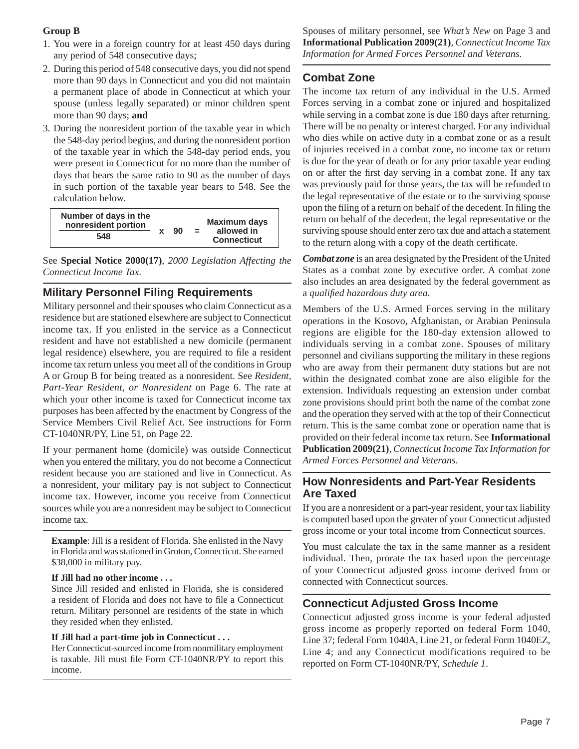**Group B**

1. You were in a foreign country for at least 450 days during any period of 548 consecutive days;
2. During this period of 548 consecutive days, you did not spend more than 90 days in Connecticut and you did not maintain a permanent place of abode in Connecticut at which your spouse (unless legally separated) or minor children spent more than 90 days; **and**
3. During the nonresident portion of the taxable year in which the 548-day period begins, and during the nonresident portion of the taxable year in which the 548-day period ends, you were present in Connecticut for no more than the number of days that bears the same ratio to 90 as the number of days in such portion of the taxable year bears to 548. See the calculation below.

$$\frac{\text{Number of days in the nonresident portion}}{548} \times 90 = \text{Maximum days allowed in Connecticut}$$

See **Special Notice 2000(17)**, *2000 Legislation Affecting the Connecticut Income Tax.*

## Military Personnel Filing Requirements

Military personnel and their spouses who claim Connecticut as a residence but are stationed elsewhere are subject to Connecticut income tax. If you enlisted in the service as a Connecticut resident and have not established a new domicile (permanent legal residence) elsewhere, you are required to file a resident income tax return unless you meet all of the conditions in Group A or Group B for being treated as a nonresident. See *Resident, Part-Year Resident, or Nonresident* on Page 6. The rate at which your other income is taxed for Connecticut income tax purposes has been affected by the enactment by Congress of the Service Members Civil Relief Act. See instructions for Form CT-1040NR/PY, Line 51, on Page 22.

If your permanent home (domicile) was outside Connecticut when you entered the military, you do not become a Connecticut resident because you are stationed and live in Connecticut. As a nonresident, your military pay is not subject to Connecticut income tax. However, income you receive from Connecticut sources while you are a nonresident may be subject to Connecticut income tax.

**Example**: Jill is a resident of Florida. She enlisted in the Navy in Florida and was stationed in Groton, Connecticut. She earned $38,000 in military pay.

**If Jill had no other income . . .**

Since Jill resided and enlisted in Florida, she is considered a resident of Florida and does not have to file a Connecticut return. Military personnel are residents of the state in which they resided when they enlisted.

**If Jill had a part-time job in Connecticut . . .**

Her Connecticut-sourced income from nonmilitary employment is taxable. Jill must file Form CT-1040NR/PY to report this income.

Spouses of military personnel, see *What's New* on Page 3 and **Informational Publication 2009(21)**, *Connecticut Income Tax Information for Armed Forces Personnel and Veterans.*

## Combat Zone

The income tax return of any individual in the U.S. Armed Forces serving in a combat zone or injured and hospitalized while serving in a combat zone is due 180 days after returning. There will be no penalty or interest charged. For any individual who dies while on active duty in a combat zone or as a result of injuries received in a combat zone, no income tax or return is due for the year of death or for any prior taxable year ending on or after the first day serving in a combat zone. If any tax was previously paid for those years, the tax will be refunded to the legal representative of the estate or to the surviving spouse upon the filing of a return on behalf of the decedent. In filing the return on behalf of the decedent, the legal representative or the surviving spouse should enter zero tax due and attach a statement to the return along with a copy of the death certificate.

***Combat zone*** is an area designated by the President of the United States as a combat zone by executive order. A combat zone also includes an area designated by the federal government as a *qualified hazardous duty area.*

Members of the U.S. Armed Forces serving in the military operations in the Kosovo, Afghanistan, or Arabian Peninsula regions are eligible for the 180-day extension allowed to individuals serving in a combat zone. Spouses of military personnel and civilians supporting the military in these regions who are away from their permanent duty stations but are not within the designated combat zone are also eligible for the extension. Individuals requesting an extension under combat zone provisions should print both the name of the combat zone and the operation they served with at the top of their Connecticut return. This is the same combat zone or operation name that is provided on their federal income tax return. See **Informational Publication 2009(21)**, *Connecticut Income Tax Information for Armed Forces Personnel and Veterans*.

## How Nonresidents and Part-Year Residents Are Taxed

If you are a nonresident or a part-year resident, your tax liability is computed based upon the greater of your Connecticut adjusted gross income or your total income from Connecticut sources.

You must calculate the tax in the same manner as a resident individual. Then, prorate the tax based upon the percentage of your Connecticut adjusted gross income derived from or connected with Connecticut sources.

## Connecticut Adjusted Gross Income

Connecticut adjusted gross income is your federal adjusted gross income as properly reported on federal Form 1040, Line 37; federal Form 1040A, Line 21, or federal Form 1040EZ, Line 4; and any Connecticut modifications required to be reported on Form CT-1040NR/PY, *Schedule 1*.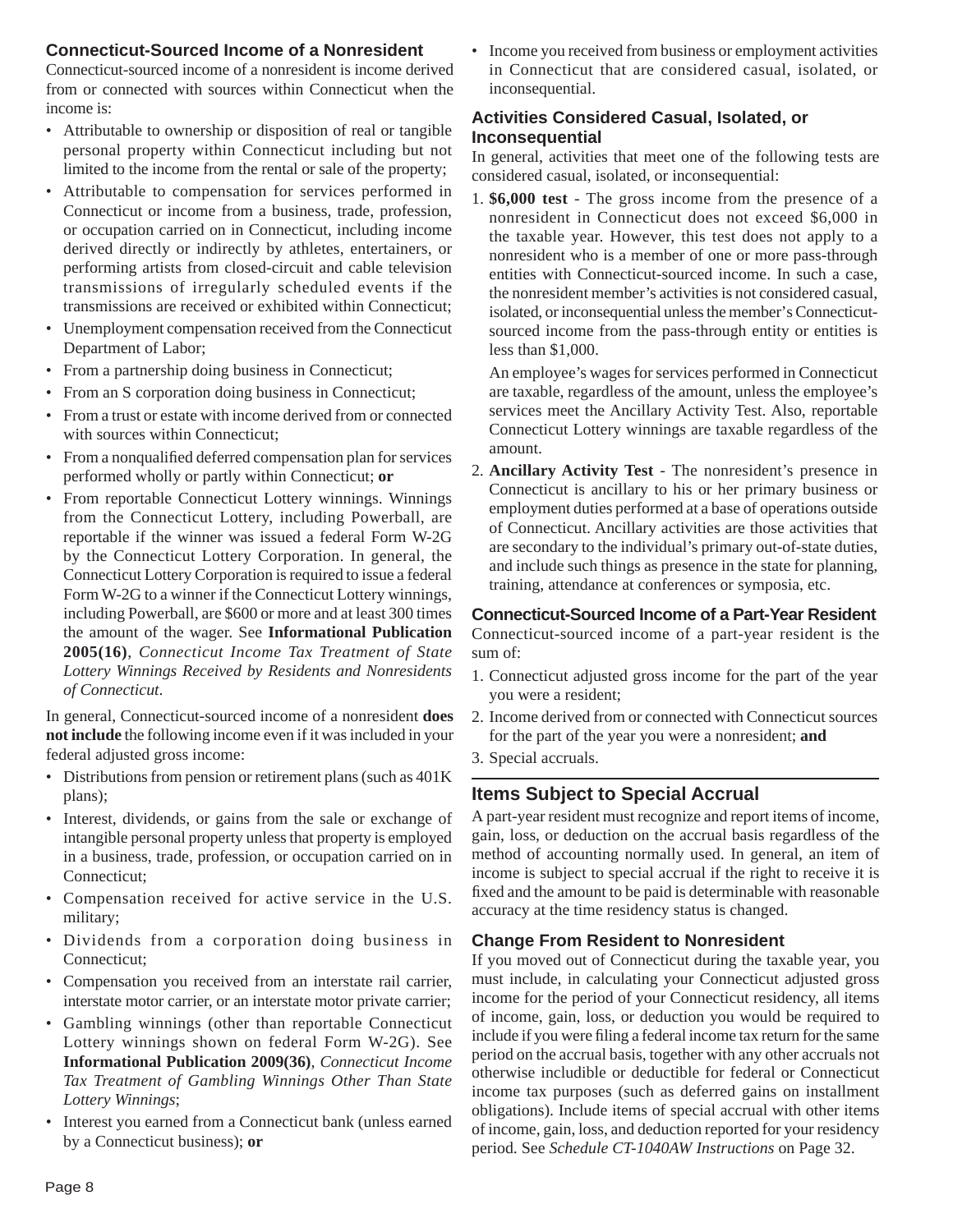### Connecticut-Sourced Income of a Nonresident

Connecticut-sourced income of a nonresident is income derived from or connected with sources within Connecticut when the income is:

- Attributable to ownership or disposition of real or tangible personal property within Connecticut including but not limited to the income from the rental or sale of the property;
- Attributable to compensation for services performed in Connecticut or income from a business, trade, profession, or occupation carried on in Connecticut, including income derived directly or indirectly by athletes, entertainers, or performing artists from closed-circuit and cable television transmissions of irregularly scheduled events if the transmissions are received or exhibited within Connecticut;
- Unemployment compensation received from the Connecticut Department of Labor;
- From a partnership doing business in Connecticut;
- From an S corporation doing business in Connecticut;
- From a trust or estate with income derived from or connected with sources within Connecticut;
- From a nonqualified deferred compensation plan for services performed wholly or partly within Connecticut; **or**
- From reportable Connecticut Lottery winnings. Winnings from the Connecticut Lottery, including Powerball, are reportable if the winner was issued a federal Form W-2G by the Connecticut Lottery Corporation. In general, the Connecticut Lottery Corporation is required to issue a federal Form W-2G to a winner if the Connecticut Lottery winnings, including Powerball, are $600 or more and at least 300 times the amount of the wager. See **Informational Publication 2005(16)**, *Connecticut Income Tax Treatment of State Lottery Winnings Received by Residents and Nonresidents of Connecticut*.

In general, Connecticut-sourced income of a nonresident **does not include** the following income even if it was included in your federal adjusted gross income:

- Distributions from pension or retirement plans (such as 401K plans);
- Interest, dividends, or gains from the sale or exchange of intangible personal property unless that property is employed in a business, trade, profession, or occupation carried on in Connecticut;
- Compensation received for active service in the U.S. military;
- Dividends from a corporation doing business in Connecticut;
- Compensation you received from an interstate rail carrier, interstate motor carrier, or an interstate motor private carrier;
- Gambling winnings (other than reportable Connecticut Lottery winnings shown on federal Form W-2G). See **Informational Publication 2009(36)**, *Connecticut Income Tax Treatment of Gambling Winnings Other Than State Lottery Winnings*;
- Interest you earned from a Connecticut bank (unless earned by a Connecticut business); **or**
- Income you received from business or employment activities in Connecticut that are considered casual, isolated, or inconsequential.

### Activities Considered Casual, Isolated, or Inconsequential

In general, activities that meet one of the following tests are considered casual, isolated, or inconsequential:

1. **$6,000 test** - The gross income from the presence of a nonresident in Connecticut does not exceed $6,000 in the taxable year. However, this test does not apply to a nonresident who is a member of one or more pass-through entities with Connecticut-sourced income. In such a case, the nonresident member's activities is not considered casual, isolated, or inconsequential unless the member's Connecticut-sourced income from the pass-through entity or entities is less than $1,000.

   An employee's wages for services performed in Connecticut are taxable, regardless of the amount, unless the employee's services meet the Ancillary Activity Test. Also, reportable Connecticut Lottery winnings are taxable regardless of the amount.

2. **Ancillary Activity Test** - The nonresident's presence in Connecticut is ancillary to his or her primary business or employment duties performed at a base of operations outside of Connecticut. Ancillary activities are those activities that are secondary to the individual's primary out-of-state duties, and include such things as presence in the state for planning, training, attendance at conferences or symposia, etc.

### Connecticut-Sourced Income of a Part-Year Resident

Connecticut-sourced income of a part-year resident is the sum of:

1. Connecticut adjusted gross income for the part of the year you were a resident;
2. Income derived from or connected with Connecticut sources for the part of the year you were a nonresident; **and**
3. Special accruals.

## Items Subject to Special Accrual

A part-year resident must recognize and report items of income, gain, loss, or deduction on the accrual basis regardless of the method of accounting normally used. In general, an item of income is subject to special accrual if the right to receive it is fixed and the amount to be paid is determinable with reasonable accuracy at the time residency status is changed.

### Change From Resident to Nonresident

If you moved out of Connecticut during the taxable year, you must include, in calculating your Connecticut adjusted gross income for the period of your Connecticut residency, all items of income, gain, loss, or deduction you would be required to include if you were filing a federal income tax return for the same period on the accrual basis, together with any other accruals not otherwise includible or deductible for federal or Connecticut income tax purposes (such as deferred gains on installment obligations). Include items of special accrual with other items of income, gain, loss, and deduction reported for your residency period. See *Schedule CT-1040AW Instructions* on Page 32.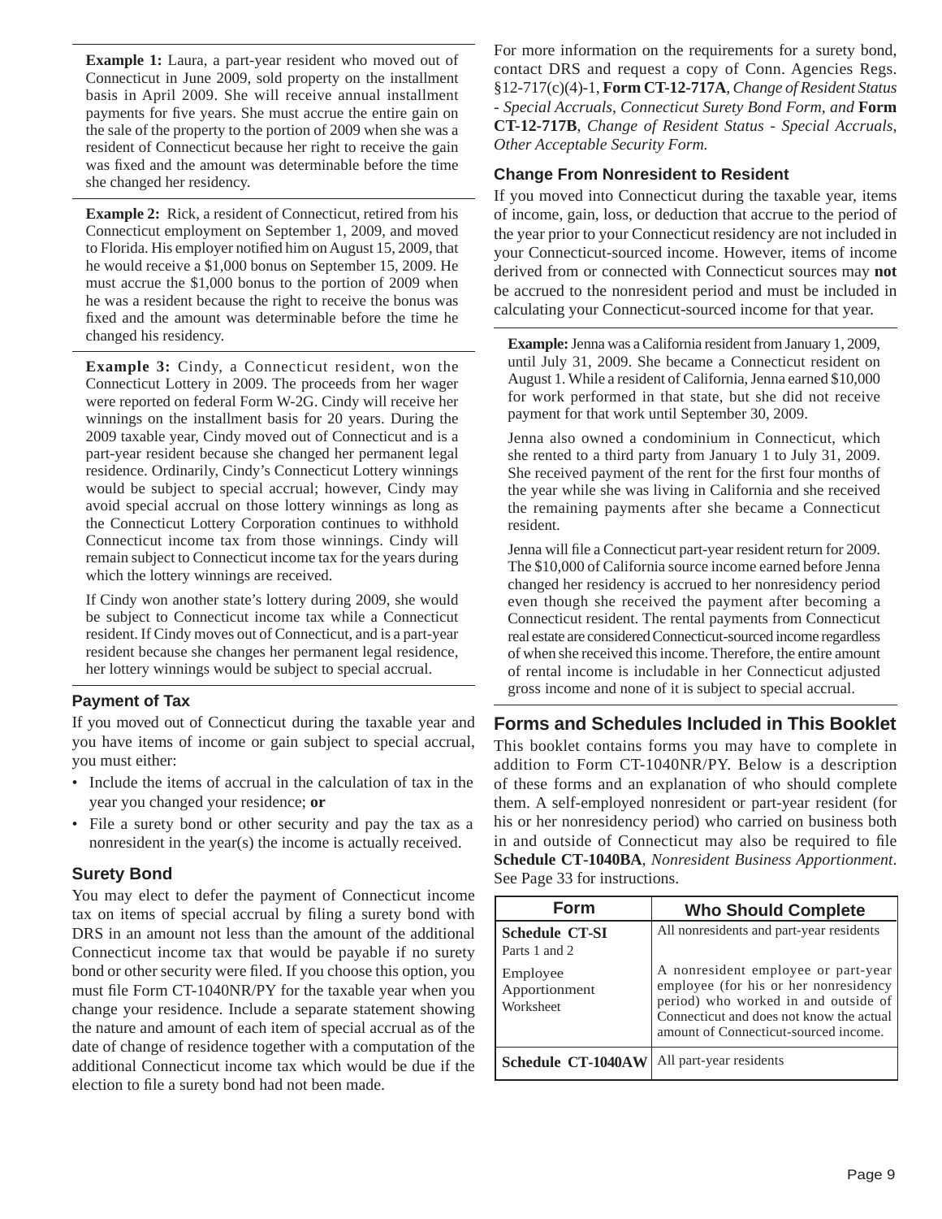**Example 1:** Laura, a part-year resident who moved out of Connecticut in June 2009, sold property on the installment basis in April 2009. She will receive annual installment payments for five years. She must accrue the entire gain on the sale of the property to the portion of 2009 when she was a resident of Connecticut because her right to receive the gain was fixed and the amount was determinable before the time she changed her residency.

**Example 2:** Rick, a resident of Connecticut, retired from his Connecticut employment on September 1, 2009, and moved to Florida. His employer notified him on August 15, 2009, that he would receive a $1,000 bonus on September 15, 2009. He must accrue the $1,000 bonus to the portion of 2009 when he was a resident because the right to receive the bonus was fixed and the amount was determinable before the time he changed his residency.

**Example 3:** Cindy, a Connecticut resident, won the Connecticut Lottery in 2009. The proceeds from her wager were reported on federal Form W-2G. Cindy will receive her winnings on the installment basis for 20 years. During the 2009 taxable year, Cindy moved out of Connecticut and is a part-year resident because she changed her permanent legal residence. Ordinarily, Cindy's Connecticut Lottery winnings would be subject to special accrual; however, Cindy may avoid special accrual on those lottery winnings as long as the Connecticut Lottery Corporation continues to withhold Connecticut income tax from those winnings. Cindy will remain subject to Connecticut income tax for the years during which the lottery winnings are received.

If Cindy won another state's lottery during 2009, she would be subject to Connecticut income tax while a Connecticut resident. If Cindy moves out of Connecticut, and is a part-year resident because she changes her permanent legal residence, her lottery winnings would be subject to special accrual.

### Payment of Tax

If you moved out of Connecticut during the taxable year and you have items of income or gain subject to special accrual, you must either:

- Include the items of accrual in the calculation of tax in the year you changed your residence; **or**
- File a surety bond or other security and pay the tax as a nonresident in the year(s) the income is actually received.

### Surety Bond

You may elect to defer the payment of Connecticut income tax on items of special accrual by filing a surety bond with DRS in an amount not less than the amount of the additional Connecticut income tax that would be payable if no surety bond or other security were filed. If you choose this option, you must file Form CT-1040NR/PY for the taxable year when you change your residence. Include a separate statement showing the nature and amount of each item of special accrual as of the date of change of residence together with a computation of the additional Connecticut income tax which would be due if the election to file a surety bond had not been made.

For more information on the requirements for a surety bond, contact DRS and request a copy of Conn. Agencies Regs. §12-717(c)(4)-1, **Form CT-12-717A**, *Change of Resident Status - Special Accruals, Connecticut Surety Bond Form, and* **Form CT-12-717B**, *Change of Resident Status - Special Accruals, Other Acceptable Security Form.*

### Change From Nonresident to Resident

If you moved into Connecticut during the taxable year, items of income, gain, loss, or deduction that accrue to the period of the year prior to your Connecticut residency are not included in your Connecticut-sourced income. However, items of income derived from or connected with Connecticut sources may **not** be accrued to the nonresident period and must be included in calculating your Connecticut-sourced income for that year.

**Example:** Jenna was a California resident from January 1, 2009, until July 31, 2009. She became a Connecticut resident on August 1. While a resident of California, Jenna earned $10,000 for work performed in that state, but she did not receive payment for that work until September 30, 2009.

Jenna also owned a condominium in Connecticut, which she rented to a third party from January 1 to July 31, 2009. She received payment of the rent for the first four months of the year while she was living in California and she received the remaining payments after she became a Connecticut resident.

Jenna will file a Connecticut part-year resident return for 2009. The $10,000 of California source income earned before Jenna changed her residency is accrued to her nonresidency period even though she received the payment after becoming a Connecticut resident. The rental payments from Connecticut real estate are considered Connecticut-sourced income regardless of when she received this income. Therefore, the entire amount of rental income is includable in her Connecticut adjusted gross income and none of it is subject to special accrual.

## Forms and Schedules Included in This Booklet

This booklet contains forms you may have to complete in addition to Form CT-1040NR/PY. Below is a description of these forms and an explanation of who should complete them. A self-employed nonresident or part-year resident (for his or her nonresidency period) who carried on business both in and outside of Connecticut may also be required to file **Schedule CT-1040BA**, *Nonresident Business Apportionment*. See Page 33 for instructions.

| Form | Who Should Complete |
|---|---|
| **Schedule CT-SI** Parts 1 and 2 | All nonresidents and part-year residents |
| Employee Apportionment Worksheet | A nonresident employee or part-year employee (for his or her nonresidency period) who worked in and outside of Connecticut and does not know the actual amount of Connecticut-sourced income. |
| **Schedule CT-1040AW** | All part-year residents |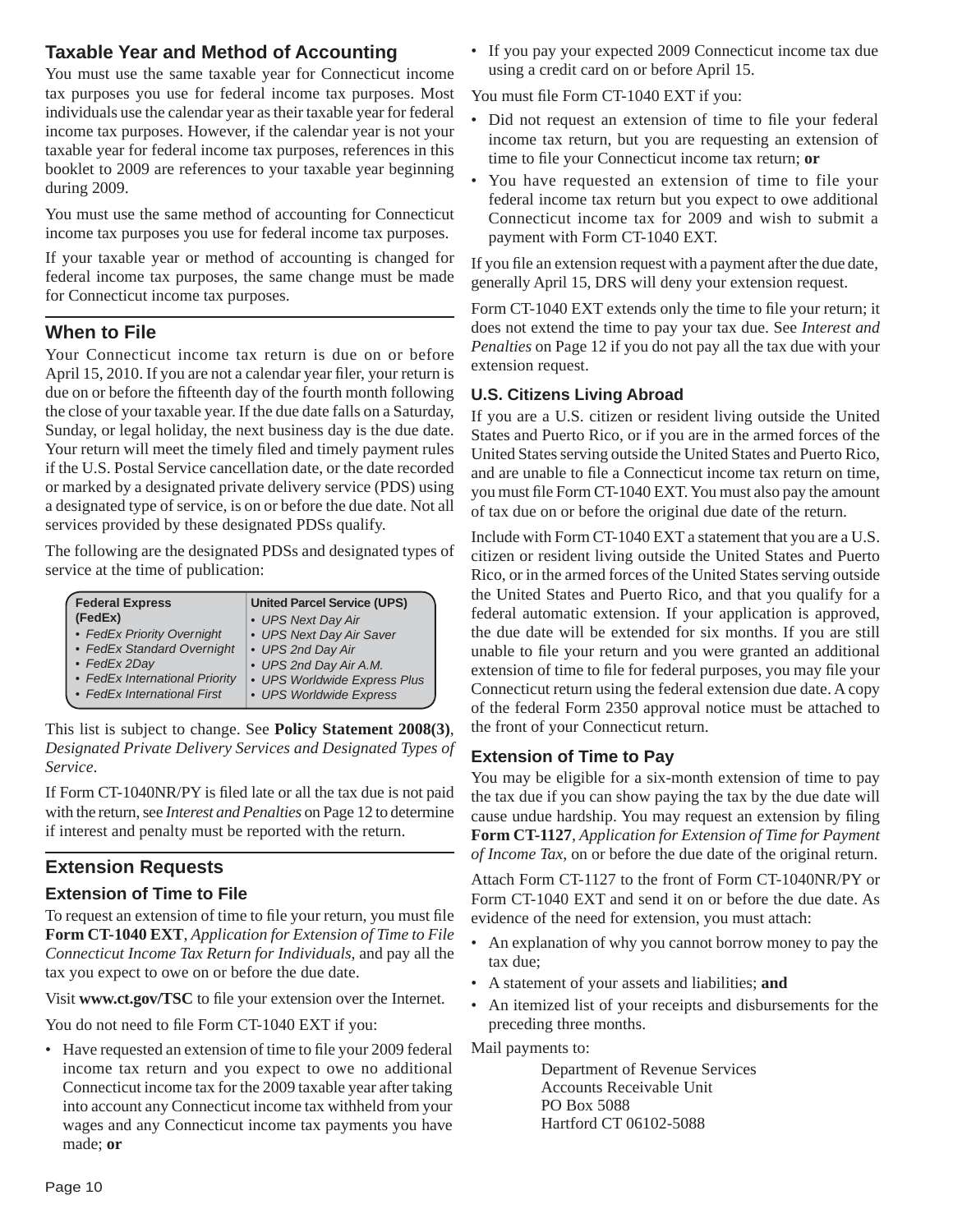## Taxable Year and Method of Accounting

You must use the same taxable year for Connecticut income tax purposes you use for federal income tax purposes. Most individuals use the calendar year as their taxable year for federal income tax purposes. However, if the calendar year is not your taxable year for federal income tax purposes, references in this booklet to 2009 are references to your taxable year beginning during 2009.

You must use the same method of accounting for Connecticut income tax purposes you use for federal income tax purposes.

If your taxable year or method of accounting is changed for federal income tax purposes, the same change must be made for Connecticut income tax purposes.

## When to File

Your Connecticut income tax return is due on or before April 15, 2010. If you are not a calendar year filer, your return is due on or before the fifteenth day of the fourth month following the close of your taxable year. If the due date falls on a Saturday, Sunday, or legal holiday, the next business day is the due date. Your return will meet the timely filed and timely payment rules if the U.S. Postal Service cancellation date, or the date recorded or marked by a designated private delivery service (PDS) using a designated type of service, is on or before the due date. Not all services provided by these designated PDSs qualify.

The following are the designated PDSs and designated types of service at the time of publication:

| Federal Express (FedEx) | United Parcel Service (UPS) |
|---|---|
| • *FedEx Priority Overnight* | • *UPS Next Day Air* |
| • *FedEx Standard Overnight* | • *UPS Next Day Air Saver* |
| • *FedEx 2Day* | • *UPS 2nd Day Air* |
| • *FedEx International Priority* | • *UPS 2nd Day Air A.M.* |
| • *FedEx International First* | • *UPS Worldwide Express Plus* |
| | • *UPS Worldwide Express* |

This list is subject to change. See **Policy Statement 2008(3)**, *Designated Private Delivery Services and Designated Types of Service*.

If Form CT-1040NR/PY is filed late or all the tax due is not paid with the return, see *Interest and Penalties* on Page 12 to determine if interest and penalty must be reported with the return.

## Extension Requests

### Extension of Time to File

To request an extension of time to file your return, you must file **Form CT-1040 EXT**, *Application for Extension of Time to File Connecticut Income Tax Return for Individuals*, and pay all the tax you expect to owe on or before the due date.

Visit **www.ct.gov/TSC** to file your extension over the Internet.

You do not need to file Form CT-1040 EXT if you:

- Have requested an extension of time to file your 2009 federal income tax return and you expect to owe no additional Connecticut income tax for the 2009 taxable year after taking into account any Connecticut income tax withheld from your wages and any Connecticut income tax payments you have made; **or**
- If you pay your expected 2009 Connecticut income tax due using a credit card on or before April 15.

You must file Form CT-1040 EXT if you:

- Did not request an extension of time to file your federal income tax return, but you are requesting an extension of time to file your Connecticut income tax return; **or**
- You have requested an extension of time to file your federal income tax return but you expect to owe additional Connecticut income tax for 2009 and wish to submit a payment with Form CT-1040 EXT.

If you file an extension request with a payment after the due date, generally April 15, DRS will deny your extension request.

Form CT-1040 EXT extends only the time to file your return; it does not extend the time to pay your tax due. See *Interest and Penalties* on Page 12 if you do not pay all the tax due with your extension request.

### U.S. Citizens Living Abroad

If you are a U.S. citizen or resident living outside the United States and Puerto Rico, or if you are in the armed forces of the United States serving outside the United States and Puerto Rico, and are unable to file a Connecticut income tax return on time, you must file Form CT-1040 EXT. You must also pay the amount of tax due on or before the original due date of the return.

Include with Form CT-1040 EXT a statement that you are a U.S. citizen or resident living outside the United States and Puerto Rico, or in the armed forces of the United States serving outside the United States and Puerto Rico, and that you qualify for a federal automatic extension. If your application is approved, the due date will be extended for six months. If you are still unable to file your return and you were granted an additional extension of time to file for federal purposes, you may file your Connecticut return using the federal extension due date. A copy of the federal Form 2350 approval notice must be attached to the front of your Connecticut return.

### Extension of Time to Pay

You may be eligible for a six-month extension of time to pay the tax due if you can show paying the tax by the due date will cause undue hardship. You may request an extension by filing **Form CT-1127**, *Application for Extension of Time for Payment of Income Tax*, on or before the due date of the original return.

Attach Form CT-1127 to the front of Form CT-1040NR/PY or Form CT-1040 EXT and send it on or before the due date. As evidence of the need for extension, you must attach:

- An explanation of why you cannot borrow money to pay the tax due;
- A statement of your assets and liabilities; **and**
- An itemized list of your receipts and disbursements for the preceding three months.

Mail payments to:

Department of Revenue Services
Accounts Receivable Unit
PO Box 5088
Hartford CT 06102-5088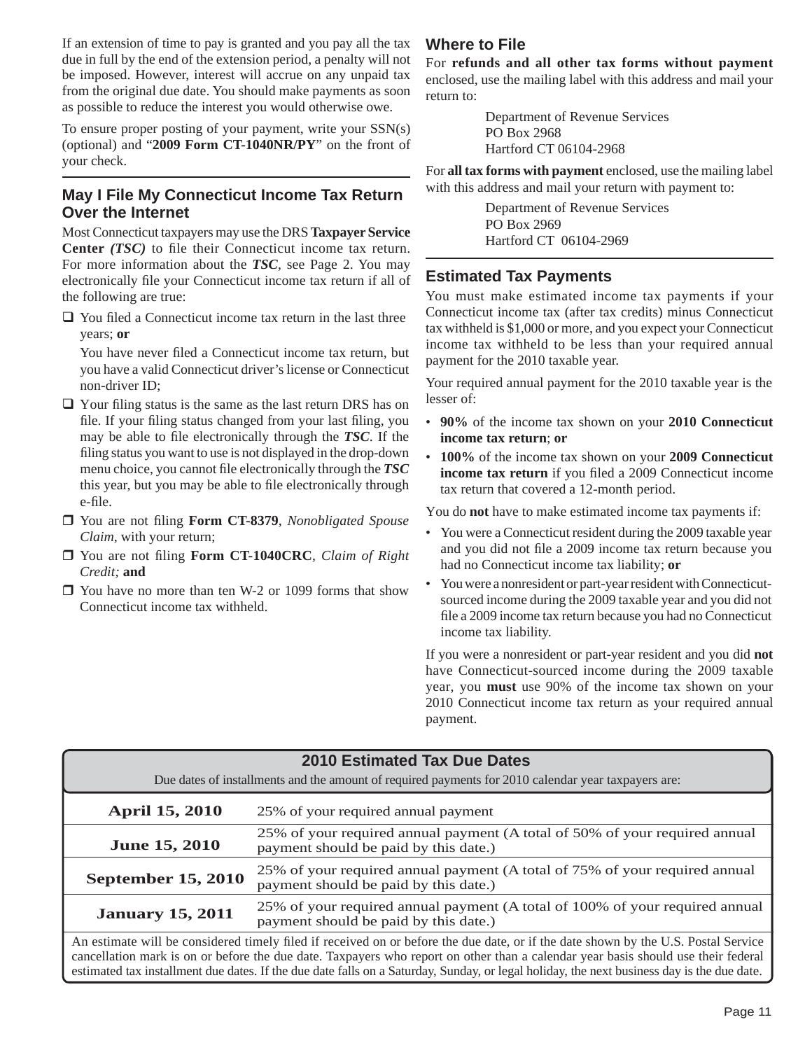If an extension of time to pay is granted and you pay all the tax due in full by the end of the extension period, a penalty will not be imposed. However, interest will accrue on any unpaid tax from the original due date. You should make payments as soon as possible to reduce the interest you would otherwise owe.

To ensure proper posting of your payment, write your SSN(s) (optional) and "**2009 Form CT-1040NR/PY**" on the front of your check.

## May I File My Connecticut Income Tax Return Over the Internet

Most Connecticut taxpayers may use the DRS **Taxpayer Service Center *(TSC)*** to file their Connecticut income tax return. For more information about the ***TSC***, see Page 2. You may electronically file your Connecticut income tax return if all of the following are true:

- ❑ You filed a Connecticut income tax return in the last three years; **or**

  You have never filed a Connecticut income tax return, but you have a valid Connecticut driver's license or Connecticut non-driver ID;
- ❑ Your filing status is the same as the last return DRS has on file. If your filing status changed from your last filing, you may be able to file electronically through the ***TSC***. If the filing status you want to use is not displayed in the drop-down menu choice, you cannot file electronically through the ***TSC*** this year, but you may be able to file electronically through e-file.
- ❑ You are not filing **Form CT-8379**, *Nonobligated Spouse Claim*, with your return;
- ❑ You are not filing **Form CT-1040CRC**, *Claim of Right Credit;* **and**
- ❑ You have no more than ten W-2 or 1099 forms that show Connecticut income tax withheld.

## Where to File

For **refunds and all other tax forms without payment** enclosed, use the mailing label with this address and mail your return to:

> Department of Revenue Services
> PO Box 2968
> Hartford CT 06104-2968

For **all tax forms with payment** enclosed, use the mailing label with this address and mail your return with payment to:

> Department of Revenue Services
> PO Box 2969
> Hartford CT 06104-2969

## Estimated Tax Payments

You must make estimated income tax payments if your Connecticut income tax (after tax credits) minus Connecticut tax withheld is $1,000 or more, and you expect your Connecticut income tax withheld to be less than your required annual payment for the 2010 taxable year.

Your required annual payment for the 2010 taxable year is the lesser of:

- **90%** of the income tax shown on your **2010 Connecticut income tax return**; **or**
- **100%** of the income tax shown on your **2009 Connecticut income tax return** if you filed a 2009 Connecticut income tax return that covered a 12-month period.

You do **not** have to make estimated income tax payments if:

- You were a Connecticut resident during the 2009 taxable year and you did not file a 2009 income tax return because you had no Connecticut income tax liability; **or**
- You were a nonresident or part-year resident with Connecticut-sourced income during the 2009 taxable year and you did not file a 2009 income tax return because you had no Connecticut income tax liability.

If you were a nonresident or part-year resident and you did **not** have Connecticut-sourced income during the 2009 taxable year, you **must** use 90% of the income tax shown on your 2010 Connecticut income tax return as your required annual payment.

### 2010 Estimated Tax Due Dates

Due dates of installments and the amount of required payments for 2010 calendar year taxpayers are:

| Due Date | Amount |
|---|---|
| **April 15, 2010** | 25% of your required annual payment |
| **June 15, 2010** | 25% of your required annual payment (A total of 50% of your required annual payment should be paid by this date.) |
| **September 15, 2010** | 25% of your required annual payment (A total of 75% of your required annual payment should be paid by this date.) |
| **January 15, 2011** | 25% of your required annual payment (A total of 100% of your required annual payment should be paid by this date.) |

An estimate will be considered timely filed if received on or before the due date, or if the date shown by the U.S. Postal Service cancellation mark is on or before the due date. Taxpayers who report on other than a calendar year basis should use their federal estimated tax installment due dates. If the due date falls on a Saturday, Sunday, or legal holiday, the next business day is the due date.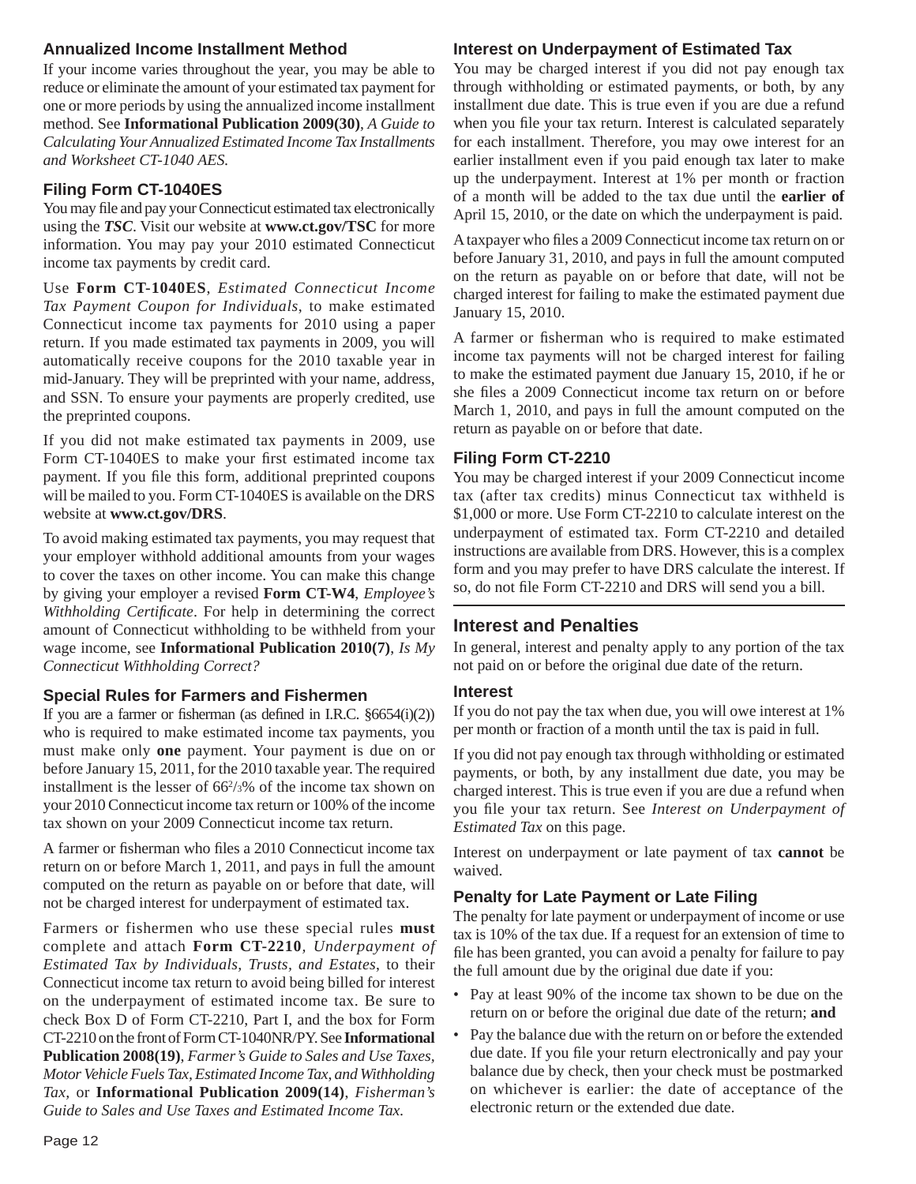### Annualized Income Installment Method

If your income varies throughout the year, you may be able to reduce or eliminate the amount of your estimated tax payment for one or more periods by using the annualized income installment method. See **Informational Publication 2009(30)**, *A Guide to Calculating Your Annualized Estimated Income Tax Installments and Worksheet CT-1040 AES*.

### Filing Form CT-1040ES

You may file and pay your Connecticut estimated tax electronically using the ***TSC***. Visit our website at **www.ct.gov/TSC** for more information. You may pay your 2010 estimated Connecticut income tax payments by credit card.

Use **Form CT-1040ES**, *Estimated Connecticut Income Tax Payment Coupon for Individuals*, to make estimated Connecticut income tax payments for 2010 using a paper return. If you made estimated tax payments in 2009, you will automatically receive coupons for the 2010 taxable year in mid-January. They will be preprinted with your name, address, and SSN. To ensure your payments are properly credited, use the preprinted coupons.

If you did not make estimated tax payments in 2009, use Form CT-1040ES to make your first estimated income tax payment. If you file this form, additional preprinted coupons will be mailed to you. Form CT-1040ES is available on the DRS website at **www.ct.gov/DRS**.

To avoid making estimated tax payments, you may request that your employer withhold additional amounts from your wages to cover the taxes on other income. You can make this change by giving your employer a revised **Form CT-W4**, *Employee's Withholding Certificate*. For help in determining the correct amount of Connecticut withholding to be withheld from your wage income, see **Informational Publication 2010(7)**, *Is My Connecticut Withholding Correct?*

### Special Rules for Farmers and Fishermen

If you are a farmer or fisherman (as defined in I.R.C. §6654(i)(2)) who is required to make estimated income tax payments, you must make only **one** payment. Your payment is due on or before January 15, 2011, for the 2010 taxable year. The required installment is the lesser of 66⅔% of the income tax shown on your 2010 Connecticut income tax return or 100% of the income tax shown on your 2009 Connecticut income tax return.

A farmer or fisherman who files a 2010 Connecticut income tax return on or before March 1, 2011, and pays in full the amount computed on the return as payable on or before that date, will not be charged interest for underpayment of estimated tax.

Farmers or fishermen who use these special rules **must** complete and attach **Form CT-2210**, *Underpayment of Estimated Tax by Individuals, Trusts, and Estates*, to their Connecticut income tax return to avoid being billed for interest on the underpayment of estimated income tax. Be sure to check Box D of Form CT-2210, Part I, and the box for Form CT-2210 on the front of Form CT-1040NR/PY. See **Informational Publication 2008(19)**, *Farmer's Guide to Sales and Use Taxes, Motor Vehicle Fuels Tax, Estimated Income Tax, and Withholding Tax,* or **Informational Publication 2009(14)**, *Fisherman's Guide to Sales and Use Taxes and Estimated Income Tax.*

### Interest on Underpayment of Estimated Tax

You may be charged interest if you did not pay enough tax through withholding or estimated payments, or both, by any installment due date. This is true even if you are due a refund when you file your tax return. Interest is calculated separately for each installment. Therefore, you may owe interest for an earlier installment even if you paid enough tax later to make up the underpayment. Interest at 1% per month or fraction of a month will be added to the tax due until the **earlier of** April 15, 2010, or the date on which the underpayment is paid.

A taxpayer who files a 2009 Connecticut income tax return on or before January 31, 2010, and pays in full the amount computed on the return as payable on or before that date, will not be charged interest for failing to make the estimated payment due January 15, 2010.

A farmer or fisherman who is required to make estimated income tax payments will not be charged interest for failing to make the estimated payment due January 15, 2010, if he or she files a 2009 Connecticut income tax return on or before March 1, 2010, and pays in full the amount computed on the return as payable on or before that date.

### Filing Form CT-2210

You may be charged interest if your 2009 Connecticut income tax (after tax credits) minus Connecticut tax withheld is $1,000 or more. Use Form CT-2210 to calculate interest on the underpayment of estimated tax. Form CT-2210 and detailed instructions are available from DRS. However, this is a complex form and you may prefer to have DRS calculate the interest. If so, do not file Form CT-2210 and DRS will send you a bill.

## Interest and Penalties

In general, interest and penalty apply to any portion of the tax not paid on or before the original due date of the return.

### Interest

If you do not pay the tax when due, you will owe interest at 1% per month or fraction of a month until the tax is paid in full.

If you did not pay enough tax through withholding or estimated payments, or both, by any installment due date, you may be charged interest. This is true even if you are due a refund when you file your tax return. See *Interest on Underpayment of Estimated Tax* on this page.

Interest on underpayment or late payment of tax **cannot** be waived.

### Penalty for Late Payment or Late Filing

The penalty for late payment or underpayment of income or use tax is 10% of the tax due. If a request for an extension of time to file has been granted, you can avoid a penalty for failure to pay the full amount due by the original due date if you:

- Pay at least 90% of the income tax shown to be due on the return on or before the original due date of the return; **and**
- Pay the balance due with the return on or before the extended due date. If you file your return electronically and pay your balance due by check, then your check must be postmarked on whichever is earlier: the date of acceptance of the electronic return or the extended due date.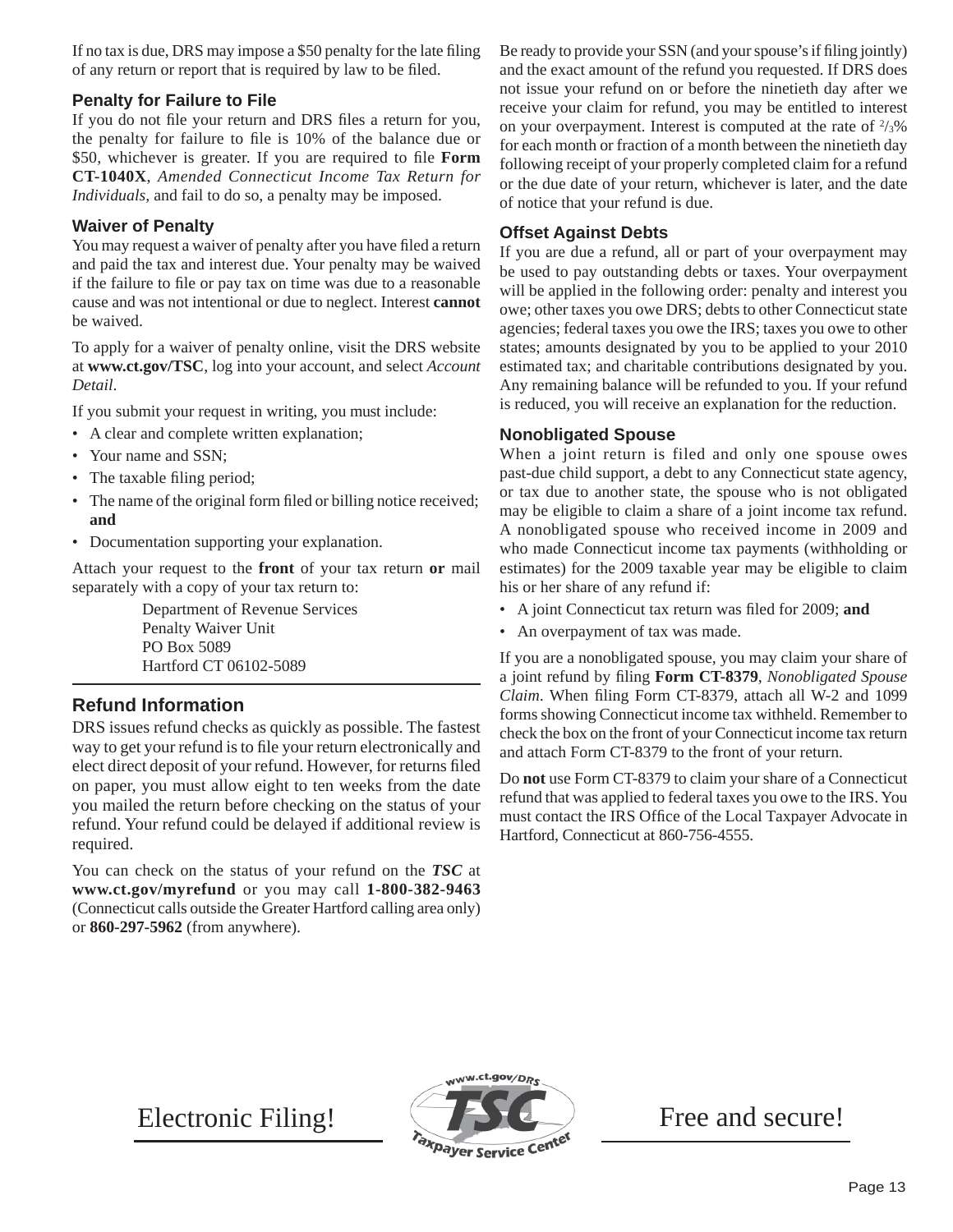If no tax is due, DRS may impose a $50 penalty for the late filing of any return or report that is required by law to be filed.

### Penalty for Failure to File

If you do not file your return and DRS files a return for you, the penalty for failure to file is 10% of the balance due or $50, whichever is greater. If you are required to file **Form CT-1040X**, *Amended Connecticut Income Tax Return for Individuals,* and fail to do so, a penalty may be imposed.

### Waiver of Penalty

You may request a waiver of penalty after you have filed a return and paid the tax and interest due. Your penalty may be waived if the failure to file or pay tax on time was due to a reasonable cause and was not intentional or due to neglect. Interest **cannot** be waived.

To apply for a waiver of penalty online, visit the DRS website at **www.ct.gov/TSC**, log into your account, and select *Account Detail*.

If you submit your request in writing, you must include:

- A clear and complete written explanation;
- Your name and SSN;
- The taxable filing period;
- The name of the original form filed or billing notice received; **and**
- Documentation supporting your explanation.

Attach your request to the **front** of your tax return **or** mail separately with a copy of your tax return to:

Department of Revenue Services
Penalty Waiver Unit
PO Box 5089
Hartford CT 06102-5089

## Refund Information

DRS issues refund checks as quickly as possible. The fastest way to get your refund is to file your return electronically and elect direct deposit of your refund. However, for returns filed on paper, you must allow eight to ten weeks from the date you mailed the return before checking on the status of your refund. Your refund could be delayed if additional review is required.

You can check on the status of your refund on the ***TSC*** at **www.ct.gov/myrefund** or you may call **1-800-382-9463** (Connecticut calls outside the Greater Hartford calling area only) or **860-297-5962** (from anywhere).

Be ready to provide your SSN (and your spouse's if filing jointly) and the exact amount of the refund you requested. If DRS does not issue your refund on or before the ninetieth day after we receive your claim for refund, you may be entitled to interest on your overpayment. Interest is computed at the rate of $^2/_3$% for each month or fraction of a month between the ninetieth day following receipt of your properly completed claim for a refund or the due date of your return, whichever is later, and the date of notice that your refund is due.

### Offset Against Debts

If you are due a refund, all or part of your overpayment may be used to pay outstanding debts or taxes. Your overpayment will be applied in the following order: penalty and interest you owe; other taxes you owe DRS; debts to other Connecticut state agencies; federal taxes you owe the IRS; taxes you owe to other states; amounts designated by you to be applied to your 2010 estimated tax; and charitable contributions designated by you. Any remaining balance will be refunded to you. If your refund is reduced, you will receive an explanation for the reduction.

### Nonobligated Spouse

When a joint return is filed and only one spouse owes past-due child support, a debt to any Connecticut state agency, or tax due to another state, the spouse who is not obligated may be eligible to claim a share of a joint income tax refund. A nonobligated spouse who received income in 2009 and who made Connecticut income tax payments (withholding or estimates) for the 2009 taxable year may be eligible to claim his or her share of any refund if:

- A joint Connecticut tax return was filed for 2009; **and**
- An overpayment of tax was made.

If you are a nonobligated spouse, you may claim your share of a joint refund by filing **Form CT-8379**, *Nonobligated Spouse Claim*. When filing Form CT-8379, attach all W-2 and 1099 forms showing Connecticut income tax withheld. Remember to check the box on the front of your Connecticut income tax return and attach Form CT-8379 to the front of your return.

Do **not** use Form CT-8379 to claim your share of a Connecticut refund that was applied to federal taxes you owe to the IRS. You must contact the IRS Office of the Local Taxpayer Advocate in Hartford, Connecticut at 860-756-4555.

Electronic Filing! www.ct.gov/DRS TSC Taxpayer Service Center Free and secure!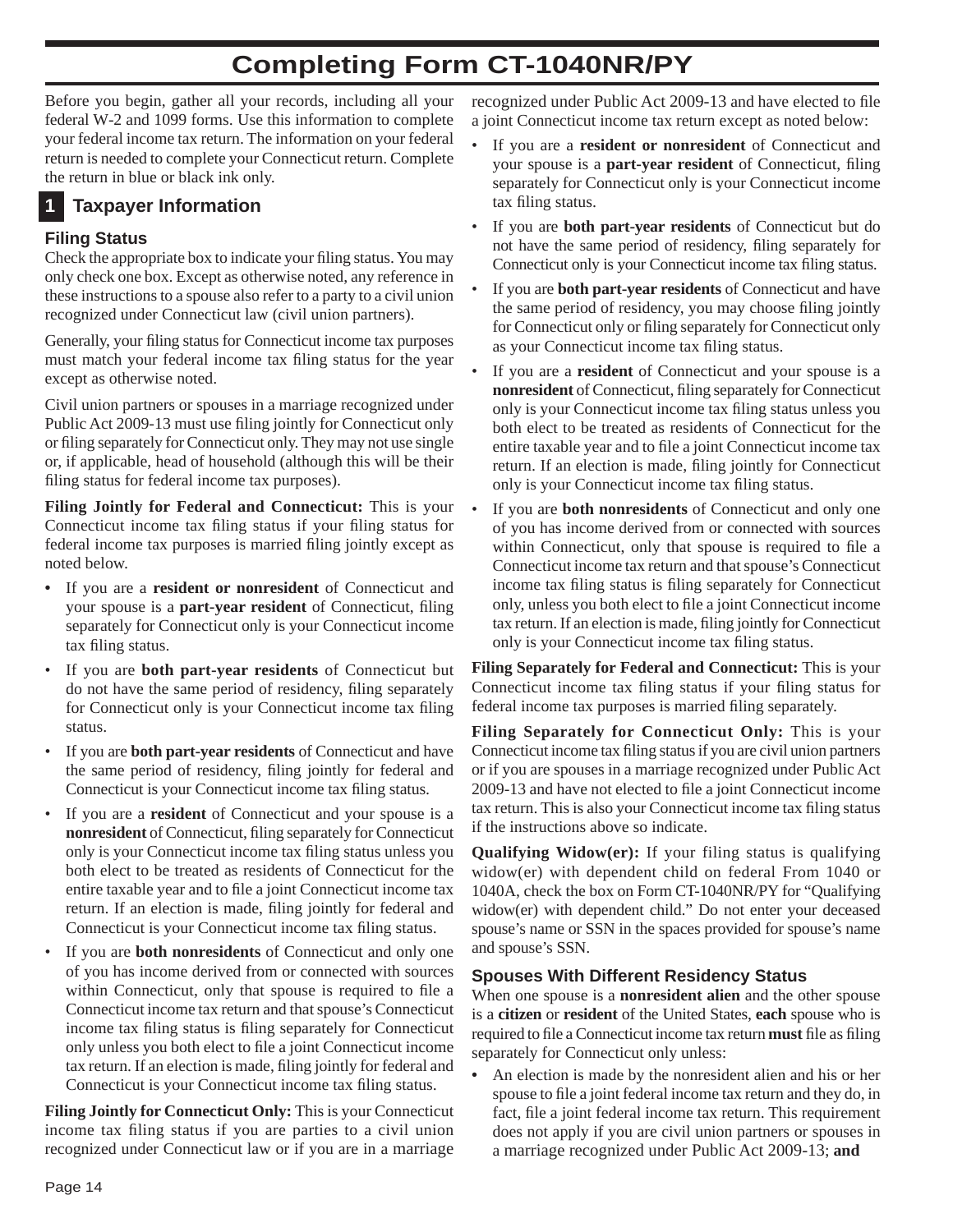# Completing Form CT-1040NR/PY

Before you begin, gather all your records, including all your federal W-2 and 1099 forms. Use this information to complete your federal income tax return. The information on your federal return is needed to complete your Connecticut return. Complete the return in blue or black ink only.

## 1 Taxpayer Information

### Filing Status

Check the appropriate box to indicate your filing status. You may only check one box. Except as otherwise noted, any reference in these instructions to a spouse also refer to a party to a civil union recognized under Connecticut law (civil union partners).

Generally, your filing status for Connecticut income tax purposes must match your federal income tax filing status for the year except as otherwise noted.

Civil union partners or spouses in a marriage recognized under Public Act 2009-13 must use filing jointly for Connecticut only or filing separately for Connecticut only. They may not use single or, if applicable, head of household (although this will be their filing status for federal income tax purposes).

**Filing Jointly for Federal and Connecticut:** This is your Connecticut income tax filing status if your filing status for federal income tax purposes is married filing jointly except as noted below.

- If you are a **resident or nonresident** of Connecticut and your spouse is a **part-year resident** of Connecticut, filing separately for Connecticut only is your Connecticut income tax filing status.
- If you are **both part-year residents** of Connecticut but do not have the same period of residency, filing separately for Connecticut only is your Connecticut income tax filing status.
- If you are **both part-year residents** of Connecticut and have the same period of residency, filing jointly for federal and Connecticut is your Connecticut income tax filing status.
- If you are a **resident** of Connecticut and your spouse is a **nonresident** of Connecticut, filing separately for Connecticut only is your Connecticut income tax filing status unless you both elect to be treated as residents of Connecticut for the entire taxable year and to file a joint Connecticut income tax return. If an election is made, filing jointly for federal and Connecticut is your Connecticut income tax filing status.
- If you are **both nonresidents** of Connecticut and only one of you has income derived from or connected with sources within Connecticut, only that spouse is required to file a Connecticut income tax return and that spouse's Connecticut income tax filing status is filing separately for Connecticut only unless you both elect to file a joint Connecticut income tax return. If an election is made, filing jointly for federal and Connecticut is your Connecticut income tax filing status.

**Filing Jointly for Connecticut Only:** This is your Connecticut income tax filing status if you are parties to a civil union recognized under Connecticut law or if you are in a marriage recognized under Public Act 2009-13 and have elected to file a joint Connecticut income tax return except as noted below:

- If you are a **resident or nonresident** of Connecticut and your spouse is a **part-year resident** of Connecticut, filing separately for Connecticut only is your Connecticut income tax filing status.
- If you are **both part-year residents** of Connecticut but do not have the same period of residency, filing separately for Connecticut only is your Connecticut income tax filing status.
- If you are **both part-year residents** of Connecticut and have the same period of residency, you may choose filing jointly for Connecticut only or filing separately for Connecticut only as your Connecticut income tax filing status.
- If you are a **resident** of Connecticut and your spouse is a **nonresident** of Connecticut, filing separately for Connecticut only is your Connecticut income tax filing status unless you both elect to be treated as residents of Connecticut for the entire taxable year and to file a joint Connecticut income tax return. If an election is made, filing jointly for Connecticut only is your Connecticut income tax filing status.
- If you are **both nonresidents** of Connecticut and only one of you has income derived from or connected with sources within Connecticut, only that spouse is required to file a Connecticut income tax return and that spouse's Connecticut income tax filing status is filing separately for Connecticut only, unless you both elect to file a joint Connecticut income tax return. If an election is made, filing jointly for Connecticut only is your Connecticut income tax filing status.

**Filing Separately for Federal and Connecticut:** This is your Connecticut income tax filing status if your filing status for federal income tax purposes is married filing separately.

**Filing Separately for Connecticut Only:** This is your Connecticut income tax filing status if you are civil union partners or if you are spouses in a marriage recognized under Public Act 2009-13 and have not elected to file a joint Connecticut income tax return. This is also your Connecticut income tax filing status if the instructions above so indicate.

**Qualifying Widow(er):** If your filing status is qualifying widow(er) with dependent child on federal From 1040 or 1040A, check the box on Form CT-1040NR/PY for "Qualifying widow(er) with dependent child." Do not enter your deceased spouse's name or SSN in the spaces provided for spouse's name and spouse's SSN.

### Spouses With Different Residency Status

When one spouse is a **nonresident alien** and the other spouse is a **citizen** or **resident** of the United States, **each** spouse who is required to file a Connecticut income tax return **must** file as filing separately for Connecticut only unless:

- An election is made by the nonresident alien and his or her spouse to file a joint federal income tax return and they do, in fact, file a joint federal income tax return. This requirement does not apply if you are civil union partners or spouses in a marriage recognized under Public Act 2009-13; **and**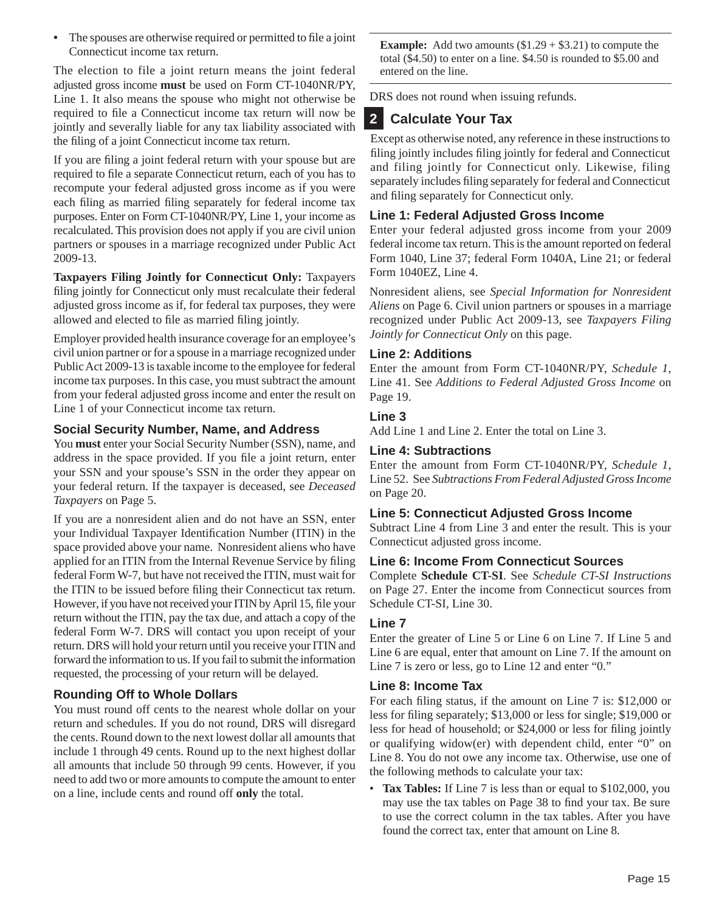- The spouses are otherwise required or permitted to file a joint Connecticut income tax return.

The election to file a joint return means the joint federal adjusted gross income **must** be used on Form CT-1040NR/PY, Line 1. It also means the spouse who might not otherwise be required to file a Connecticut income tax return will now be jointly and severally liable for any tax liability associated with the filing of a joint Connecticut income tax return.

If you are filing a joint federal return with your spouse but are required to file a separate Connecticut return, each of you has to recompute your federal adjusted gross income as if you were each filing as married filing separately for federal income tax purposes. Enter on Form CT-1040NR/PY, Line 1, your income as recalculated. This provision does not apply if you are civil union partners or spouses in a marriage recognized under Public Act 2009-13.

**Taxpayers Filing Jointly for Connecticut Only:** Taxpayers filing jointly for Connecticut only must recalculate their federal adjusted gross income as if, for federal tax purposes, they were allowed and elected to file as married filing jointly.

Employer provided health insurance coverage for an employee's civil union partner or for a spouse in a marriage recognized under Public Act 2009-13 is taxable income to the employee for federal income tax purposes. In this case, you must subtract the amount from your federal adjusted gross income and enter the result on Line 1 of your Connecticut income tax return.

### Social Security Number, Name, and Address

You **must** enter your Social Security Number (SSN), name, and address in the space provided. If you file a joint return, enter your SSN and your spouse's SSN in the order they appear on your federal return. If the taxpayer is deceased, see *Deceased Taxpayers* on Page 5.

If you are a nonresident alien and do not have an SSN, enter your Individual Taxpayer Identification Number (ITIN) in the space provided above your name. Nonresident aliens who have applied for an ITIN from the Internal Revenue Service by filing federal Form W-7, but have not received the ITIN, must wait for the ITIN to be issued before filing their Connecticut tax return. However, if you have not received your ITIN by April 15, file your return without the ITIN, pay the tax due, and attach a copy of the federal Form W-7. DRS will contact you upon receipt of your return. DRS will hold your return until you receive your ITIN and forward the information to us. If you fail to submit the information requested, the processing of your return will be delayed.

### Rounding Off to Whole Dollars

You must round off cents to the nearest whole dollar on your return and schedules. If you do not round, DRS will disregard the cents. Round down to the next lowest dollar all amounts that include 1 through 49 cents. Round up to the next highest dollar all amounts that include 50 through 99 cents. However, if you need to add two or more amounts to compute the amount to enter on a line, include cents and round off **only** the total.

**Example:** Add two amounts ($1.29 + $3.21) to compute the total ($4.50) to enter on a line. $4.50 is rounded to $5.00 and entered on the line.

DRS does not round when issuing refunds.

## 2 Calculate Your Tax

Except as otherwise noted, any reference in these instructions to filing jointly includes filing jointly for federal and Connecticut and filing jointly for Connecticut only. Likewise, filing separately includes filing separately for federal and Connecticut and filing separately for Connecticut only.

### Line 1: Federal Adjusted Gross Income

Enter your federal adjusted gross income from your 2009 federal income tax return. This is the amount reported on federal Form 1040, Line 37; federal Form 1040A, Line 21; or federal Form 1040EZ, Line 4.

Nonresident aliens, see *Special Information for Nonresident Aliens* on Page 6. Civil union partners or spouses in a marriage recognized under Public Act 2009-13, see *Taxpayers Filing Jointly for Connecticut Only* on this page.

### Line 2: Additions

Enter the amount from Form CT-1040NR/PY, *Schedule 1*, Line 41. See *Additions to Federal Adjusted Gross Income* on Page 19.

### Line 3

Add Line 1 and Line 2. Enter the total on Line 3.

### Line 4: Subtractions

Enter the amount from Form CT-1040NR/PY, *Schedule 1*, Line 52. See *Subtractions From Federal Adjusted Gross Income* on Page 20.

### Line 5: Connecticut Adjusted Gross Income

Subtract Line 4 from Line 3 and enter the result. This is your Connecticut adjusted gross income.

### Line 6: Income From Connecticut Sources

Complete **Schedule CT-SI**. See *Schedule CT-SI Instructions* on Page 27. Enter the income from Connecticut sources from Schedule CT-SI, Line 30.

### Line 7

Enter the greater of Line 5 or Line 6 on Line 7. If Line 5 and Line 6 are equal, enter that amount on Line 7. If the amount on Line 7 is zero or less, go to Line 12 and enter "0."

### Line 8: Income Tax

For each filing status, if the amount on Line 7 is: $12,000 or less for filing separately; $13,000 or less for single; $19,000 or less for head of household; or $24,000 or less for filing jointly or qualifying widow(er) with dependent child, enter "0" on Line 8. You do not owe any income tax. Otherwise, use one of the following methods to calculate your tax:

- **Tax Tables:** If Line 7 is less than or equal to $102,000, you may use the tax tables on Page 38 to find your tax. Be sure to use the correct column in the tax tables. After you have found the correct tax, enter that amount on Line 8.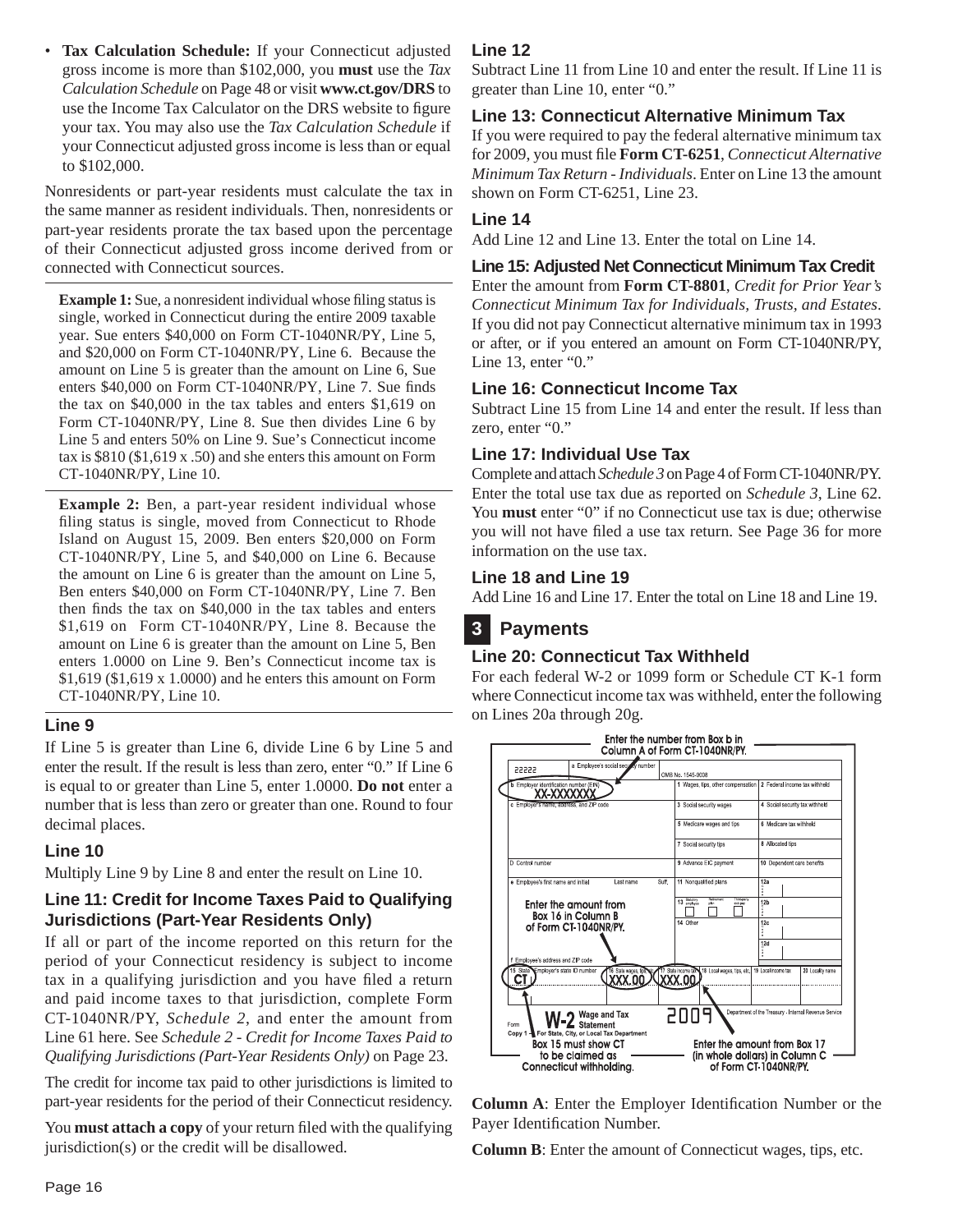- **Tax Calculation Schedule:** If your Connecticut adjusted gross income is more than $102,000, you **must** use the *Tax Calculation Schedule* on Page 48 or visit **www.ct.gov/DRS** to use the Income Tax Calculator on the DRS website to figure your tax. You may also use the *Tax Calculation Schedule* if your Connecticut adjusted gross income is less than or equal to $102,000.

Nonresidents or part-year residents must calculate the tax in the same manner as resident individuals. Then, nonresidents or part-year residents prorate the tax based upon the percentage of their Connecticut adjusted gross income derived from or connected with Connecticut sources.

**Example 1:** Sue, a nonresident individual whose filing status is single, worked in Connecticut during the entire 2009 taxable year. Sue enters $40,000 on Form CT-1040NR/PY, Line 5, and $20,000 on Form CT-1040NR/PY, Line 6. Because the amount on Line 5 is greater than the amount on Line 6, Sue enters $40,000 on Form CT-1040NR/PY, Line 7. Sue finds the tax on $40,000 in the tax tables and enters $1,619 on Form CT-1040NR/PY, Line 8. Sue then divides Line 6 by Line 5 and enters 50% on Line 9. Sue's Connecticut income tax is $810 ($1,619 x .50) and she enters this amount on Form CT-1040NR/PY, Line 10.

**Example 2:** Ben, a part-year resident individual whose filing status is single, moved from Connecticut to Rhode Island on August 15, 2009. Ben enters $20,000 on Form CT-1040NR/PY, Line 5, and $40,000 on Line 6. Because the amount on Line 6 is greater than the amount on Line 5, Ben enters $40,000 on Form CT-1040NR/PY, Line 7. Ben then finds the tax on $40,000 in the tax tables and enters $1,619 on Form CT-1040NR/PY, Line 8. Because the amount on Line 6 is greater than the amount on Line 5, Ben enters 1.0000 on Line 9. Ben's Connecticut income tax is $1,619 ($1,619 x 1.0000) and he enters this amount on Form CT-1040NR/PY, Line 10.

### Line 9

If Line 5 is greater than Line 6, divide Line 6 by Line 5 and enter the result. If the result is less than zero, enter "0." If Line 6 is equal to or greater than Line 5, enter 1.0000. **Do not** enter a number that is less than zero or greater than one. Round to four decimal places.

### Line 10

Multiply Line 9 by Line 8 and enter the result on Line 10.

### Line 11: Credit for Income Taxes Paid to Qualifying Jurisdictions (Part-Year Residents Only)

If all or part of the income reported on this return for the period of your Connecticut residency is subject to income tax in a qualifying jurisdiction and you have filed a return and paid income taxes to that jurisdiction, complete Form CT-1040NR/PY, *Schedule 2*, and enter the amount from Line 61 here. See *Schedule 2 - Credit for Income Taxes Paid to Qualifying Jurisdictions (Part-Year Residents Only)* on Page 23.

The credit for income tax paid to other jurisdictions is limited to part-year residents for the period of their Connecticut residency.

You **must attach a copy** of your return filed with the qualifying jurisdiction(s) or the credit will be disallowed.

### Line 12

Subtract Line 11 from Line 10 and enter the result. If Line 11 is greater than Line 10, enter "0."

### Line 13: Connecticut Alternative Minimum Tax

If you were required to pay the federal alternative minimum tax for 2009, you must file **Form CT-6251**, *Connecticut Alternative Minimum Tax Return - Individuals*. Enter on Line 13 the amount shown on Form CT-6251, Line 23.

### Line 14

Add Line 12 and Line 13. Enter the total on Line 14.

### Line 15: Adjusted Net Connecticut Minimum Tax Credit

Enter the amount from **Form CT-8801**, *Credit for Prior Year's Connecticut Minimum Tax for Individuals, Trusts, and Estates*. If you did not pay Connecticut alternative minimum tax in 1993 or after, or if you entered an amount on Form CT-1040NR/PY, Line 13, enter "0."

### Line 16: Connecticut Income Tax

Subtract Line 15 from Line 14 and enter the result. If less than zero, enter "0."

### Line 17: Individual Use Tax

Complete and attach *Schedule 3* on Page 4 of Form CT-1040NR/PY. Enter the total use tax due as reported on *Schedule 3*, Line 62. You **must** enter "0" if no Connecticut use tax is due; otherwise you will not have filed a use tax return. See Page 36 for more information on the use tax.

### Line 18 and Line 19

Add Line 16 and Line 17. Enter the total on Line 18 and Line 19.

## 3 Payments

### Line 20: Connecticut Tax Withheld

For each federal W-2 or 1099 form or Schedule CT K-1 form where Connecticut income tax was withheld, enter the following on Lines 20a through 20g.

Enter the number from Box b in Column A of Form CT-1040NR/PY.

Enter the amount from Box 16 in Column B of Form CT-1040NR/PY.

Box 15 must show CT to be claimed as Connecticut withholding.

Enter the amount from Box 17 (in whole dollars) in Column C of Form CT-1040NR/PY.

**Column A**: Enter the Employer Identification Number or the Payer Identification Number.

**Column B**: Enter the amount of Connecticut wages, tips, etc.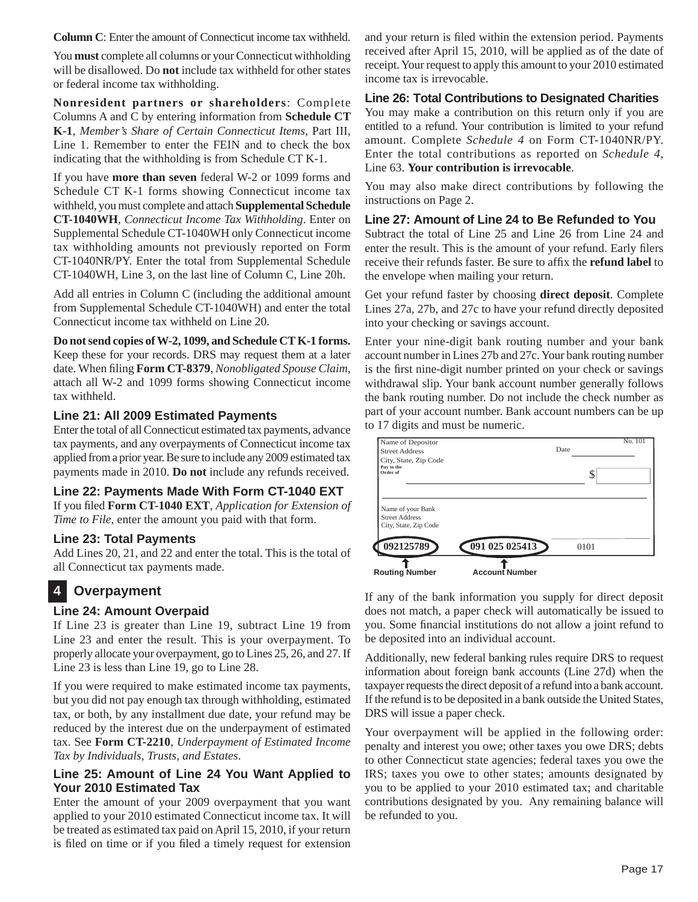**Column C**: Enter the amount of Connecticut income tax withheld.

You **must** complete all columns or your Connecticut withholding will be disallowed. Do **not** include tax withheld for other states or federal income tax withholding.

**Nonresident partners or shareholders**: Complete Columns A and C by entering information from **Schedule CT K-1**, *Member's Share of Certain Connecticut Items*, Part III, Line 1. Remember to enter the FEIN and to check the box indicating that the withholding is from Schedule CT K-1.

If you have **more than seven** federal W-2 or 1099 forms and Schedule CT K-1 forms showing Connecticut income tax withheld, you must complete and attach **Supplemental Schedule CT-1040WH**, *Connecticut Income Tax Withholding*. Enter on Supplemental Schedule CT-1040WH only Connecticut income tax withholding amounts not previously reported on Form CT-1040NR/PY. Enter the total from Supplemental Schedule CT-1040WH, Line 3, on the last line of Column C, Line 20h.

Add all entries in Column C (including the additional amount from Supplemental Schedule CT-1040WH) and enter the total Connecticut income tax withheld on Line 20.

**Do not send copies of W-2, 1099, and Schedule CT K-1 forms.** Keep these for your records. DRS may request them at a later date. When filing **Form CT-8379**, *Nonobligated Spouse Claim*, attach all W-2 and 1099 forms showing Connecticut income tax withheld.

### Line 21: All 2009 Estimated Payments

Enter the total of all Connecticut estimated tax payments, advance tax payments, and any overpayments of Connecticut income tax applied from a prior year. Be sure to include any 2009 estimated tax payments made in 2010. **Do not** include any refunds received.

### Line 22: Payments Made With Form CT-1040 EXT

If you filed **Form CT-1040 EXT**, *Application for Extension of Time to File*, enter the amount you paid with that form.

### Line 23: Total Payments

Add Lines 20, 21, and 22 and enter the total. This is the total of all Connecticut tax payments made.

## 4 Overpayment

### Line 24: Amount Overpaid

If Line 23 is greater than Line 19, subtract Line 19 from Line 23 and enter the result. This is your overpayment. To properly allocate your overpayment, go to Lines 25, 26, and 27. If Line 23 is less than Line 19, go to Line 28.

If you were required to make estimated income tax payments, but you did not pay enough tax through withholding, estimated tax, or both, by any installment due date, your refund may be reduced by the interest due on the underpayment of estimated tax. See **Form CT-2210**, *Underpayment of Estimated Income Tax by Individuals, Trusts, and Estates*.

### Line 25: Amount of Line 24 You Want Applied to Your 2010 Estimated Tax

Enter the amount of your 2009 overpayment that you want applied to your 2010 estimated Connecticut income tax. It will be treated as estimated tax paid on April 15, 2010, if your return is filed on time or if you filed a timely request for extension and your return is filed within the extension period. Payments received after April 15, 2010, will be applied as of the date of receipt. Your request to apply this amount to your 2010 estimated income tax is irrevocable.

### Line 26: Total Contributions to Designated Charities

You may make a contribution on this return only if you are entitled to a refund. Your contribution is limited to your refund amount. Complete *Schedule 4* on Form CT-1040NR/PY. Enter the total contributions as reported on *Schedule 4*, Line 63. **Your contribution is irrevocable**.

You may also make direct contributions by following the instructions on Page 2.

### Line 27: Amount of Line 24 to Be Refunded to You

Subtract the total of Line 25 and Line 26 from Line 24 and enter the result. This is the amount of your refund. Early filers receive their refunds faster. Be sure to affix the **refund label** to the envelope when mailing your return.

Get your refund faster by choosing **direct deposit**. Complete Lines 27a, 27b, and 27c to have your refund directly deposited into your checking or savings account.

Enter your nine-digit bank routing number and your bank account number in Lines 27b and 27c. Your bank routing number is the first nine-digit number printed on your check or savings withdrawal slip. Your bank account number generally follows the bank routing number. Do not include the check number as part of your account number. Bank account numbers can be up to 17 digits and must be numeric.

Name of Depositor
Street Address
City, State, Zip Code
Pay to the Order of
No. 101
Date
$
Name of your Bank
Street Address
City, State, Zip Code
092125789 | 091 025 025413 | 0101
Routing Number | Account Number

If any of the bank information you supply for direct deposit does not match, a paper check will automatically be issued to you. Some financial institutions do not allow a joint refund to be deposited into an individual account.

Additionally, new federal banking rules require DRS to request information about foreign bank accounts (Line 27d) when the taxpayer requests the direct deposit of a refund into a bank account. If the refund is to be deposited in a bank outside the United States, DRS will issue a paper check.

Your overpayment will be applied in the following order: penalty and interest you owe; other taxes you owe DRS; debts to other Connecticut state agencies; federal taxes you owe the IRS; taxes you owe to other states; amounts designated by you to be applied to your 2010 estimated tax; and charitable contributions designated by you. Any remaining balance will be refunded to you.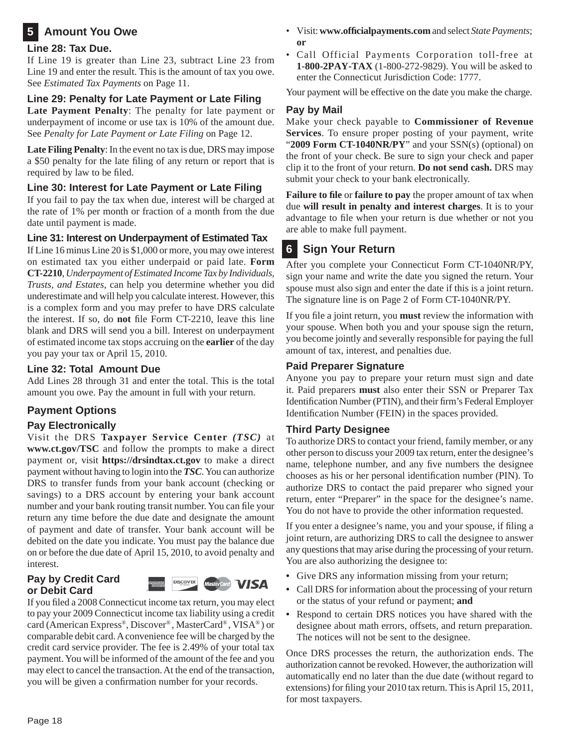## 5 Amount You Owe

### Line 28: Tax Due.

If Line 19 is greater than Line 23, subtract Line 23 from Line 19 and enter the result. This is the amount of tax you owe. See *Estimated Tax Payments* on Page 11.

### Line 29: Penalty for Late Payment or Late Filing

**Late Payment Penalty**: The penalty for late payment or underpayment of income or use tax is 10% of the amount due. See *Penalty for Late Payment or Late Filing* on Page 12.

**Late Filing Penalty**: In the event no tax is due, DRS may impose a $50 penalty for the late filing of any return or report that is required by law to be filed.

### Line 30: Interest for Late Payment or Late Filing

If you fail to pay the tax when due, interest will be charged at the rate of 1% per month or fraction of a month from the due date until payment is made.

### Line 31: Interest on Underpayment of Estimated Tax

If Line 16 minus Line 20 is $1,000 or more, you may owe interest on estimated tax you either underpaid or paid late. **Form CT-2210**, *Underpayment of Estimated Income Tax by Individuals, Trusts, and Estates*, can help you determine whether you did underestimate and will help you calculate interest. However, this is a complex form and you may prefer to have DRS calculate the interest. If so, do **not** file Form CT-2210, leave this line blank and DRS will send you a bill. Interest on underpayment of estimated income tax stops accruing on the **earlier** of the day you pay your tax or April 15, 2010.

### Line 32: Total Amount Due

Add Lines 28 through 31 and enter the total. This is the total amount you owe. Pay the amount in full with your return.

### Payment Options

### Pay Electronically

Visit the DRS **Taxpayer Service Center** ***(TSC)*** at **www.ct.gov/TSC** and follow the prompts to make a direct payment or, visit **https://drsindtax.ct.gov** to make a direct payment without having to login into the ***TSC***. You can authorize DRS to transfer funds from your bank account (checking or savings) to a DRS account by entering your bank account number and your bank routing transit number. You can file your return any time before the due date and designate the amount of payment and date of transfer. Your bank account will be debited on the date you indicate. You must pay the balance due on or before the due date of April 15, 2010, to avoid penalty and interest.

### Pay by Credit Card or Debit Card

If you filed a 2008 Connecticut income tax return, you may elect to pay your 2009 Connecticut income tax liability using a credit card (American Express®, Discover®, MasterCard®, VISA®) or comparable debit card. A convenience fee will be charged by the credit card service provider. The fee is 2.49% of your total tax payment. You will be informed of the amount of the fee and you may elect to cancel the transaction. At the end of the transaction, you will be given a confirmation number for your records.

- Visit: **www.officialpayments.com** and select *State Payments*; **or**
- Call Official Payments Corporation toll-free at **1-800-2PAY-TAX** (1-800-272-9829). You will be asked to enter the Connecticut Jurisdiction Code: 1777.

Your payment will be effective on the date you make the charge.

### Pay by Mail

Make your check payable to **Commissioner of Revenue Services**. To ensure proper posting of your payment, write "**2009 Form CT-1040NR/PY**" and your SSN(s) (optional) on the front of your check. Be sure to sign your check and paper clip it to the front of your return. **Do not send cash.** DRS may submit your check to your bank electronically.

**Failure to file** or **failure to pay** the proper amount of tax when due **will result in penalty and interest charges**. It is to your advantage to file when your return is due whether or not you are able to make full payment.

## 6 Sign Your Return

After you complete your Connecticut Form CT-1040NR/PY, sign your name and write the date you signed the return. Your spouse must also sign and enter the date if this is a joint return. The signature line is on Page 2 of Form CT-1040NR/PY.

If you file a joint return, you **must** review the information with your spouse. When both you and your spouse sign the return, you become jointly and severally responsible for paying the full amount of tax, interest, and penalties due.

### Paid Preparer Signature

Anyone you pay to prepare your return must sign and date it. Paid preparers **must** also enter their SSN or Preparer Tax Identification Number (PTIN), and their firm's Federal Employer Identification Number (FEIN) in the spaces provided.

### Third Party Designee

To authorize DRS to contact your friend, family member, or any other person to discuss your 2009 tax return, enter the designee's name, telephone number, and any five numbers the designee chooses as his or her personal identification number (PIN). To authorize DRS to contact the paid preparer who signed your return, enter "Preparer" in the space for the designee's name. You do not have to provide the other information requested.

If you enter a designee's name, you and your spouse, if filing a joint return, are authorizing DRS to call the designee to answer any questions that may arise during the processing of your return. You are also authorizing the designee to:

- Give DRS any information missing from your return;
- Call DRS for information about the processing of your return or the status of your refund or payment; **and**
- Respond to certain DRS notices you have shared with the designee about math errors, offsets, and return preparation. The notices will not be sent to the designee.

Once DRS processes the return, the authorization ends. The authorization cannot be revoked. However, the authorization will automatically end no later than the due date (without regard to extensions) for filing your 2010 tax return. This is April 15, 2011, for most taxpayers.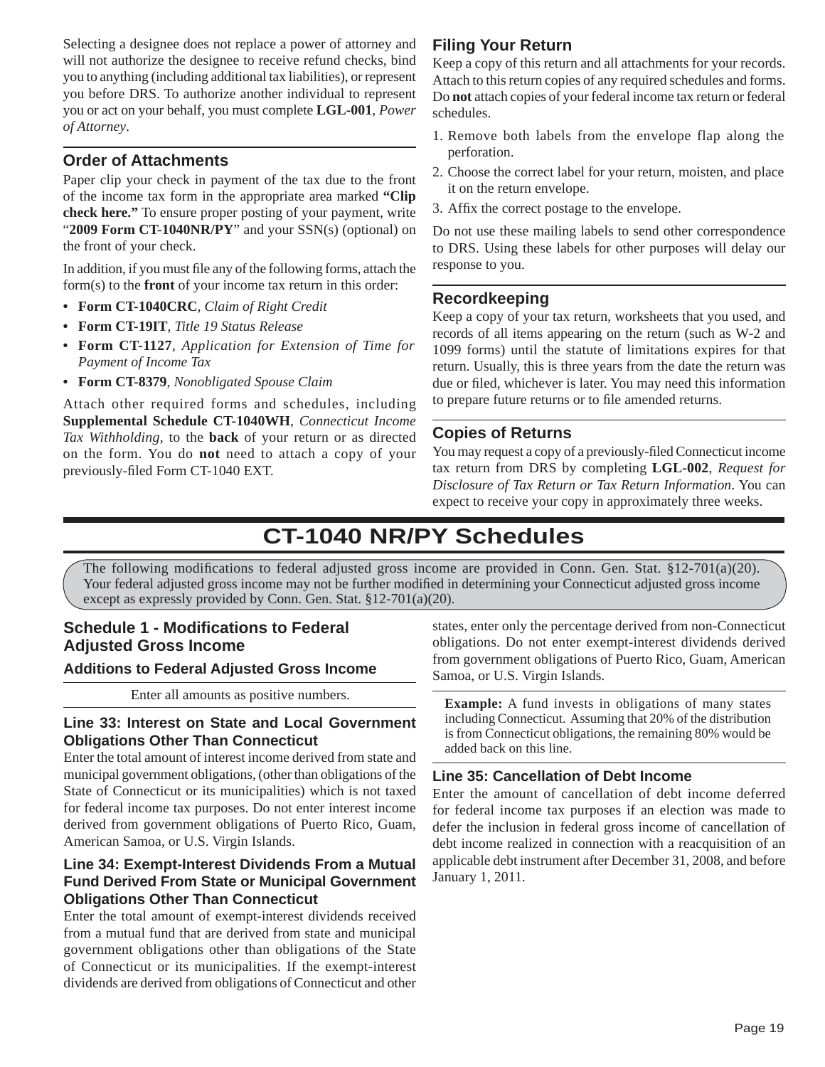Selecting a designee does not replace a power of attorney and will not authorize the designee to receive refund checks, bind you to anything (including additional tax liabilities), or represent you before DRS. To authorize another individual to represent you or act on your behalf, you must complete **LGL-001**, *Power of Attorney*.

## Order of Attachments

Paper clip your check in payment of the tax due to the front of the income tax form in the appropriate area marked **"Clip check here."** To ensure proper posting of your payment, write "**2009 Form CT-1040NR/PY**" and your SSN(s) (optional) on the front of your check.

In addition, if you must file any of the following forms, attach the form(s) to the **front** of your income tax return in this order:

- **Form CT-1040CRC**, *Claim of Right Credit*
- **Form CT-19IT**, *Title 19 Status Release*
- **Form CT-1127**, *Application for Extension of Time for Payment of Income Tax*
- **Form CT-8379**, *Nonobligated Spouse Claim*

Attach other required forms and schedules, including **Supplemental Schedule CT-1040WH**, *Connecticut Income Tax Withholding*, to the **back** of your return or as directed on the form. You do **not** need to attach a copy of your previously-filed Form CT-1040 EXT.

## Filing Your Return

Keep a copy of this return and all attachments for your records. Attach to this return copies of any required schedules and forms. Do **not** attach copies of your federal income tax return or federal schedules.

1. Remove both labels from the envelope flap along the perforation.
2. Choose the correct label for your return, moisten, and place it on the return envelope.
3. Affix the correct postage to the envelope.

Do not use these mailing labels to send other correspondence to DRS. Using these labels for other purposes will delay our response to you.

## Recordkeeping

Keep a copy of your tax return, worksheets that you used, and records of all items appearing on the return (such as W-2 and 1099 forms) until the statute of limitations expires for that return. Usually, this is three years from the date the return was due or filed, whichever is later. You may need this information to prepare future returns or to file amended returns.

## Copies of Returns

You may request a copy of a previously-filed Connecticut income tax return from DRS by completing **LGL-002**, *Request for Disclosure of Tax Return or Tax Return Information*. You can expect to receive your copy in approximately three weeks.

# CT-1040 NR/PY Schedules

The following modifications to federal adjusted gross income are provided in Conn. Gen. Stat. §12-701(a)(20). Your federal adjusted gross income may not be further modified in determining your Connecticut adjusted gross income except as expressly provided by Conn. Gen. Stat. §12-701(a)(20).

## Schedule 1 - Modifications to Federal Adjusted Gross Income

### Additions to Federal Adjusted Gross Income

Enter all amounts as positive numbers.

### Line 33: Interest on State and Local Government Obligations Other Than Connecticut

Enter the total amount of interest income derived from state and municipal government obligations, (other than obligations of the State of Connecticut or its municipalities) which is not taxed for federal income tax purposes. Do not enter interest income derived from government obligations of Puerto Rico, Guam, American Samoa, or U.S. Virgin Islands.

### Line 34: Exempt-Interest Dividends From a Mutual Fund Derived From State or Municipal Government Obligations Other Than Connecticut

Enter the total amount of exempt-interest dividends received from a mutual fund that are derived from state and municipal government obligations other than obligations of the State of Connecticut or its municipalities. If the exempt-interest dividends are derived from obligations of Connecticut and other states, enter only the percentage derived from non-Connecticut obligations. Do not enter exempt-interest dividends derived from government obligations of Puerto Rico, Guam, American Samoa, or U.S. Virgin Islands.

**Example:** A fund invests in obligations of many states including Connecticut. Assuming that 20% of the distribution is from Connecticut obligations, the remaining 80% would be added back on this line.

### Line 35: Cancellation of Debt Income

Enter the amount of cancellation of debt income deferred for federal income tax purposes if an election was made to defer the inclusion in federal gross income of cancellation of debt income realized in connection with a reacquisition of an applicable debt instrument after December 31, 2008, and before January 1, 2011.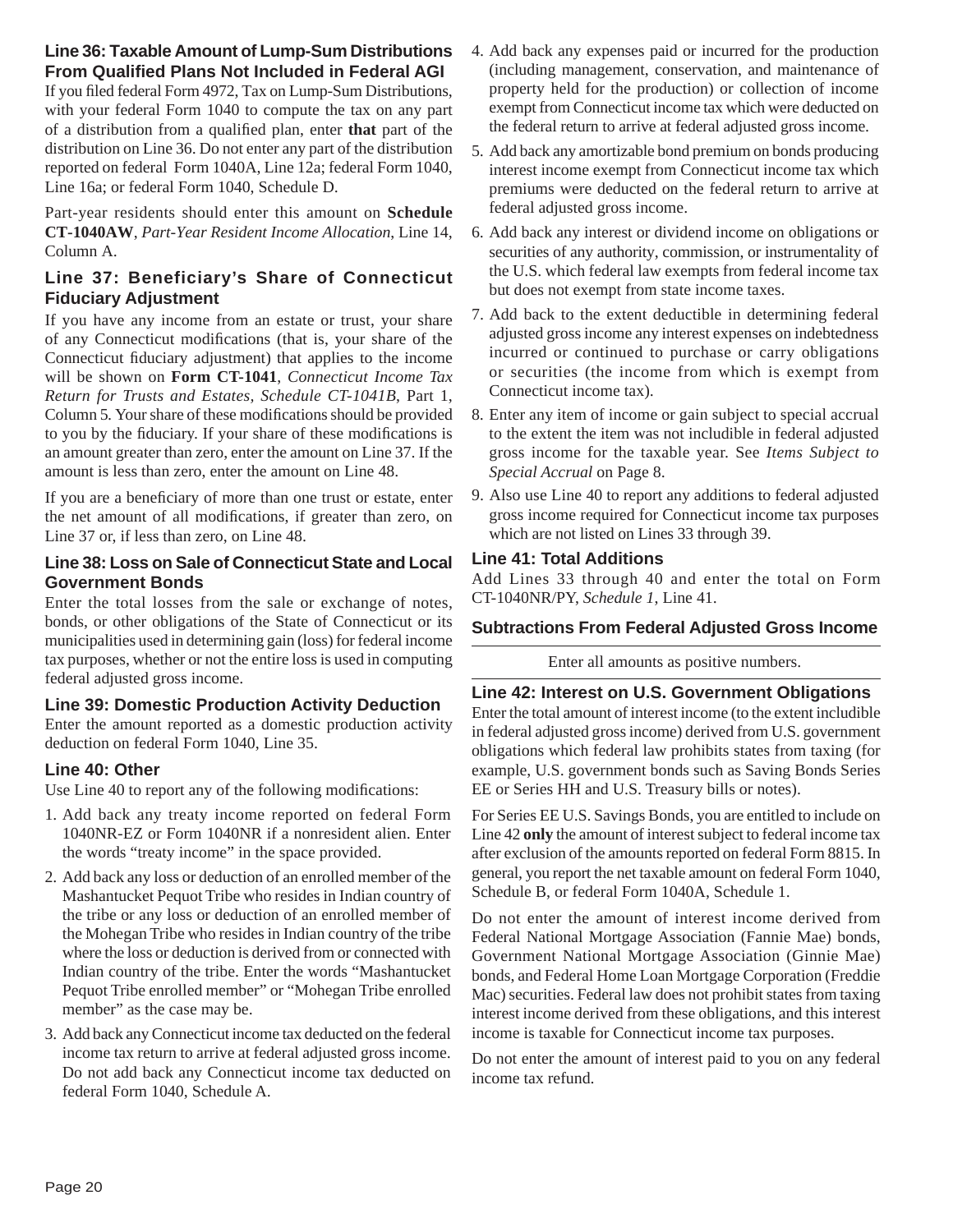### Line 36: Taxable Amount of Lump-Sum Distributions From Qualified Plans Not Included in Federal AGI

If you filed federal Form 4972, Tax on Lump-Sum Distributions, with your federal Form 1040 to compute the tax on any part of a distribution from a qualified plan, enter **that** part of the distribution on Line 36. Do not enter any part of the distribution reported on federal Form 1040A, Line 12a; federal Form 1040, Line 16a; or federal Form 1040, Schedule D.

Part-year residents should enter this amount on **Schedule CT-1040AW**, *Part-Year Resident Income Allocation*, Line 14, Column A.

### Line 37: Beneficiary's Share of Connecticut Fiduciary Adjustment

If you have any income from an estate or trust, your share of any Connecticut modifications (that is, your share of the Connecticut fiduciary adjustment) that applies to the income will be shown on **Form CT-1041**, *Connecticut Income Tax Return for Trusts and Estates, Schedule CT-1041B*, Part 1, Column 5. Your share of these modifications should be provided to you by the fiduciary. If your share of these modifications is an amount greater than zero, enter the amount on Line 37. If the amount is less than zero, enter the amount on Line 48.

If you are a beneficiary of more than one trust or estate, enter the net amount of all modifications, if greater than zero, on Line 37 or, if less than zero, on Line 48.

### Line 38: Loss on Sale of Connecticut State and Local Government Bonds

Enter the total losses from the sale or exchange of notes, bonds, or other obligations of the State of Connecticut or its municipalities used in determining gain (loss) for federal income tax purposes, whether or not the entire loss is used in computing federal adjusted gross income.

### Line 39: Domestic Production Activity Deduction

Enter the amount reported as a domestic production activity deduction on federal Form 1040, Line 35.

### Line 40: Other

Use Line 40 to report any of the following modifications:

1. Add back any treaty income reported on federal Form 1040NR-EZ or Form 1040NR if a nonresident alien. Enter the words "treaty income" in the space provided.
2. Add back any loss or deduction of an enrolled member of the Mashantucket Pequot Tribe who resides in Indian country of the tribe or any loss or deduction of an enrolled member of the Mohegan Tribe who resides in Indian country of the tribe where the loss or deduction is derived from or connected with Indian country of the tribe. Enter the words "Mashantucket Pequot Tribe enrolled member" or "Mohegan Tribe enrolled member" as the case may be.
3. Add back any Connecticut income tax deducted on the federal income tax return to arrive at federal adjusted gross income. Do not add back any Connecticut income tax deducted on federal Form 1040, Schedule A.
4. Add back any expenses paid or incurred for the production (including management, conservation, and maintenance of property held for the production) or collection of income exempt from Connecticut income tax which were deducted on the federal return to arrive at federal adjusted gross income.
5. Add back any amortizable bond premium on bonds producing interest income exempt from Connecticut income tax which premiums were deducted on the federal return to arrive at federal adjusted gross income.
6. Add back any interest or dividend income on obligations or securities of any authority, commission, or instrumentality of the U.S. which federal law exempts from federal income tax but does not exempt from state income taxes.
7. Add back to the extent deductible in determining federal adjusted gross income any interest expenses on indebtedness incurred or continued to purchase or carry obligations or securities (the income from which is exempt from Connecticut income tax).
8. Enter any item of income or gain subject to special accrual to the extent the item was not includible in federal adjusted gross income for the taxable year. See *Items Subject to Special Accrual* on Page 8.
9. Also use Line 40 to report any additions to federal adjusted gross income required for Connecticut income tax purposes which are not listed on Lines 33 through 39.

### Line 41: Total Additions

Add Lines 33 through 40 and enter the total on Form CT-1040NR/PY, *Schedule 1*, Line 41.

## Subtractions From Federal Adjusted Gross Income

Enter all amounts as positive numbers.

### Line 42: Interest on U.S. Government Obligations

Enter the total amount of interest income (to the extent includible in federal adjusted gross income) derived from U.S. government obligations which federal law prohibits states from taxing (for example, U.S. government bonds such as Saving Bonds Series EE or Series HH and U.S. Treasury bills or notes).

For Series EE U.S. Savings Bonds, you are entitled to include on Line 42 **only** the amount of interest subject to federal income tax after exclusion of the amounts reported on federal Form 8815. In general, you report the net taxable amount on federal Form 1040, Schedule B, or federal Form 1040A, Schedule 1.

Do not enter the amount of interest income derived from Federal National Mortgage Association (Fannie Mae) bonds, Government National Mortgage Association (Ginnie Mae) bonds, and Federal Home Loan Mortgage Corporation (Freddie Mac) securities. Federal law does not prohibit states from taxing interest income derived from these obligations, and this interest income is taxable for Connecticut income tax purposes.

Do not enter the amount of interest paid to you on any federal income tax refund.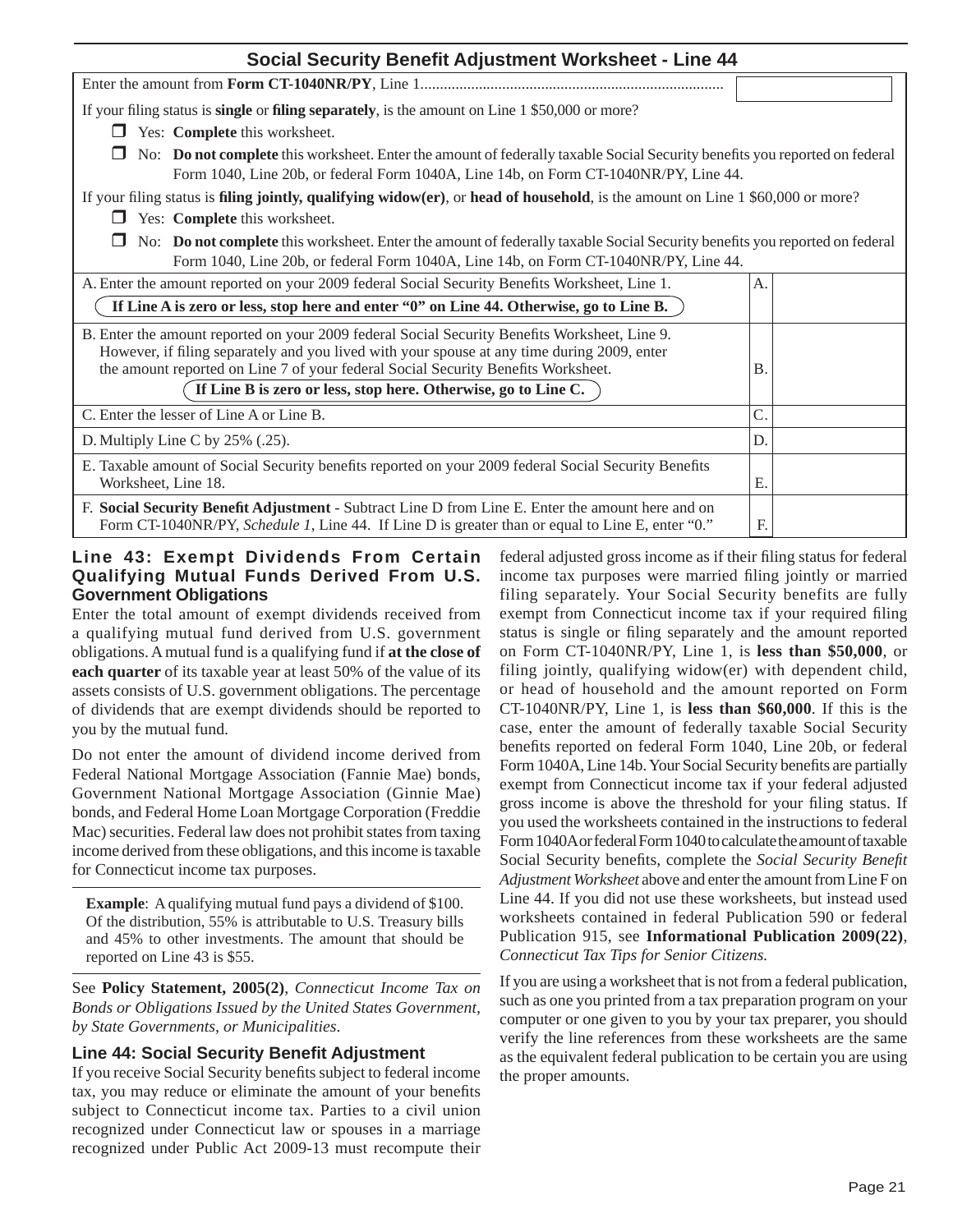## Social Security Benefit Adjustment Worksheet - Line 44

Enter the amount from **Form CT-1040NR/PY**, Line 1.............................................................................

If your filing status is **single** or **filing separately**, is the amount on Line 1 $50,000 or more?

- ❒ Yes: **Complete** this worksheet.
- ❒ No: **Do not complete** this worksheet. Enter the amount of federally taxable Social Security benefits you reported on federal Form 1040, Line 20b, or federal Form 1040A, Line 14b, on Form CT-1040NR/PY, Line 44.

If your filing status is **filing jointly, qualifying widow(er)**, or **head of household**, is the amount on Line 1 $60,000 or more?

- ❒ Yes: **Complete** this worksheet.
- ❒ No: **Do not complete** this worksheet. Enter the amount of federally taxable Social Security benefits you reported on federal Form 1040, Line 20b, or federal Form 1040A, Line 14b, on Form CT-1040NR/PY, Line 44.

| Line | | |
|---|---|---|
| A. Enter the amount reported on your 2009 federal Social Security Benefits Worksheet, Line 1. **If Line A is zero or less, stop here and enter "0" on Line 44. Otherwise, go to Line B.** | A. | |
| B. Enter the amount reported on your 2009 federal Social Security Benefits Worksheet, Line 9. However, if filing separately and you lived with your spouse at any time during 2009, enter the amount reported on Line 7 of your federal Social Security Benefits Worksheet. **If Line B is zero or less, stop here. Otherwise, go to Line C.** | B. | |
| C. Enter the lesser of Line A or Line B. | C. | |
| D. Multiply Line C by 25% (.25). | D. | |
| E. Taxable amount of Social Security benefits reported on your 2009 federal Social Security Benefits Worksheet, Line 18. | E. | |
| F. **Social Security Benefit Adjustment** - Subtract Line D from Line E. Enter the amount here and on Form CT-1040NR/PY, *Schedule 1*, Line 44. If Line D is greater than or equal to Line E, enter "0." | F. | |

### Line 43: Exempt Dividends From Certain Qualifying Mutual Funds Derived From U.S. Government Obligations

Enter the total amount of exempt dividends received from a qualifying mutual fund derived from U.S. government obligations. A mutual fund is a qualifying fund if **at the close of each quarter** of its taxable year at least 50% of the value of its assets consists of U.S. government obligations. The percentage of dividends that are exempt dividends should be reported to you by the mutual fund.

Do not enter the amount of dividend income derived from Federal National Mortgage Association (Fannie Mae) bonds, Government National Mortgage Association (Ginnie Mae) bonds, and Federal Home Loan Mortgage Corporation (Freddie Mac) securities. Federal law does not prohibit states from taxing income derived from these obligations, and this income is taxable for Connecticut income tax purposes.

**Example**: A qualifying mutual fund pays a dividend of $100. Of the distribution, 55% is attributable to U.S. Treasury bills and 45% to other investments. The amount that should be reported on Line 43 is $55.

See **Policy Statement, 2005(2)**, *Connecticut Income Tax on Bonds or Obligations Issued by the United States Government, by State Governments, or Municipalities*.

### Line 44: Social Security Benefit Adjustment

If you receive Social Security benefits subject to federal income tax, you may reduce or eliminate the amount of your benefits subject to Connecticut income tax. Parties to a civil union recognized under Connecticut law or spouses in a marriage recognized under Public Act 2009-13 must recompute their federal adjusted gross income as if their filing status for federal income tax purposes were married filing jointly or married filing separately. Your Social Security benefits are fully exempt from Connecticut income tax if your required filing status is single or filing separately and the amount reported on Form CT-1040NR/PY, Line 1, is **less than $50,000**, or filing jointly, qualifying widow(er) with dependent child, or head of household and the amount reported on Form CT-1040NR/PY, Line 1, is **less than $60,000**. If this is the case, enter the amount of federally taxable Social Security benefits reported on federal Form 1040, Line 20b, or federal Form 1040A, Line 14b. Your Social Security benefits are partially exempt from Connecticut income tax if your federal adjusted gross income is above the threshold for your filing status. If you used the worksheets contained in the instructions to federal Form 1040A or federal Form 1040 to calculate the amount of taxable Social Security benefits, complete the *Social Security Benefit Adjustment Worksheet* above and enter the amount from Line F on Line 44. If you did not use these worksheets, but instead used worksheets contained in federal Publication 590 or federal Publication 915, see **Informational Publication 2009(22)**, *Connecticut Tax Tips for Senior Citizens.*

If you are using a worksheet that is not from a federal publication, such as one you printed from a tax preparation program on your computer or one given to you by your tax preparer, you should verify the line references from these worksheets are the same as the equivalent federal publication to be certain you are using the proper amounts.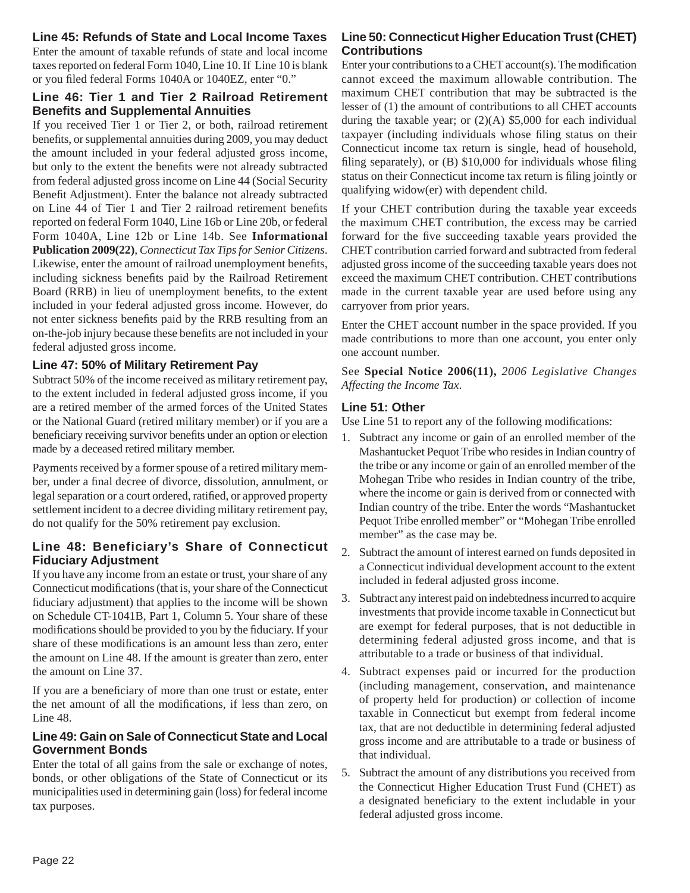### Line 45: Refunds of State and Local Income Taxes

Enter the amount of taxable refunds of state and local income taxes reported on federal Form 1040, Line 10. If Line 10 is blank or you filed federal Forms 1040A or 1040EZ, enter "0."

### Line 46: Tier 1 and Tier 2 Railroad Retirement Benefits and Supplemental Annuities

If you received Tier 1 or Tier 2, or both, railroad retirement benefits, or supplemental annuities during 2009, you may deduct the amount included in your federal adjusted gross income, but only to the extent the benefits were not already subtracted from federal adjusted gross income on Line 44 (Social Security Benefit Adjustment). Enter the balance not already subtracted on Line 44 of Tier 1 and Tier 2 railroad retirement benefits reported on federal Form 1040, Line 16b or Line 20b, or federal Form 1040A, Line 12b or Line 14b. See **Informational Publication 2009(22)**, *Connecticut Tax Tips for Senior Citizens*. Likewise, enter the amount of railroad unemployment benefits, including sickness benefits paid by the Railroad Retirement Board (RRB) in lieu of unemployment benefits, to the extent included in your federal adjusted gross income. However, do not enter sickness benefits paid by the RRB resulting from an on-the-job injury because these benefits are not included in your federal adjusted gross income.

### Line 47: 50% of Military Retirement Pay

Subtract 50% of the income received as military retirement pay, to the extent included in federal adjusted gross income, if you are a retired member of the armed forces of the United States or the National Guard (retired military member) or if you are a beneficiary receiving survivor benefits under an option or election made by a deceased retired military member.

Payments received by a former spouse of a retired military member, under a final decree of divorce, dissolution, annulment, or legal separation or a court ordered, ratified, or approved property settlement incident to a decree dividing military retirement pay, do not qualify for the 50% retirement pay exclusion.

### Line 48: Beneficiary's Share of Connecticut Fiduciary Adjustment

If you have any income from an estate or trust, your share of any Connecticut modifications (that is, your share of the Connecticut fiduciary adjustment) that applies to the income will be shown on Schedule CT-1041B, Part 1, Column 5. Your share of these modifications should be provided to you by the fiduciary. If your share of these modifications is an amount less than zero, enter the amount on Line 48. If the amount is greater than zero, enter the amount on Line 37.

If you are a beneficiary of more than one trust or estate, enter the net amount of all the modifications, if less than zero, on Line 48.

### Line 49: Gain on Sale of Connecticut State and Local Government Bonds

Enter the total of all gains from the sale or exchange of notes, bonds, or other obligations of the State of Connecticut or its municipalities used in determining gain (loss) for federal income tax purposes.

### Line 50: Connecticut Higher Education Trust (CHET) Contributions

Enter your contributions to a CHET account(s). The modification cannot exceed the maximum allowable contribution. The maximum CHET contribution that may be subtracted is the lesser of (1) the amount of contributions to all CHET accounts during the taxable year; or (2)(A) $5,000 for each individual taxpayer (including individuals whose filing status on their Connecticut income tax return is single, head of household, filing separately), or (B) $10,000 for individuals whose filing status on their Connecticut income tax return is filing jointly or qualifying widow(er) with dependent child.

If your CHET contribution during the taxable year exceeds the maximum CHET contribution, the excess may be carried forward for the five succeeding taxable years provided the CHET contribution carried forward and subtracted from federal adjusted gross income of the succeeding taxable years does not exceed the maximum CHET contribution. CHET contributions made in the current taxable year are used before using any carryover from prior years.

Enter the CHET account number in the space provided. If you made contributions to more than one account, you enter only one account number.

See **Special Notice 2006(11)**, *2006 Legislative Changes Affecting the Income Tax*.

### Line 51: Other

Use Line 51 to report any of the following modifications:

1. Subtract any income or gain of an enrolled member of the Mashantucket Pequot Tribe who resides in Indian country of the tribe or any income or gain of an enrolled member of the Mohegan Tribe who resides in Indian country of the tribe, where the income or gain is derived from or connected with Indian country of the tribe. Enter the words "Mashantucket Pequot Tribe enrolled member" or "Mohegan Tribe enrolled member" as the case may be.
2. Subtract the amount of interest earned on funds deposited in a Connecticut individual development account to the extent included in federal adjusted gross income.
3. Subtract any interest paid on indebtedness incurred to acquire investments that provide income taxable in Connecticut but are exempt for federal purposes, that is not deductible in determining federal adjusted gross income, and that is attributable to a trade or business of that individual.
4. Subtract expenses paid or incurred for the production (including management, conservation, and maintenance of property held for production) or collection of income taxable in Connecticut but exempt from federal income tax, that are not deductible in determining federal adjusted gross income and are attributable to a trade or business of that individual.
5. Subtract the amount of any distributions you received from the Connecticut Higher Education Trust Fund (CHET) as a designated beneficiary to the extent includable in your federal adjusted gross income.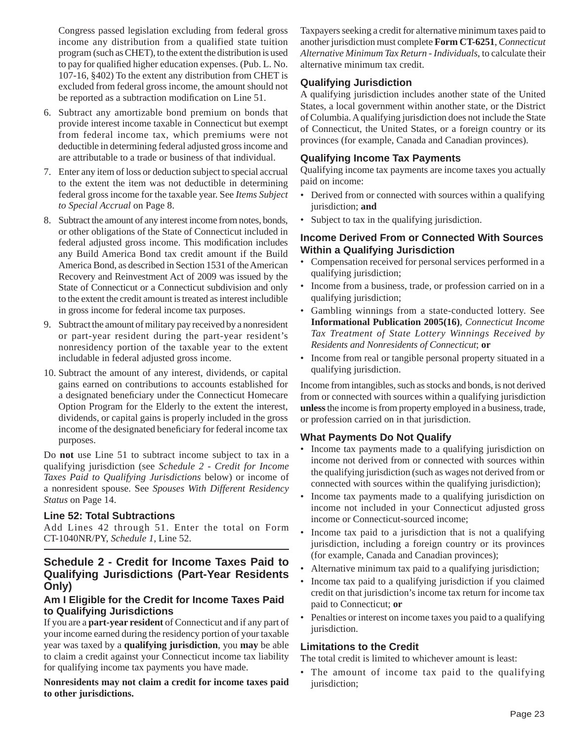Congress passed legislation excluding from federal gross income any distribution from a qualified state tuition program (such as CHET), to the extent the distribution is used to pay for qualified higher education expenses. (Pub. L. No. 107-16, §402) To the extent any distribution from CHET is excluded from federal gross income, the amount should not be reported as a subtraction modification on Line 51.

6. Subtract any amortizable bond premium on bonds that provide interest income taxable in Connecticut but exempt from federal income tax, which premiums were not deductible in determining federal adjusted gross income and are attributable to a trade or business of that individual.
7. Enter any item of loss or deduction subject to special accrual to the extent the item was not deductible in determining federal gross income for the taxable year. See *Items Subject to Special Accrual* on Page 8.
8. Subtract the amount of any interest income from notes, bonds, or other obligations of the State of Connecticut included in federal adjusted gross income. This modification includes any Build America Bond tax credit amount if the Build America Bond, as described in Section 1531 of the American Recovery and Reinvestment Act of 2009 was issued by the State of Connecticut or a Connecticut subdivision and only to the extent the credit amount is treated as interest includible in gross income for federal income tax purposes.
9. Subtract the amount of military pay received by a nonresident or part-year resident during the part-year resident's nonresidency portion of the taxable year to the extent includable in federal adjusted gross income.
10. Subtract the amount of any interest, dividends, or capital gains earned on contributions to accounts established for a designated beneficiary under the Connecticut Homecare Option Program for the Elderly to the extent the interest, dividends, or capital gains is properly included in the gross income of the designated beneficiary for federal income tax purposes.

Do **not** use Line 51 to subtract income subject to tax in a qualifying jurisdiction (see *Schedule 2 - Credit for Income Taxes Paid to Qualifying Jurisdictions* below) or income of a nonresident spouse. See *Spouses With Different Residency Status* on Page 14.

### Line 52: Total Subtractions

Add Lines 42 through 51. Enter the total on Form CT-1040NR/PY, *Schedule 1*, Line 52.

## Schedule 2 - Credit for Income Taxes Paid to Qualifying Jurisdictions (Part-Year Residents Only)

### Am I Eligible for the Credit for Income Taxes Paid to Qualifying Jurisdictions

If you are a **part-year resident** of Connecticut and if any part of your income earned during the residency portion of your taxable year was taxed by a **qualifying jurisdiction**, you **may** be able to claim a credit against your Connecticut income tax liability for qualifying income tax payments you have made.

**Nonresidents may not claim a credit for income taxes paid to other jurisdictions.**

Taxpayers seeking a credit for alternative minimum taxes paid to another jurisdiction must complete **Form CT-6251**, *Connecticut Alternative Minimum Tax Return - Individuals*, to calculate their alternative minimum tax credit.

### Qualifying Jurisdiction

A qualifying jurisdiction includes another state of the United States, a local government within another state, or the District of Columbia. A qualifying jurisdiction does not include the State of Connecticut, the United States, or a foreign country or its provinces (for example, Canada and Canadian provinces).

### Qualifying Income Tax Payments

Qualifying income tax payments are income taxes you actually paid on income:

- Derived from or connected with sources within a qualifying jurisdiction; **and**
- Subject to tax in the qualifying jurisdiction.

### Income Derived From or Connected With Sources Within a Qualifying Jurisdiction

- Compensation received for personal services performed in a qualifying jurisdiction;
- Income from a business, trade, or profession carried on in a qualifying jurisdiction;
- Gambling winnings from a state-conducted lottery. See **Informational Publication 2005(16)**, *Connecticut Income Tax Treatment of State Lottery Winnings Received by Residents and Nonresidents of Connecticut*; **or**
- Income from real or tangible personal property situated in a qualifying jurisdiction.

Income from intangibles, such as stocks and bonds, is not derived from or connected with sources within a qualifying jurisdiction **unless** the income is from property employed in a business, trade, or profession carried on in that jurisdiction.

### What Payments Do Not Qualify

- Income tax payments made to a qualifying jurisdiction on income not derived from or connected with sources within the qualifying jurisdiction (such as wages not derived from or connected with sources within the qualifying jurisdiction);
- Income tax payments made to a qualifying jurisdiction on income not included in your Connecticut adjusted gross income or Connecticut-sourced income;
- Income tax paid to a jurisdiction that is not a qualifying jurisdiction, including a foreign country or its provinces (for example, Canada and Canadian provinces);
- Alternative minimum tax paid to a qualifying jurisdiction;
- Income tax paid to a qualifying jurisdiction if you claimed credit on that jurisdiction's income tax return for income tax paid to Connecticut; **or**
- Penalties or interest on income taxes you paid to a qualifying jurisdiction.

### Limitations to the Credit

The total credit is limited to whichever amount is least:

- The amount of income tax paid to the qualifying jurisdiction;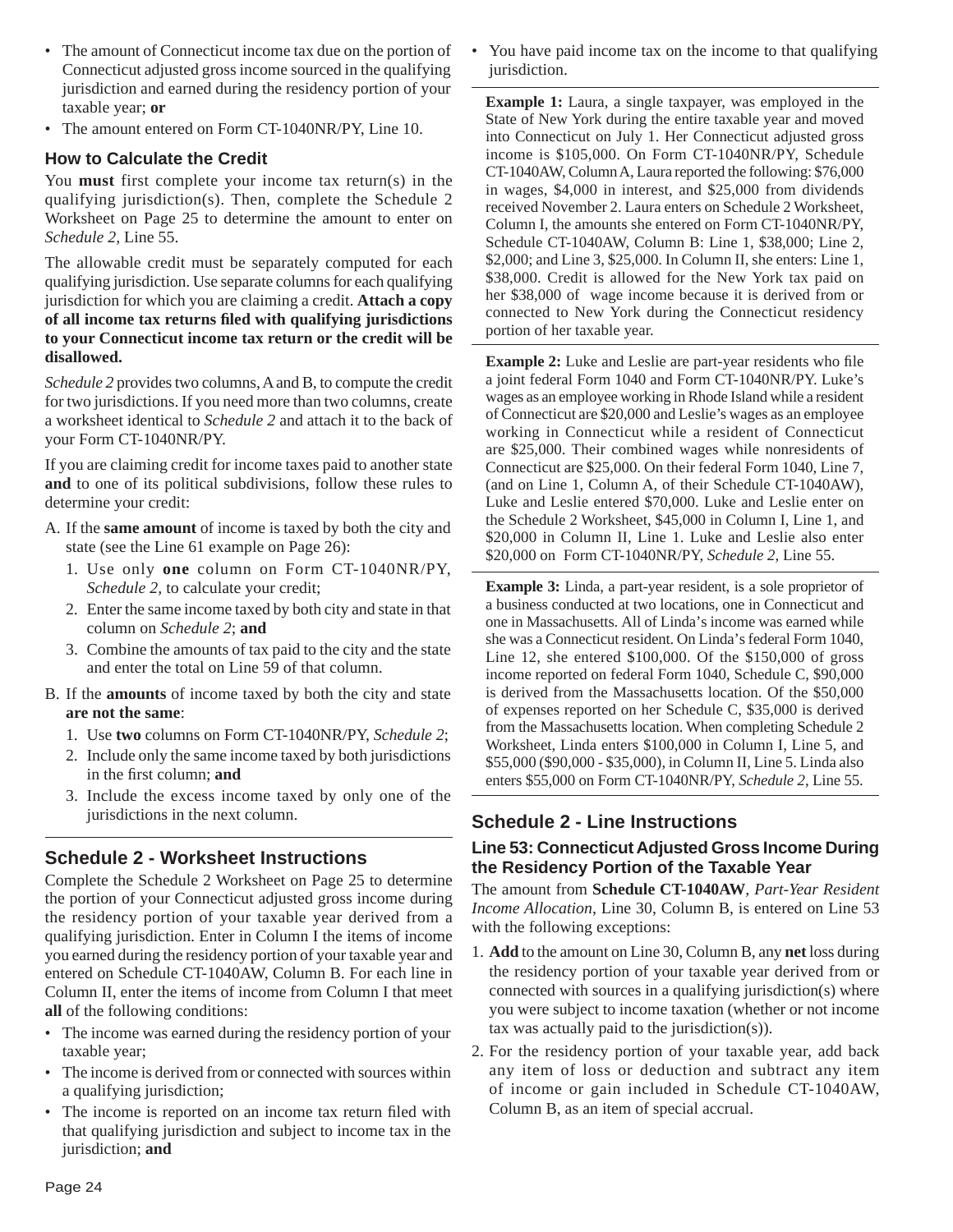- The amount of Connecticut income tax due on the portion of Connecticut adjusted gross income sourced in the qualifying jurisdiction and earned during the residency portion of your taxable year; **or**
- The amount entered on Form CT-1040NR/PY, Line 10.

### How to Calculate the Credit

You **must** first complete your income tax return(s) in the qualifying jurisdiction(s). Then, complete the Schedule 2 Worksheet on Page 25 to determine the amount to enter on *Schedule 2*, Line 55.

The allowable credit must be separately computed for each qualifying jurisdiction. Use separate columns for each qualifying jurisdiction for which you are claiming a credit. **Attach a copy of all income tax returns filed with qualifying jurisdictions to your Connecticut income tax return or the credit will be disallowed.**

*Schedule 2* provides two columns, A and B, to compute the credit for two jurisdictions. If you need more than two columns, create a worksheet identical to *Schedule 2* and attach it to the back of your Form CT-1040NR/PY.

If you are claiming credit for income taxes paid to another state **and** to one of its political subdivisions, follow these rules to determine your credit:

A. If the **same amount** of income is taxed by both the city and state (see the Line 61 example on Page 26):
   1. Use only **one** column on Form CT-1040NR/PY, *Schedule 2*, to calculate your credit;
   2. Enter the same income taxed by both city and state in that column on *Schedule 2*; **and**
   3. Combine the amounts of tax paid to the city and the state and enter the total on Line 59 of that column.

B. If the **amounts** of income taxed by both the city and state **are not the same**:
   1. Use **two** columns on Form CT-1040NR/PY, *Schedule 2*;
   2. Include only the same income taxed by both jurisdictions in the first column; **and**
   3. Include the excess income taxed by only one of the jurisdictions in the next column.

## Schedule 2 - Worksheet Instructions

Complete the Schedule 2 Worksheet on Page 25 to determine the portion of your Connecticut adjusted gross income during the residency portion of your taxable year derived from a qualifying jurisdiction. Enter in Column I the items of income you earned during the residency portion of your taxable year and entered on Schedule CT-1040AW, Column B. For each line in Column II, enter the items of income from Column I that meet **all** of the following conditions:

- The income was earned during the residency portion of your taxable year;
- The income is derived from or connected with sources within a qualifying jurisdiction;
- The income is reported on an income tax return filed with that qualifying jurisdiction and subject to income tax in the jurisdiction; **and**
- You have paid income tax on the income to that qualifying jurisdiction.

**Example 1:** Laura, a single taxpayer, was employed in the State of New York during the entire taxable year and moved into Connecticut on July 1. Her Connecticut adjusted gross income is $105,000. On Form CT-1040NR/PY, Schedule CT-1040AW, Column A, Laura reported the following: $76,000 in wages, $4,000 in interest, and $25,000 from dividends received November 2. Laura enters on Schedule 2 Worksheet, Column I, the amounts she entered on Form CT-1040NR/PY, Schedule CT-1040AW, Column B: Line 1, $38,000; Line 2, $2,000; and Line 3, $25,000. In Column II, she enters: Line 1, $38,000. Credit is allowed for the New York tax paid on her $38,000 of wage income because it is derived from or connected to New York during the Connecticut residency portion of her taxable year.

**Example 2:** Luke and Leslie are part-year residents who file a joint federal Form 1040 and Form CT-1040NR/PY. Luke's wages as an employee working in Rhode Island while a resident of Connecticut are $20,000 and Leslie's wages as an employee working in Connecticut while a resident of Connecticut are $25,000. Their combined wages while nonresidents of Connecticut are $25,000. On their federal Form 1040, Line 7, (and on Line 1, Column A, of their Schedule CT-1040AW), Luke and Leslie entered $70,000. Luke and Leslie enter on the Schedule 2 Worksheet, $45,000 in Column I, Line 1, and $20,000 in Column II, Line 1. Luke and Leslie also enter $20,000 on Form CT-1040NR/PY, *Schedule 2*, Line 55.

**Example 3:** Linda, a part-year resident, is a sole proprietor of a business conducted at two locations, one in Connecticut and one in Massachusetts. All of Linda's income was earned while she was a Connecticut resident. On Linda's federal Form 1040, Line 12, she entered $100,000. Of the $150,000 of gross income reported on federal Form 1040, Schedule C, $90,000 is derived from the Massachusetts location. Of the $50,000 of expenses reported on her Schedule C, $35,000 is derived from the Massachusetts location. When completing Schedule 2 Worksheet, Linda enters $100,000 in Column I, Line 5, and $55,000 ($90,000 - $35,000), in Column II, Line 5. Linda also enters $55,000 on Form CT-1040NR/PY, *Schedule 2*, Line 55.

## Schedule 2 - Line Instructions

### Line 53: Connecticut Adjusted Gross Income During the Residency Portion of the Taxable Year

The amount from **Schedule CT-1040AW**, *Part-Year Resident Income Allocation*, Line 30, Column B, is entered on Line 53 with the following exceptions:

1. **Add** to the amount on Line 30, Column B, any **net** loss during the residency portion of your taxable year derived from or connected with sources in a qualifying jurisdiction(s) where you were subject to income taxation (whether or not income tax was actually paid to the jurisdiction(s)).
2. For the residency portion of your taxable year, add back any item of loss or deduction and subtract any item of income or gain included in Schedule CT-1040AW, Column B, as an item of special accrual.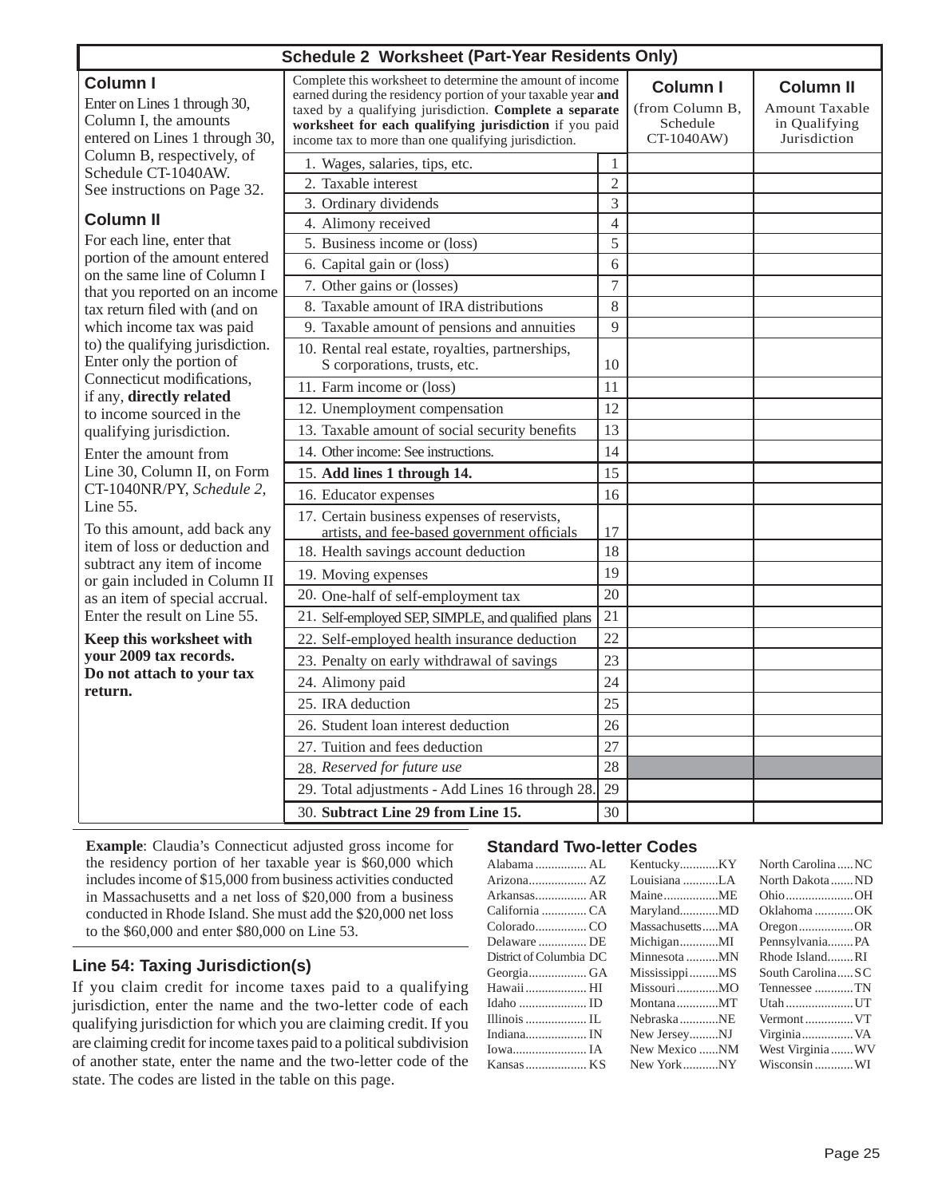## Schedule 2 Worksheet (Part-Year Residents Only)

### Column I

Enter on Lines 1 through 30, Column I, the amounts entered on Lines 1 through 30, Column B, respectively, of Schedule CT-1040AW. See instructions on Page 32.

### Column II

For each line, enter that portion of the amount entered on the same line of Column I that you reported on an income tax return filed with (and on which income tax was paid to) the qualifying jurisdiction. Enter only the portion of Connecticut modifications, if any, **directly related** to income sourced in the qualifying jurisdiction.

Enter the amount from Line 30, Column II, on Form CT-1040NR/PY, *Schedule 2,* Line 55.

To this amount, add back any item of loss or deduction and subtract any item of income or gain included in Column II as an item of special accrual. Enter the result on Line 55.

**Keep this worksheet with your 2009 tax records. Do not attach to your tax return.**

| Complete this worksheet to determine the amount of income earned during the residency portion of your taxable year **and** taxed by a qualifying jurisdiction. **Complete a separate worksheet for each qualifying jurisdiction** if you paid income tax to more than one qualifying jurisdiction. | | **Column I** (from Column B, Schedule CT-1040AW) | **Column II** Amount Taxable in Qualifying Jurisdiction |
|---|---|---|---|
| 1. Wages, salaries, tips, etc. | 1 | | |
| 2. Taxable interest | 2 | | |
| 3. Ordinary dividends | 3 | | |
| 4. Alimony received | 4 | | |
| 5. Business income or (loss) | 5 | | |
| 6. Capital gain or (loss) | 6 | | |
| 7. Other gains or (losses) | 7 | | |
| 8. Taxable amount of IRA distributions | 8 | | |
| 9. Taxable amount of pensions and annuities | 9 | | |
| 10. Rental real estate, royalties, partnerships, S corporations, trusts, etc. | 10 | | |
| 11. Farm income or (loss) | 11 | | |
| 12. Unemployment compensation | 12 | | |
| 13. Taxable amount of social security benefits | 13 | | |
| 14. Other income: See instructions. | 14 | | |
| 15. **Add lines 1 through 14.** | 15 | | |
| 16. Educator expenses | 16 | | |
| 17. Certain business expenses of reservists, artists, and fee-based government officials | 17 | | |
| 18. Health savings account deduction | 18 | | |
| 19. Moving expenses | 19 | | |
| 20. One-half of self-employment tax | 20 | | |
| 21. Self-employed SEP, SIMPLE, and qualified plans | 21 | | |
| 22. Self-employed health insurance deduction | 22 | | |
| 23. Penalty on early withdrawal of savings | 23 | | |
| 24. Alimony paid | 24 | | |
| 25. IRA deduction | 25 | | |
| 26. Student loan interest deduction | 26 | | |
| 27. Tuition and fees deduction | 27 | | |
| 28. *Reserved for future use* | 28 | | |
| 29. Total adjustments - Add Lines 16 through 28. | 29 | | |
| 30. **Subtract Line 29 from Line 15.** | 30 | | |

**Example**: Claudia's Connecticut adjusted gross income for the residency portion of her taxable year is $60,000 which includes income of $15,000 from business activities conducted in Massachusetts and a net loss of $20,000 from a business conducted in Rhode Island. She must add the $20,000 net loss to the $60,000 and enter $80,000 on Line 53.

### Line 54: Taxing Jurisdiction(s)

If you claim credit for income taxes paid to a qualifying jurisdiction, enter the name and the two-letter code of each qualifying jurisdiction for which you are claiming credit. If you are claiming credit for income taxes paid to a political subdivision of another state, enter the name and the two-letter code of the state. The codes are listed in the table on this page.

### Standard Two-letter Codes

| State | Code | State | Code | State | Code |
|---|---|---|---|---|---|
| Alabama | AL | Kentucky | KY | North Carolina | NC |
| Arizona | AZ | Louisiana | LA | North Dakota | ND |
| Arkansas | AR | Maine | ME | Ohio | OH |
| California | CA | Maryland | MD | Oklahoma | OK |
| Colorado | CO | Massachusetts | MA | Oregon | OR |
| Delaware | DE | Michigan | MI | Pennsylvania | PA |
| District of Columbia | DC | Minnesota | MN | Rhode Island | RI |
| Georgia | GA | Mississippi | MS | South Carolina | SC |
| Hawaii | HI | Missouri | MO | Tennessee | TN |
| Idaho | ID | Montana | MT | Utah | UT |
| Illinois | IL | Nebraska | NE | Vermont | VT |
| Indiana | IN | New Jersey | NJ | Virginia | VA |
| Iowa | IA | New Mexico | NM | West Virginia | WV |
| Kansas | KS | New York | NY | Wisconsin | WI |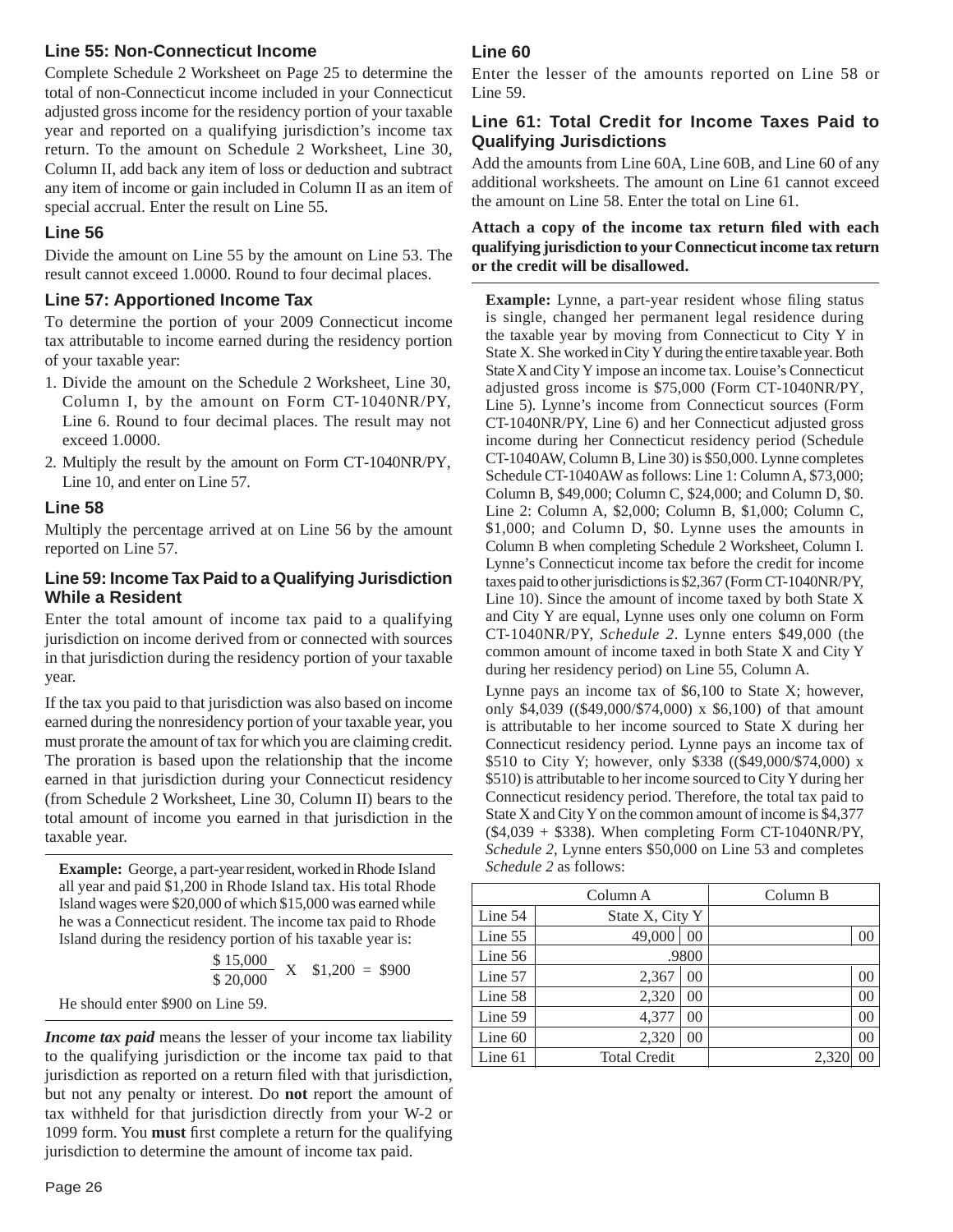### Line 55: Non-Connecticut Income

Complete Schedule 2 Worksheet on Page 25 to determine the total of non-Connecticut income included in your Connecticut adjusted gross income for the residency portion of your taxable year and reported on a qualifying jurisdiction's income tax return. To the amount on Schedule 2 Worksheet, Line 30, Column II, add back any item of loss or deduction and subtract any item of income or gain included in Column II as an item of special accrual. Enter the result on Line 55.

### Line 56

Divide the amount on Line 55 by the amount on Line 53. The result cannot exceed 1.0000. Round to four decimal places.

### Line 57: Apportioned Income Tax

To determine the portion of your 2009 Connecticut income tax attributable to income earned during the residency portion of your taxable year:

1. Divide the amount on the Schedule 2 Worksheet, Line 30, Column I, by the amount on Form CT-1040NR/PY, Line 6. Round to four decimal places. The result may not exceed 1.0000.
2. Multiply the result by the amount on Form CT-1040NR/PY, Line 10, and enter on Line 57.

### Line 58

Multiply the percentage arrived at on Line 56 by the amount reported on Line 57.

### Line 59: Income Tax Paid to a Qualifying Jurisdiction While a Resident

Enter the total amount of income tax paid to a qualifying jurisdiction on income derived from or connected with sources in that jurisdiction during the residency portion of your taxable year.

If the tax you paid to that jurisdiction was also based on income earned during the nonresidency portion of your taxable year, you must prorate the amount of tax for which you are claiming credit. The proration is based upon the relationship that the income earned in that jurisdiction during your Connecticut residency (from Schedule 2 Worksheet, Line 30, Column II) bears to the total amount of income you earned in that jurisdiction in the taxable year.

**Example:** George, a part-year resident, worked in Rhode Island all year and paid $1,200 in Rhode Island tax. His total Rhode Island wages were $20,000 of which $15,000 was earned while he was a Connecticut resident. The income tax paid to Rhode Island during the residency portion of his taxable year is:

$$\frac{\$\,15{,}000}{\$\,20{,}000} \times \$1{,}200 = \$900$$

He should enter $900 on Line 59.

***Income tax paid*** means the lesser of your income tax liability to the qualifying jurisdiction or the income tax paid to that jurisdiction as reported on a return filed with that jurisdiction, but not any penalty or interest. Do **not** report the amount of tax withheld for that jurisdiction directly from your W-2 or 1099 form. You **must** first complete a return for the qualifying jurisdiction to determine the amount of income tax paid.

### Line 60

Enter the lesser of the amounts reported on Line 58 or Line 59.

### Line 61: Total Credit for Income Taxes Paid to Qualifying Jurisdictions

Add the amounts from Line 60A, Line 60B, and Line 60 of any additional worksheets. The amount on Line 61 cannot exceed the amount on Line 58. Enter the total on Line 61.

**Attach a copy of the income tax return filed with each qualifying jurisdiction to your Connecticut income tax return or the credit will be disallowed.**

**Example:** Lynne, a part-year resident whose filing status is single, changed her permanent legal residence during the taxable year by moving from Connecticut to City Y in State X. She worked in City Y during the entire taxable year. Both State X and City Y impose an income tax. Louise's Connecticut adjusted gross income is $75,000 (Form CT-1040NR/PY, Line 5). Lynne's income from Connecticut sources (Form CT-1040NR/PY, Line 6) and her Connecticut adjusted gross income during her Connecticut residency period (Schedule CT-1040AW, Column B, Line 30) is $50,000. Lynne completes Schedule CT-1040AW as follows: Line 1: Column A, $73,000; Column B, $49,000; Column C, $24,000; and Column D, $0. Line 2: Column A, $2,000; Column B, $1,000; Column C, $1,000; and Column D, $0. Lynne uses the amounts in Column B when completing Schedule 2 Worksheet, Column I. Lynne's Connecticut income tax before the credit for income taxes paid to other jurisdictions is $2,367 (Form CT-1040NR/PY, Line 10). Since the amount of income taxed by both State X and City Y are equal, Lynne uses only one column on Form CT-1040NR/PY, *Schedule 2*. Lynne enters $49,000 (the common amount of income taxed in both State X and City Y during her residency period) on Line 55, Column A.

Lynne pays an income tax of $6,100 to State X; however, only $4,039 (($49,000/$74,000) x $6,100) of that amount is attributable to her income sourced to State X during her Connecticut residency period. Lynne pays an income tax of $510 to City Y; however, only $338 (($49,000/$74,000) x $510) is attributable to her income sourced to City Y during her Connecticut residency period. Therefore, the total tax paid to State X and City Y on the common amount of income is $4,377 ($4,039 + $338). When completing Form CT-1040NR/PY, *Schedule 2*, Lynne enters $50,000 on Line 53 and completes *Schedule 2* as follows:

| | Column A | | Column B | |
|---|---|---|---|---|
| Line 54 | State X, City Y | | | |
| Line 55 | 49,000 | 00 | | 00 |
| Line 56 | .9800 | | | |
| Line 57 | 2,367 | 00 | | 00 |
| Line 58 | 2,320 | 00 | | 00 |
| Line 59 | 4,377 | 00 | | 00 |
| Line 60 | 2,320 | 00 | | 00 |
| Line 61 | Total Credit | | 2,320 | 00 |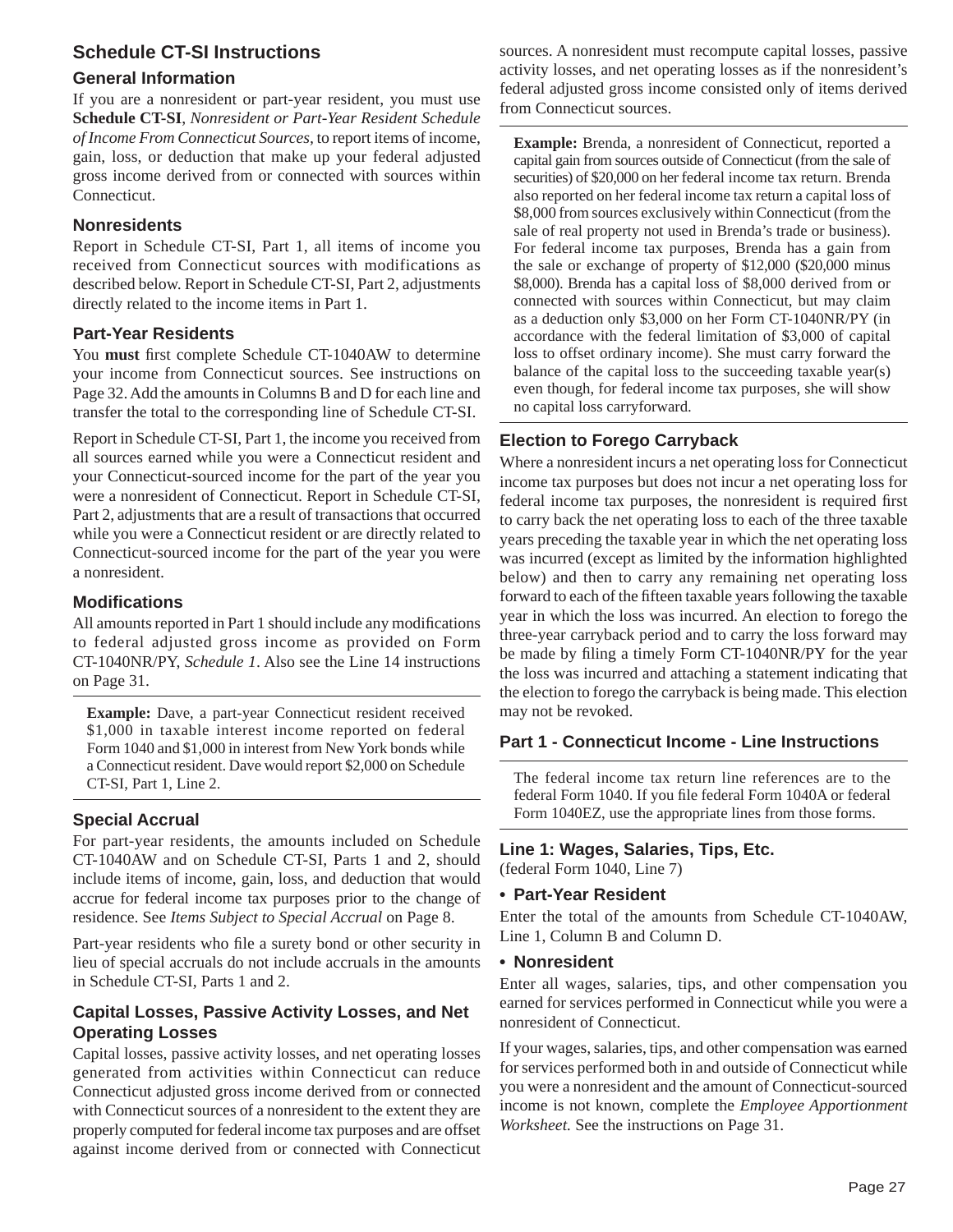## Schedule CT-SI Instructions

### General Information

If you are a nonresident or part-year resident, you must use **Schedule CT-SI**, *Nonresident or Part-Year Resident Schedule of Income From Connecticut Sources*, to report items of income, gain, loss, or deduction that make up your federal adjusted gross income derived from or connected with sources within Connecticut.

### Nonresidents

Report in Schedule CT-SI, Part 1, all items of income you received from Connecticut sources with modifications as described below. Report in Schedule CT-SI, Part 2, adjustments directly related to the income items in Part 1.

### Part-Year Residents

You **must** first complete Schedule CT-1040AW to determine your income from Connecticut sources. See instructions on Page 32. Add the amounts in Columns B and D for each line and transfer the total to the corresponding line of Schedule CT-SI.

Report in Schedule CT-SI, Part 1, the income you received from all sources earned while you were a Connecticut resident and your Connecticut-sourced income for the part of the year you were a nonresident of Connecticut. Report in Schedule CT-SI, Part 2, adjustments that are a result of transactions that occurred while you were a Connecticut resident or are directly related to Connecticut-sourced income for the part of the year you were a nonresident.

### Modifications

All amounts reported in Part 1 should include any modifications to federal adjusted gross income as provided on Form CT-1040NR/PY, *Schedule 1*. Also see the Line 14 instructions on Page 31.

**Example:** Dave, a part-year Connecticut resident received $1,000 in taxable interest income reported on federal Form 1040 and $1,000 in interest from New York bonds while a Connecticut resident. Dave would report $2,000 on Schedule CT-SI, Part 1, Line 2.

### Special Accrual

For part-year residents, the amounts included on Schedule CT-1040AW and on Schedule CT-SI, Parts 1 and 2, should include items of income, gain, loss, and deduction that would accrue for federal income tax purposes prior to the change of residence. See *Items Subject to Special Accrual* on Page 8.

Part-year residents who file a surety bond or other security in lieu of special accruals do not include accruals in the amounts in Schedule CT-SI, Parts 1 and 2.

### Capital Losses, Passive Activity Losses, and Net Operating Losses

Capital losses, passive activity losses, and net operating losses generated from activities within Connecticut can reduce Connecticut adjusted gross income derived from or connected with Connecticut sources of a nonresident to the extent they are properly computed for federal income tax purposes and are offset against income derived from or connected with Connecticut sources. A nonresident must recompute capital losses, passive activity losses, and net operating losses as if the nonresident's federal adjusted gross income consisted only of items derived from Connecticut sources.

**Example:** Brenda, a nonresident of Connecticut, reported a capital gain from sources outside of Connecticut (from the sale of securities) of $20,000 on her federal income tax return. Brenda also reported on her federal income tax return a capital loss of $8,000 from sources exclusively within Connecticut (from the sale of real property not used in Brenda's trade or business). For federal income tax purposes, Brenda has a gain from the sale or exchange of property of $12,000 ($20,000 minus $8,000). Brenda has a capital loss of $8,000 derived from or connected with sources within Connecticut, but may claim as a deduction only $3,000 on her Form CT-1040NR/PY (in accordance with the federal limitation of $3,000 of capital loss to offset ordinary income). She must carry forward the balance of the capital loss to the succeeding taxable year(s) even though, for federal income tax purposes, she will show no capital loss carryforward.

### Election to Forego Carryback

Where a nonresident incurs a net operating loss for Connecticut income tax purposes but does not incur a net operating loss for federal income tax purposes, the nonresident is required first to carry back the net operating loss to each of the three taxable years preceding the taxable year in which the net operating loss was incurred (except as limited by the information highlighted below) and then to carry any remaining net operating loss forward to each of the fifteen taxable years following the taxable year in which the loss was incurred. An election to forego the three-year carryback period and to carry the loss forward may be made by filing a timely Form CT-1040NR/PY for the year the loss was incurred and attaching a statement indicating that the election to forego the carryback is being made. This election may not be revoked.

### Part 1 - Connecticut Income - Line Instructions

The federal income tax return line references are to the federal Form 1040. If you file federal Form 1040A or federal Form 1040EZ, use the appropriate lines from those forms.

#### Line 1: Wages, Salaries, Tips, Etc.

(federal Form 1040, Line 7)

- **Part-Year Resident**

Enter the total of the amounts from Schedule CT-1040AW, Line 1, Column B and Column D.

- **Nonresident**

Enter all wages, salaries, tips, and other compensation you earned for services performed in Connecticut while you were a nonresident of Connecticut.

If your wages, salaries, tips, and other compensation was earned for services performed both in and outside of Connecticut while you were a nonresident and the amount of Connecticut-sourced income is not known, complete the *Employee Apportionment Worksheet.* See the instructions on Page 31.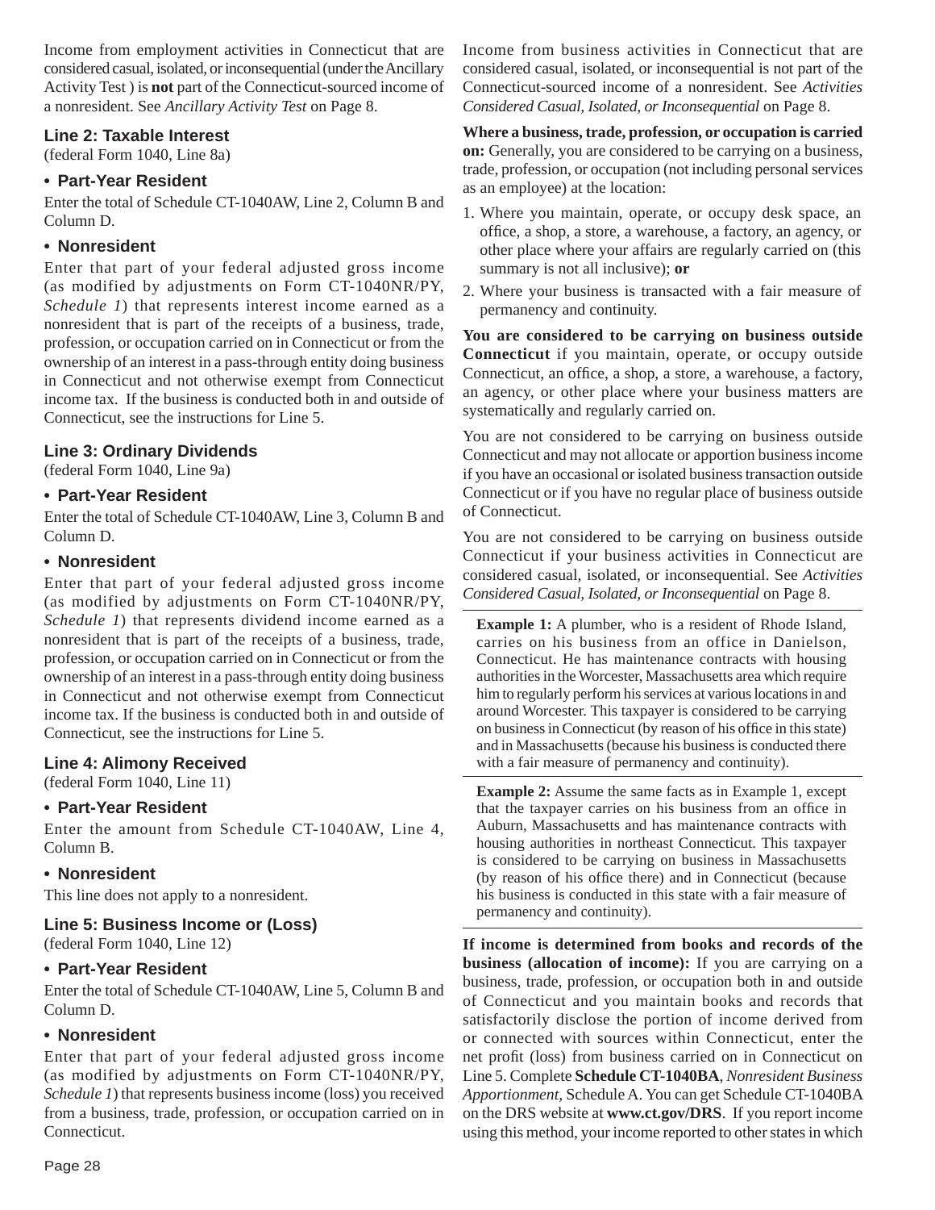Income from employment activities in Connecticut that are considered casual, isolated, or inconsequential (under the Ancillary Activity Test ) is **not** part of the Connecticut-sourced income of a nonresident. See *Ancillary Activity Test* on Page 8.

### Line 2: Taxable Interest

(federal Form 1040, Line 8a)

#### • Part-Year Resident

Enter the total of Schedule CT-1040AW, Line 2, Column B and Column D.

#### • Nonresident

Enter that part of your federal adjusted gross income (as modified by adjustments on Form CT-1040NR/PY, *Schedule 1*) that represents interest income earned as a nonresident that is part of the receipts of a business, trade, profession, or occupation carried on in Connecticut or from the ownership of an interest in a pass-through entity doing business in Connecticut and not otherwise exempt from Connecticut income tax. If the business is conducted both in and outside of Connecticut, see the instructions for Line 5.

### Line 3: Ordinary Dividends

(federal Form 1040, Line 9a)

#### • Part-Year Resident

Enter the total of Schedule CT-1040AW, Line 3, Column B and Column D.

#### • Nonresident

Enter that part of your federal adjusted gross income (as modified by adjustments on Form CT-1040NR/PY, *Schedule 1*) that represents dividend income earned as a nonresident that is part of the receipts of a business, trade, profession, or occupation carried on in Connecticut or from the ownership of an interest in a pass-through entity doing business in Connecticut and not otherwise exempt from Connecticut income tax. If the business is conducted both in and outside of Connecticut, see the instructions for Line 5.

### Line 4: Alimony Received

(federal Form 1040, Line 11)

#### • Part-Year Resident

Enter the amount from Schedule CT-1040AW, Line 4, Column B.

#### • Nonresident

This line does not apply to a nonresident.

### Line 5: Business Income or (Loss)

(federal Form 1040, Line 12)

#### • Part-Year Resident

Enter the total of Schedule CT-1040AW, Line 5, Column B and Column D.

#### • Nonresident

Enter that part of your federal adjusted gross income (as modified by adjustments on Form CT-1040NR/PY, *Schedule 1*) that represents business income (loss) you received from a business, trade, profession, or occupation carried on in Connecticut.

Income from business activities in Connecticut that are considered casual, isolated, or inconsequential is not part of the Connecticut-sourced income of a nonresident. See *Activities Considered Casual, Isolated, or Inconsequential* on Page 8.

**Where a business, trade, profession, or occupation is carried on:** Generally, you are considered to be carrying on a business, trade, profession, or occupation (not including personal services as an employee) at the location:

1. Where you maintain, operate, or occupy desk space, an office, a shop, a store, a warehouse, a factory, an agency, or other place where your affairs are regularly carried on (this summary is not all inclusive); **or**
2. Where your business is transacted with a fair measure of permanency and continuity.

**You are considered to be carrying on business outside Connecticut** if you maintain, operate, or occupy outside Connecticut, an office, a shop, a store, a warehouse, a factory, an agency, or other place where your business matters are systematically and regularly carried on.

You are not considered to be carrying on business outside Connecticut and may not allocate or apportion business income if you have an occasional or isolated business transaction outside Connecticut or if you have no regular place of business outside of Connecticut.

You are not considered to be carrying on business outside Connecticut if your business activities in Connecticut are considered casual, isolated, or inconsequential. See *Activities Considered Casual, Isolated, or Inconsequential* on Page 8.

**Example 1:** A plumber, who is a resident of Rhode Island, carries on his business from an office in Danielson, Connecticut. He has maintenance contracts with housing authorities in the Worcester, Massachusetts area which require him to regularly perform his services at various locations in and around Worcester. This taxpayer is considered to be carrying on business in Connecticut (by reason of his office in this state) and in Massachusetts (because his business is conducted there with a fair measure of permanency and continuity).

**Example 2:** Assume the same facts as in Example 1, except that the taxpayer carries on his business from an office in Auburn, Massachusetts and has maintenance contracts with housing authorities in northeast Connecticut. This taxpayer is considered to be carrying on business in Massachusetts (by reason of his office there) and in Connecticut (because his business is conducted in this state with a fair measure of permanency and continuity).

**If income is determined from books and records of the business (allocation of income):** If you are carrying on a business, trade, profession, or occupation both in and outside of Connecticut and you maintain books and records that satisfactorily disclose the portion of income derived from or connected with sources within Connecticut, enter the net profit (loss) from business carried on in Connecticut on Line 5. Complete **Schedule CT-1040BA**, *Nonresident Business Apportionment,* Schedule A. You can get Schedule CT-1040BA on the DRS website at **www.ct.gov/DRS**. If you report income using this method, your income reported to other states in which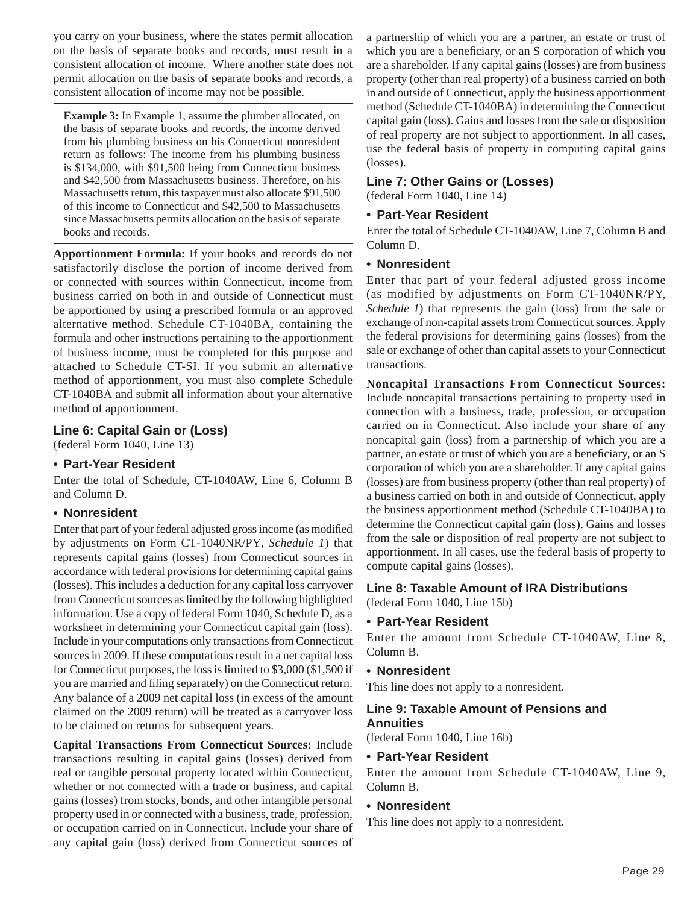you carry on your business, where the states permit allocation on the basis of separate books and records, must result in a consistent allocation of income. Where another state does not permit allocation on the basis of separate books and records, a consistent allocation of income may not be possible.

**Example 3:** In Example 1, assume the plumber allocated, on the basis of separate books and records, the income derived from his plumbing business on his Connecticut nonresident return as follows: The income from his plumbing business is $134,000, with $91,500 being from Connecticut business and $42,500 from Massachusetts business. Therefore, on his Massachusetts return, this taxpayer must also allocate $91,500 of this income to Connecticut and $42,500 to Massachusetts since Massachusetts permits allocation on the basis of separate books and records.

**Apportionment Formula:** If your books and records do not satisfactorily disclose the portion of income derived from or connected with sources within Connecticut, income from business carried on both in and outside of Connecticut must be apportioned by using a prescribed formula or an approved alternative method. Schedule CT-1040BA, containing the formula and other instructions pertaining to the apportionment of business income, must be completed for this purpose and attached to Schedule CT-SI. If you submit an alternative method of apportionment, you must also complete Schedule CT-1040BA and submit all information about your alternative method of apportionment.

### Line 6: Capital Gain or (Loss)

(federal Form 1040, Line 13)

#### • Part-Year Resident

Enter the total of Schedule, CT-1040AW, Line 6, Column B and Column D.

#### • Nonresident

Enter that part of your federal adjusted gross income (as modified by adjustments on Form CT-1040NR/PY, *Schedule 1*) that represents capital gains (losses) from Connecticut sources in accordance with federal provisions for determining capital gains (losses). This includes a deduction for any capital loss carryover from Connecticut sources as limited by the following highlighted information. Use a copy of federal Form 1040, Schedule D, as a worksheet in determining your Connecticut capital gain (loss). Include in your computations only transactions from Connecticut sources in 2009. If these computations result in a net capital loss for Connecticut purposes, the loss is limited to $3,000 ($1,500 if you are married and filing separately) on the Connecticut return. Any balance of a 2009 net capital loss (in excess of the amount claimed on the 2009 return) will be treated as a carryover loss to be claimed on returns for subsequent years.

**Capital Transactions From Connecticut Sources:** Include transactions resulting in capital gains (losses) derived from real or tangible personal property located within Connecticut, whether or not connected with a trade or business, and capital gains (losses) from stocks, bonds, and other intangible personal property used in or connected with a business, trade, profession, or occupation carried on in Connecticut. Include your share of any capital gain (loss) derived from Connecticut sources of a partnership of which you are a partner, an estate or trust of which you are a beneficiary, or an S corporation of which you are a shareholder. If any capital gains (losses) are from business property (other than real property) of a business carried on both in and outside of Connecticut, apply the business apportionment method (Schedule CT-1040BA) in determining the Connecticut capital gain (loss). Gains and losses from the sale or disposition of real property are not subject to apportionment. In all cases, use the federal basis of property in computing capital gains (losses).

### Line 7: Other Gains or (Losses)

(federal Form 1040, Line 14)

#### • Part-Year Resident

Enter the total of Schedule CT-1040AW, Line 7, Column B and Column D.

#### • Nonresident

Enter that part of your federal adjusted gross income (as modified by adjustments on Form CT-1040NR/PY, *Schedule 1*) that represents the gain (loss) from the sale or exchange of non-capital assets from Connecticut sources. Apply the federal provisions for determining gains (losses) from the sale or exchange of other than capital assets to your Connecticut transactions.

**Noncapital Transactions From Connecticut Sources:** Include noncapital transactions pertaining to property used in connection with a business, trade, profession, or occupation carried on in Connecticut. Also include your share of any noncapital gain (loss) from a partnership of which you are a partner, an estate or trust of which you are a beneficiary, or an S corporation of which you are a shareholder. If any capital gains (losses) are from business property (other than real property) of a business carried on both in and outside of Connecticut, apply the business apportionment method (Schedule CT-1040BA) to determine the Connecticut capital gain (loss). Gains and losses from the sale or disposition of real property are not subject to apportionment. In all cases, use the federal basis of property to compute capital gains (losses).

### Line 8: Taxable Amount of IRA Distributions

(federal Form 1040, Line 15b)

#### • Part-Year Resident

Enter the amount from Schedule CT-1040AW, Line 8, Column B.

#### • Nonresident

This line does not apply to a nonresident.

### Line 9: Taxable Amount of Pensions and Annuities

(federal Form 1040, Line 16b)

#### • Part-Year Resident

Enter the amount from Schedule CT-1040AW, Line 9, Column B.

#### • Nonresident

This line does not apply to a nonresident.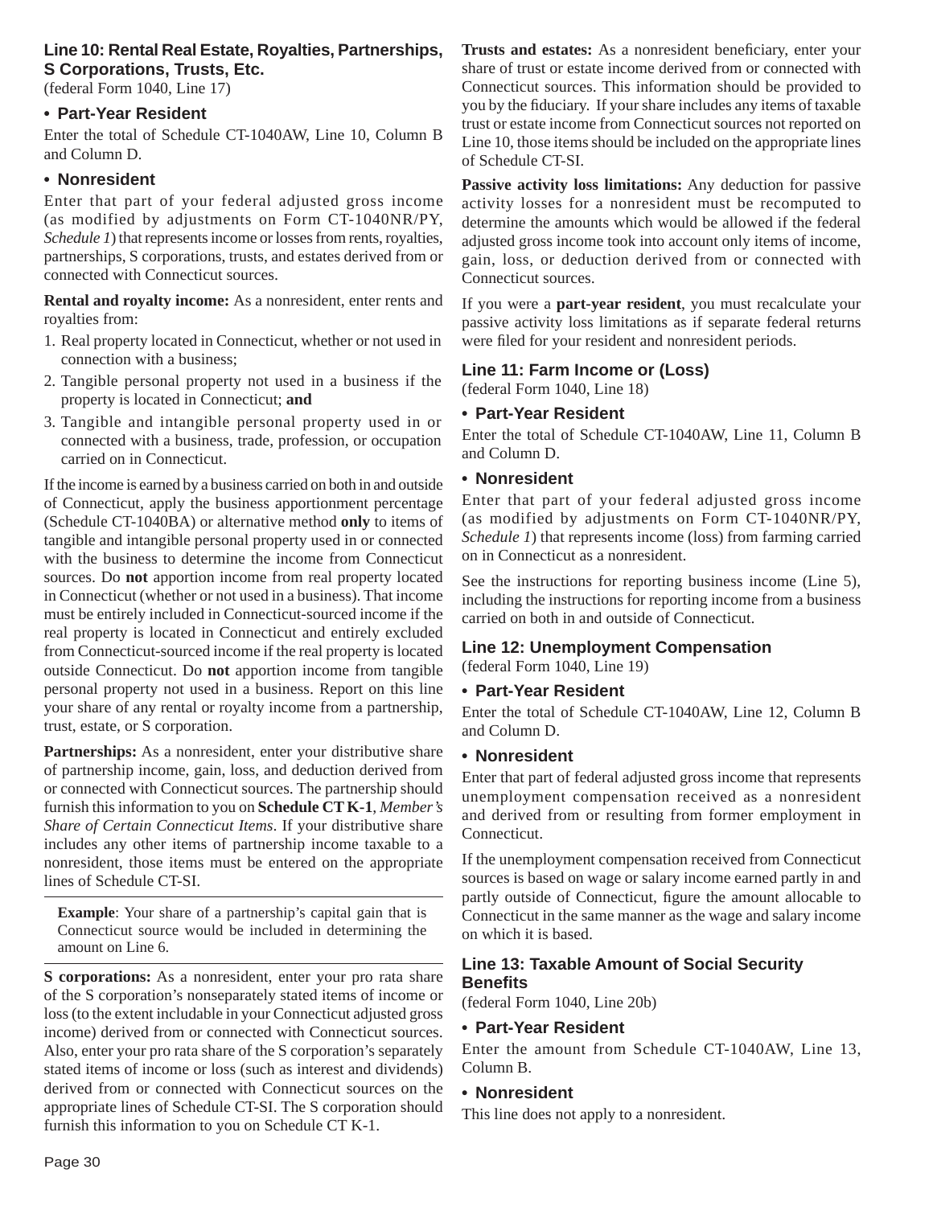### Line 10: Rental Real Estate, Royalties, Partnerships, S Corporations, Trusts, Etc.

(federal Form 1040, Line 17)

#### • Part-Year Resident

Enter the total of Schedule CT-1040AW, Line 10, Column B and Column D.

#### • Nonresident

Enter that part of your federal adjusted gross income (as modified by adjustments on Form CT-1040NR/PY, *Schedule 1*) that represents income or losses from rents, royalties, partnerships, S corporations, trusts, and estates derived from or connected with Connecticut sources.

**Rental and royalty income:** As a nonresident, enter rents and royalties from:

1. Real property located in Connecticut, whether or not used in connection with a business;
2. Tangible personal property not used in a business if the property is located in Connecticut; **and**
3. Tangible and intangible personal property used in or connected with a business, trade, profession, or occupation carried on in Connecticut.

If the income is earned by a business carried on both in and outside of Connecticut, apply the business apportionment percentage (Schedule CT-1040BA) or alternative method **only** to items of tangible and intangible personal property used in or connected with the business to determine the income from Connecticut sources. Do **not** apportion income from real property located in Connecticut (whether or not used in a business). That income must be entirely included in Connecticut-sourced income if the real property is located in Connecticut and entirely excluded from Connecticut-sourced income if the real property is located outside Connecticut. Do **not** apportion income from tangible personal property not used in a business. Report on this line your share of any rental or royalty income from a partnership, trust, estate, or S corporation.

**Partnerships:** As a nonresident, enter your distributive share of partnership income, gain, loss, and deduction derived from or connected with Connecticut sources. The partnership should furnish this information to you on **Schedule CT K-1**, *Member's Share of Certain Connecticut Items*. If your distributive share includes any other items of partnership income taxable to a nonresident, those items must be entered on the appropriate lines of Schedule CT-SI.

---

**Example**: Your share of a partnership's capital gain that is Connecticut source would be included in determining the amount on Line 6.

---

**S corporations:** As a nonresident, enter your pro rata share of the S corporation's nonseparately stated items of income or loss (to the extent includable in your Connecticut adjusted gross income) derived from or connected with Connecticut sources. Also, enter your pro rata share of the S corporation's separately stated items of income or loss (such as interest and dividends) derived from or connected with Connecticut sources on the appropriate lines of Schedule CT-SI. The S corporation should furnish this information to you on Schedule CT K-1.

**Trusts and estates:** As a nonresident beneficiary, enter your share of trust or estate income derived from or connected with Connecticut sources. This information should be provided to you by the fiduciary. If your share includes any items of taxable trust or estate income from Connecticut sources not reported on Line 10, those items should be included on the appropriate lines of Schedule CT-SI.

**Passive activity loss limitations:** Any deduction for passive activity losses for a nonresident must be recomputed to determine the amounts which would be allowed if the federal adjusted gross income took into account only items of income, gain, loss, or deduction derived from or connected with Connecticut sources.

If you were a **part-year resident**, you must recalculate your passive activity loss limitations as if separate federal returns were filed for your resident and nonresident periods.

### Line 11: Farm Income or (Loss)

(federal Form 1040, Line 18)

#### • Part-Year Resident

Enter the total of Schedule CT-1040AW, Line 11, Column B and Column D.

#### • Nonresident

Enter that part of your federal adjusted gross income (as modified by adjustments on Form CT-1040NR/PY, *Schedule 1*) that represents income (loss) from farming carried on in Connecticut as a nonresident.

See the instructions for reporting business income (Line 5), including the instructions for reporting income from a business carried on both in and outside of Connecticut.

### Line 12: Unemployment Compensation

(federal Form 1040, Line 19)

#### • Part-Year Resident

Enter the total of Schedule CT-1040AW, Line 12, Column B and Column D.

#### • Nonresident

Enter that part of federal adjusted gross income that represents unemployment compensation received as a nonresident and derived from or resulting from former employment in Connecticut.

If the unemployment compensation received from Connecticut sources is based on wage or salary income earned partly in and partly outside of Connecticut, figure the amount allocable to Connecticut in the same manner as the wage and salary income on which it is based.

### Line 13: Taxable Amount of Social Security Benefits

(federal Form 1040, Line 20b)

#### • Part-Year Resident

Enter the amount from Schedule CT-1040AW, Line 13, Column B.

#### • Nonresident

This line does not apply to a nonresident.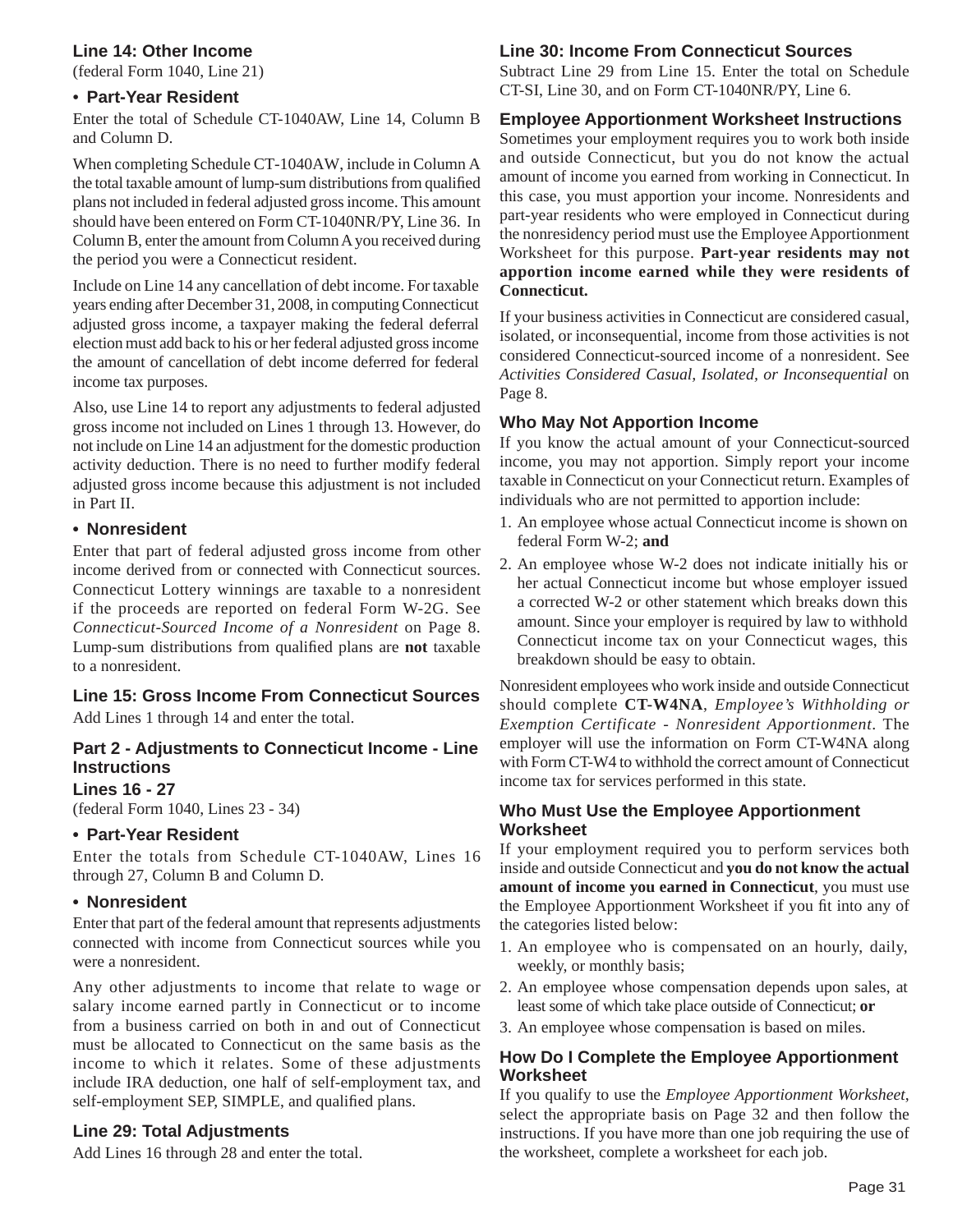### Line 14: Other Income

(federal Form 1040, Line 21)

#### • Part-Year Resident

Enter the total of Schedule CT-1040AW, Line 14, Column B and Column D.

When completing Schedule CT-1040AW, include in Column A the total taxable amount of lump-sum distributions from qualified plans not included in federal adjusted gross income. This amount should have been entered on Form CT-1040NR/PY, Line 36. In Column B, enter the amount from Column A you received during the period you were a Connecticut resident.

Include on Line 14 any cancellation of debt income. For taxable years ending after December 31, 2008, in computing Connecticut adjusted gross income, a taxpayer making the federal deferral election must add back to his or her federal adjusted gross income the amount of cancellation of debt income deferred for federal income tax purposes.

Also, use Line 14 to report any adjustments to federal adjusted gross income not included on Lines 1 through 13. However, do not include on Line 14 an adjustment for the domestic production activity deduction. There is no need to further modify federal adjusted gross income because this adjustment is not included in Part II.

#### • Nonresident

Enter that part of federal adjusted gross income from other income derived from or connected with Connecticut sources. Connecticut Lottery winnings are taxable to a nonresident if the proceeds are reported on federal Form W-2G. See *Connecticut-Sourced Income of a Nonresident* on Page 8. Lump-sum distributions from qualified plans are **not** taxable to a nonresident.

### Line 15: Gross Income From Connecticut Sources

Add Lines 1 through 14 and enter the total.

### Part 2 - Adjustments to Connecticut Income - Line Instructions

### Lines 16 - 27

(federal Form 1040, Lines 23 - 34)

#### • Part-Year Resident

Enter the totals from Schedule CT-1040AW, Lines 16 through 27, Column B and Column D.

#### • Nonresident

Enter that part of the federal amount that represents adjustments connected with income from Connecticut sources while you were a nonresident.

Any other adjustments to income that relate to wage or salary income earned partly in Connecticut or to income from a business carried on both in and out of Connecticut must be allocated to Connecticut on the same basis as the income to which it relates. Some of these adjustments include IRA deduction, one half of self-employment tax, and self-employment SEP, SIMPLE, and qualified plans.

### Line 29: Total Adjustments

Add Lines 16 through 28 and enter the total.

### Line 30: Income From Connecticut Sources

Subtract Line 29 from Line 15. Enter the total on Schedule CT-SI, Line 30, and on Form CT-1040NR/PY, Line 6.

### Employee Apportionment Worksheet Instructions

Sometimes your employment requires you to work both inside and outside Connecticut, but you do not know the actual amount of income you earned from working in Connecticut. In this case, you must apportion your income. Nonresidents and part-year residents who were employed in Connecticut during the nonresidency period must use the Employee Apportionment Worksheet for this purpose. **Part-year residents may not apportion income earned while they were residents of Connecticut.**

If your business activities in Connecticut are considered casual, isolated, or inconsequential, income from those activities is not considered Connecticut-sourced income of a nonresident. See *Activities Considered Casual, Isolated, or Inconsequential* on Page 8.

### Who May Not Apportion Income

If you know the actual amount of your Connecticut-sourced income, you may not apportion. Simply report your income taxable in Connecticut on your Connecticut return. Examples of individuals who are not permitted to apportion include:

1. An employee whose actual Connecticut income is shown on federal Form W-2; **and**
2. An employee whose W-2 does not indicate initially his or her actual Connecticut income but whose employer issued a corrected W-2 or other statement which breaks down this amount. Since your employer is required by law to withhold Connecticut income tax on your Connecticut wages, this breakdown should be easy to obtain.

Nonresident employees who work inside and outside Connecticut should complete **CT-W4NA**, *Employee's Withholding or Exemption Certificate - Nonresident Apportionment*. The employer will use the information on Form CT-W4NA along with Form CT-W4 to withhold the correct amount of Connecticut income tax for services performed in this state.

### Who Must Use the Employee Apportionment Worksheet

If your employment required you to perform services both inside and outside Connecticut and **you do not know the actual amount of income you earned in Connecticut**, you must use the Employee Apportionment Worksheet if you fit into any of the categories listed below:

1. An employee who is compensated on an hourly, daily, weekly, or monthly basis;
2. An employee whose compensation depends upon sales, at least some of which take place outside of Connecticut; **or**
3. An employee whose compensation is based on miles.

### How Do I Complete the Employee Apportionment Worksheet

If you qualify to use the *Employee Apportionment Worksheet*, select the appropriate basis on Page 32 and then follow the instructions. If you have more than one job requiring the use of the worksheet, complete a worksheet for each job.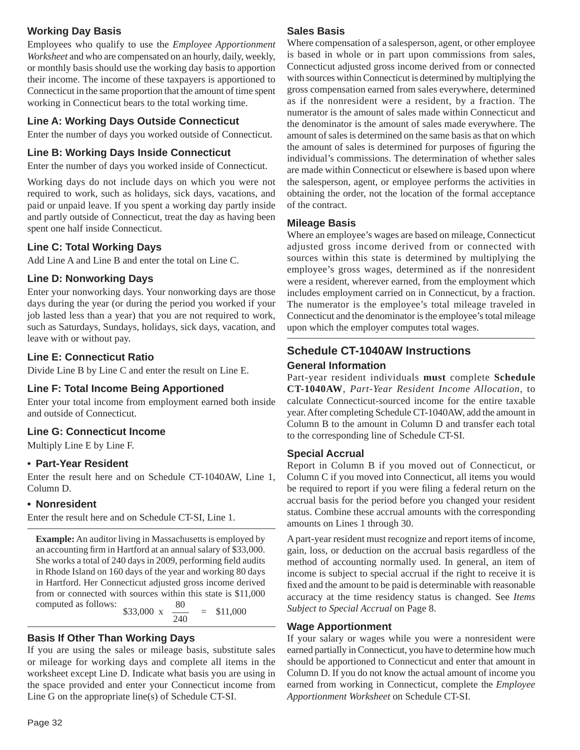### Working Day Basis

Employees who qualify to use the *Employee Apportionment Worksheet* and who are compensated on an hourly, daily, weekly, or monthly basis should use the working day basis to apportion their income. The income of these taxpayers is apportioned to Connecticut in the same proportion that the amount of time spent working in Connecticut bears to the total working time.

### Line A: Working Days Outside Connecticut

Enter the number of days you worked outside of Connecticut.

### Line B: Working Days Inside Connecticut

Enter the number of days you worked inside of Connecticut.

Working days do not include days on which you were not required to work, such as holidays, sick days, vacations, and paid or unpaid leave. If you spent a working day partly inside and partly outside of Connecticut, treat the day as having been spent one half inside Connecticut.

### Line C: Total Working Days

Add Line A and Line B and enter the total on Line C.

### Line D: Nonworking Days

Enter your nonworking days. Your nonworking days are those days during the year (or during the period you worked if your job lasted less than a year) that you are not required to work, such as Saturdays, Sundays, holidays, sick days, vacation, and leave with or without pay.

### Line E: Connecticut Ratio

Divide Line B by Line C and enter the result on Line E.

### Line F: Total Income Being Apportioned

Enter your total income from employment earned both inside and outside of Connecticut.

### Line G: Connecticut Income

Multiply Line E by Line F.

- **Part-Year Resident**

Enter the result here and on Schedule CT-1040AW, Line 1, Column D.

- **Nonresident**

Enter the result here and on Schedule CT-SI, Line 1.

---

**Example:** An auditor living in Massachusetts is employed by an accounting firm in Hartford at an annual salary of $33,000. She works a total of 240 days in 2009, performing field audits in Rhode Island on 160 days of the year and working 80 days in Hartford. Her Connecticut adjusted gross income derived from or connected with sources within this state is $11,000 computed as follows:

$$\$33{,}000 \times \frac{80}{240} = \$11{,}000$$

---

### Basis If Other Than Working Days

If you are using the sales or mileage basis, substitute sales or mileage for working days and complete all items in the worksheet except Line D. Indicate what basis you are using in the space provided and enter your Connecticut income from Line G on the appropriate line(s) of Schedule CT-SI.

### Sales Basis

Where compensation of a salesperson, agent, or other employee is based in whole or in part upon commissions from sales, Connecticut adjusted gross income derived from or connected with sources within Connecticut is determined by multiplying the gross compensation earned from sales everywhere, determined as if the nonresident were a resident, by a fraction. The numerator is the amount of sales made within Connecticut and the denominator is the amount of sales made everywhere. The amount of sales is determined on the same basis as that on which the amount of sales is determined for purposes of figuring the individual's commissions. The determination of whether sales are made within Connecticut or elsewhere is based upon where the salesperson, agent, or employee performs the activities in obtaining the order, not the location of the formal acceptance of the contract.

### Mileage Basis

Where an employee's wages are based on mileage, Connecticut adjusted gross income derived from or connected with sources within this state is determined by multiplying the employee's gross wages, determined as if the nonresident were a resident, wherever earned, from the employment which includes employment carried on in Connecticut, by a fraction. The numerator is the employee's total mileage traveled in Connecticut and the denominator is the employee's total mileage upon which the employer computes total wages.

---

## Schedule CT-1040AW Instructions

### General Information

Part-year resident individuals **must** complete **Schedule CT-1040AW**, *Part-Year Resident Income Allocation*, to calculate Connecticut-sourced income for the entire taxable year. After completing Schedule CT-1040AW, add the amount in Column B to the amount in Column D and transfer each total to the corresponding line of Schedule CT-SI.

### Special Accrual

Report in Column B if you moved out of Connecticut, or Column C if you moved into Connecticut, all items you would be required to report if you were filing a federal return on the accrual basis for the period before you changed your resident status. Combine these accrual amounts with the corresponding amounts on Lines 1 through 30.

A part-year resident must recognize and report items of income, gain, loss, or deduction on the accrual basis regardless of the method of accounting normally used. In general, an item of income is subject to special accrual if the right to receive it is fixed and the amount to be paid is determinable with reasonable accuracy at the time residency status is changed. See *Items Subject to Special Accrual* on Page 8.

### Wage Apportionment

If your salary or wages while you were a nonresident were earned partially in Connecticut, you have to determine how much should be apportioned to Connecticut and enter that amount in Column D. If you do not know the actual amount of income you earned from working in Connecticut, complete the *Employee Apportionment Worksheet* on Schedule CT-SI.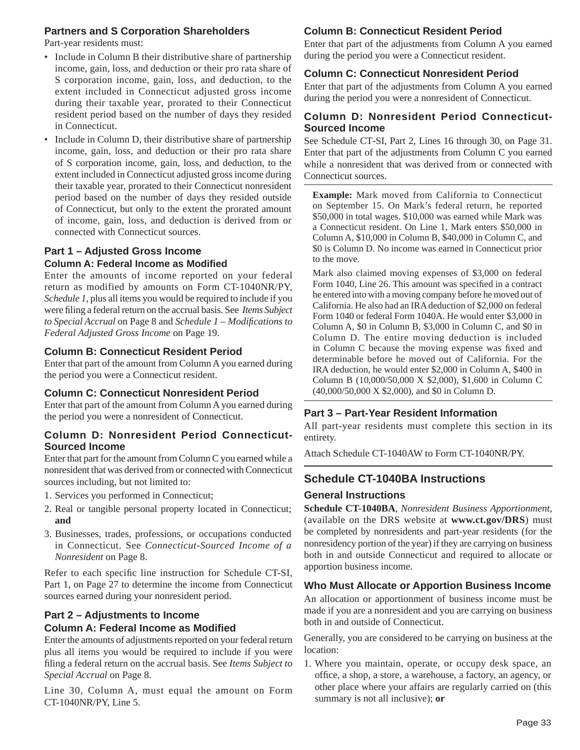### Partners and S Corporation Shareholders

Part-year residents must:

- Include in Column B their distributive share of partnership income, gain, loss, and deduction or their pro rata share of S corporation income, gain, loss, and deduction, to the extent included in Connecticut adjusted gross income during their taxable year, prorated to their Connecticut resident period based on the number of days they resided in Connecticut.
- Include in Column D, their distributive share of partnership income, gain, loss, and deduction or their pro rata share of S corporation income, gain, loss, and deduction, to the extent included in Connecticut adjusted gross income during their taxable year, prorated to their Connecticut nonresident period based on the number of days they resided outside of Connecticut, but only to the extent the prorated amount of income, gain, loss, and deduction is derived from or connected with Connecticut sources.

### Part 1 – Adjusted Gross Income

#### Column A: Federal Income as Modified

Enter the amounts of income reported on your federal return as modified by amounts on Form CT-1040NR/PY, *Schedule 1*, plus all items you would be required to include if you were filing a federal return on the accrual basis. See *Items Subject to Special Accrual* on Page 8 and *Schedule 1 – Modifications to Federal Adjusted Gross Income* on Page 19.

#### Column B: Connecticut Resident Period

Enter that part of the amount from Column A you earned during the period you were a Connecticut resident.

#### Column C: Connecticut Nonresident Period

Enter that part of the amount from Column A you earned during the period you were a nonresident of Connecticut.

#### Column D: Nonresident Period Connecticut-Sourced Income

Enter that part for the amount from Column C you earned while a nonresident that was derived from or connected with Connecticut sources including, but not limited to:

1. Services you performed in Connecticut;
2. Real or tangible personal property located in Connecticut; **and**
3. Businesses, trades, professions, or occupations conducted in Connecticut. See *Connecticut-Sourced Income of a Nonresident* on Page 8.

Refer to each specific line instruction for Schedule CT-SI, Part 1, on Page 27 to determine the income from Connecticut sources earned during your nonresident period.

### Part 2 – Adjustments to Income

#### Column A: Federal Income as Modified

Enter the amounts of adjustments reported on your federal return plus all items you would be required to include if you were filing a federal return on the accrual basis. See *Items Subject to Special Accrual* on Page 8.

Line 30, Column A, must equal the amount on Form CT-1040NR/PY, Line 5.

#### Column B: Connecticut Resident Period

Enter that part of the adjustments from Column A you earned during the period you were a Connecticut resident.

#### Column C: Connecticut Nonresident Period

Enter that part of the adjustments from Column A you earned during the period you were a nonresident of Connecticut.

#### Column D: Nonresident Period Connecticut-Sourced Income

See Schedule CT-SI, Part 2, Lines 16 through 30, on Page 31. Enter that part of the adjustments from Column C you earned while a nonresident that was derived from or connected with Connecticut sources.

**Example:** Mark moved from California to Connecticut on September 15. On Mark's federal return, he reported $50,000 in total wages. $10,000 was earned while Mark was a Connecticut resident. On Line 1, Mark enters $50,000 in Column A, $10,000 in Column B, $40,000 in Column C, and $0 is Column D. No income was earned in Connecticut prior to the move.

Mark also claimed moving expenses of $3,000 on federal Form 1040, Line 26. This amount was specified in a contract he entered into with a moving company before he moved out of California. He also had an IRA deduction of $2,000 on federal Form 1040 or federal Form 1040A. He would enter $3,000 in Column A, $0 in Column B, $3,000 in Column C, and $0 in Column D. The entire moving deduction is included in Column C because the moving expense was fixed and determinable before he moved out of California. For the IRA deduction, he would enter $2,000 in Column A, $400 in Column B (10,000/50,000 X $2,000), $1,600 in Column C (40,000/50,000 X $2,000), and $0 in Column D.

### Part 3 – Part-Year Resident Information

All part-year residents must complete this section in its entirety.

Attach Schedule CT-1040AW to Form CT-1040NR/PY.

## Schedule CT-1040BA Instructions

### General Instructions

**Schedule CT-1040BA**, *Nonresident Business Apportionment*, (available on the DRS website at **www.ct.gov/DRS**) must be completed by nonresidents and part-year residents (for the nonresidency portion of the year) if they are carrying on business both in and outside Connecticut and required to allocate or apportion business income.

### Who Must Allocate or Apportion Business Income

An allocation or apportionment of business income must be made if you are a nonresident and you are carrying on business both in and outside of Connecticut.

Generally, you are considered to be carrying on business at the location:

1. Where you maintain, operate, or occupy desk space, an office, a shop, a store, a warehouse, a factory, an agency, or other place where your affairs are regularly carried on (this summary is not all inclusive); **or**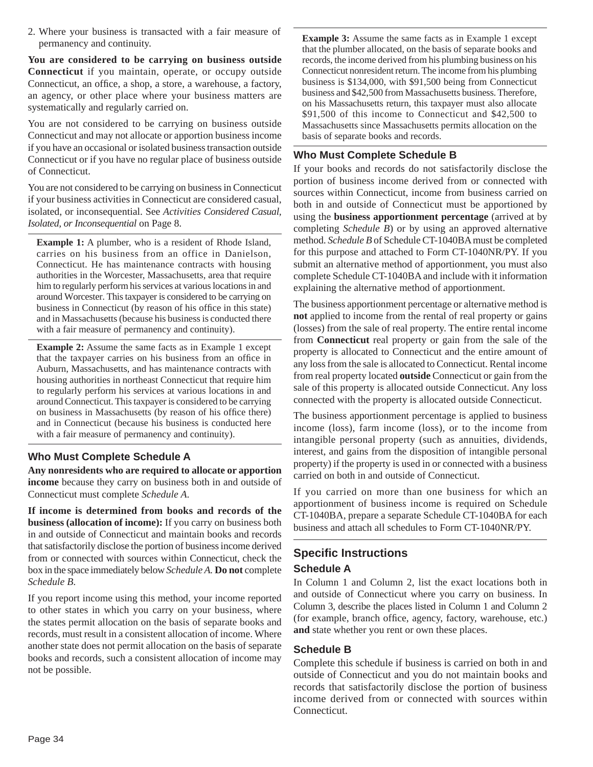2. Where your business is transacted with a fair measure of permanency and continuity.

**You are considered to be carrying on business outside Connecticut** if you maintain, operate, or occupy outside Connecticut, an office, a shop, a store, a warehouse, a factory, an agency, or other place where your business matters are systematically and regularly carried on.

You are not considered to be carrying on business outside Connecticut and may not allocate or apportion business income if you have an occasional or isolated business transaction outside Connecticut or if you have no regular place of business outside of Connecticut.

You are not considered to be carrying on business in Connecticut if your business activities in Connecticut are considered casual, isolated, or inconsequential. See *Activities Considered Casual, Isolated, or Inconsequential* on Page 8.

**Example 1:** A plumber, who is a resident of Rhode Island, carries on his business from an office in Danielson, Connecticut. He has maintenance contracts with housing authorities in the Worcester, Massachusetts, area that require him to regularly perform his services at various locations in and around Worcester. This taxpayer is considered to be carrying on business in Connecticut (by reason of his office in this state) and in Massachusetts (because his business is conducted there with a fair measure of permanency and continuity).

**Example 2:** Assume the same facts as in Example 1 except that the taxpayer carries on his business from an office in Auburn, Massachusetts, and has maintenance contracts with housing authorities in northeast Connecticut that require him to regularly perform his services at various locations in and around Connecticut. This taxpayer is considered to be carrying on business in Massachusetts (by reason of his office there) and in Connecticut (because his business is conducted here with a fair measure of permanency and continuity).

### Who Must Complete Schedule A

**Any nonresidents who are required to allocate or apportion income** because they carry on business both in and outside of Connecticut must complete *Schedule A*.

**If income is determined from books and records of the business (allocation of income):** If you carry on business both in and outside of Connecticut and maintain books and records that satisfactorily disclose the portion of business income derived from or connected with sources within Connecticut, check the box in the space immediately below *Schedule A*. **Do not** complete *Schedule B*.

If you report income using this method, your income reported to other states in which you carry on your business, where the states permit allocation on the basis of separate books and records, must result in a consistent allocation of income. Where another state does not permit allocation on the basis of separate books and records, such a consistent allocation of income may not be possible.

**Example 3:** Assume the same facts as in Example 1 except that the plumber allocated, on the basis of separate books and records, the income derived from his plumbing business on his Connecticut nonresident return. The income from his plumbing business is $134,000, with $91,500 being from Connecticut business and $42,500 from Massachusetts business. Therefore, on his Massachusetts return, this taxpayer must also allocate $91,500 of this income to Connecticut and $42,500 to Massachusetts since Massachusetts permits allocation on the basis of separate books and records.

### Who Must Complete Schedule B

If your books and records do not satisfactorily disclose the portion of business income derived from or connected with sources within Connecticut, income from business carried on both in and outside of Connecticut must be apportioned by using the **business apportionment percentage** (arrived at by completing *Schedule B*) or by using an approved alternative method. *Schedule B* of Schedule CT-1040BA must be completed for this purpose and attached to Form CT-1040NR/PY. If you submit an alternative method of apportionment, you must also complete Schedule CT-1040BA and include with it information explaining the alternative method of apportionment.

The business apportionment percentage or alternative method is **not** applied to income from the rental of real property or gains (losses) from the sale of real property. The entire rental income from **Connecticut** real property or gain from the sale of the property is allocated to Connecticut and the entire amount of any loss from the sale is allocated to Connecticut. Rental income from real property located **outside** Connecticut or gain from the sale of this property is allocated outside Connecticut. Any loss connected with the property is allocated outside Connecticut.

The business apportionment percentage is applied to business income (loss), farm income (loss), or to the income from intangible personal property (such as annuities, dividends, interest, and gains from the disposition of intangible personal property) if the property is used in or connected with a business carried on both in and outside of Connecticut.

If you carried on more than one business for which an apportionment of business income is required on Schedule CT-1040BA, prepare a separate Schedule CT-1040BA for each business and attach all schedules to Form CT-1040NR/PY.

## Specific Instructions

### Schedule A

In Column 1 and Column 2, list the exact locations both in and outside of Connecticut where you carry on business. In Column 3, describe the places listed in Column 1 and Column 2 (for example, branch office, agency, factory, warehouse, etc.) **and** state whether you rent or own these places.

### Schedule B

Complete this schedule if business is carried on both in and outside of Connecticut and you do not maintain books and records that satisfactorily disclose the portion of business income derived from or connected with sources within Connecticut.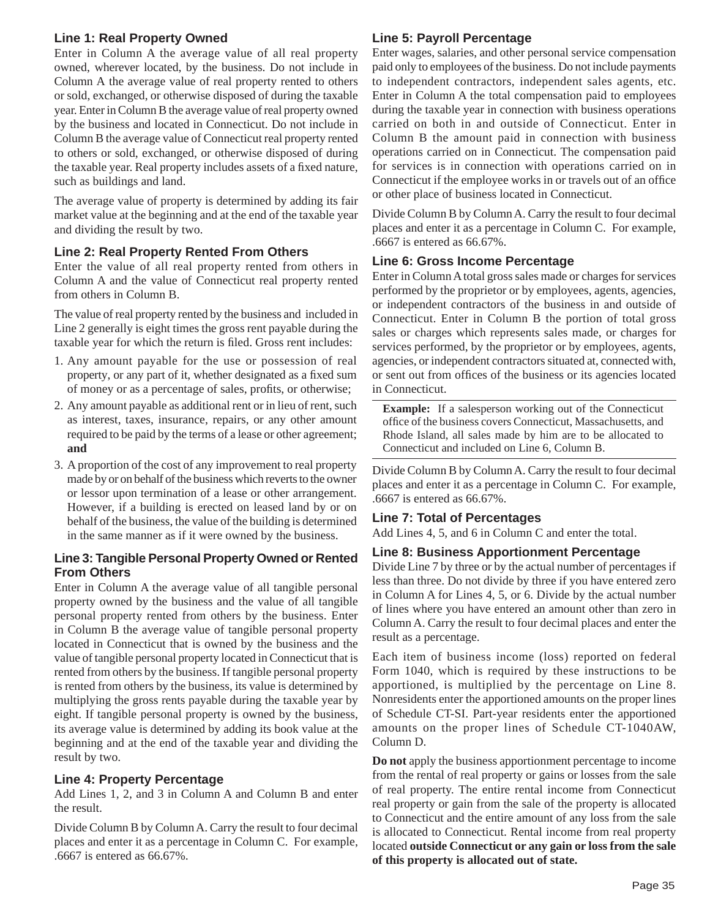### Line 1: Real Property Owned

Enter in Column A the average value of all real property owned, wherever located, by the business. Do not include in Column A the average value of real property rented to others or sold, exchanged, or otherwise disposed of during the taxable year. Enter in Column B the average value of real property owned by the business and located in Connecticut. Do not include in Column B the average value of Connecticut real property rented to others or sold, exchanged, or otherwise disposed of during the taxable year. Real property includes assets of a fixed nature, such as buildings and land.

The average value of property is determined by adding its fair market value at the beginning and at the end of the taxable year and dividing the result by two.

### Line 2: Real Property Rented From Others

Enter the value of all real property rented from others in Column A and the value of Connecticut real property rented from others in Column B.

The value of real property rented by the business and included in Line 2 generally is eight times the gross rent payable during the taxable year for which the return is filed. Gross rent includes:

1. Any amount payable for the use or possession of real property, or any part of it, whether designated as a fixed sum of money or as a percentage of sales, profits, or otherwise;
2. Any amount payable as additional rent or in lieu of rent, such as interest, taxes, insurance, repairs, or any other amount required to be paid by the terms of a lease or other agreement; **and**
3. A proportion of the cost of any improvement to real property made by or on behalf of the business which reverts to the owner or lessor upon termination of a lease or other arrangement. However, if a building is erected on leased land by or on behalf of the business, the value of the building is determined in the same manner as if it were owned by the business.

### Line 3: Tangible Personal Property Owned or Rented From Others

Enter in Column A the average value of all tangible personal property owned by the business and the value of all tangible personal property rented from others by the business. Enter in Column B the average value of tangible personal property located in Connecticut that is owned by the business and the value of tangible personal property located in Connecticut that is rented from others by the business. If tangible personal property is rented from others by the business, its value is determined by multiplying the gross rents payable during the taxable year by eight. If tangible personal property is owned by the business, its average value is determined by adding its book value at the beginning and at the end of the taxable year and dividing the result by two.

### Line 4: Property Percentage

Add Lines 1, 2, and 3 in Column A and Column B and enter the result.

Divide Column B by Column A. Carry the result to four decimal places and enter it as a percentage in Column C. For example, .6667 is entered as 66.67%.

### Line 5: Payroll Percentage

Enter wages, salaries, and other personal service compensation paid only to employees of the business. Do not include payments to independent contractors, independent sales agents, etc. Enter in Column A the total compensation paid to employees during the taxable year in connection with business operations carried on both in and outside of Connecticut. Enter in Column B the amount paid in connection with business operations carried on in Connecticut. The compensation paid for services is in connection with operations carried on in Connecticut if the employee works in or travels out of an office or other place of business located in Connecticut.

Divide Column B by Column A. Carry the result to four decimal places and enter it as a percentage in Column C. For example, .6667 is entered as 66.67%.

### Line 6: Gross Income Percentage

Enter in Column A total gross sales made or charges for services performed by the proprietor or by employees, agents, agencies, or independent contractors of the business in and outside of Connecticut. Enter in Column B the portion of total gross sales or charges which represents sales made, or charges for services performed, by the proprietor or by employees, agents, agencies, or independent contractors situated at, connected with, or sent out from offices of the business or its agencies located in Connecticut.

**Example:** If a salesperson working out of the Connecticut office of the business covers Connecticut, Massachusetts, and Rhode Island, all sales made by him are to be allocated to Connecticut and included on Line 6, Column B.

Divide Column B by Column A. Carry the result to four decimal places and enter it as a percentage in Column C. For example, .6667 is entered as 66.67%.

### Line 7: Total of Percentages

Add Lines 4, 5, and 6 in Column C and enter the total.

### Line 8: Business Apportionment Percentage

Divide Line 7 by three or by the actual number of percentages if less than three. Do not divide by three if you have entered zero in Column A for Lines 4, 5, or 6. Divide by the actual number of lines where you have entered an amount other than zero in Column A. Carry the result to four decimal places and enter the result as a percentage.

Each item of business income (loss) reported on federal Form 1040, which is required by these instructions to be apportioned, is multiplied by the percentage on Line 8. Nonresidents enter the apportioned amounts on the proper lines of Schedule CT-SI. Part-year residents enter the apportioned amounts on the proper lines of Schedule CT-1040AW, Column D.

**Do not** apply the business apportionment percentage to income from the rental of real property or gains or losses from the sale of real property. The entire rental income from Connecticut real property or gain from the sale of the property is allocated to Connecticut and the entire amount of any loss from the sale is allocated to Connecticut. Rental income from real property located **outside Connecticut or any gain or loss from the sale of this property is allocated out of state.**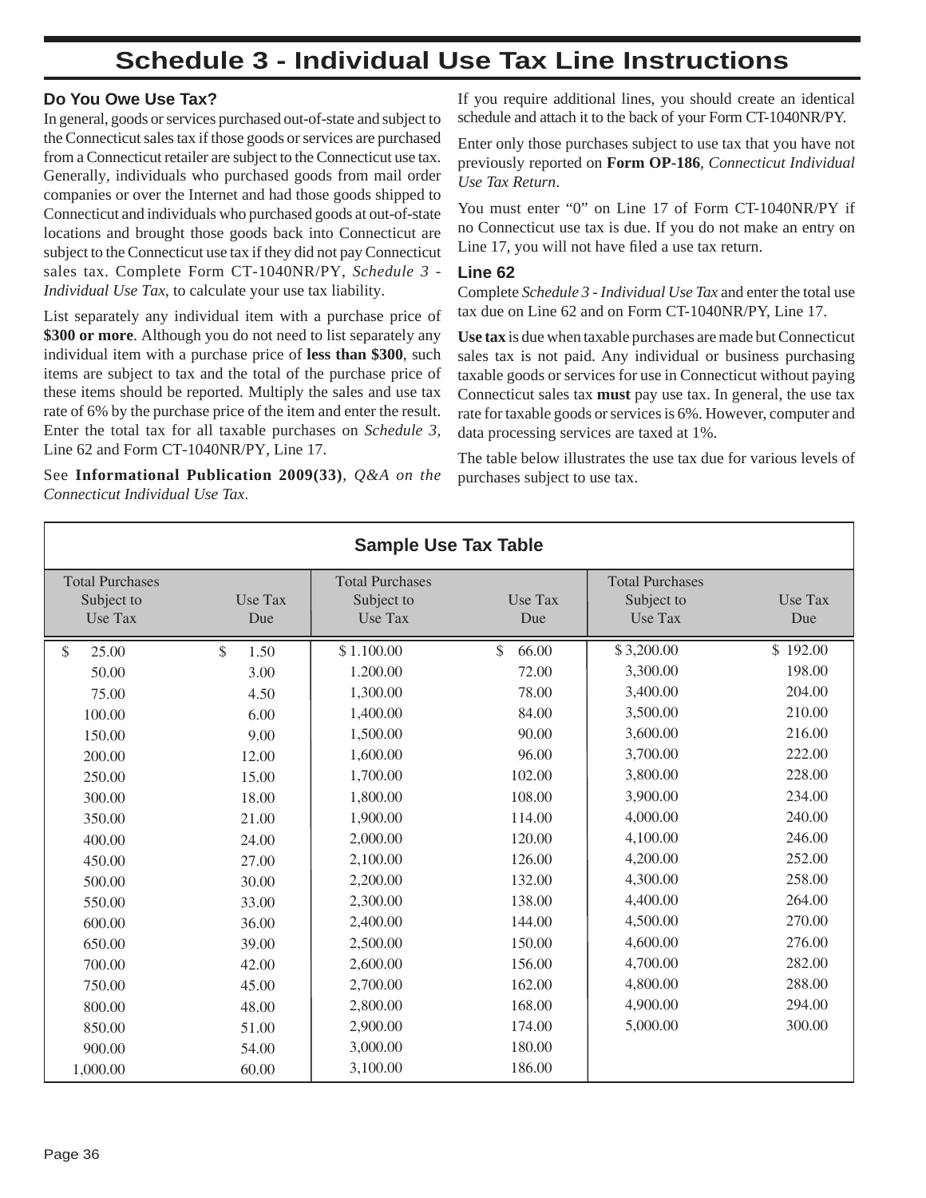# Schedule 3 - Individual Use Tax Line Instructions

### Do You Owe Use Tax?

In general, goods or services purchased out-of-state and subject to the Connecticut sales tax if those goods or services are purchased from a Connecticut retailer are subject to the Connecticut use tax. Generally, individuals who purchased goods from mail order companies or over the Internet and had those goods shipped to Connecticut and individuals who purchased goods at out-of-state locations and brought those goods back into Connecticut are subject to the Connecticut use tax if they did not pay Connecticut sales tax. Complete Form CT-1040NR/PY, *Schedule 3 - Individual Use Tax*, to calculate your use tax liability.

List separately any individual item with a purchase price of **$300 or more**. Although you do not need to list separately any individual item with a purchase price of **less than $300**, such items are subject to tax and the total of the purchase price of these items should be reported. Multiply the sales and use tax rate of 6% by the purchase price of the item and enter the result. Enter the total tax for all taxable purchases on *Schedule 3*, Line 62 and Form CT-1040NR/PY, Line 17.

See **Informational Publication 2009(33)**, *Q&A on the Connecticut Individual Use Tax*.

If you require additional lines, you should create an identical schedule and attach it to the back of your Form CT-1040NR/PY.

Enter only those purchases subject to use tax that you have not previously reported on **Form OP-186**, *Connecticut Individual Use Tax Return*.

You must enter "0" on Line 17 of Form CT-1040NR/PY if no Connecticut use tax is due. If you do not make an entry on Line 17, you will not have filed a use tax return.

### Line 62

Complete *Schedule 3 - Individual Use Tax* and enter the total use tax due on Line 62 and on Form CT-1040NR/PY, Line 17.

**Use tax** is due when taxable purchases are made but Connecticut sales tax is not paid. Any individual or business purchasing taxable goods or services for use in Connecticut without paying Connecticut sales tax **must** pay use tax. In general, the use tax rate for taxable goods or services is 6%. However, computer and data processing services are taxed at 1%.

The table below illustrates the use tax due for various levels of purchases subject to use tax.

**Sample Use Tax Table**

| Total Purchases Subject to Use Tax | Use Tax Due | Total Purchases Subject to Use Tax | Use Tax Due | Total Purchases Subject to Use Tax | Use Tax Due |
|---|---|---|---|---|---|
| $ 25.00 | $ 1.50 | $ 1.100.00 | $ 66.00 | $ 3,200.00 | $ 192.00 |
| 50.00 | 3.00 | 1.200.00 | 72.00 | 3,300.00 | 198.00 |
| 75.00 | 4.50 | 1,300.00 | 78.00 | 3,400.00 | 204.00 |
| 100.00 | 6.00 | 1,400.00 | 84.00 | 3,500.00 | 210.00 |
| 150.00 | 9.00 | 1,500.00 | 90.00 | 3,600.00 | 216.00 |
| 200.00 | 12.00 | 1,600.00 | 96.00 | 3,700.00 | 222.00 |
| 250.00 | 15.00 | 1,700.00 | 102.00 | 3,800.00 | 228.00 |
| 300.00 | 18.00 | 1,800.00 | 108.00 | 3,900.00 | 234.00 |
| 350.00 | 21.00 | 1,900.00 | 114.00 | 4,000.00 | 240.00 |
| 400.00 | 24.00 | 2,000.00 | 120.00 | 4,100.00 | 246.00 |
| 450.00 | 27.00 | 2,100.00 | 126.00 | 4,200.00 | 252.00 |
| 500.00 | 30.00 | 2,200.00 | 132.00 | 4,300.00 | 258.00 |
| 550.00 | 33.00 | 2,300.00 | 138.00 | 4,400.00 | 264.00 |
| 600.00 | 36.00 | 2,400.00 | 144.00 | 4,500.00 | 270.00 |
| 650.00 | 39.00 | 2,500.00 | 150.00 | 4,600.00 | 276.00 |
| 700.00 | 42.00 | 2,600.00 | 156.00 | 4,700.00 | 282.00 |
| 750.00 | 45.00 | 2,700.00 | 162.00 | 4,800.00 | 288.00 |
| 800.00 | 48.00 | 2,800.00 | 168.00 | 4,900.00 | 294.00 |
| 850.00 | 51.00 | 2,900.00 | 174.00 | 5,000.00 | 300.00 |
| 900.00 | 54.00 | 3,000.00 | 180.00 | | |
| 1,000.00 | 60.00 | 3,100.00 | 186.00 | | |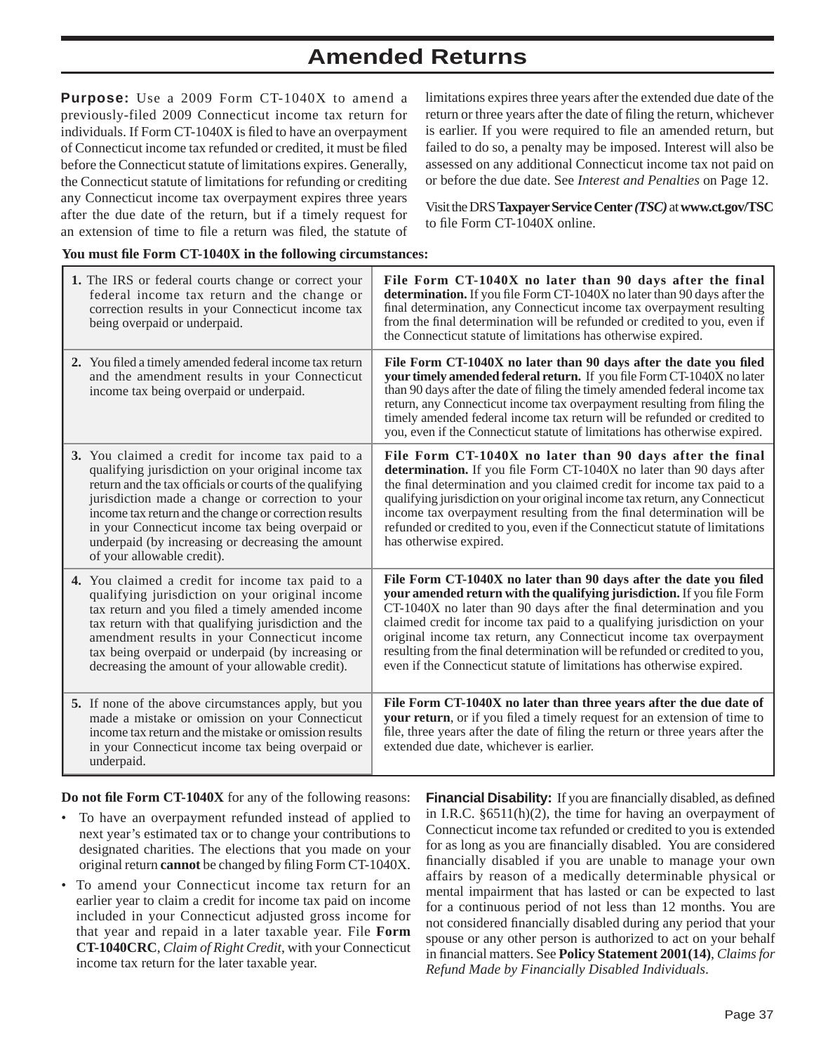# Amended Returns

**Purpose:** Use a 2009 Form CT-1040X to amend a previously-filed 2009 Connecticut income tax return for individuals. If Form CT-1040X is filed to have an overpayment of Connecticut income tax refunded or credited, it must be filed before the Connecticut statute of limitations expires. Generally, the Connecticut statute of limitations for refunding or crediting any Connecticut income tax overpayment expires three years after the due date of the return, but if a timely request for an extension of time to file a return was filed, the statute of limitations expires three years after the extended due date of the return or three years after the date of filing the return, whichever is earlier. If you were required to file an amended return, but failed to do so, a penalty may be imposed. Interest will also be assessed on any additional Connecticut income tax not paid on or before the due date. See *Interest and Penalties* on Page 12.

Visit the DRS **Taxpayer Service Center** ***(TSC)*** at **www.ct.gov/TSC** to file Form CT-1040X online.

**You must file Form CT-1040X in the following circumstances:**

| Circumstance | When to file |
|---|---|
| **1.** The IRS or federal courts change or correct your federal income tax return and the change or correction results in your Connecticut income tax being overpaid or underpaid. | **File Form CT-1040X no later than 90 days after the final determination.** If you file Form CT-1040X no later than 90 days after the final determination, any Connecticut income tax overpayment resulting from the final determination will be refunded or credited to you, even if the Connecticut statute of limitations has otherwise expired. |
| **2.** You filed a timely amended federal income tax return and the amendment results in your Connecticut income tax being overpaid or underpaid. | **File Form CT-1040X no later than 90 days after the date you filed your timely amended federal return.** If you file Form CT-1040X no later than 90 days after the date of filing the timely amended federal income tax return, any Connecticut income tax overpayment resulting from filing the timely amended federal income tax return will be refunded or credited to you, even if the Connecticut statute of limitations has otherwise expired. |
| **3.** You claimed a credit for income tax paid to a qualifying jurisdiction on your original income tax return and the tax officials or courts of the qualifying jurisdiction made a change or correction to your income tax return and the change or correction results in your Connecticut income tax being overpaid or underpaid (by increasing or decreasing the amount of your allowable credit). | **File Form CT-1040X no later than 90 days after the final determination.** If you file Form CT-1040X no later than 90 days after the final determination and you claimed credit for income tax paid to a qualifying jurisdiction on your original income tax return, any Connecticut income tax overpayment resulting from the final determination will be refunded or credited to you, even if the Connecticut statute of limitations has otherwise expired. |
| **4.** You claimed a credit for income tax paid to a qualifying jurisdiction on your original income tax return and you filed a timely amended income tax return with that qualifying jurisdiction and the amendment results in your Connecticut income tax being overpaid or underpaid (by increasing or decreasing the amount of your allowable credit). | **File Form CT-1040X no later than 90 days after the date you filed your amended return with the qualifying jurisdiction.** If you file Form CT-1040X no later than 90 days after the final determination and you claimed credit for income tax paid to a qualifying jurisdiction on your original income tax return, any Connecticut income tax overpayment resulting from the final determination will be refunded or credited to you, even if the Connecticut statute of limitations has otherwise expired. |
| **5.** If none of the above circumstances apply, but you made a mistake or omission on your Connecticut income tax return and the mistake or omission results in your Connecticut income tax being overpaid or underpaid. | **File Form CT-1040X no later than three years after the due date of your return**, or if you filed a timely request for an extension of time to file, three years after the date of filing the return or three years after the extended due date, whichever is earlier. |

**Do not file Form CT-1040X** for any of the following reasons:

- To have an overpayment refunded instead of applied to next year's estimated tax or to change your contributions to designated charities. The elections that you made on your original return **cannot** be changed by filing Form CT-1040X.
- To amend your Connecticut income tax return for an earlier year to claim a credit for income tax paid on income included in your Connecticut adjusted gross income for that year and repaid in a later taxable year. File **Form CT-1040CRC**, *Claim of Right Credit*, with your Connecticut income tax return for the later taxable year.

**Financial Disability:** If you are financially disabled, as defined in I.R.C. §6511(h)(2), the time for having an overpayment of Connecticut income tax refunded or credited to you is extended for as long as you are financially disabled. You are considered financially disabled if you are unable to manage your own affairs by reason of a medically determinable physical or mental impairment that has lasted or can be expected to last for a continuous period of not less than 12 months. You are not considered financially disabled during any period that your spouse or any other person is authorized to act on your behalf in financial matters. See **Policy Statement 2001(14)**, *Claims for Refund Made by Financially Disabled Individuals*.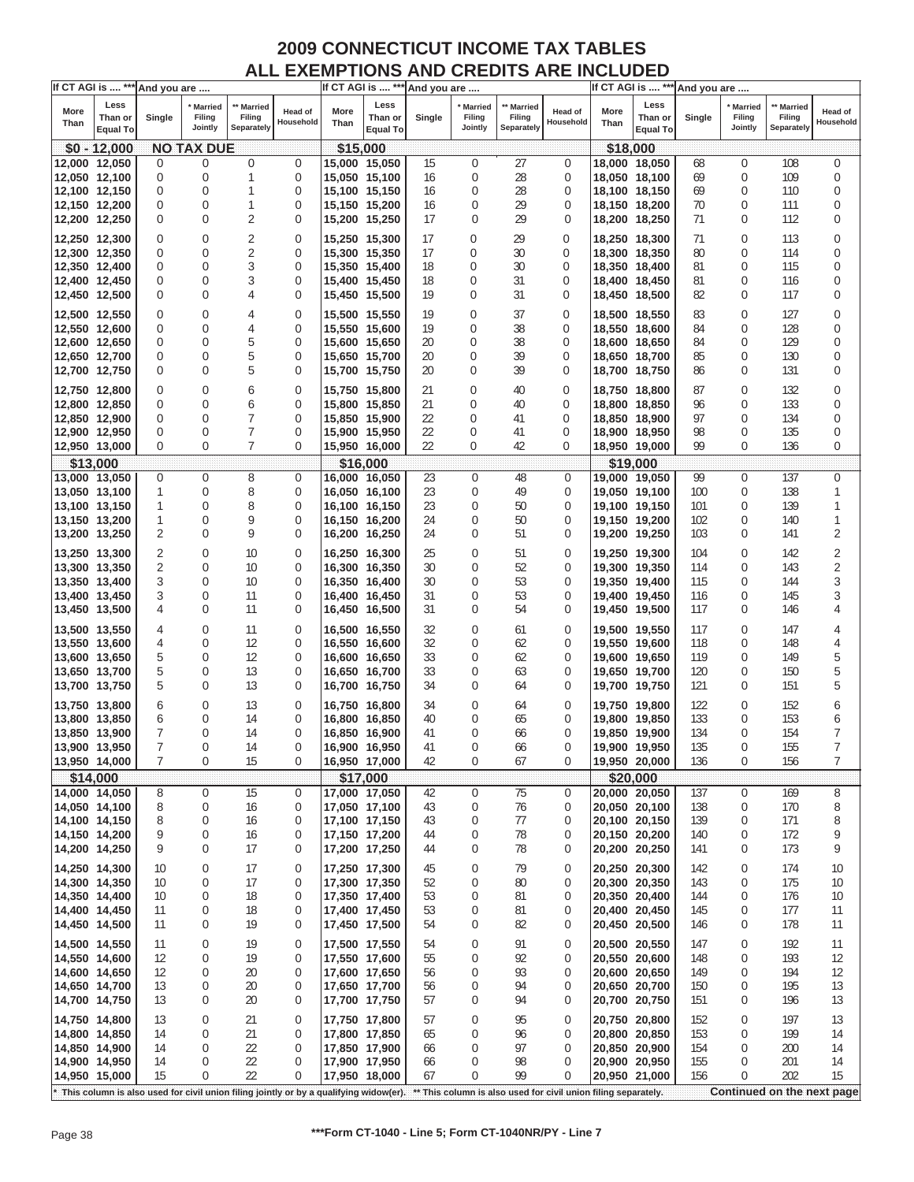# 2009 CONNECTICUT INCOME TAX TABLES
## ALL EXEMPTIONS AND CREDITS ARE INCLUDED

| If CT AGI is .... *** More Than | Less Than or Equal To | And you are .... Single | * Married Filing Jointly | ** Married Filing Separately | Head of Household |
|---|---|---|---|---|---|
| **$0 - 12,000** | | **NO TAX DUE** | | | |
| 12,000 | 12,050 | 0 | 0 | 0 | 0 |
| 12,050 | 12,100 | 0 | 0 | 1 | 0 |
| 12,100 | 12,150 | 0 | 0 | 1 | 0 |
| 12,150 | 12,200 | 0 | 0 | 1 | 0 |
| 12,200 | 12,250 | 0 | 0 | 2 | 0 |
| 12,250 | 12,300 | 0 | 0 | 2 | 0 |
| 12,300 | 12,350 | 0 | 0 | 2 | 0 |
| 12,350 | 12,400 | 0 | 0 | 3 | 0 |
| 12,400 | 12,450 | 0 | 0 | 3 | 0 |
| 12,450 | 12,500 | 0 | 0 | 4 | 0 |
| 12,500 | 12,550 | 0 | 0 | 4 | 0 |
| 12,550 | 12,600 | 0 | 0 | 4 | 0 |
| 12,600 | 12,650 | 0 | 0 | 5 | 0 |
| 12,650 | 12,700 | 0 | 0 | 5 | 0 |
| 12,700 | 12,750 | 0 | 0 | 5 | 0 |
| 12,750 | 12,800 | 0 | 0 | 6 | 0 |
| 12,800 | 12,850 | 0 | 0 | 6 | 0 |
| 12,850 | 12,900 | 0 | 0 | 7 | 0 |
| 12,900 | 12,950 | 0 | 0 | 7 | 0 |
| 12,950 | 13,000 | 0 | 0 | 7 | 0 |
| **$13,000** | | | | | |
| 13,000 | 13,050 | 0 | 0 | 8 | 0 |
| 13,050 | 13,100 | 1 | 0 | 8 | 0 |
| 13,100 | 13,150 | 1 | 0 | 8 | 0 |
| 13,150 | 13,200 | 1 | 0 | 9 | 0 |
| 13,200 | 13,250 | 2 | 0 | 9 | 0 |
| 13,250 | 13,300 | 2 | 0 | 10 | 0 |
| 13,300 | 13,350 | 2 | 0 | 10 | 0 |
| 13,350 | 13,400 | 3 | 0 | 10 | 0 |
| 13,400 | 13,450 | 3 | 0 | 11 | 0 |
| 13,450 | 13,500 | 4 | 0 | 11 | 0 |
| 13,500 | 13,550 | 4 | 0 | 11 | 0 |
| 13,550 | 13,600 | 4 | 0 | 12 | 0 |
| 13,600 | 13,650 | 5 | 0 | 12 | 0 |
| 13,650 | 13,700 | 5 | 0 | 13 | 0 |
| 13,700 | 13,750 | 5 | 0 | 13 | 0 |
| 13,750 | 13,800 | 6 | 0 | 13 | 0 |
| 13,800 | 13,850 | 6 | 0 | 14 | 0 |
| 13,850 | 13,900 | 7 | 0 | 14 | 0 |
| 13,900 | 13,950 | 7 | 0 | 14 | 0 |
| 13,950 | 14,000 | 7 | 0 | 15 | 0 |
| **$14,000** | | | | | |
| 14,000 | 14,050 | 8 | 0 | 15 | 0 |
| 14,050 | 14,100 | 8 | 0 | 16 | 0 |
| 14,100 | 14,150 | 8 | 0 | 16 | 0 |
| 14,150 | 14,200 | 9 | 0 | 16 | 0 |
| 14,200 | 14,250 | 9 | 0 | 17 | 0 |
| 14,250 | 14,300 | 10 | 0 | 17 | 0 |
| 14,300 | 14,350 | 10 | 0 | 17 | 0 |
| 14,350 | 14,400 | 10 | 0 | 18 | 0 |
| 14,400 | 14,450 | 11 | 0 | 18 | 0 |
| 14,450 | 14,500 | 11 | 0 | 19 | 0 |
| 14,500 | 14,550 | 11 | 0 | 19 | 0 |
| 14,550 | 14,600 | 12 | 0 | 19 | 0 |
| 14,600 | 14,650 | 12 | 0 | 20 | 0 |
| 14,650 | 14,700 | 13 | 0 | 20 | 0 |
| 14,700 | 14,750 | 13 | 0 | 20 | 0 |
| 14,750 | 14,800 | 13 | 0 | 21 | 0 |
| 14,800 | 14,850 | 14 | 0 | 21 | 0 |
| 14,850 | 14,900 | 14 | 0 | 22 | 0 |
| 14,900 | 14,950 | 14 | 0 | 22 | 0 |
| 14,950 | 15,000 | 15 | 0 | 22 | 0 |
| **$15,000** | | | | | |
| 15,000 | 15,050 | 15 | 0 | 27 | 0 |
| 15,050 | 15,100 | 16 | 0 | 28 | 0 |
| 15,100 | 15,150 | 16 | 0 | 28 | 0 |
| 15,150 | 15,200 | 16 | 0 | 29 | 0 |
| 15,200 | 15,250 | 17 | 0 | 29 | 0 |
| 15,250 | 15,300 | 17 | 0 | 29 | 0 |
| 15,300 | 15,350 | 17 | 0 | 30 | 0 |
| 15,350 | 15,400 | 18 | 0 | 30 | 0 |
| 15,400 | 15,450 | 18 | 0 | 31 | 0 |
| 15,450 | 15,500 | 19 | 0 | 31 | 0 |
| 15,500 | 15,550 | 19 | 0 | 37 | 0 |
| 15,550 | 15,600 | 19 | 0 | 38 | 0 |
| 15,600 | 15,650 | 20 | 0 | 38 | 0 |
| 15,650 | 15,700 | 20 | 0 | 39 | 0 |
| 15,700 | 15,750 | 20 | 0 | 39 | 0 |
| 15,750 | 15,800 | 21 | 0 | 40 | 0 |
| 15,800 | 15,850 | 21 | 0 | 40 | 0 |
| 15,850 | 15,900 | 22 | 0 | 41 | 0 |
| 15,900 | 15,950 | 22 | 0 | 41 | 0 |
| 15,950 | 16,000 | 22 | 0 | 42 | 0 |
| **$16,000** | | | | | |
| 16,000 | 16,050 | 23 | 0 | 48 | 0 |
| 16,050 | 16,100 | 23 | 0 | 49 | 0 |
| 16,100 | 16,150 | 23 | 0 | 50 | 0 |
| 16,150 | 16,200 | 24 | 0 | 50 | 0 |
| 16,200 | 16,250 | 24 | 0 | 51 | 0 |
| 16,250 | 16,300 | 25 | 0 | 51 | 0 |
| 16,300 | 16,350 | 30 | 0 | 52 | 0 |
| 16,350 | 16,400 | 30 | 0 | 53 | 0 |
| 16,400 | 16,450 | 31 | 0 | 53 | 0 |
| 16,450 | 16,500 | 31 | 0 | 54 | 0 |
| 16,500 | 16,550 | 32 | 0 | 61 | 0 |
| 16,550 | 16,600 | 32 | 0 | 62 | 0 |
| 16,600 | 16,650 | 33 | 0 | 62 | 0 |
| 16,650 | 16,700 | 33 | 0 | 63 | 0 |
| 16,700 | 16,750 | 34 | 0 | 64 | 0 |
| 16,750 | 16,800 | 34 | 0 | 64 | 0 |
| 16,800 | 16,850 | 40 | 0 | 65 | 0 |
| 16,850 | 16,900 | 41 | 0 | 66 | 0 |
| 16,900 | 16,950 | 41 | 0 | 66 | 0 |
| 16,950 | 17,000 | 42 | 0 | 67 | 0 |
| **$17,000** | | | | | |
| 17,000 | 17,050 | 42 | 0 | 75 | 0 |
| 17,050 | 17,100 | 43 | 0 | 76 | 0 |
| 17,100 | 17,150 | 43 | 0 | 77 | 0 |
| 17,150 | 17,200 | 44 | 0 | 78 | 0 |
| 17,200 | 17,250 | 44 | 0 | 78 | 0 |
| 17,250 | 17,300 | 45 | 0 | 79 | 0 |
| 17,300 | 17,350 | 52 | 0 | 80 | 0 |
| 17,350 | 17,400 | 53 | 0 | 81 | 0 |
| 17,400 | 17,450 | 53 | 0 | 81 | 0 |
| 17,450 | 17,500 | 54 | 0 | 82 | 0 |
| 17,500 | 17,550 | 54 | 0 | 91 | 0 |
| 17,550 | 17,600 | 55 | 0 | 92 | 0 |
| 17,600 | 17,650 | 56 | 0 | 93 | 0 |
| 17,650 | 17,700 | 56 | 0 | 94 | 0 |
| 17,700 | 17,750 | 57 | 0 | 94 | 0 |
| 17,750 | 17,800 | 57 | 0 | 95 | 0 |
| 17,800 | 17,850 | 65 | 0 | 96 | 0 |
| 17,850 | 17,900 | 66 | 0 | 97 | 0 |
| 17,900 | 17,950 | 66 | 0 | 98 | 0 |
| 17,950 | 18,000 | 67 | 0 | 99 | 0 |
| **$18,000** | | | | | |
| 18,000 | 18,050 | 68 | 0 | 108 | 0 |
| 18,050 | 18,100 | 69 | 0 | 109 | 0 |
| 18,100 | 18,150 | 69 | 0 | 110 | 0 |
| 18,150 | 18,200 | 70 | 0 | 111 | 0 |
| 18,200 | 18,250 | 71 | 0 | 112 | 0 |
| 18,250 | 18,300 | 71 | 0 | 113 | 0 |
| 18,300 | 18,350 | 80 | 0 | 114 | 0 |
| 18,350 | 18,400 | 81 | 0 | 115 | 0 |
| 18,400 | 18,450 | 81 | 0 | 116 | 0 |
| 18,450 | 18,500 | 82 | 0 | 117 | 0 |
| 18,500 | 18,550 | 83 | 0 | 127 | 0 |
| 18,550 | 18,600 | 84 | 0 | 128 | 0 |
| 18,600 | 18,650 | 84 | 0 | 129 | 0 |
| 18,650 | 18,700 | 85 | 0 | 130 | 0 |
| 18,700 | 18,750 | 86 | 0 | 131 | 0 |
| 18,750 | 18,800 | 87 | 0 | 132 | 0 |
| 18,800 | 18,850 | 96 | 0 | 133 | 0 |
| 18,850 | 18,900 | 97 | 0 | 134 | 0 |
| 18,900 | 18,950 | 98 | 0 | 135 | 0 |
| 18,950 | 19,000 | 99 | 0 | 136 | 0 |
| **$19,000** | | | | | |
| 19,000 | 19,050 | 99 | 0 | 137 | 0 |
| 19,050 | 19,100 | 100 | 0 | 138 | 1 |
| 19,100 | 19,150 | 101 | 0 | 139 | 1 |
| 19,150 | 19,200 | 102 | 0 | 140 | 1 |
| 19,200 | 19,250 | 103 | 0 | 141 | 2 |
| 19,250 | 19,300 | 104 | 0 | 142 | 2 |
| 19,300 | 19,350 | 114 | 0 | 143 | 2 |
| 19,350 | 19,400 | 115 | 0 | 144 | 3 |
| 19,400 | 19,450 | 116 | 0 | 145 | 3 |
| 19,450 | 19,500 | 117 | 0 | 146 | 4 |
| 19,500 | 19,550 | 117 | 0 | 147 | 4 |
| 19,550 | 19,600 | 118 | 0 | 148 | 4 |
| 19,600 | 19,650 | 119 | 0 | 149 | 5 |
| 19,650 | 19,700 | 120 | 0 | 150 | 5 |
| 19,700 | 19,750 | 121 | 0 | 151 | 5 |
| 19,750 | 19,800 | 122 | 0 | 152 | 6 |
| 19,800 | 19,850 | 133 | 0 | 153 | 6 |
| 19,850 | 19,900 | 134 | 0 | 154 | 7 |
| 19,900 | 19,950 | 135 | 0 | 155 | 7 |
| 19,950 | 20,000 | 136 | 0 | 156 | 7 |
| **$20,000** | | | | | |
| 20,000 | 20,050 | 137 | 0 | 169 | 8 |
| 20,050 | 20,100 | 138 | 0 | 170 | 8 |
| 20,100 | 20,150 | 139 | 0 | 171 | 8 |
| 20,150 | 20,200 | 140 | 0 | 172 | 9 |
| 20,200 | 20,250 | 141 | 0 | 173 | 9 |
| 20,250 | 20,300 | 142 | 0 | 174 | 10 |
| 20,300 | 20,350 | 143 | 0 | 175 | 10 |
| 20,350 | 20,400 | 144 | 0 | 176 | 10 |
| 20,400 | 20,450 | 145 | 0 | 177 | 11 |
| 20,450 | 20,500 | 146 | 0 | 178 | 11 |
| 20,500 | 20,550 | 147 | 0 | 192 | 11 |
| 20,550 | 20,600 | 148 | 0 | 193 | 12 |
| 20,600 | 20,650 | 149 | 0 | 194 | 12 |
| 20,650 | 20,700 | 150 | 0 | 195 | 13 |
| 20,700 | 20,750 | 151 | 0 | 196 | 13 |
| 20,750 | 20,800 | 152 | 0 | 197 | 13 |
| 20,800 | 20,850 | 153 | 0 | 199 | 14 |
| 20,850 | 20,900 | 154 | 0 | 200 | 14 |
| 20,900 | 20,950 | 155 | 0 | 201 | 14 |
| 20,950 | 21,000 | 156 | 0 | 202 | 15 |

\* This column is also used for civil union filing jointly or by a qualifying widow(er). ** This column is also used for civil union filing separately.

**Continued on the next page**

***Form CT-1040 - Line 5; Form CT-1040NR/PY - Line 7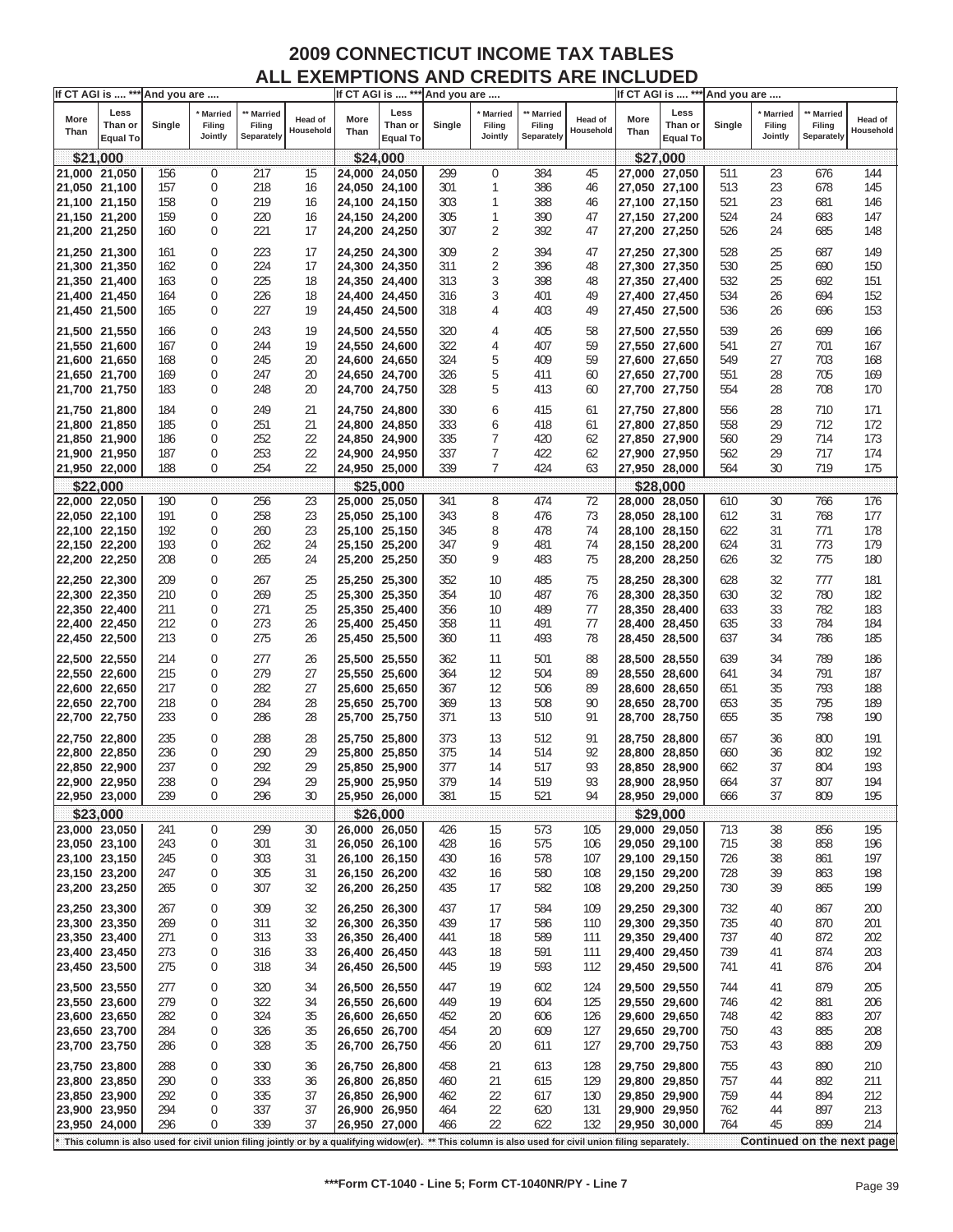# 2009 CONNECTICUT INCOME TAX TABLES
## ALL EXEMPTIONS AND CREDITS ARE INCLUDED

| If CT AGI is .... *** | | And you are .... | | | | If CT AGI is .... *** | | And you are .... | | | | If CT AGI is .... *** | | And you are .... | | | |
|---|---|---|---|---|---|---|---|---|---|---|---|---|---|---|---|---|---|
| More Than | Less Than or Equal To | Single | * Married Filing Jointly | ** Married Filing Separately | Head of Household | More Than | Less Than or Equal To | Single | * Married Filing Jointly | ** Married Filing Separately | Head of Household | More Than | Less Than or Equal To | Single | * Married Filing Jointly | ** Married Filing Separately | Head of Household |
| **$21,000** | | | | | | **$24,000** | | | | | | **$27,000** | | | | | |
| 21,000 | 21,050 | 156 | 0 | 217 | 15 | 24,000 | 24,050 | 299 | 0 | 384 | 45 | 27,000 | 27,050 | 511 | 23 | 676 | 144 |
| 21,050 | 21,100 | 157 | 0 | 218 | 16 | 24,050 | 24,100 | 301 | 1 | 386 | 46 | 27,050 | 27,100 | 513 | 23 | 678 | 145 |
| 21,100 | 21,150 | 158 | 0 | 219 | 16 | 24,100 | 24,150 | 303 | 1 | 388 | 46 | 27,100 | 27,150 | 521 | 23 | 681 | 146 |
| 21,150 | 21,200 | 159 | 0 | 220 | 16 | 24,150 | 24,200 | 305 | 1 | 390 | 47 | 27,150 | 27,200 | 524 | 24 | 683 | 147 |
| 21,200 | 21,250 | 160 | 0 | 221 | 17 | 24,200 | 24,250 | 307 | 2 | 392 | 47 | 27,200 | 27,250 | 526 | 24 | 685 | 148 |
| 21,250 | 21,300 | 161 | 0 | 223 | 17 | 24,250 | 24,300 | 309 | 2 | 394 | 47 | 27,250 | 27,300 | 528 | 25 | 687 | 149 |
| 21,300 | 21,350 | 162 | 0 | 224 | 17 | 24,300 | 24,350 | 311 | 2 | 396 | 48 | 27,300 | 27,350 | 530 | 25 | 690 | 150 |
| 21,350 | 21,400 | 163 | 0 | 225 | 18 | 24,350 | 24,400 | 313 | 3 | 398 | 48 | 27,350 | 27,400 | 532 | 25 | 692 | 151 |
| 21,400 | 21,450 | 164 | 0 | 226 | 18 | 24,400 | 24,450 | 316 | 3 | 401 | 49 | 27,400 | 27,450 | 534 | 26 | 694 | 152 |
| 21,450 | 21,500 | 165 | 0 | 227 | 19 | 24,450 | 24,500 | 318 | 4 | 403 | 49 | 27,450 | 27,500 | 536 | 26 | 696 | 153 |
| 21,500 | 21,550 | 166 | 0 | 243 | 19 | 24,500 | 24,550 | 320 | 4 | 405 | 58 | 27,500 | 27,550 | 539 | 26 | 699 | 166 |
| 21,550 | 21,600 | 167 | 0 | 244 | 19 | 24,550 | 24,600 | 322 | 4 | 407 | 59 | 27,550 | 27,600 | 541 | 27 | 701 | 167 |
| 21,600 | 21,650 | 168 | 0 | 245 | 20 | 24,600 | 24,650 | 324 | 5 | 409 | 59 | 27,600 | 27,650 | 549 | 27 | 703 | 168 |
| 21,650 | 21,700 | 169 | 0 | 247 | 20 | 24,650 | 24,700 | 326 | 5 | 411 | 60 | 27,650 | 27,700 | 551 | 28 | 705 | 169 |
| 21,700 | 21,750 | 183 | 0 | 248 | 20 | 24,700 | 24,750 | 328 | 5 | 413 | 60 | 27,700 | 27,750 | 554 | 28 | 708 | 170 |
| 21,750 | 21,800 | 184 | 0 | 249 | 21 | 24,750 | 24,800 | 330 | 6 | 415 | 61 | 27,750 | 27,800 | 556 | 28 | 710 | 171 |
| 21,800 | 21,850 | 185 | 0 | 251 | 21 | 24,800 | 24,850 | 333 | 6 | 418 | 61 | 27,800 | 27,850 | 558 | 29 | 712 | 172 |
| 21,850 | 21,900 | 186 | 0 | 252 | 22 | 24,850 | 24,900 | 335 | 7 | 420 | 62 | 27,850 | 27,900 | 560 | 29 | 714 | 173 |
| 21,900 | 21,950 | 187 | 0 | 253 | 22 | 24,900 | 24,950 | 337 | 7 | 422 | 62 | 27,900 | 27,950 | 562 | 29 | 717 | 174 |
| 21,950 | 22,000 | 188 | 0 | 254 | 22 | 24,950 | 25,000 | 339 | 7 | 424 | 63 | 27,950 | 28,000 | 564 | 30 | 719 | 175 |
| **$22,000** | | | | | | **$25,000** | | | | | | **$28,000** | | | | | |
| 22,000 | 22,050 | 190 | 0 | 256 | 23 | 25,000 | 25,050 | 341 | 8 | 474 | 72 | 28,000 | 28,050 | 610 | 30 | 766 | 176 |
| 22,050 | 22,100 | 191 | 0 | 258 | 23 | 25,050 | 25,100 | 343 | 8 | 476 | 73 | 28,050 | 28,100 | 612 | 31 | 768 | 177 |
| 22,100 | 22,150 | 192 | 0 | 260 | 23 | 25,100 | 25,150 | 345 | 8 | 478 | 74 | 28,100 | 28,150 | 622 | 31 | 771 | 178 |
| 22,150 | 22,200 | 193 | 0 | 262 | 24 | 25,150 | 25,200 | 347 | 9 | 481 | 74 | 28,150 | 28,200 | 624 | 31 | 773 | 179 |
| 22,200 | 22,250 | 208 | 0 | 265 | 24 | 25,200 | 25,250 | 350 | 9 | 483 | 75 | 28,200 | 28,250 | 626 | 32 | 775 | 180 |
| 22,250 | 22,300 | 209 | 0 | 267 | 25 | 25,250 | 25,300 | 352 | 10 | 485 | 75 | 28,250 | 28,300 | 628 | 32 | 777 | 181 |
| 22,300 | 22,350 | 210 | 0 | 269 | 25 | 25,300 | 25,350 | 354 | 10 | 487 | 76 | 28,300 | 28,350 | 630 | 32 | 780 | 182 |
| 22,350 | 22,400 | 211 | 0 | 271 | 25 | 25,350 | 25,400 | 356 | 10 | 489 | 77 | 28,350 | 28,400 | 633 | 33 | 782 | 183 |
| 22,400 | 22,450 | 212 | 0 | 273 | 26 | 25,400 | 25,450 | 358 | 11 | 491 | 77 | 28,400 | 28,450 | 635 | 33 | 784 | 184 |
| 22,450 | 22,500 | 213 | 0 | 275 | 26 | 25,450 | 25,500 | 360 | 11 | 493 | 78 | 28,450 | 28,500 | 637 | 34 | 786 | 185 |
| 22,500 | 22,550 | 214 | 0 | 277 | 26 | 25,500 | 25,550 | 362 | 11 | 501 | 88 | 28,500 | 28,550 | 639 | 34 | 789 | 186 |
| 22,550 | 22,600 | 215 | 0 | 279 | 27 | 25,550 | 25,600 | 364 | 12 | 504 | 89 | 28,550 | 28,600 | 641 | 34 | 791 | 187 |
| 22,600 | 22,650 | 217 | 0 | 282 | 27 | 25,600 | 25,650 | 367 | 12 | 506 | 89 | 28,600 | 28,650 | 651 | 35 | 793 | 188 |
| 22,650 | 22,700 | 218 | 0 | 284 | 28 | 25,650 | 25,700 | 369 | 13 | 508 | 90 | 28,650 | 28,700 | 653 | 35 | 795 | 189 |
| 22,700 | 22,750 | 233 | 0 | 286 | 28 | 25,700 | 25,750 | 371 | 13 | 510 | 91 | 28,700 | 28,750 | 655 | 35 | 798 | 190 |
| 22,750 | 22,800 | 235 | 0 | 288 | 28 | 25,750 | 25,800 | 373 | 13 | 512 | 91 | 28,750 | 28,800 | 657 | 36 | 800 | 191 |
| 22,800 | 22,850 | 236 | 0 | 290 | 29 | 25,800 | 25,850 | 375 | 14 | 514 | 92 | 28,800 | 28,850 | 660 | 36 | 802 | 192 |
| 22,850 | 22,900 | 237 | 0 | 292 | 29 | 25,850 | 25,900 | 377 | 14 | 517 | 93 | 28,850 | 28,900 | 662 | 37 | 804 | 193 |
| 22,900 | 22,950 | 238 | 0 | 294 | 29 | 25,900 | 25,950 | 379 | 14 | 519 | 93 | 28,900 | 28,950 | 664 | 37 | 807 | 194 |
| 22,950 | 23,000 | 239 | 0 | 296 | 30 | 25,950 | 26,000 | 381 | 15 | 521 | 94 | 28,950 | 29,000 | 666 | 37 | 809 | 195 |
| **$23,000** | | | | | | **$26,000** | | | | | | **$29,000** | | | | | |
| 23,000 | 23,050 | 241 | 0 | 299 | 30 | 26,000 | 26,050 | 426 | 15 | 573 | 105 | 29,000 | 29,050 | 713 | 38 | 856 | 195 |
| 23,050 | 23,100 | 243 | 0 | 301 | 31 | 26,050 | 26,100 | 428 | 16 | 575 | 106 | 29,050 | 29,100 | 715 | 38 | 858 | 196 |
| 23,100 | 23,150 | 245 | 0 | 303 | 31 | 26,100 | 26,150 | 430 | 16 | 578 | 107 | 29,100 | 29,150 | 726 | 38 | 861 | 197 |
| 23,150 | 23,200 | 247 | 0 | 305 | 31 | 26,150 | 26,200 | 432 | 16 | 580 | 108 | 29,150 | 29,200 | 728 | 39 | 863 | 198 |
| 23,200 | 23,250 | 265 | 0 | 307 | 32 | 26,200 | 26,250 | 435 | 17 | 582 | 108 | 29,200 | 29,250 | 730 | 39 | 865 | 199 |
| 23,250 | 23,300 | 267 | 0 | 309 | 32 | 26,250 | 26,300 | 437 | 17 | 584 | 109 | 29,250 | 29,300 | 732 | 40 | 867 | 200 |
| 23,300 | 23,350 | 269 | 0 | 311 | 32 | 26,300 | 26,350 | 439 | 17 | 586 | 110 | 29,300 | 29,350 | 735 | 40 | 870 | 201 |
| 23,350 | 23,400 | 271 | 0 | 313 | 33 | 26,350 | 26,400 | 441 | 18 | 589 | 111 | 29,350 | 29,400 | 737 | 40 | 872 | 202 |
| 23,400 | 23,450 | 273 | 0 | 316 | 33 | 26,400 | 26,450 | 443 | 18 | 591 | 111 | 29,400 | 29,450 | 739 | 41 | 874 | 203 |
| 23,450 | 23,500 | 275 | 0 | 318 | 34 | 26,450 | 26,500 | 445 | 19 | 593 | 112 | 29,450 | 29,500 | 741 | 41 | 876 | 204 |
| 23,500 | 23,550 | 277 | 0 | 320 | 34 | 26,500 | 26,550 | 447 | 19 | 602 | 124 | 29,500 | 29,550 | 744 | 41 | 879 | 205 |
| 23,550 | 23,600 | 279 | 0 | 322 | 34 | 26,550 | 26,600 | 449 | 19 | 604 | 125 | 29,550 | 29,600 | 746 | 42 | 881 | 206 |
| 23,600 | 23,650 | 282 | 0 | 324 | 35 | 26,600 | 26,650 | 452 | 20 | 606 | 126 | 29,600 | 29,650 | 748 | 42 | 883 | 207 |
| 23,650 | 23,700 | 284 | 0 | 326 | 35 | 26,650 | 26,700 | 454 | 20 | 609 | 127 | 29,650 | 29,700 | 750 | 43 | 885 | 208 |
| 23,700 | 23,750 | 286 | 0 | 328 | 35 | 26,700 | 26,750 | 456 | 20 | 611 | 127 | 29,700 | 29,750 | 753 | 43 | 888 | 209 |
| 23,750 | 23,800 | 288 | 0 | 330 | 36 | 26,750 | 26,800 | 458 | 21 | 613 | 128 | 29,750 | 29,800 | 755 | 43 | 890 | 210 |
| 23,800 | 23,850 | 290 | 0 | 333 | 36 | 26,800 | 26,850 | 460 | 21 | 615 | 129 | 29,800 | 29,850 | 757 | 44 | 892 | 211 |
| 23,850 | 23,900 | 292 | 0 | 335 | 37 | 26,850 | 26,900 | 462 | 22 | 617 | 130 | 29,850 | 29,900 | 759 | 44 | 894 | 212 |
| 23,900 | 23,950 | 294 | 0 | 337 | 37 | 26,900 | 26,950 | 464 | 22 | 620 | 131 | 29,900 | 29,950 | 762 | 44 | 897 | 213 |
| 23,950 | 24,000 | 296 | 0 | 339 | 37 | 26,950 | 27,000 | 466 | 22 | 622 | 132 | 29,950 | 30,000 | 764 | 45 | 899 | 214 |

* This column is also used for civil union filing jointly or by a qualifying widow(er). ** This column is also used for civil union filing separately.

**Continued on the next page**

***Form CT-1040 - Line 5; Form CT-1040NR/PY - Line 7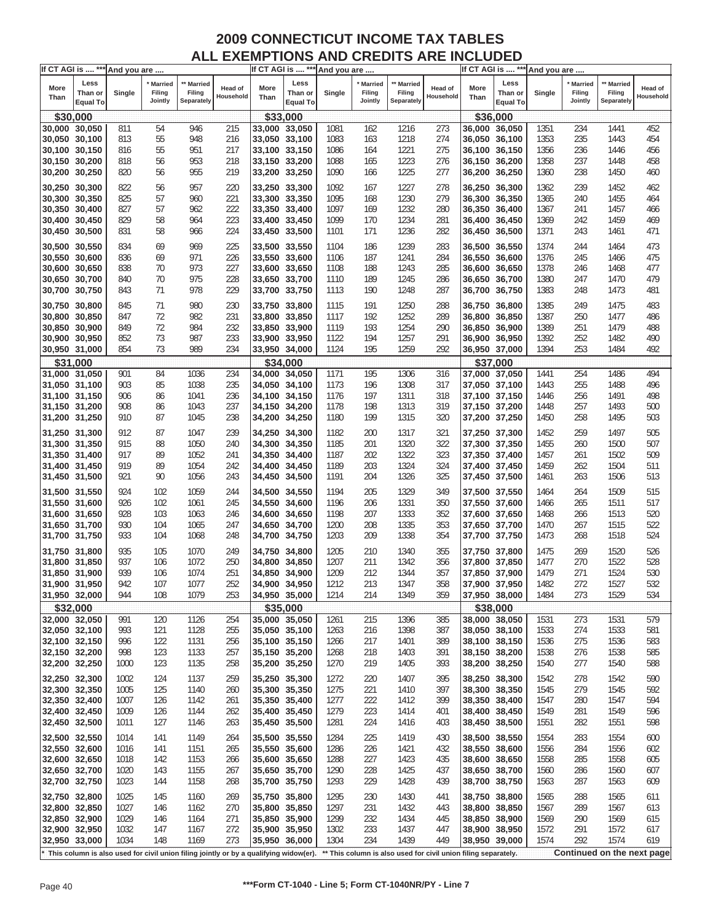# 2009 CONNECTICUT INCOME TAX TABLES
## ALL EXEMPTIONS AND CREDITS ARE INCLUDED

| If CT AGI is .... *** More Than | Less Than or Equal To | And you are .... Single | * Married Filing Jointly | ** Married Filing Separately | Head of Household | If CT AGI is .... *** More Than | Less Than or Equal To | And you are .... Single | * Married Filing Jointly | ** Married Filing Separately | Head of Household | If CT AGI is .... *** More Than | Less Than or Equal To | And you are .... Single | * Married Filing Jointly | ** Married Filing Separately | Head of Household |
|---|---|---|---|---|---|---|---|---|---|---|---|---|---|---|---|---|---|
| **$30,000** | | | | | | **$33,000** | | | | | | **$36,000** | | | | | |
| 30,000 | 30,050 | 811 | 54 | 946 | 215 | 33,000 | 33,050 | 1081 | 162 | 1216 | 273 | 36,000 | 36,050 | 1351 | 234 | 1441 | 452 |
| 30,050 | 30,100 | 813 | 55 | 948 | 216 | 33,050 | 33,100 | 1083 | 163 | 1218 | 274 | 36,050 | 36,100 | 1353 | 235 | 1443 | 454 |
| 30,100 | 30,150 | 816 | 55 | 951 | 217 | 33,100 | 33,150 | 1086 | 164 | 1221 | 275 | 36,100 | 36,150 | 1356 | 236 | 1446 | 456 |
| 30,150 | 30,200 | 818 | 56 | 953 | 218 | 33,150 | 33,200 | 1088 | 165 | 1223 | 276 | 36,150 | 36,200 | 1358 | 237 | 1448 | 458 |
| 30,200 | 30,250 | 820 | 56 | 955 | 219 | 33,200 | 33,250 | 1090 | 166 | 1225 | 277 | 36,200 | 36,250 | 1360 | 238 | 1450 | 460 |
| 30,250 | 30,300 | 822 | 56 | 957 | 220 | 33,250 | 33,300 | 1092 | 167 | 1227 | 278 | 36,250 | 36,300 | 1362 | 239 | 1452 | 462 |
| 30,300 | 30,350 | 825 | 57 | 960 | 221 | 33,300 | 33,350 | 1095 | 168 | 1230 | 279 | 36,300 | 36,350 | 1365 | 240 | 1455 | 464 |
| 30,350 | 30,400 | 827 | 57 | 962 | 222 | 33,350 | 33,400 | 1097 | 169 | 1232 | 280 | 36,350 | 36,400 | 1367 | 241 | 1457 | 466 |
| 30,400 | 30,450 | 829 | 58 | 964 | 223 | 33,400 | 33,450 | 1099 | 170 | 1234 | 281 | 36,400 | 36,450 | 1369 | 242 | 1459 | 469 |
| 30,450 | 30,500 | 831 | 58 | 966 | 224 | 33,450 | 33,500 | 1101 | 171 | 1236 | 282 | 36,450 | 36,500 | 1371 | 243 | 1461 | 471 |
| 30,500 | 30,550 | 834 | 69 | 969 | 225 | 33,500 | 33,550 | 1104 | 186 | 1239 | 283 | 36,500 | 36,550 | 1374 | 244 | 1464 | 473 |
| 30,550 | 30,600 | 836 | 69 | 971 | 226 | 33,550 | 33,600 | 1106 | 187 | 1241 | 284 | 36,550 | 36,600 | 1376 | 245 | 1466 | 475 |
| 30,600 | 30,650 | 838 | 70 | 973 | 227 | 33,600 | 33,650 | 1108 | 188 | 1243 | 285 | 36,600 | 36,650 | 1378 | 246 | 1468 | 477 |
| 30,650 | 30,700 | 840 | 70 | 975 | 228 | 33,650 | 33,700 | 1110 | 189 | 1245 | 286 | 36,650 | 36,700 | 1380 | 247 | 1470 | 479 |
| 30,700 | 30,750 | 843 | 71 | 978 | 229 | 33,700 | 33,750 | 1113 | 190 | 1248 | 287 | 36,700 | 36,750 | 1383 | 248 | 1473 | 481 |
| 30,750 | 30,800 | 845 | 71 | 980 | 230 | 33,750 | 33,800 | 1115 | 191 | 1250 | 288 | 36,750 | 36,800 | 1385 | 249 | 1475 | 483 |
| 30,800 | 30,850 | 847 | 72 | 982 | 231 | 33,800 | 33,850 | 1117 | 192 | 1252 | 289 | 36,800 | 36,850 | 1387 | 250 | 1477 | 486 |
| 30,850 | 30,900 | 849 | 72 | 984 | 232 | 33,850 | 33,900 | 1119 | 193 | 1254 | 290 | 36,850 | 36,900 | 1389 | 251 | 1479 | 488 |
| 30,900 | 30,950 | 852 | 73 | 987 | 233 | 33,900 | 33,950 | 1122 | 194 | 1257 | 291 | 36,900 | 36,950 | 1392 | 252 | 1482 | 490 |
| 30,950 | 31,000 | 854 | 73 | 989 | 234 | 33,950 | 34,000 | 1124 | 195 | 1259 | 292 | 36,950 | 37,000 | 1394 | 253 | 1484 | 492 |
| **$31,000** | | | | | | **$34,000** | | | | | | **$37,000** | | | | | |
| 31,000 | 31,050 | 901 | 84 | 1036 | 234 | 34,000 | 34,050 | 1171 | 195 | 1306 | 316 | 37,000 | 37,050 | 1441 | 254 | 1486 | 494 |
| 31,050 | 31,100 | 903 | 85 | 1038 | 235 | 34,050 | 34,100 | 1173 | 196 | 1308 | 317 | 37,050 | 37,100 | 1443 | 255 | 1488 | 496 |
| 31,100 | 31,150 | 906 | 86 | 1041 | 236 | 34,100 | 34,150 | 1176 | 197 | 1311 | 318 | 37,100 | 37,150 | 1446 | 256 | 1491 | 498 |
| 31,150 | 31,200 | 908 | 86 | 1043 | 237 | 34,150 | 34,200 | 1178 | 198 | 1313 | 319 | 37,150 | 37,200 | 1448 | 257 | 1493 | 500 |
| 31,200 | 31,250 | 910 | 87 | 1045 | 238 | 34,200 | 34,250 | 1180 | 199 | 1315 | 320 | 37,200 | 37,250 | 1450 | 258 | 1495 | 503 |
| 31,250 | 31,300 | 912 | 87 | 1047 | 239 | 34,250 | 34,300 | 1182 | 200 | 1317 | 321 | 37,250 | 37,300 | 1452 | 259 | 1497 | 505 |
| 31,300 | 31,350 | 915 | 88 | 1050 | 240 | 34,300 | 34,350 | 1185 | 201 | 1320 | 322 | 37,300 | 37,350 | 1455 | 260 | 1500 | 507 |
| 31,350 | 31,400 | 917 | 89 | 1052 | 241 | 34,350 | 34,400 | 1187 | 202 | 1322 | 323 | 37,350 | 37,400 | 1457 | 261 | 1502 | 509 |
| 31,400 | 31,450 | 919 | 89 | 1054 | 242 | 34,400 | 34,450 | 1189 | 203 | 1324 | 324 | 37,400 | 37,450 | 1459 | 262 | 1504 | 511 |
| 31,450 | 31,500 | 921 | 90 | 1056 | 243 | 34,450 | 34,500 | 1191 | 204 | 1326 | 325 | 37,450 | 37,500 | 1461 | 263 | 1506 | 513 |
| 31,500 | 31,550 | 924 | 102 | 1059 | 244 | 34,500 | 34,550 | 1194 | 205 | 1329 | 349 | 37,500 | 37,550 | 1464 | 264 | 1509 | 515 |
| 31,550 | 31,600 | 926 | 102 | 1061 | 245 | 34,550 | 34,600 | 1196 | 206 | 1331 | 350 | 37,550 | 37,600 | 1466 | 265 | 1511 | 517 |
| 31,600 | 31,650 | 928 | 103 | 1063 | 246 | 34,600 | 34,650 | 1198 | 207 | 1333 | 352 | 37,600 | 37,650 | 1468 | 266 | 1513 | 520 |
| 31,650 | 31,700 | 930 | 104 | 1065 | 247 | 34,650 | 34,700 | 1200 | 208 | 1335 | 353 | 37,650 | 37,700 | 1470 | 267 | 1515 | 522 |
| 31,700 | 31,750 | 933 | 104 | 1068 | 248 | 34,700 | 34,750 | 1203 | 209 | 1338 | 354 | 37,700 | 37,750 | 1473 | 268 | 1518 | 524 |
| 31,750 | 31,800 | 935 | 105 | 1070 | 249 | 34,750 | 34,800 | 1205 | 210 | 1340 | 355 | 37,750 | 37,800 | 1475 | 269 | 1520 | 526 |
| 31,800 | 31,850 | 937 | 106 | 1072 | 250 | 34,800 | 34,850 | 1207 | 211 | 1342 | 356 | 37,800 | 37,850 | 1477 | 270 | 1522 | 528 |
| 31,850 | 31,900 | 939 | 106 | 1074 | 251 | 34,850 | 34,900 | 1209 | 212 | 1344 | 357 | 37,850 | 37,900 | 1479 | 271 | 1524 | 530 |
| 31,900 | 31,950 | 942 | 107 | 1077 | 252 | 34,900 | 34,950 | 1212 | 213 | 1347 | 358 | 37,900 | 37,950 | 1482 | 272 | 1527 | 532 |
| 31,950 | 32,000 | 944 | 108 | 1079 | 253 | 34,950 | 35,000 | 1214 | 214 | 1349 | 359 | 37,950 | 38,000 | 1484 | 273 | 1529 | 534 |
| **$32,000** | | | | | | **$35,000** | | | | | | **$38,000** | | | | | |
| 32,000 | 32,050 | 991 | 120 | 1126 | 254 | 35,000 | 35,050 | 1261 | 215 | 1396 | 385 | 38,000 | 38,050 | 1531 | 273 | 1531 | 579 |
| 32,050 | 32,100 | 993 | 121 | 1128 | 255 | 35,050 | 35,100 | 1263 | 216 | 1398 | 387 | 38,050 | 38,100 | 1533 | 274 | 1533 | 581 |
| 32,100 | 32,150 | 996 | 122 | 1131 | 256 | 35,100 | 35,150 | 1266 | 217 | 1401 | 389 | 38,100 | 38,150 | 1536 | 275 | 1536 | 583 |
| 32,150 | 32,200 | 998 | 123 | 1133 | 257 | 35,150 | 35,200 | 1268 | 218 | 1403 | 391 | 38,150 | 38,200 | 1538 | 276 | 1538 | 585 |
| 32,200 | 32,250 | 1000 | 123 | 1135 | 258 | 35,200 | 35,250 | 1270 | 219 | 1405 | 393 | 38,200 | 38,250 | 1540 | 277 | 1540 | 588 |
| 32,250 | 32,300 | 1002 | 124 | 1137 | 259 | 35,250 | 35,300 | 1272 | 220 | 1407 | 395 | 38,250 | 38,300 | 1542 | 278 | 1542 | 590 |
| 32,300 | 32,350 | 1005 | 125 | 1140 | 260 | 35,300 | 35,350 | 1275 | 221 | 1410 | 397 | 38,300 | 38,350 | 1545 | 279 | 1545 | 592 |
| 32,350 | 32,400 | 1007 | 126 | 1142 | 261 | 35,350 | 35,400 | 1277 | 222 | 1412 | 399 | 38,350 | 38,400 | 1547 | 280 | 1547 | 594 |
| 32,400 | 32,450 | 1009 | 126 | 1144 | 262 | 35,400 | 35,450 | 1279 | 223 | 1414 | 401 | 38,400 | 38,450 | 1549 | 281 | 1549 | 596 |
| 32,450 | 32,500 | 1011 | 127 | 1146 | 263 | 35,450 | 35,500 | 1281 | 224 | 1416 | 403 | 38,450 | 38,500 | 1551 | 282 | 1551 | 598 |
| 32,500 | 32,550 | 1014 | 141 | 1149 | 264 | 35,500 | 35,550 | 1284 | 225 | 1419 | 430 | 38,500 | 38,550 | 1554 | 283 | 1554 | 600 |
| 32,550 | 32,600 | 1016 | 141 | 1151 | 265 | 35,550 | 35,600 | 1286 | 226 | 1421 | 432 | 38,550 | 38,600 | 1556 | 284 | 1556 | 602 |
| 32,600 | 32,650 | 1018 | 142 | 1153 | 266 | 35,600 | 35,650 | 1288 | 227 | 1423 | 435 | 38,600 | 38,650 | 1558 | 285 | 1558 | 605 |
| 32,650 | 32,700 | 1020 | 143 | 1155 | 267 | 35,650 | 35,700 | 1290 | 228 | 1425 | 437 | 38,650 | 38,700 | 1560 | 286 | 1560 | 607 |
| 32,700 | 32,750 | 1023 | 144 | 1158 | 268 | 35,700 | 35,750 | 1293 | 229 | 1428 | 439 | 38,700 | 38,750 | 1563 | 287 | 1563 | 609 |
| 32,750 | 32,800 | 1025 | 145 | 1160 | 269 | 35,750 | 35,800 | 1295 | 230 | 1430 | 441 | 38,750 | 38,800 | 1565 | 288 | 1565 | 611 |
| 32,800 | 32,850 | 1027 | 146 | 1162 | 270 | 35,800 | 35,850 | 1297 | 231 | 1432 | 443 | 38,800 | 38,850 | 1567 | 289 | 1567 | 613 |
| 32,850 | 32,900 | 1029 | 146 | 1164 | 271 | 35,850 | 35,900 | 1299 | 232 | 1434 | 445 | 38,850 | 38,900 | 1569 | 290 | 1569 | 615 |
| 32,900 | 32,950 | 1032 | 147 | 1167 | 272 | 35,900 | 35,950 | 1302 | 233 | 1437 | 447 | 38,900 | 38,950 | 1572 | 291 | 1572 | 617 |
| 32,950 | 33,000 | 1034 | 148 | 1169 | 273 | 35,950 | 36,000 | 1304 | 234 | 1439 | 449 | 38,950 | 39,000 | 1574 | 292 | 1574 | 619 |

\* This column is also used for civil union filing jointly or by a qualifying widow(er). ** This column is also used for civil union filing separately.

Continued on the next page

***Form CT-1040 - Line 5; Form CT-1040NR/PY - Line 7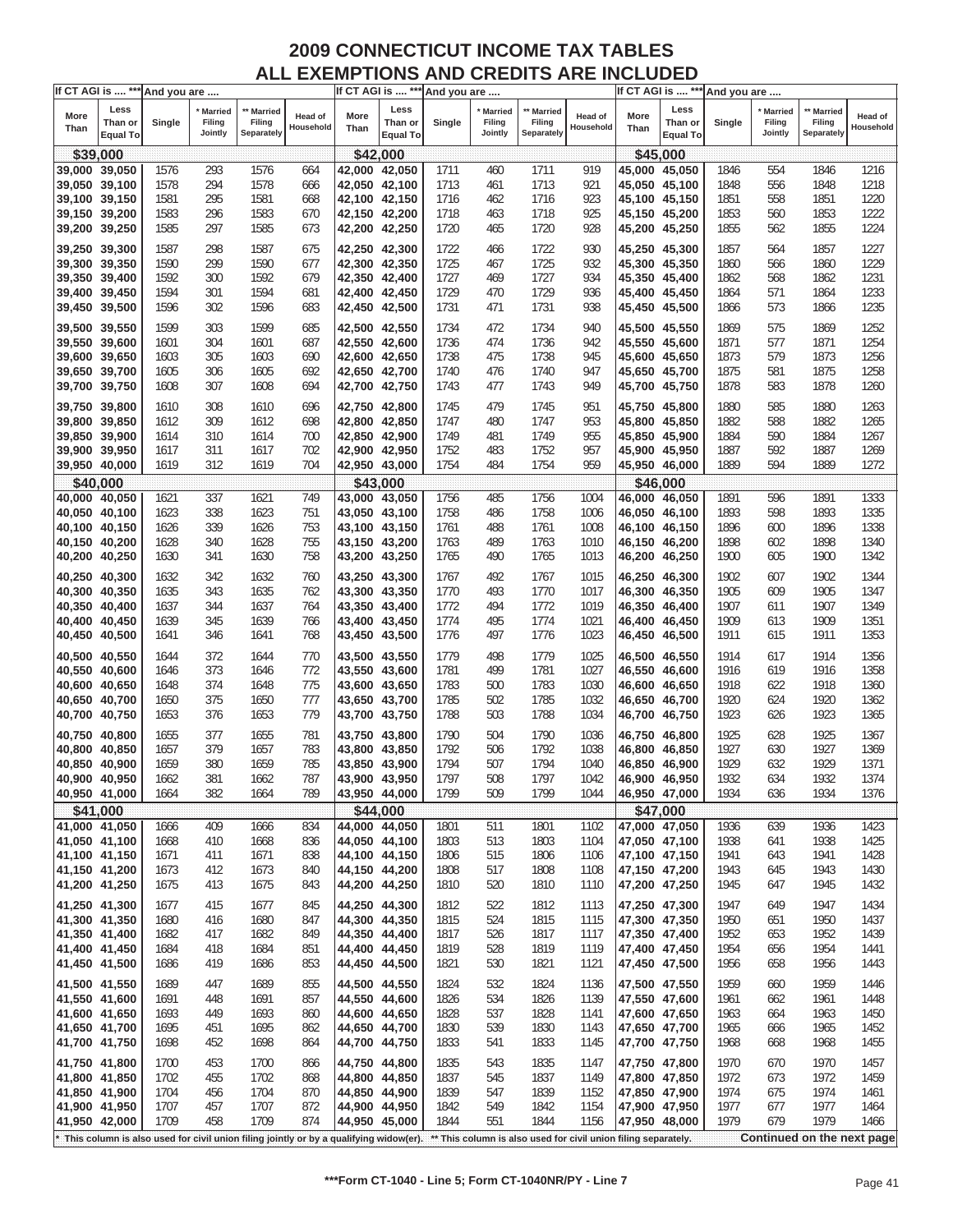# 2009 CONNECTICUT INCOME TAX TABLES
## ALL EXEMPTIONS AND CREDITS ARE INCLUDED

| If CT AGI is .... *** | | And you are .... | | | | If CT AGI is .... *** | | And you are .... | | | | If CT AGI is .... *** | | And you are .... | | | |
|---|---|---|---|---|---|---|---|---|---|---|---|---|---|---|---|---|---|
| More Than | Less Than or Equal To | Single | * Married Filing Jointly | ** Married Filing Separately | Head of Household | More Than | Less Than or Equal To | Single | * Married Filing Jointly | ** Married Filing Separately | Head of Household | More Than | Less Than or Equal To | Single | * Married Filing Jointly | ** Married Filing Separately | Head of Household |
| **$39,000** | | | | | | **$42,000** | | | | | | **$45,000** | | | | | |
| 39,000 | 39,050 | 1576 | 293 | 1576 | 664 | 42,000 | 42,050 | 1711 | 460 | 1711 | 919 | 45,000 | 45,050 | 1846 | 554 | 1846 | 1216 |
| 39,050 | 39,100 | 1578 | 294 | 1578 | 666 | 42,050 | 42,100 | 1713 | 461 | 1713 | 921 | 45,050 | 45,100 | 1848 | 556 | 1848 | 1218 |
| 39,100 | 39,150 | 1581 | 295 | 1581 | 668 | 42,100 | 42,150 | 1716 | 462 | 1716 | 923 | 45,100 | 45,150 | 1851 | 558 | 1851 | 1220 |
| 39,150 | 39,200 | 1583 | 296 | 1583 | 670 | 42,150 | 42,200 | 1718 | 463 | 1718 | 925 | 45,150 | 45,200 | 1853 | 560 | 1853 | 1222 |
| 39,200 | 39,250 | 1585 | 297 | 1585 | 673 | 42,200 | 42,250 | 1720 | 465 | 1720 | 928 | 45,200 | 45,250 | 1855 | 562 | 1855 | 1224 |
| 39,250 | 39,300 | 1587 | 298 | 1587 | 675 | 42,250 | 42,300 | 1722 | 466 | 1722 | 930 | 45,250 | 45,300 | 1857 | 564 | 1857 | 1227 |
| 39,300 | 39,350 | 1590 | 299 | 1590 | 677 | 42,300 | 42,350 | 1725 | 467 | 1725 | 932 | 45,300 | 45,350 | 1860 | 566 | 1860 | 1229 |
| 39,350 | 39,400 | 1592 | 300 | 1592 | 679 | 42,350 | 42,400 | 1727 | 469 | 1727 | 934 | 45,350 | 45,400 | 1862 | 568 | 1862 | 1231 |
| 39,400 | 39,450 | 1594 | 301 | 1594 | 681 | 42,400 | 42,450 | 1729 | 470 | 1729 | 936 | 45,400 | 45,450 | 1864 | 571 | 1864 | 1233 |
| 39,450 | 39,500 | 1596 | 302 | 1596 | 683 | 42,450 | 42,500 | 1731 | 471 | 1731 | 938 | 45,450 | 45,500 | 1866 | 573 | 1866 | 1235 |
| 39,500 | 39,550 | 1599 | 303 | 1599 | 685 | 42,500 | 42,550 | 1734 | 472 | 1734 | 940 | 45,500 | 45,550 | 1869 | 575 | 1869 | 1252 |
| 39,550 | 39,600 | 1601 | 304 | 1601 | 687 | 42,550 | 42,600 | 1736 | 474 | 1736 | 942 | 45,550 | 45,600 | 1871 | 577 | 1871 | 1254 |
| 39,600 | 39,650 | 1603 | 305 | 1603 | 690 | 42,600 | 42,650 | 1738 | 475 | 1738 | 945 | 45,600 | 45,650 | 1873 | 579 | 1873 | 1256 |
| 39,650 | 39,700 | 1605 | 306 | 1605 | 692 | 42,650 | 42,700 | 1740 | 476 | 1740 | 947 | 45,650 | 45,700 | 1875 | 581 | 1875 | 1258 |
| 39,700 | 39,750 | 1608 | 307 | 1608 | 694 | 42,700 | 42,750 | 1743 | 477 | 1743 | 949 | 45,700 | 45,750 | 1878 | 583 | 1878 | 1260 |
| 39,750 | 39,800 | 1610 | 308 | 1610 | 696 | 42,750 | 42,800 | 1745 | 479 | 1745 | 951 | 45,750 | 45,800 | 1880 | 585 | 1880 | 1263 |
| 39,800 | 39,850 | 1612 | 309 | 1612 | 698 | 42,800 | 42,850 | 1747 | 480 | 1747 | 953 | 45,800 | 45,850 | 1882 | 588 | 1882 | 1265 |
| 39,850 | 39,900 | 1614 | 310 | 1614 | 700 | 42,850 | 42,900 | 1749 | 481 | 1749 | 955 | 45,850 | 45,900 | 1884 | 590 | 1884 | 1267 |
| 39,900 | 39,950 | 1617 | 311 | 1617 | 702 | 42,900 | 42,950 | 1752 | 483 | 1752 | 957 | 45,900 | 45,950 | 1887 | 592 | 1887 | 1269 |
| 39,950 | 40,000 | 1619 | 312 | 1619 | 704 | 42,950 | 43,000 | 1754 | 484 | 1754 | 959 | 45,950 | 46,000 | 1889 | 594 | 1889 | 1272 |
| **$40,000** | | | | | | **$43,000** | | | | | | **$46,000** | | | | | |
| 40,000 | 40,050 | 1621 | 337 | 1621 | 749 | 43,000 | 43,050 | 1756 | 485 | 1756 | 1004 | 46,000 | 46,050 | 1891 | 596 | 1891 | 1333 |
| 40,050 | 40,100 | 1623 | 338 | 1623 | 751 | 43,050 | 43,100 | 1758 | 486 | 1758 | 1006 | 46,050 | 46,100 | 1893 | 598 | 1893 | 1335 |
| 40,100 | 40,150 | 1626 | 339 | 1626 | 753 | 43,100 | 43,150 | 1761 | 488 | 1761 | 1008 | 46,100 | 46,150 | 1896 | 600 | 1896 | 1338 |
| 40,150 | 40,200 | 1628 | 340 | 1628 | 755 | 43,150 | 43,200 | 1763 | 489 | 1763 | 1010 | 46,150 | 46,200 | 1898 | 602 | 1898 | 1340 |
| 40,200 | 40,250 | 1630 | 341 | 1630 | 758 | 43,200 | 43,250 | 1765 | 490 | 1765 | 1013 | 46,200 | 46,250 | 1900 | 605 | 1900 | 1342 |
| 40,250 | 40,300 | 1632 | 342 | 1632 | 760 | 43,250 | 43,300 | 1767 | 492 | 1767 | 1015 | 46,250 | 46,300 | 1902 | 607 | 1902 | 1344 |
| 40,300 | 40,350 | 1635 | 343 | 1635 | 762 | 43,300 | 43,350 | 1770 | 493 | 1770 | 1017 | 46,300 | 46,350 | 1905 | 609 | 1905 | 1347 |
| 40,350 | 40,400 | 1637 | 344 | 1637 | 764 | 43,350 | 43,400 | 1772 | 494 | 1772 | 1019 | 46,350 | 46,400 | 1907 | 611 | 1907 | 1349 |
| 40,400 | 40,450 | 1639 | 345 | 1639 | 766 | 43,400 | 43,450 | 1774 | 495 | 1774 | 1021 | 46,400 | 46,450 | 1909 | 613 | 1909 | 1351 |
| 40,450 | 40,500 | 1641 | 346 | 1641 | 768 | 43,450 | 43,500 | 1776 | 497 | 1776 | 1023 | 46,450 | 46,500 | 1911 | 615 | 1911 | 1353 |
| 40,500 | 40,550 | 1644 | 372 | 1644 | 770 | 43,500 | 43,550 | 1779 | 498 | 1779 | 1025 | 46,500 | 46,550 | 1914 | 617 | 1914 | 1356 |
| 40,550 | 40,600 | 1646 | 373 | 1646 | 772 | 43,550 | 43,600 | 1781 | 499 | 1781 | 1027 | 46,550 | 46,600 | 1916 | 619 | 1916 | 1358 |
| 40,600 | 40,650 | 1648 | 374 | 1648 | 775 | 43,600 | 43,650 | 1783 | 500 | 1783 | 1030 | 46,600 | 46,650 | 1918 | 622 | 1918 | 1360 |
| 40,650 | 40,700 | 1650 | 375 | 1650 | 777 | 43,650 | 43,700 | 1785 | 502 | 1785 | 1032 | 46,650 | 46,700 | 1920 | 624 | 1920 | 1362 |
| 40,700 | 40,750 | 1653 | 376 | 1653 | 779 | 43,700 | 43,750 | 1788 | 503 | 1788 | 1034 | 46,700 | 46,750 | 1923 | 626 | 1923 | 1365 |
| 40,750 | 40,800 | 1655 | 377 | 1655 | 781 | 43,750 | 43,800 | 1790 | 504 | 1790 | 1036 | 46,750 | 46,800 | 1925 | 628 | 1925 | 1367 |
| 40,800 | 40,850 | 1657 | 379 | 1657 | 783 | 43,800 | 43,850 | 1792 | 506 | 1792 | 1038 | 46,800 | 46,850 | 1927 | 630 | 1927 | 1369 |
| 40,850 | 40,900 | 1659 | 380 | 1659 | 785 | 43,850 | 43,900 | 1794 | 507 | 1794 | 1040 | 46,850 | 46,900 | 1929 | 632 | 1929 | 1371 |
| 40,900 | 40,950 | 1662 | 381 | 1662 | 787 | 43,900 | 43,950 | 1797 | 508 | 1797 | 1042 | 46,900 | 46,950 | 1932 | 634 | 1932 | 1374 |
| 40,950 | 41,000 | 1664 | 382 | 1664 | 789 | 43,950 | 44,000 | 1799 | 509 | 1799 | 1044 | 46,950 | 47,000 | 1934 | 636 | 1934 | 1376 |
| **$41,000** | | | | | | **$44,000** | | | | | | **$47,000** | | | | | |
| 41,000 | 41,050 | 1666 | 409 | 1666 | 834 | 44,000 | 44,050 | 1801 | 511 | 1801 | 1102 | 47,000 | 47,050 | 1936 | 639 | 1936 | 1423 |
| 41,050 | 41,100 | 1668 | 410 | 1668 | 836 | 44,050 | 44,100 | 1803 | 513 | 1803 | 1104 | 47,050 | 47,100 | 1938 | 641 | 1938 | 1425 |
| 41,100 | 41,150 | 1671 | 411 | 1671 | 838 | 44,100 | 44,150 | 1806 | 515 | 1806 | 1106 | 47,100 | 47,150 | 1941 | 643 | 1941 | 1428 |
| 41,150 | 41,200 | 1673 | 412 | 1673 | 840 | 44,150 | 44,200 | 1808 | 517 | 1808 | 1108 | 47,150 | 47,200 | 1943 | 645 | 1943 | 1430 |
| 41,200 | 41,250 | 1675 | 413 | 1675 | 843 | 44,200 | 44,250 | 1810 | 520 | 1810 | 1110 | 47,200 | 47,250 | 1945 | 647 | 1945 | 1432 |
| 41,250 | 41,300 | 1677 | 415 | 1677 | 845 | 44,250 | 44,300 | 1812 | 522 | 1812 | 1113 | 47,250 | 47,300 | 1947 | 649 | 1947 | 1434 |
| 41,300 | 41,350 | 1680 | 416 | 1680 | 847 | 44,300 | 44,350 | 1815 | 524 | 1815 | 1115 | 47,300 | 47,350 | 1950 | 651 | 1950 | 1437 |
| 41,350 | 41,400 | 1682 | 417 | 1682 | 849 | 44,350 | 44,400 | 1817 | 526 | 1817 | 1117 | 47,350 | 47,400 | 1952 | 653 | 1952 | 1439 |
| 41,400 | 41,450 | 1684 | 418 | 1684 | 851 | 44,400 | 44,450 | 1819 | 528 | 1819 | 1119 | 47,400 | 47,450 | 1954 | 656 | 1954 | 1441 |
| 41,450 | 41,500 | 1686 | 419 | 1686 | 853 | 44,450 | 44,500 | 1821 | 530 | 1821 | 1121 | 47,450 | 47,500 | 1956 | 658 | 1956 | 1443 |
| 41,500 | 41,550 | 1689 | 447 | 1689 | 855 | 44,500 | 44,550 | 1824 | 532 | 1824 | 1136 | 47,500 | 47,550 | 1959 | 660 | 1959 | 1446 |
| 41,550 | 41,600 | 1691 | 448 | 1691 | 857 | 44,550 | 44,600 | 1826 | 534 | 1826 | 1139 | 47,550 | 47,600 | 1961 | 662 | 1961 | 1448 |
| 41,600 | 41,650 | 1693 | 449 | 1693 | 860 | 44,600 | 44,650 | 1828 | 537 | 1828 | 1141 | 47,600 | 47,650 | 1963 | 664 | 1963 | 1450 |
| 41,650 | 41,700 | 1695 | 451 | 1695 | 862 | 44,650 | 44,700 | 1830 | 539 | 1830 | 1143 | 47,650 | 47,700 | 1965 | 666 | 1965 | 1452 |
| 41,700 | 41,750 | 1698 | 452 | 1698 | 864 | 44,700 | 44,750 | 1833 | 541 | 1833 | 1145 | 47,700 | 47,750 | 1968 | 668 | 1968 | 1455 |
| 41,750 | 41,800 | 1700 | 453 | 1700 | 866 | 44,750 | 44,800 | 1835 | 543 | 1835 | 1147 | 47,750 | 47,800 | 1970 | 670 | 1970 | 1457 |
| 41,800 | 41,850 | 1702 | 455 | 1702 | 868 | 44,800 | 44,850 | 1837 | 545 | 1837 | 1149 | 47,800 | 47,850 | 1972 | 673 | 1972 | 1459 |
| 41,850 | 41,900 | 1704 | 456 | 1704 | 870 | 44,850 | 44,900 | 1839 | 547 | 1839 | 1152 | 47,850 | 47,900 | 1974 | 675 | 1974 | 1461 |
| 41,900 | 41,950 | 1707 | 457 | 1707 | 872 | 44,900 | 44,950 | 1842 | 549 | 1842 | 1154 | 47,900 | 47,950 | 1977 | 677 | 1977 | 1464 |
| 41,950 | 42,000 | 1709 | 458 | 1709 | 874 | 44,950 | 45,000 | 1844 | 551 | 1844 | 1156 | 47,950 | 48,000 | 1979 | 679 | 1979 | 1466 |

\* This column is also used for civil union filing jointly or by a qualifying widow(er). ** This column is also used for civil union filing separately.

**Continued on the next page**

***Form CT-1040 - Line 5; Form CT-1040NR/PY - Line 7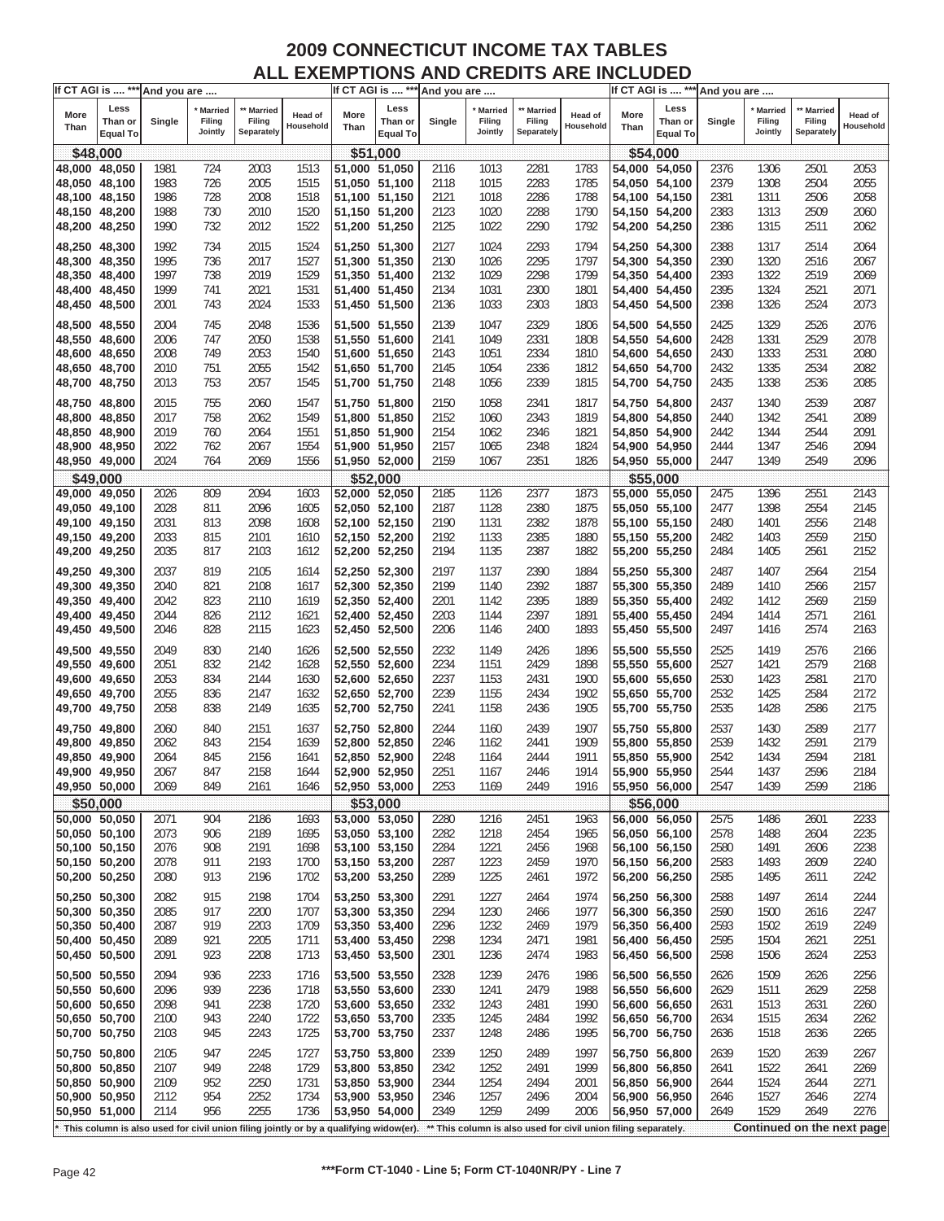# 2009 CONNECTICUT INCOME TAX TABLES
## ALL EXEMPTIONS AND CREDITS ARE INCLUDED

| If CT AGI is .... *** | | And you are .... | | | | If CT AGI is .... *** | | And you are .... | | | | If CT AGI is .... *** | | And you are .... | | | |
|---|---|---|---|---|---|---|---|---|---|---|---|---|---|---|---|---|---|
| More Than | Less Than or Equal To | Single | * Married Filing Jointly | ** Married Filing Separately | Head of Household | More Than | Less Than or Equal To | Single | * Married Filing Jointly | ** Married Filing Separately | Head of Household | More Than | Less Than or Equal To | Single | * Married Filing Jointly | ** Married Filing Separately | Head of Household |
| **$48,000** | | | | | | **$51,000** | | | | | | **$54,000** | | | | | |
| 48,000 | 48,050 | 1981 | 724 | 2003 | 1513 | 51,000 | 51,050 | 2116 | 1013 | 2281 | 1783 | 54,000 | 54,050 | 2376 | 1306 | 2501 | 2053 |
| 48,050 | 48,100 | 1983 | 726 | 2005 | 1515 | 51,050 | 51,100 | 2118 | 1015 | 2283 | 1785 | 54,050 | 54,100 | 2379 | 1308 | 2504 | 2055 |
| 48,100 | 48,150 | 1986 | 728 | 2008 | 1518 | 51,100 | 51,150 | 2121 | 1018 | 2286 | 1788 | 54,100 | 54,150 | 2381 | 1311 | 2506 | 2058 |
| 48,150 | 48,200 | 1988 | 730 | 2010 | 1520 | 51,150 | 51,200 | 2123 | 1020 | 2288 | 1790 | 54,150 | 54,200 | 2383 | 1313 | 2509 | 2060 |
| 48,200 | 48,250 | 1990 | 732 | 2012 | 1522 | 51,200 | 51,250 | 2125 | 1022 | 2290 | 1792 | 54,200 | 54,250 | 2386 | 1315 | 2511 | 2062 |
| 48,250 | 48,300 | 1992 | 734 | 2015 | 1524 | 51,250 | 51,300 | 2127 | 1024 | 2293 | 1794 | 54,250 | 54,300 | 2388 | 1317 | 2514 | 2064 |
| 48,300 | 48,350 | 1995 | 736 | 2017 | 1527 | 51,300 | 51,350 | 2130 | 1026 | 2295 | 1797 | 54,300 | 54,350 | 2390 | 1320 | 2516 | 2067 |
| 48,350 | 48,400 | 1997 | 738 | 2019 | 1529 | 51,350 | 51,400 | 2132 | 1029 | 2298 | 1799 | 54,350 | 54,400 | 2393 | 1322 | 2519 | 2069 |
| 48,400 | 48,450 | 1999 | 741 | 2021 | 1531 | 51,400 | 51,450 | 2134 | 1031 | 2300 | 1801 | 54,400 | 54,450 | 2395 | 1324 | 2521 | 2071 |
| 48,450 | 48,500 | 2001 | 743 | 2024 | 1533 | 51,450 | 51,500 | 2136 | 1033 | 2303 | 1803 | 54,450 | 54,500 | 2398 | 1326 | 2524 | 2073 |
| 48,500 | 48,550 | 2004 | 745 | 2048 | 1536 | 51,500 | 51,550 | 2139 | 1047 | 2329 | 1806 | 54,500 | 54,550 | 2425 | 1329 | 2526 | 2076 |
| 48,550 | 48,600 | 2006 | 747 | 2050 | 1538 | 51,550 | 51,600 | 2141 | 1049 | 2331 | 1808 | 54,550 | 54,600 | 2428 | 1331 | 2529 | 2078 |
| 48,600 | 48,650 | 2008 | 749 | 2053 | 1540 | 51,600 | 51,650 | 2143 | 1051 | 2334 | 1810 | 54,600 | 54,650 | 2430 | 1333 | 2531 | 2080 |
| 48,650 | 48,700 | 2010 | 751 | 2055 | 1542 | 51,650 | 51,700 | 2145 | 1054 | 2336 | 1812 | 54,650 | 54,700 | 2432 | 1335 | 2534 | 2082 |
| 48,700 | 48,750 | 2013 | 753 | 2057 | 1545 | 51,700 | 51,750 | 2148 | 1056 | 2339 | 1815 | 54,700 | 54,750 | 2435 | 1338 | 2536 | 2085 |
| 48,750 | 48,800 | 2015 | 755 | 2060 | 1547 | 51,750 | 51,800 | 2150 | 1058 | 2341 | 1817 | 54,750 | 54,800 | 2437 | 1340 | 2539 | 2087 |
| 48,800 | 48,850 | 2017 | 758 | 2062 | 1549 | 51,800 | 51,850 | 2152 | 1060 | 2343 | 1819 | 54,800 | 54,850 | 2440 | 1342 | 2541 | 2089 |
| 48,850 | 48,900 | 2019 | 760 | 2064 | 1551 | 51,850 | 51,900 | 2154 | 1062 | 2346 | 1821 | 54,850 | 54,900 | 2442 | 1344 | 2544 | 2091 |
| 48,900 | 48,950 | 2022 | 762 | 2067 | 1554 | 51,900 | 51,950 | 2157 | 1065 | 2348 | 1824 | 54,900 | 54,950 | 2444 | 1347 | 2546 | 2094 |
| 48,950 | 49,000 | 2024 | 764 | 2069 | 1556 | 51,950 | 52,000 | 2159 | 1067 | 2351 | 1826 | 54,950 | 55,000 | 2447 | 1349 | 2549 | 2096 |
| **$49,000** | | | | | | **$52,000** | | | | | | **$55,000** | | | | | |
| 49,000 | 49,050 | 2026 | 809 | 2094 | 1603 | 52,000 | 52,050 | 2185 | 1126 | 2377 | 1873 | 55,000 | 55,050 | 2475 | 1396 | 2551 | 2143 |
| 49,050 | 49,100 | 2028 | 811 | 2096 | 1605 | 52,050 | 52,100 | 2187 | 1128 | 2380 | 1875 | 55,050 | 55,100 | 2477 | 1398 | 2554 | 2145 |
| 49,100 | 49,150 | 2031 | 813 | 2098 | 1608 | 52,100 | 52,150 | 2190 | 1131 | 2382 | 1878 | 55,100 | 55,150 | 2480 | 1401 | 2556 | 2148 |
| 49,150 | 49,200 | 2033 | 815 | 2101 | 1610 | 52,150 | 52,200 | 2192 | 1133 | 2385 | 1880 | 55,150 | 55,200 | 2482 | 1403 | 2559 | 2150 |
| 49,200 | 49,250 | 2035 | 817 | 2103 | 1612 | 52,200 | 52,250 | 2194 | 1135 | 2387 | 1882 | 55,200 | 55,250 | 2484 | 1405 | 2561 | 2152 |
| 49,250 | 49,300 | 2037 | 819 | 2105 | 1614 | 52,250 | 52,300 | 2197 | 1137 | 2390 | 1884 | 55,250 | 55,300 | 2487 | 1407 | 2564 | 2154 |
| 49,300 | 49,350 | 2040 | 821 | 2108 | 1617 | 52,300 | 52,350 | 2199 | 1140 | 2392 | 1887 | 55,300 | 55,350 | 2489 | 1410 | 2566 | 2157 |
| 49,350 | 49,400 | 2042 | 823 | 2110 | 1619 | 52,350 | 52,400 | 2201 | 1142 | 2395 | 1889 | 55,350 | 55,400 | 2492 | 1412 | 2569 | 2159 |
| 49,400 | 49,450 | 2044 | 826 | 2112 | 1621 | 52,400 | 52,450 | 2203 | 1144 | 2397 | 1891 | 55,400 | 55,450 | 2494 | 1414 | 2571 | 2161 |
| 49,450 | 49,500 | 2046 | 828 | 2115 | 1623 | 52,450 | 52,500 | 2206 | 1146 | 2400 | 1893 | 55,450 | 55,500 | 2497 | 1416 | 2574 | 2163 |
| 49,500 | 49,550 | 2049 | 830 | 2140 | 1626 | 52,500 | 52,550 | 2232 | 1149 | 2426 | 1896 | 55,500 | 55,550 | 2525 | 1419 | 2576 | 2166 |
| 49,550 | 49,600 | 2051 | 832 | 2142 | 1628 | 52,550 | 52,600 | 2234 | 1151 | 2429 | 1898 | 55,550 | 55,600 | 2527 | 1421 | 2579 | 2168 |
| 49,600 | 49,650 | 2053 | 834 | 2144 | 1630 | 52,600 | 52,650 | 2237 | 1153 | 2431 | 1900 | 55,600 | 55,650 | 2530 | 1423 | 2581 | 2170 |
| 49,650 | 49,700 | 2055 | 836 | 2147 | 1632 | 52,650 | 52,700 | 2239 | 1155 | 2434 | 1902 | 55,650 | 55,700 | 2532 | 1425 | 2584 | 2172 |
| 49,700 | 49,750 | 2058 | 838 | 2149 | 1635 | 52,700 | 52,750 | 2241 | 1158 | 2436 | 1905 | 55,700 | 55,750 | 2535 | 1428 | 2586 | 2175 |
| 49,750 | 49,800 | 2060 | 840 | 2151 | 1637 | 52,750 | 52,800 | 2244 | 1160 | 2439 | 1907 | 55,750 | 55,800 | 2537 | 1430 | 2589 | 2177 |
| 49,800 | 49,850 | 2062 | 843 | 2154 | 1639 | 52,800 | 52,850 | 2246 | 1162 | 2441 | 1909 | 55,800 | 55,850 | 2539 | 1432 | 2591 | 2179 |
| 49,850 | 49,900 | 2064 | 845 | 2156 | 1641 | 52,850 | 52,900 | 2248 | 1164 | 2444 | 1911 | 55,850 | 55,900 | 2542 | 1434 | 2594 | 2181 |
| 49,900 | 49,950 | 2067 | 847 | 2158 | 1644 | 52,900 | 52,950 | 2251 | 1167 | 2446 | 1914 | 55,900 | 55,950 | 2544 | 1437 | 2596 | 2184 |
| 49,950 | 50,000 | 2069 | 849 | 2161 | 1646 | 52,950 | 53,000 | 2253 | 1169 | 2449 | 1916 | 55,950 | 56,000 | 2547 | 1439 | 2599 | 2186 |
| **$50,000** | | | | | | **$53,000** | | | | | | **$56,000** | | | | | |
| 50,000 | 50,050 | 2071 | 904 | 2186 | 1693 | 53,000 | 53,050 | 2280 | 1216 | 2451 | 1963 | 56,000 | 56,050 | 2575 | 1486 | 2601 | 2233 |
| 50,050 | 50,100 | 2073 | 906 | 2189 | 1695 | 53,050 | 53,100 | 2282 | 1218 | 2454 | 1965 | 56,050 | 56,100 | 2578 | 1488 | 2604 | 2235 |
| 50,100 | 50,150 | 2076 | 908 | 2191 | 1698 | 53,100 | 53,150 | 2284 | 1221 | 2456 | 1968 | 56,100 | 56,150 | 2580 | 1491 | 2606 | 2238 |
| 50,150 | 50,200 | 2078 | 911 | 2193 | 1700 | 53,150 | 53,200 | 2287 | 1223 | 2459 | 1970 | 56,150 | 56,200 | 2583 | 1493 | 2609 | 2240 |
| 50,200 | 50,250 | 2080 | 913 | 2196 | 1702 | 53,200 | 53,250 | 2289 | 1225 | 2461 | 1972 | 56,200 | 56,250 | 2585 | 1495 | 2611 | 2242 |
| 50,250 | 50,300 | 2082 | 915 | 2198 | 1704 | 53,250 | 53,300 | 2291 | 1227 | 2464 | 1974 | 56,250 | 56,300 | 2588 | 1497 | 2614 | 2244 |
| 50,300 | 50,350 | 2085 | 917 | 2200 | 1707 | 53,300 | 53,350 | 2294 | 1230 | 2466 | 1977 | 56,300 | 56,350 | 2590 | 1500 | 2616 | 2247 |
| 50,350 | 50,400 | 2087 | 919 | 2203 | 1709 | 53,350 | 53,400 | 2296 | 1232 | 2469 | 1979 | 56,350 | 56,400 | 2593 | 1502 | 2619 | 2249 |
| 50,400 | 50,450 | 2089 | 921 | 2205 | 1711 | 53,400 | 53,450 | 2298 | 1234 | 2471 | 1981 | 56,400 | 56,450 | 2595 | 1504 | 2621 | 2251 |
| 50,450 | 50,500 | 2091 | 923 | 2208 | 1713 | 53,450 | 53,500 | 2301 | 1236 | 2474 | 1983 | 56,450 | 56,500 | 2598 | 1506 | 2624 | 2253 |
| 50,500 | 50,550 | 2094 | 936 | 2233 | 1716 | 53,500 | 53,550 | 2328 | 1239 | 2476 | 1986 | 56,500 | 56,550 | 2626 | 1509 | 2626 | 2256 |
| 50,550 | 50,600 | 2096 | 939 | 2236 | 1718 | 53,550 | 53,600 | 2330 | 1241 | 2479 | 1988 | 56,550 | 56,600 | 2629 | 1511 | 2629 | 2258 |
| 50,600 | 50,650 | 2098 | 941 | 2238 | 1720 | 53,600 | 53,650 | 2332 | 1243 | 2481 | 1990 | 56,600 | 56,650 | 2631 | 1513 | 2631 | 2260 |
| 50,650 | 50,700 | 2100 | 943 | 2240 | 1722 | 53,650 | 53,700 | 2335 | 1245 | 2484 | 1992 | 56,650 | 56,700 | 2634 | 1515 | 2634 | 2262 |
| 50,700 | 50,750 | 2103 | 945 | 2243 | 1725 | 53,700 | 53,750 | 2337 | 1248 | 2486 | 1995 | 56,700 | 56,750 | 2636 | 1518 | 2636 | 2265 |
| 50,750 | 50,800 | 2105 | 947 | 2245 | 1727 | 53,750 | 53,800 | 2339 | 1250 | 2489 | 1997 | 56,750 | 56,800 | 2639 | 1520 | 2639 | 2267 |
| 50,800 | 50,850 | 2107 | 949 | 2248 | 1729 | 53,800 | 53,850 | 2342 | 1252 | 2491 | 1999 | 56,800 | 56,850 | 2641 | 1522 | 2641 | 2269 |
| 50,850 | 50,900 | 2109 | 952 | 2250 | 1731 | 53,850 | 53,900 | 2344 | 1254 | 2494 | 2001 | 56,850 | 56,900 | 2644 | 1524 | 2644 | 2271 |
| 50,900 | 50,950 | 2112 | 954 | 2252 | 1734 | 53,900 | 53,950 | 2346 | 1257 | 2496 | 2004 | 56,900 | 56,950 | 2646 | 1527 | 2646 | 2274 |
| 50,950 | 51,000 | 2114 | 956 | 2255 | 1736 | 53,950 | 54,000 | 2349 | 1259 | 2499 | 2006 | 56,950 | 57,000 | 2649 | 1529 | 2649 | 2276 |

\* This column is also used for civil union filing jointly or by a qualifying widow(er). ** This column is also used for civil union filing separately.

**Continued on the next page**

***Form CT-1040 - Line 5; Form CT-1040NR/PY - Line 7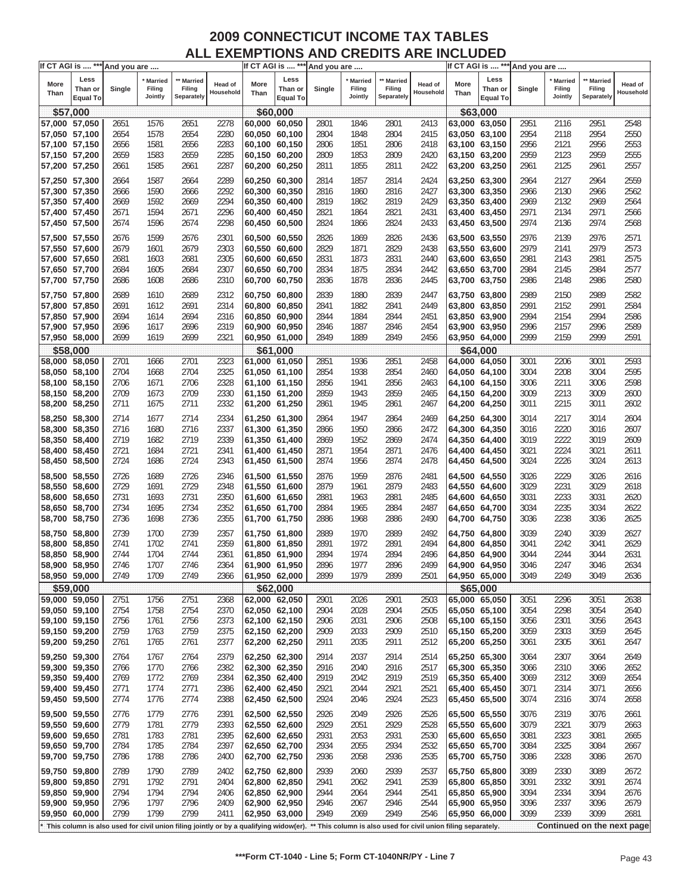# 2009 CONNECTICUT INCOME TAX TABLES
## ALL EXEMPTIONS AND CREDITS ARE INCLUDED

| If CT AGI is .... *** | | And you are .... | | | | If CT AGI is .... *** | | And you are .... | | | | If CT AGI is .... *** | | And you are .... | | | |
|---|---|---|---|---|---|---|---|---|---|---|---|---|---|---|---|---|---|
| More Than | Less Than or Equal To | Single | * Married Filing Jointly | ** Married Filing Separately | Head of Household | More Than | Less Than or Equal To | Single | * Married Filing Jointly | ** Married Filing Separately | Head of Household | More Than | Less Than or Equal To | Single | * Married Filing Jointly | ** Married Filing Separately | Head of Household |
| **$57,000** | | | | | | **$60,000** | | | | | | **$63,000** | | | | | |
| 57,000 | 57,050 | 2651 | 1576 | 2651 | 2278 | 60,000 | 60,050 | 2801 | 1846 | 2801 | 2413 | 63,000 | 63,050 | 2951 | 2116 | 2951 | 2548 |
| 57,050 | 57,100 | 2654 | 1578 | 2654 | 2280 | 60,050 | 60,100 | 2804 | 1848 | 2804 | 2415 | 63,050 | 63,100 | 2954 | 2118 | 2954 | 2550 |
| 57,100 | 57,150 | 2656 | 1581 | 2656 | 2283 | 60,100 | 60,150 | 2806 | 1851 | 2806 | 2418 | 63,100 | 63,150 | 2956 | 2121 | 2956 | 2553 |
| 57,150 | 57,200 | 2659 | 1583 | 2659 | 2285 | 60,150 | 60,200 | 2809 | 1853 | 2809 | 2420 | 63,150 | 63,200 | 2959 | 2123 | 2959 | 2555 |
| 57,200 | 57,250 | 2661 | 1585 | 2661 | 2287 | 60,200 | 60,250 | 2811 | 1855 | 2811 | 2422 | 63,200 | 63,250 | 2961 | 2125 | 2961 | 2557 |
| 57,250 | 57,300 | 2664 | 1587 | 2664 | 2289 | 60,250 | 60,300 | 2814 | 1857 | 2814 | 2424 | 63,250 | 63,300 | 2964 | 2127 | 2964 | 2559 |
| 57,300 | 57,350 | 2666 | 1590 | 2666 | 2292 | 60,300 | 60,350 | 2816 | 1860 | 2816 | 2427 | 63,300 | 63,350 | 2966 | 2130 | 2966 | 2562 |
| 57,350 | 57,400 | 2669 | 1592 | 2669 | 2294 | 60,350 | 60,400 | 2819 | 1862 | 2819 | 2429 | 63,350 | 63,400 | 2969 | 2132 | 2969 | 2564 |
| 57,400 | 57,450 | 2671 | 1594 | 2671 | 2296 | 60,400 | 60,450 | 2821 | 1864 | 2821 | 2431 | 63,400 | 63,450 | 2971 | 2134 | 2971 | 2566 |
| 57,450 | 57,500 | 2674 | 1596 | 2674 | 2298 | 60,450 | 60,500 | 2824 | 1866 | 2824 | 2433 | 63,450 | 63,500 | 2974 | 2136 | 2974 | 2568 |
| 57,500 | 57,550 | 2676 | 1599 | 2676 | 2301 | 60,500 | 60,550 | 2826 | 1869 | 2826 | 2436 | 63,500 | 63,550 | 2976 | 2139 | 2976 | 2571 |
| 57,550 | 57,600 | 2679 | 1601 | 2679 | 2303 | 60,550 | 60,600 | 2829 | 1871 | 2829 | 2438 | 63,550 | 63,600 | 2979 | 2141 | 2979 | 2573 |
| 57,600 | 57,650 | 2681 | 1603 | 2681 | 2305 | 60,600 | 60,650 | 2831 | 1873 | 2831 | 2440 | 63,600 | 63,650 | 2981 | 2143 | 2981 | 2575 |
| 57,650 | 57,700 | 2684 | 1605 | 2684 | 2307 | 60,650 | 60,700 | 2834 | 1875 | 2834 | 2442 | 63,650 | 63,700 | 2984 | 2145 | 2984 | 2577 |
| 57,700 | 57,750 | 2686 | 1608 | 2686 | 2310 | 60,700 | 60,750 | 2836 | 1878 | 2836 | 2445 | 63,700 | 63,750 | 2986 | 2148 | 2986 | 2580 |
| 57,750 | 57,800 | 2689 | 1610 | 2689 | 2312 | 60,750 | 60,800 | 2839 | 1880 | 2839 | 2447 | 63,750 | 63,800 | 2989 | 2150 | 2989 | 2582 |
| 57,800 | 57,850 | 2691 | 1612 | 2691 | 2314 | 60,800 | 60,850 | 2841 | 1882 | 2841 | 2449 | 63,800 | 63,850 | 2991 | 2152 | 2991 | 2584 |
| 57,850 | 57,900 | 2694 | 1614 | 2694 | 2316 | 60,850 | 60,900 | 2844 | 1884 | 2844 | 2451 | 63,850 | 63,900 | 2994 | 2154 | 2994 | 2586 |
| 57,900 | 57,950 | 2696 | 1617 | 2696 | 2319 | 60,900 | 60,950 | 2846 | 1887 | 2846 | 2454 | 63,900 | 63,950 | 2996 | 2157 | 2996 | 2589 |
| 57,950 | 58,000 | 2699 | 1619 | 2699 | 2321 | 60,950 | 61,000 | 2849 | 1889 | 2849 | 2456 | 63,950 | 64,000 | 2999 | 2159 | 2999 | 2591 |
| **$58,000** | | | | | | **$61,000** | | | | | | **$64,000** | | | | | |
| 58,000 | 58,050 | 2701 | 1666 | 2701 | 2323 | 61,000 | 61,050 | 2851 | 1936 | 2851 | 2458 | 64,000 | 64,050 | 3001 | 2206 | 3001 | 2593 |
| 58,050 | 58,100 | 2704 | 1668 | 2704 | 2325 | 61,050 | 61,100 | 2854 | 1938 | 2854 | 2460 | 64,050 | 64,100 | 3004 | 2208 | 3004 | 2595 |
| 58,100 | 58,150 | 2706 | 1671 | 2706 | 2328 | 61,100 | 61,150 | 2856 | 1941 | 2856 | 2463 | 64,100 | 64,150 | 3006 | 2211 | 3006 | 2598 |
| 58,150 | 58,200 | 2709 | 1673 | 2709 | 2330 | 61,150 | 61,200 | 2859 | 1943 | 2859 | 2465 | 64,150 | 64,200 | 3009 | 2213 | 3009 | 2600 |
| 58,200 | 58,250 | 2711 | 1675 | 2711 | 2332 | 61,200 | 61,250 | 2861 | 1945 | 2861 | 2467 | 64,200 | 64,250 | 3011 | 2215 | 3011 | 2602 |
| 58,250 | 58,300 | 2714 | 1677 | 2714 | 2334 | 61,250 | 61,300 | 2864 | 1947 | 2864 | 2469 | 64,250 | 64,300 | 3014 | 2217 | 3014 | 2604 |
| 58,300 | 58,350 | 2716 | 1680 | 2716 | 2337 | 61,300 | 61,350 | 2866 | 1950 | 2866 | 2472 | 64,300 | 64,350 | 3016 | 2220 | 3016 | 2607 |
| 58,350 | 58,400 | 2719 | 1682 | 2719 | 2339 | 61,350 | 61,400 | 2869 | 1952 | 2869 | 2474 | 64,350 | 64,400 | 3019 | 2222 | 3019 | 2609 |
| 58,400 | 58,450 | 2721 | 1684 | 2721 | 2341 | 61,400 | 61,450 | 2871 | 1954 | 2871 | 2476 | 64,400 | 64,450 | 3021 | 2224 | 3021 | 2611 |
| 58,450 | 58,500 | 2724 | 1686 | 2724 | 2343 | 61,450 | 61,500 | 2874 | 1956 | 2874 | 2478 | 64,450 | 64,500 | 3024 | 2226 | 3024 | 2613 |
| 58,500 | 58,550 | 2726 | 1689 | 2726 | 2346 | 61,500 | 61,550 | 2876 | 1959 | 2876 | 2481 | 64,500 | 64,550 | 3026 | 2229 | 3026 | 2616 |
| 58,550 | 58,600 | 2729 | 1691 | 2729 | 2348 | 61,550 | 61,600 | 2879 | 1961 | 2879 | 2483 | 64,550 | 64,600 | 3029 | 2231 | 3029 | 2618 |
| 58,600 | 58,650 | 2731 | 1693 | 2731 | 2350 | 61,600 | 61,650 | 2881 | 1963 | 2881 | 2485 | 64,600 | 64,650 | 3031 | 2233 | 3031 | 2620 |
| 58,650 | 58,700 | 2734 | 1695 | 2734 | 2352 | 61,650 | 61,700 | 2884 | 1965 | 2884 | 2487 | 64,650 | 64,700 | 3034 | 2235 | 3034 | 2622 |
| 58,700 | 58,750 | 2736 | 1698 | 2736 | 2355 | 61,700 | 61,750 | 2886 | 1968 | 2886 | 2490 | 64,700 | 64,750 | 3036 | 2238 | 3036 | 2625 |
| 58,750 | 58,800 | 2739 | 1700 | 2739 | 2357 | 61,750 | 61,800 | 2889 | 1970 | 2889 | 2492 | 64,750 | 64,800 | 3039 | 2240 | 3039 | 2627 |
| 58,800 | 58,850 | 2741 | 1702 | 2741 | 2359 | 61,800 | 61,850 | 2891 | 1972 | 2891 | 2494 | 64,800 | 64,850 | 3041 | 2242 | 3041 | 2629 |
| 58,850 | 58,900 | 2744 | 1704 | 2744 | 2361 | 61,850 | 61,900 | 2894 | 1974 | 2894 | 2496 | 64,850 | 64,900 | 3044 | 2244 | 3044 | 2631 |
| 58,900 | 58,950 | 2746 | 1707 | 2746 | 2364 | 61,900 | 61,950 | 2896 | 1977 | 2896 | 2499 | 64,900 | 64,950 | 3046 | 2247 | 3046 | 2634 |
| 58,950 | 59,000 | 2749 | 1709 | 2749 | 2366 | 61,950 | 62,000 | 2899 | 1979 | 2899 | 2501 | 64,950 | 65,000 | 3049 | 2249 | 3049 | 2636 |
| **$59,000** | | | | | | **$62,000** | | | | | | **$65,000** | | | | | |
| 59,000 | 59,050 | 2751 | 1756 | 2751 | 2368 | 62,000 | 62,050 | 2901 | 2026 | 2901 | 2503 | 65,000 | 65,050 | 3051 | 2296 | 3051 | 2638 |
| 59,050 | 59,100 | 2754 | 1758 | 2754 | 2370 | 62,050 | 62,100 | 2904 | 2028 | 2904 | 2505 | 65,050 | 65,100 | 3054 | 2298 | 3054 | 2640 |
| 59,100 | 59,150 | 2756 | 1761 | 2756 | 2373 | 62,100 | 62,150 | 2906 | 2031 | 2906 | 2508 | 65,100 | 65,150 | 3056 | 2301 | 3056 | 2643 |
| 59,150 | 59,200 | 2759 | 1763 | 2759 | 2375 | 62,150 | 62,200 | 2909 | 2033 | 2909 | 2510 | 65,150 | 65,200 | 3059 | 2303 | 3059 | 2645 |
| 59,200 | 59,250 | 2761 | 1765 | 2761 | 2377 | 62,200 | 62,250 | 2911 | 2035 | 2911 | 2512 | 65,200 | 65,250 | 3061 | 2305 | 3061 | 2647 |
| 59,250 | 59,300 | 2764 | 1767 | 2764 | 2379 | 62,250 | 62,300 | 2914 | 2037 | 2914 | 2514 | 65,250 | 65,300 | 3064 | 2307 | 3064 | 2649 |
| 59,300 | 59,350 | 2766 | 1770 | 2766 | 2382 | 62,300 | 62,350 | 2916 | 2040 | 2916 | 2517 | 65,300 | 65,350 | 3066 | 2310 | 3066 | 2652 |
| 59,350 | 59,400 | 2769 | 1772 | 2769 | 2384 | 62,350 | 62,400 | 2919 | 2042 | 2919 | 2519 | 65,350 | 65,400 | 3069 | 2312 | 3069 | 2654 |
| 59,400 | 59,450 | 2771 | 1774 | 2771 | 2386 | 62,400 | 62,450 | 2921 | 2044 | 2921 | 2521 | 65,400 | 65,450 | 3071 | 2314 | 3071 | 2656 |
| 59,450 | 59,500 | 2774 | 1776 | 2774 | 2388 | 62,450 | 62,500 | 2924 | 2046 | 2924 | 2523 | 65,450 | 65,500 | 3074 | 2316 | 3074 | 2658 |
| 59,500 | 59,550 | 2776 | 1779 | 2776 | 2391 | 62,500 | 62,550 | 2926 | 2049 | 2926 | 2526 | 65,500 | 65,550 | 3076 | 2319 | 3076 | 2661 |
| 59,550 | 59,600 | 2779 | 1781 | 2779 | 2393 | 62,550 | 62,600 | 2929 | 2051 | 2929 | 2528 | 65,550 | 65,600 | 3079 | 2321 | 3079 | 2663 |
| 59,600 | 59,650 | 2781 | 1783 | 2781 | 2395 | 62,600 | 62,650 | 2931 | 2053 | 2931 | 2530 | 65,600 | 65,650 | 3081 | 2323 | 3081 | 2665 |
| 59,650 | 59,700 | 2784 | 1785 | 2784 | 2397 | 62,650 | 62,700 | 2934 | 2055 | 2934 | 2532 | 65,650 | 65,700 | 3084 | 2325 | 3084 | 2667 |
| 59,700 | 59,750 | 2786 | 1788 | 2786 | 2400 | 62,700 | 62,750 | 2936 | 2058 | 2936 | 2535 | 65,700 | 65,750 | 3086 | 2328 | 3086 | 2670 |
| 59,750 | 59,800 | 2789 | 1790 | 2789 | 2402 | 62,750 | 62,800 | 2939 | 2060 | 2939 | 2537 | 65,750 | 65,800 | 3089 | 2330 | 3089 | 2672 |
| 59,800 | 59,850 | 2791 | 1792 | 2791 | 2404 | 62,800 | 62,850 | 2941 | 2062 | 2941 | 2539 | 65,800 | 65,850 | 3091 | 2332 | 3091 | 2674 |
| 59,850 | 59,900 | 2794 | 1794 | 2794 | 2406 | 62,850 | 62,900 | 2944 | 2064 | 2944 | 2541 | 65,850 | 65,900 | 3094 | 2334 | 3094 | 2676 |
| 59,900 | 59,950 | 2796 | 1797 | 2796 | 2409 | 62,900 | 62,950 | 2946 | 2067 | 2946 | 2544 | 65,900 | 65,950 | 3096 | 2337 | 3096 | 2679 |
| 59,950 | 60,000 | 2799 | 1799 | 2799 | 2411 | 62,950 | 63,000 | 2949 | 2069 | 2949 | 2546 | 65,950 | 66,000 | 3099 | 2339 | 3099 | 2681 |

* This column is also used for civil union filing jointly or by a qualifying widow(er). ** This column is also used for civil union filing separately.

**Continued on the next page**

***Form CT-1040 - Line 5; Form CT-1040NR/PY - Line 7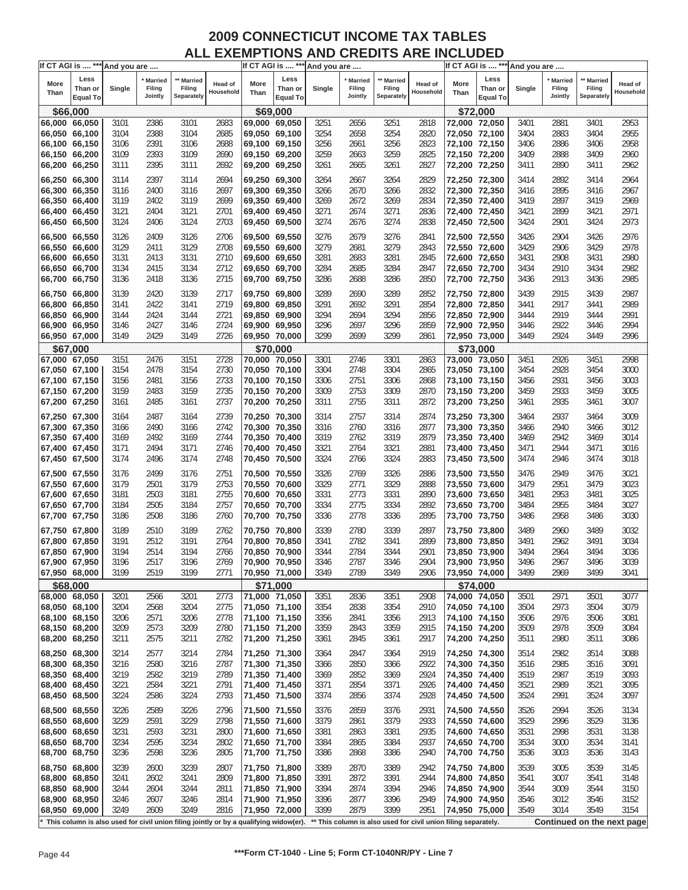# 2009 CONNECTICUT INCOME TAX TABLES
## ALL EXEMPTIONS AND CREDITS ARE INCLUDED

| If CT AGI is .... *** More Than | Less Than or Equal To | And you are .... Single | * Married Filing Jointly | ** Married Filing Separately | Head of Household | If CT AGI is .... *** More Than | Less Than or Equal To | And you are .... Single | * Married Filing Jointly | ** Married Filing Separately | Head of Household | If CT AGI is .... *** More Than | Less Than or Equal To | And you are .... Single | * Married Filing Jointly | ** Married Filing Separately | Head of Household |
|---|---|---|---|---|---|---|---|---|---|---|---|---|---|---|---|---|---|
| **$66,000** | | | | | | **$69,000** | | | | | | **$72,000** | | | | | |
| 66,000 | 66,050 | 3101 | 2386 | 3101 | 2683 | 69,000 | 69,050 | 3251 | 2656 | 3251 | 2818 | 72,000 | 72,050 | 3401 | 2881 | 3401 | 2953 |
| 66,050 | 66,100 | 3104 | 2388 | 3104 | 2685 | 69,050 | 69,100 | 3254 | 2658 | 3254 | 2820 | 72,050 | 72,100 | 3404 | 2883 | 3404 | 2955 |
| 66,100 | 66,150 | 3106 | 2391 | 3106 | 2688 | 69,100 | 69,150 | 3256 | 2661 | 3256 | 2823 | 72,100 | 72,150 | 3406 | 2886 | 3406 | 2958 |
| 66,150 | 66,200 | 3109 | 2393 | 3109 | 2690 | 69,150 | 69,200 | 3259 | 2663 | 3259 | 2825 | 72,150 | 72,200 | 3409 | 2888 | 3409 | 2960 |
| 66,200 | 66,250 | 3111 | 2395 | 3111 | 2692 | 69,200 | 69,250 | 3261 | 2665 | 3261 | 2827 | 72,200 | 72,250 | 3411 | 2890 | 3411 | 2962 |
| 66,250 | 66,300 | 3114 | 2397 | 3114 | 2694 | 69,250 | 69,300 | 3264 | 2667 | 3264 | 2829 | 72,250 | 72,300 | 3414 | 2892 | 3414 | 2964 |
| 66,300 | 66,350 | 3116 | 2400 | 3116 | 2697 | 69,300 | 69,350 | 3266 | 2670 | 3266 | 2832 | 72,300 | 72,350 | 3416 | 2895 | 3416 | 2967 |
| 66,350 | 66,400 | 3119 | 2402 | 3119 | 2699 | 69,350 | 69,400 | 3269 | 2672 | 3269 | 2834 | 72,350 | 72,400 | 3419 | 2897 | 3419 | 2969 |
| 66,400 | 66,450 | 3121 | 2404 | 3121 | 2701 | 69,400 | 69,450 | 3271 | 2674 | 3271 | 2836 | 72,400 | 72,450 | 3421 | 2899 | 3421 | 2971 |
| 66,450 | 66,500 | 3124 | 2406 | 3124 | 2703 | 69,450 | 69,500 | 3274 | 2676 | 3274 | 2838 | 72,450 | 72,500 | 3424 | 2901 | 3424 | 2973 |
| 66,500 | 66,550 | 3126 | 2409 | 3126 | 2706 | 69,500 | 69,550 | 3276 | 2679 | 3276 | 2841 | 72,500 | 72,550 | 3426 | 2904 | 3426 | 2976 |
| 66,550 | 66,600 | 3129 | 2411 | 3129 | 2708 | 69,550 | 69,600 | 3279 | 2681 | 3279 | 2843 | 72,550 | 72,600 | 3429 | 2906 | 3429 | 2978 |
| 66,600 | 66,650 | 3131 | 2413 | 3131 | 2710 | 69,600 | 69,650 | 3281 | 2683 | 3281 | 2845 | 72,600 | 72,650 | 3431 | 2908 | 3431 | 2980 |
| 66,650 | 66,700 | 3134 | 2415 | 3134 | 2712 | 69,650 | 69,700 | 3284 | 2685 | 3284 | 2847 | 72,650 | 72,700 | 3434 | 2910 | 3434 | 2982 |
| 66,700 | 66,750 | 3136 | 2418 | 3136 | 2715 | 69,700 | 69,750 | 3286 | 2688 | 3286 | 2850 | 72,700 | 72,750 | 3436 | 2913 | 3436 | 2985 |
| 66,750 | 66,800 | 3139 | 2420 | 3139 | 2717 | 69,750 | 69,800 | 3289 | 2690 | 3289 | 2852 | 72,750 | 72,800 | 3439 | 2915 | 3439 | 2987 |
| 66,800 | 66,850 | 3141 | 2422 | 3141 | 2719 | 69,800 | 69,850 | 3291 | 2692 | 3291 | 2854 | 72,800 | 72,850 | 3441 | 2917 | 3441 | 2989 |
| 66,850 | 66,900 | 3144 | 2424 | 3144 | 2721 | 69,850 | 69,900 | 3294 | 2694 | 3294 | 2856 | 72,850 | 72,900 | 3444 | 2919 | 3444 | 2991 |
| 66,900 | 66,950 | 3146 | 2427 | 3146 | 2724 | 69,900 | 69,950 | 3296 | 2697 | 3296 | 2859 | 72,900 | 72,950 | 3446 | 2922 | 3446 | 2994 |
| 66,950 | 67,000 | 3149 | 2429 | 3149 | 2726 | 69,950 | 70,000 | 3299 | 2699 | 3299 | 2861 | 72,950 | 73,000 | 3449 | 2924 | 3449 | 2996 |
| **$67,000** | | | | | | **$70,000** | | | | | | **$73,000** | | | | | |
| 67,000 | 67,050 | 3151 | 2476 | 3151 | 2728 | 70,000 | 70,050 | 3301 | 2746 | 3301 | 2863 | 73,000 | 73,050 | 3451 | 2926 | 3451 | 2998 |
| 67,050 | 67,100 | 3154 | 2478 | 3154 | 2730 | 70,050 | 70,100 | 3304 | 2748 | 3304 | 2865 | 73,050 | 73,100 | 3454 | 2928 | 3454 | 3000 |
| 67,100 | 67,150 | 3156 | 2481 | 3156 | 2733 | 70,100 | 70,150 | 3306 | 2751 | 3306 | 2868 | 73,100 | 73,150 | 3456 | 2931 | 3456 | 3003 |
| 67,150 | 67,200 | 3159 | 2483 | 3159 | 2735 | 70,150 | 70,200 | 3309 | 2753 | 3309 | 2870 | 73,150 | 73,200 | 3459 | 2933 | 3459 | 3005 |
| 67,200 | 67,250 | 3161 | 2485 | 3161 | 2737 | 70,200 | 70,250 | 3311 | 2755 | 3311 | 2872 | 73,200 | 73,250 | 3461 | 2935 | 3461 | 3007 |
| 67,250 | 67,300 | 3164 | 2487 | 3164 | 2739 | 70,250 | 70,300 | 3314 | 2757 | 3314 | 2874 | 73,250 | 73,300 | 3464 | 2937 | 3464 | 3009 |
| 67,300 | 67,350 | 3166 | 2490 | 3166 | 2742 | 70,300 | 70,350 | 3316 | 2760 | 3316 | 2877 | 73,300 | 73,350 | 3466 | 2940 | 3466 | 3012 |
| 67,350 | 67,400 | 3169 | 2492 | 3169 | 2744 | 70,350 | 70,400 | 3319 | 2762 | 3319 | 2879 | 73,350 | 73,400 | 3469 | 2942 | 3469 | 3014 |
| 67,400 | 67,450 | 3171 | 2494 | 3171 | 2746 | 70,400 | 70,450 | 3321 | 2764 | 3321 | 2881 | 73,400 | 73,450 | 3471 | 2944 | 3471 | 3016 |
| 67,450 | 67,500 | 3174 | 2496 | 3174 | 2748 | 70,450 | 70,500 | 3324 | 2766 | 3324 | 2883 | 73,450 | 73,500 | 3474 | 2946 | 3474 | 3018 |
| 67,500 | 67,550 | 3176 | 2499 | 3176 | 2751 | 70,500 | 70,550 | 3326 | 2769 | 3326 | 2886 | 73,500 | 73,550 | 3476 | 2949 | 3476 | 3021 |
| 67,550 | 67,600 | 3179 | 2501 | 3179 | 2753 | 70,550 | 70,600 | 3329 | 2771 | 3329 | 2888 | 73,550 | 73,600 | 3479 | 2951 | 3479 | 3023 |
| 67,600 | 67,650 | 3181 | 2503 | 3181 | 2755 | 70,600 | 70,650 | 3331 | 2773 | 3331 | 2890 | 73,600 | 73,650 | 3481 | 2953 | 3481 | 3025 |
| 67,650 | 67,700 | 3184 | 2505 | 3184 | 2757 | 70,650 | 70,700 | 3334 | 2775 | 3334 | 2892 | 73,650 | 73,700 | 3484 | 2955 | 3484 | 3027 |
| 67,700 | 67,750 | 3186 | 2508 | 3186 | 2760 | 70,700 | 70,750 | 3336 | 2778 | 3336 | 2895 | 73,700 | 73,750 | 3486 | 2958 | 3486 | 3030 |
| 67,750 | 67,800 | 3189 | 2510 | 3189 | 2762 | 70,750 | 70,800 | 3339 | 2780 | 3339 | 2897 | 73,750 | 73,800 | 3489 | 2960 | 3489 | 3032 |
| 67,800 | 67,850 | 3191 | 2512 | 3191 | 2764 | 70,800 | 70,850 | 3341 | 2782 | 3341 | 2899 | 73,800 | 73,850 | 3491 | 2962 | 3491 | 3034 |
| 67,850 | 67,900 | 3194 | 2514 | 3194 | 2766 | 70,850 | 70,900 | 3344 | 2784 | 3344 | 2901 | 73,850 | 73,900 | 3494 | 2964 | 3494 | 3036 |
| 67,900 | 67,950 | 3196 | 2517 | 3196 | 2769 | 70,900 | 70,950 | 3346 | 2787 | 3346 | 2904 | 73,900 | 73,950 | 3496 | 2967 | 3496 | 3039 |
| 67,950 | 68,000 | 3199 | 2519 | 3199 | 2771 | 70,950 | 71,000 | 3349 | 2789 | 3349 | 2906 | 73,950 | 74,000 | 3499 | 2969 | 3499 | 3041 |
| **$68,000** | | | | | | **$71,000** | | | | | | **$74,000** | | | | | |
| 68,000 | 68,050 | 3201 | 2566 | 3201 | 2773 | 71,000 | 71,050 | 3351 | 2836 | 3351 | 2908 | 74,000 | 74,050 | 3501 | 2971 | 3501 | 3077 |
| 68,050 | 68,100 | 3204 | 2568 | 3204 | 2775 | 71,050 | 71,100 | 3354 | 2838 | 3354 | 2910 | 74,050 | 74,100 | 3504 | 2973 | 3504 | 3079 |
| 68,100 | 68,150 | 3206 | 2571 | 3206 | 2778 | 71,100 | 71,150 | 3356 | 2841 | 3356 | 2913 | 74,100 | 74,150 | 3506 | 2976 | 3506 | 3081 |
| 68,150 | 68,200 | 3209 | 2573 | 3209 | 2780 | 71,150 | 71,200 | 3359 | 2843 | 3359 | 2915 | 74,150 | 74,200 | 3509 | 2978 | 3509 | 3084 |
| 68,200 | 68,250 | 3211 | 2575 | 3211 | 2782 | 71,200 | 71,250 | 3361 | 2845 | 3361 | 2917 | 74,200 | 74,250 | 3511 | 2980 | 3511 | 3086 |
| 68,250 | 68,300 | 3214 | 2577 | 3214 | 2784 | 71,250 | 71,300 | 3364 | 2847 | 3364 | 2919 | 74,250 | 74,300 | 3514 | 2982 | 3514 | 3088 |
| 68,300 | 68,350 | 3216 | 2580 | 3216 | 2787 | 71,300 | 71,350 | 3366 | 2850 | 3366 | 2922 | 74,300 | 74,350 | 3516 | 2985 | 3516 | 3091 |
| 68,350 | 68,400 | 3219 | 2582 | 3219 | 2789 | 71,350 | 71,400 | 3369 | 2852 | 3369 | 2924 | 74,350 | 74,400 | 3519 | 2987 | 3519 | 3093 |
| 68,400 | 68,450 | 3221 | 2584 | 3221 | 2791 | 71,400 | 71,450 | 3371 | 2854 | 3371 | 2926 | 74,400 | 74,450 | 3521 | 2989 | 3521 | 3095 |
| 68,450 | 68,500 | 3224 | 2586 | 3224 | 2793 | 71,450 | 71,500 | 3374 | 2856 | 3374 | 2928 | 74,450 | 74,500 | 3524 | 2991 | 3524 | 3097 |
| 68,500 | 68,550 | 3226 | 2589 | 3226 | 2796 | 71,500 | 71,550 | 3376 | 2859 | 3376 | 2931 | 74,500 | 74,550 | 3526 | 2994 | 3526 | 3134 |
| 68,550 | 68,600 | 3229 | 2591 | 3229 | 2798 | 71,550 | 71,600 | 3379 | 2861 | 3379 | 2933 | 74,550 | 74,600 | 3529 | 2996 | 3529 | 3136 |
| 68,600 | 68,650 | 3231 | 2593 | 3231 | 2800 | 71,600 | 71,650 | 3381 | 2863 | 3381 | 2935 | 74,600 | 74,650 | 3531 | 2998 | 3531 | 3138 |
| 68,650 | 68,700 | 3234 | 2595 | 3234 | 2802 | 71,650 | 71,700 | 3384 | 2865 | 3384 | 2937 | 74,650 | 74,700 | 3534 | 3000 | 3534 | 3141 |
| 68,700 | 68,750 | 3236 | 2598 | 3236 | 2805 | 71,700 | 71,750 | 3386 | 2868 | 3386 | 2940 | 74,700 | 74,750 | 3536 | 3003 | 3536 | 3143 |
| 68,750 | 68,800 | 3239 | 2600 | 3239 | 2807 | 71,750 | 71,800 | 3389 | 2870 | 3389 | 2942 | 74,750 | 74,800 | 3539 | 3005 | 3539 | 3145 |
| 68,800 | 68,850 | 3241 | 2602 | 3241 | 2809 | 71,800 | 71,850 | 3391 | 2872 | 3391 | 2944 | 74,800 | 74,850 | 3541 | 3007 | 3541 | 3148 |
| 68,850 | 68,900 | 3244 | 2604 | 3244 | 2811 | 71,850 | 71,900 | 3394 | 2874 | 3394 | 2946 | 74,850 | 74,900 | 3544 | 3009 | 3544 | 3150 |
| 68,900 | 68,950 | 3246 | 2607 | 3246 | 2814 | 71,900 | 71,950 | 3396 | 2877 | 3396 | 2949 | 74,900 | 74,950 | 3546 | 3012 | 3546 | 3152 |
| 68,950 | 69,000 | 3249 | 2609 | 3249 | 2816 | 71,950 | 72,000 | 3399 | 2879 | 3399 | 2951 | 74,950 | 75,000 | 3549 | 3014 | 3549 | 3154 |

* This column is also used for civil union filing jointly or by a qualifying widow(er). ** This column is also used for civil union filing separately. **Continued on the next page**

***Form CT-1040 - Line 5; Form CT-1040NR/PY - Line 7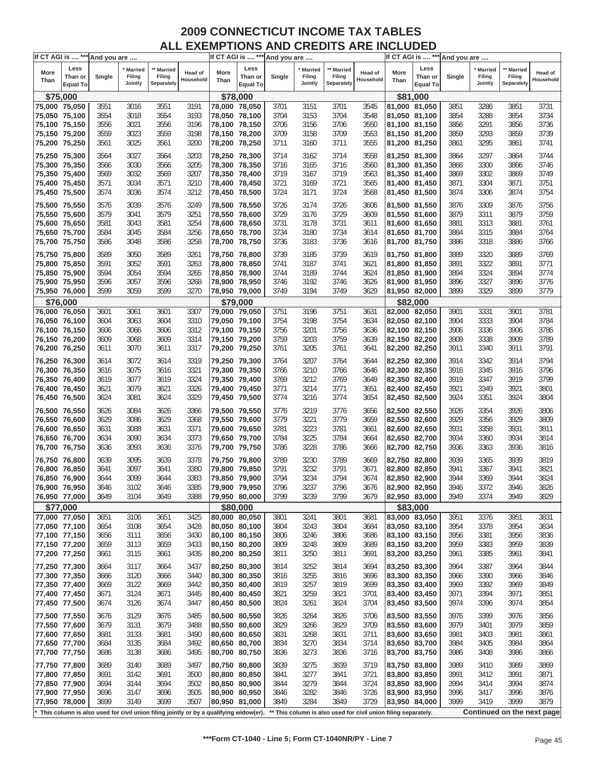# 2009 CONNECTICUT INCOME TAX TABLES
## ALL EXEMPTIONS AND CREDITS ARE INCLUDED

| If CT AGI is .... *** | | And you are .... | | | | If CT AGI is .... *** | | And you are .... | | | | If CT AGI is .... *** | | And you are .... | | | |
|---|---|---|---|---|---|---|---|---|---|---|---|---|---|---|---|---|---|
| More Than | Less Than or Equal To | Single | * Married Filing Jointly | ** Married Filing Separately | Head of Household | More Than | Less Than or Equal To | Single | * Married Filing Jointly | ** Married Filing Separately | Head of Household | More Than | Less Than or Equal To | Single | * Married Filing Jointly | ** Married Filing Separately | Head of Household |
| **$75,000** | | | | | | **$78,000** | | | | | | **$81,000** | | | | | |
| 75,000 | 75,050 | 3551 | 3016 | 3551 | 3191 | 78,000 | 78,050 | 3701 | 3151 | 3701 | 3545 | 81,000 | 81,050 | 3851 | 3286 | 3851 | 3731 |
| 75,050 | 75,100 | 3554 | 3018 | 3554 | 3193 | 78,050 | 78,100 | 3704 | 3153 | 3704 | 3548 | 81,050 | 81,100 | 3854 | 3288 | 3854 | 3734 |
| 75,100 | 75,150 | 3556 | 3021 | 3556 | 3196 | 78,100 | 78,150 | 3706 | 3156 | 3706 | 3550 | 81,100 | 81,150 | 3856 | 3291 | 3856 | 3736 |
| 75,150 | 75,200 | 3559 | 3023 | 3559 | 3198 | 78,150 | 78,200 | 3709 | 3158 | 3709 | 3553 | 81,150 | 81,200 | 3859 | 3293 | 3859 | 3739 |
| 75,200 | 75,250 | 3561 | 3025 | 3561 | 3200 | 78,200 | 78,250 | 3711 | 3160 | 3711 | 3555 | 81,200 | 81,250 | 3861 | 3295 | 3861 | 3741 |
| 75,250 | 75,300 | 3564 | 3027 | 3564 | 3203 | 78,250 | 78,300 | 3714 | 3162 | 3714 | 3558 | 81,250 | 81,300 | 3864 | 3297 | 3864 | 3744 |
| 75,300 | 75,350 | 3566 | 3030 | 3566 | 3205 | 78,300 | 78,350 | 3716 | 3165 | 3716 | 3560 | 81,300 | 81,350 | 3866 | 3300 | 3866 | 3746 |
| 75,350 | 75,400 | 3569 | 3032 | 3569 | 3207 | 78,350 | 78,400 | 3719 | 3167 | 3719 | 3563 | 81,350 | 81,400 | 3869 | 3302 | 3869 | 3749 |
| 75,400 | 75,450 | 3571 | 3034 | 3571 | 3210 | 78,400 | 78,450 | 3721 | 3169 | 3721 | 3565 | 81,400 | 81,450 | 3871 | 3304 | 3871 | 3751 |
| 75,450 | 75,500 | 3574 | 3036 | 3574 | 3212 | 78,450 | 78,500 | 3724 | 3171 | 3724 | 3568 | 81,450 | 81,500 | 3874 | 3306 | 3874 | 3754 |
| 75,500 | 75,550 | 3576 | 3039 | 3576 | 3249 | 78,500 | 78,550 | 3726 | 3174 | 3726 | 3606 | 81,500 | 81,550 | 3876 | 3309 | 3876 | 3756 |
| 75,550 | 75,600 | 3579 | 3041 | 3579 | 3251 | 78,550 | 78,600 | 3729 | 3176 | 3729 | 3609 | 81,550 | 81,600 | 3879 | 3311 | 3879 | 3759 |
| 75,600 | 75,650 | 3581 | 3043 | 3581 | 3254 | 78,600 | 78,650 | 3731 | 3178 | 3731 | 3611 | 81,600 | 81,650 | 3881 | 3313 | 3881 | 3761 |
| 75,650 | 75,700 | 3584 | 3045 | 3584 | 3256 | 78,650 | 78,700 | 3734 | 3180 | 3734 | 3614 | 81,650 | 81,700 | 3884 | 3315 | 3884 | 3764 |
| 75,700 | 75,750 | 3586 | 3048 | 3586 | 3258 | 78,700 | 78,750 | 3736 | 3183 | 3736 | 3616 | 81,700 | 81,750 | 3886 | 3318 | 3886 | 3766 |
| 75,750 | 75,800 | 3589 | 3050 | 3589 | 3261 | 78,750 | 78,800 | 3739 | 3185 | 3739 | 3619 | 81,750 | 81,800 | 3889 | 3320 | 3889 | 3769 |
| 75,800 | 75,850 | 3591 | 3052 | 3591 | 3263 | 78,800 | 78,850 | 3741 | 3187 | 3741 | 3621 | 81,800 | 81,850 | 3891 | 3322 | 3891 | 3771 |
| 75,850 | 75,900 | 3594 | 3054 | 3594 | 3265 | 78,850 | 78,900 | 3744 | 3189 | 3744 | 3624 | 81,850 | 81,900 | 3894 | 3324 | 3894 | 3774 |
| 75,900 | 75,950 | 3596 | 3057 | 3596 | 3268 | 78,900 | 78,950 | 3746 | 3192 | 3746 | 3626 | 81,900 | 81,950 | 3896 | 3327 | 3896 | 3776 |
| 75,950 | 76,000 | 3599 | 3059 | 3599 | 3270 | 78,950 | 79,000 | 3749 | 3194 | 3749 | 3629 | 81,950 | 82,000 | 3899 | 3329 | 3899 | 3779 |
| **$76,000** | | | | | | **$79,000** | | | | | | **$82,000** | | | | | |
| 76,000 | 76,050 | 3601 | 3061 | 3601 | 3307 | 79,000 | 79,050 | 3751 | 3196 | 3751 | 3631 | 82,000 | 82,050 | 3901 | 3331 | 3901 | 3781 |
| 76,050 | 76,100 | 3604 | 3063 | 3604 | 3310 | 79,050 | 79,100 | 3754 | 3198 | 3754 | 3634 | 82,050 | 82,100 | 3904 | 3333 | 3904 | 3784 |
| 76,100 | 76,150 | 3606 | 3066 | 3606 | 3312 | 79,100 | 79,150 | 3756 | 3201 | 3756 | 3636 | 82,100 | 82,150 | 3906 | 3336 | 3906 | 3786 |
| 76,150 | 76,200 | 3609 | 3068 | 3609 | 3314 | 79,150 | 79,200 | 3759 | 3203 | 3759 | 3639 | 82,150 | 82,200 | 3909 | 3338 | 3909 | 3789 |
| 76,200 | 76,250 | 3611 | 3070 | 3611 | 3317 | 79,200 | 79,250 | 3761 | 3205 | 3761 | 3641 | 82,200 | 82,250 | 3911 | 3340 | 3911 | 3791 |
| 76,250 | 76,300 | 3614 | 3072 | 3614 | 3319 | 79,250 | 79,300 | 3764 | 3207 | 3764 | 3644 | 82,250 | 82,300 | 3914 | 3342 | 3914 | 3794 |
| 76,300 | 76,350 | 3616 | 3075 | 3616 | 3321 | 79,300 | 79,350 | 3766 | 3210 | 3766 | 3646 | 82,300 | 82,350 | 3916 | 3345 | 3916 | 3796 |
| 76,350 | 76,400 | 3619 | 3077 | 3619 | 3324 | 79,350 | 79,400 | 3769 | 3212 | 3769 | 3649 | 82,350 | 82,400 | 3919 | 3347 | 3919 | 3799 |
| 76,400 | 76,450 | 3621 | 3079 | 3621 | 3326 | 79,400 | 79,450 | 3771 | 3214 | 3771 | 3651 | 82,400 | 82,450 | 3921 | 3349 | 3921 | 3801 |
| 76,450 | 76,500 | 3624 | 3081 | 3624 | 3329 | 79,450 | 79,500 | 3774 | 3216 | 3774 | 3654 | 82,450 | 82,500 | 3924 | 3351 | 3924 | 3804 |
| 76,500 | 76,550 | 3626 | 3084 | 3626 | 3366 | 79,500 | 79,550 | 3776 | 3219 | 3776 | 3656 | 82,500 | 82,550 | 3926 | 3354 | 3926 | 3806 |
| 76,550 | 76,600 | 3629 | 3086 | 3629 | 3368 | 79,550 | 79,600 | 3779 | 3221 | 3779 | 3659 | 82,550 | 82,600 | 3929 | 3356 | 3929 | 3809 |
| 76,600 | 76,650 | 3631 | 3088 | 3631 | 3371 | 79,600 | 79,650 | 3781 | 3223 | 3781 | 3661 | 82,600 | 82,650 | 3931 | 3358 | 3931 | 3811 |
| 76,650 | 76,700 | 3634 | 3090 | 3634 | 3373 | 79,650 | 79,700 | 3784 | 3225 | 3784 | 3664 | 82,650 | 82,700 | 3934 | 3360 | 3934 | 3814 |
| 76,700 | 76,750 | 3636 | 3093 | 3636 | 3376 | 79,700 | 79,750 | 3786 | 3228 | 3786 | 3666 | 82,700 | 82,750 | 3936 | 3363 | 3936 | 3816 |
| 76,750 | 76,800 | 3639 | 3095 | 3639 | 3378 | 79,750 | 79,800 | 3789 | 3230 | 3789 | 3669 | 82,750 | 82,800 | 3939 | 3365 | 3939 | 3819 |
| 76,800 | 76,850 | 3641 | 3097 | 3641 | 3380 | 79,800 | 79,850 | 3791 | 3232 | 3791 | 3671 | 82,800 | 82,850 | 3941 | 3367 | 3941 | 3821 |
| 76,850 | 76,900 | 3644 | 3099 | 3644 | 3383 | 79,850 | 79,900 | 3794 | 3234 | 3794 | 3674 | 82,850 | 82,900 | 3944 | 3369 | 3944 | 3824 |
| 76,900 | 76,950 | 3646 | 3102 | 3646 | 3385 | 79,900 | 79,950 | 3796 | 3237 | 3796 | 3676 | 82,900 | 82,950 | 3946 | 3372 | 3946 | 3826 |
| 76,950 | 77,000 | 3649 | 3104 | 3649 | 3388 | 79,950 | 80,000 | 3799 | 3239 | 3799 | 3679 | 82,950 | 83,000 | 3949 | 3374 | 3949 | 3829 |
| **$77,000** | | | | | | **$80,000** | | | | | | **$83,000** | | | | | |
| 77,000 | 77,050 | 3651 | 3106 | 3651 | 3425 | 80,000 | 80,050 | 3801 | 3241 | 3801 | 3681 | 83,000 | 83,050 | 3951 | 3376 | 3951 | 3831 |
| 77,050 | 77,100 | 3654 | 3108 | 3654 | 3428 | 80,050 | 80,100 | 3804 | 3243 | 3804 | 3684 | 83,050 | 83,100 | 3954 | 3378 | 3954 | 3834 |
| 77,100 | 77,150 | 3656 | 3111 | 3656 | 3430 | 80,100 | 80,150 | 3806 | 3246 | 3806 | 3686 | 83,100 | 83,150 | 3956 | 3381 | 3956 | 3836 |
| 77,150 | 77,200 | 3659 | 3113 | 3659 | 3433 | 80,150 | 80,200 | 3809 | 3248 | 3809 | 3689 | 83,150 | 83,200 | 3959 | 3383 | 3959 | 3839 |
| 77,200 | 77,250 | 3661 | 3115 | 3661 | 3435 | 80,200 | 80,250 | 3811 | 3250 | 3811 | 3691 | 83,200 | 83,250 | 3961 | 3385 | 3961 | 3841 |
| 77,250 | 77,300 | 3664 | 3117 | 3664 | 3437 | 80,250 | 80,300 | 3814 | 3252 | 3814 | 3694 | 83,250 | 83,300 | 3964 | 3387 | 3964 | 3844 |
| 77,300 | 77,350 | 3666 | 3120 | 3666 | 3440 | 80,300 | 80,350 | 3816 | 3255 | 3816 | 3696 | 83,300 | 83,350 | 3966 | 3390 | 3966 | 3846 |
| 77,350 | 77,400 | 3669 | 3122 | 3669 | 3442 | 80,350 | 80,400 | 3819 | 3257 | 3819 | 3699 | 83,350 | 83,400 | 3969 | 3392 | 3969 | 3849 |
| 77,400 | 77,450 | 3671 | 3124 | 3671 | 3445 | 80,400 | 80,450 | 3821 | 3259 | 3821 | 3701 | 83,400 | 83,450 | 3971 | 3394 | 3971 | 3851 |
| 77,450 | 77,500 | 3674 | 3126 | 3674 | 3447 | 80,450 | 80,500 | 3824 | 3261 | 3824 | 3704 | 83,450 | 83,500 | 3974 | 3396 | 3974 | 3854 |
| 77,500 | 77,550 | 3676 | 3129 | 3676 | 3485 | 80,500 | 80,550 | 3826 | 3264 | 3826 | 3706 | 83,500 | 83,550 | 3976 | 3399 | 3976 | 3856 |
| 77,550 | 77,600 | 3679 | 3131 | 3679 | 3488 | 80,550 | 80,600 | 3829 | 3266 | 3829 | 3709 | 83,550 | 83,600 | 3979 | 3401 | 3979 | 3859 |
| 77,600 | 77,650 | 3681 | 3133 | 3681 | 3490 | 80,600 | 80,650 | 3831 | 3268 | 3831 | 3711 | 83,600 | 83,650 | 3981 | 3403 | 3981 | 3861 |
| 77,650 | 77,700 | 3684 | 3135 | 3684 | 3492 | 80,650 | 80,700 | 3834 | 3270 | 3834 | 3714 | 83,650 | 83,700 | 3984 | 3405 | 3984 | 3864 |
| 77,700 | 77,750 | 3686 | 3138 | 3686 | 3495 | 80,700 | 80,750 | 3836 | 3273 | 3836 | 3716 | 83,700 | 83,750 | 3986 | 3408 | 3986 | 3866 |
| 77,750 | 77,800 | 3689 | 3140 | 3689 | 3497 | 80,750 | 80,800 | 3839 | 3275 | 3839 | 3719 | 83,750 | 83,800 | 3989 | 3410 | 3989 | 3869 |
| 77,800 | 77,850 | 3691 | 3142 | 3691 | 3500 | 80,800 | 80,850 | 3841 | 3277 | 3841 | 3721 | 83,800 | 83,850 | 3991 | 3412 | 3991 | 3871 |
| 77,850 | 77,900 | 3694 | 3144 | 3694 | 3502 | 80,850 | 80,900 | 3844 | 3279 | 3844 | 3724 | 83,850 | 83,900 | 3994 | 3414 | 3994 | 3874 |
| 77,900 | 77,950 | 3696 | 3147 | 3696 | 3505 | 80,900 | 80,950 | 3846 | 3282 | 3846 | 3726 | 83,900 | 83,950 | 3996 | 3417 | 3996 | 3876 |
| 77,950 | 78,000 | 3699 | 3149 | 3699 | 3507 | 80,950 | 81,000 | 3849 | 3284 | 3849 | 3729 | 83,950 | 84,000 | 3999 | 3419 | 3999 | 3879 |

\* This column is also used for civil union filing jointly or by a qualifying widow(er). ** This column is also used for civil union filing separately.

**Continued on the next page**

***Form CT-1040 - Line 5; Form CT-1040NR/PY - Line 7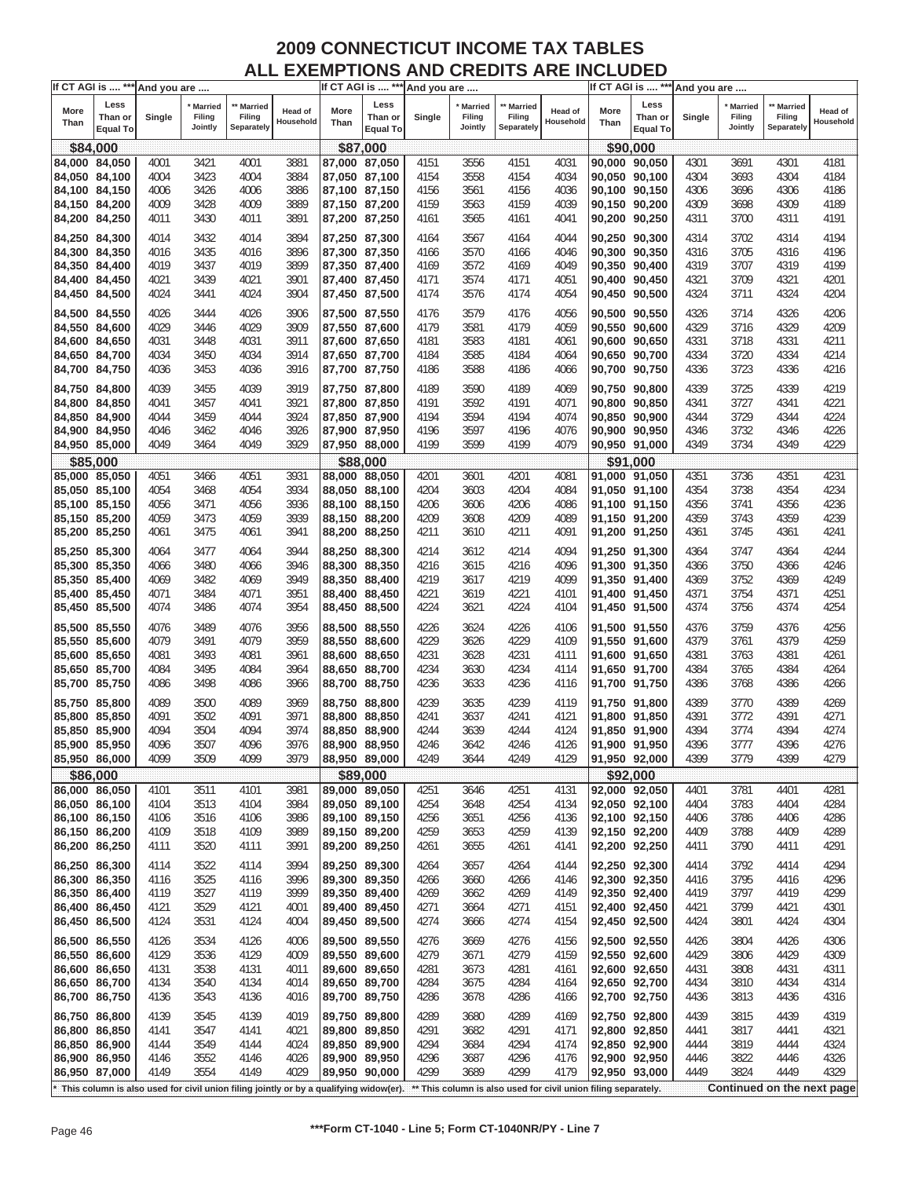# 2009 CONNECTICUT INCOME TAX TABLES
## ALL EXEMPTIONS AND CREDITS ARE INCLUDED

| More Than | Less Than or Equal To | Single | * Married Filing Jointly | ** Married Filing Separately | Head of Household |
|---|---|---|---|---|---|
| **$84,000** | | | | | |
| 84,000 | 84,050 | 4001 | 3421 | 4001 | 3881 |
| 84,050 | 84,100 | 4004 | 3423 | 4004 | 3884 |
| 84,100 | 84,150 | 4006 | 3426 | 4006 | 3886 |
| 84,150 | 84,200 | 4009 | 3428 | 4009 | 3889 |
| 84,200 | 84,250 | 4011 | 3430 | 4011 | 3891 |
| 84,250 | 84,300 | 4014 | 3432 | 4014 | 3894 |
| 84,300 | 84,350 | 4016 | 3435 | 4016 | 3896 |
| 84,350 | 84,400 | 4019 | 3437 | 4019 | 3899 |
| 84,400 | 84,450 | 4021 | 3439 | 4021 | 3901 |
| 84,450 | 84,500 | 4024 | 3441 | 4024 | 3904 |
| 84,500 | 84,550 | 4026 | 3444 | 4026 | 3906 |
| 84,550 | 84,600 | 4029 | 3446 | 4029 | 3909 |
| 84,600 | 84,650 | 4031 | 3448 | 4031 | 3911 |
| 84,650 | 84,700 | 4034 | 3450 | 4034 | 3914 |
| 84,700 | 84,750 | 4036 | 3453 | 4036 | 3916 |
| 84,750 | 84,800 | 4039 | 3455 | 4039 | 3919 |
| 84,800 | 84,850 | 4041 | 3457 | 4041 | 3921 |
| 84,850 | 84,900 | 4044 | 3459 | 4044 | 3924 |
| 84,900 | 84,950 | 4046 | 3462 | 4046 | 3926 |
| 84,950 | 85,000 | 4049 | 3464 | 4049 | 3929 |
| **$85,000** | | | | | |
| 85,000 | 85,050 | 4051 | 3466 | 4051 | 3931 |
| 85,050 | 85,100 | 4054 | 3468 | 4054 | 3934 |
| 85,100 | 85,150 | 4056 | 3471 | 4056 | 3936 |
| 85,150 | 85,200 | 4059 | 3473 | 4059 | 3939 |
| 85,200 | 85,250 | 4061 | 3475 | 4061 | 3941 |
| 85,250 | 85,300 | 4064 | 3477 | 4064 | 3944 |
| 85,300 | 85,350 | 4066 | 3480 | 4066 | 3946 |
| 85,350 | 85,400 | 4069 | 3482 | 4069 | 3949 |
| 85,400 | 85,450 | 4071 | 3484 | 4071 | 3951 |
| 85,450 | 85,500 | 4074 | 3486 | 4074 | 3954 |
| 85,500 | 85,550 | 4076 | 3489 | 4076 | 3956 |
| 85,550 | 85,600 | 4079 | 3491 | 4079 | 3959 |
| 85,600 | 85,650 | 4081 | 3493 | 4081 | 3961 |
| 85,650 | 85,700 | 4084 | 3495 | 4084 | 3964 |
| 85,700 | 85,750 | 4086 | 3498 | 4086 | 3966 |
| 85,750 | 85,800 | 4089 | 3500 | 4089 | 3969 |
| 85,800 | 85,850 | 4091 | 3502 | 4091 | 3971 |
| 85,850 | 85,900 | 4094 | 3504 | 4094 | 3974 |
| 85,900 | 85,950 | 4096 | 3507 | 4096 | 3976 |
| 85,950 | 86,000 | 4099 | 3509 | 4099 | 3979 |
| **$86,000** | | | | | |
| 86,000 | 86,050 | 4101 | 3511 | 4101 | 3981 |
| 86,050 | 86,100 | 4104 | 3513 | 4104 | 3984 |
| 86,100 | 86,150 | 4106 | 3516 | 4106 | 3986 |
| 86,150 | 86,200 | 4109 | 3518 | 4109 | 3989 |
| 86,200 | 86,250 | 4111 | 3520 | 4111 | 3991 |
| 86,250 | 86,300 | 4114 | 3522 | 4114 | 3994 |
| 86,300 | 86,350 | 4116 | 3525 | 4116 | 3996 |
| 86,350 | 86,400 | 4119 | 3527 | 4119 | 3999 |
| 86,400 | 86,450 | 4121 | 3529 | 4121 | 4001 |
| 86,450 | 86,500 | 4124 | 3531 | 4124 | 4004 |
| 86,500 | 86,550 | 4126 | 3534 | 4126 | 4006 |
| 86,550 | 86,600 | 4129 | 3536 | 4129 | 4009 |
| 86,600 | 86,650 | 4131 | 3538 | 4131 | 4011 |
| 86,650 | 86,700 | 4134 | 3540 | 4134 | 4014 |
| 86,700 | 86,750 | 4136 | 3543 | 4136 | 4016 |
| 86,750 | 86,800 | 4139 | 3545 | 4139 | 4019 |
| 86,800 | 86,850 | 4141 | 3547 | 4141 | 4021 |
| 86,850 | 86,900 | 4144 | 3549 | 4144 | 4024 |
| 86,900 | 86,950 | 4146 | 3552 | 4146 | 4026 |
| 86,950 | 87,000 | 4149 | 3554 | 4149 | 4029 |
| **$87,000** | | | | | |
| 87,000 | 87,050 | 4151 | 3556 | 4151 | 4031 |
| 87,050 | 87,100 | 4154 | 3558 | 4154 | 4034 |
| 87,100 | 87,150 | 4156 | 3561 | 4156 | 4036 |
| 87,150 | 87,200 | 4159 | 3563 | 4159 | 4039 |
| 87,200 | 87,250 | 4161 | 3565 | 4161 | 4041 |
| 87,250 | 87,300 | 4164 | 3567 | 4164 | 4044 |
| 87,300 | 87,350 | 4166 | 3570 | 4166 | 4046 |
| 87,350 | 87,400 | 4169 | 3572 | 4169 | 4049 |
| 87,400 | 87,450 | 4171 | 3574 | 4171 | 4051 |
| 87,450 | 87,500 | 4174 | 3576 | 4174 | 4054 |
| 87,500 | 87,550 | 4176 | 3579 | 4176 | 4056 |
| 87,550 | 87,600 | 4179 | 3581 | 4179 | 4059 |
| 87,600 | 87,650 | 4181 | 3583 | 4181 | 4061 |
| 87,650 | 87,700 | 4184 | 3585 | 4184 | 4064 |
| 87,700 | 87,750 | 4186 | 3588 | 4186 | 4066 |
| 87,750 | 87,800 | 4189 | 3590 | 4189 | 4069 |
| 87,800 | 87,850 | 4191 | 3592 | 4191 | 4071 |
| 87,850 | 87,900 | 4194 | 3594 | 4194 | 4074 |
| 87,900 | 87,950 | 4196 | 3597 | 4196 | 4076 |
| 87,950 | 88,000 | 4199 | 3599 | 4199 | 4079 |
| **$88,000** | | | | | |
| 88,000 | 88,050 | 4201 | 3601 | 4201 | 4081 |
| 88,050 | 88,100 | 4204 | 3603 | 4204 | 4084 |
| 88,100 | 88,150 | 4206 | 3606 | 4206 | 4086 |
| 88,150 | 88,200 | 4209 | 3608 | 4209 | 4089 |
| 88,200 | 88,250 | 4211 | 3610 | 4211 | 4091 |
| 88,250 | 88,300 | 4214 | 3612 | 4214 | 4094 |
| 88,300 | 88,350 | 4216 | 3615 | 4216 | 4096 |
| 88,350 | 88,400 | 4219 | 3617 | 4219 | 4099 |
| 88,400 | 88,450 | 4221 | 3619 | 4221 | 4101 |
| 88,450 | 88,500 | 4224 | 3621 | 4224 | 4104 |
| 88,500 | 88,550 | 4226 | 3624 | 4226 | 4106 |
| 88,550 | 88,600 | 4229 | 3626 | 4229 | 4109 |
| 88,600 | 88,650 | 4231 | 3628 | 4231 | 4111 |
| 88,650 | 88,700 | 4234 | 3630 | 4234 | 4114 |
| 88,700 | 88,750 | 4236 | 3633 | 4236 | 4116 |
| 88,750 | 88,800 | 4239 | 3635 | 4239 | 4119 |
| 88,800 | 88,850 | 4241 | 3637 | 4241 | 4121 |
| 88,850 | 88,900 | 4244 | 3639 | 4244 | 4124 |
| 88,900 | 88,950 | 4246 | 3642 | 4246 | 4126 |
| 88,950 | 89,000 | 4249 | 3644 | 4249 | 4129 |
| **$89,000** | | | | | |
| 89,000 | 89,050 | 4251 | 3646 | 4251 | 4131 |
| 89,050 | 89,100 | 4254 | 3648 | 4254 | 4134 |
| 89,100 | 89,150 | 4256 | 3651 | 4256 | 4136 |
| 89,150 | 89,200 | 4259 | 3653 | 4259 | 4139 |
| 89,200 | 89,250 | 4261 | 3655 | 4261 | 4141 |
| 89,250 | 89,300 | 4264 | 3657 | 4264 | 4144 |
| 89,300 | 89,350 | 4266 | 3660 | 4266 | 4146 |
| 89,350 | 89,400 | 4269 | 3662 | 4269 | 4149 |
| 89,400 | 89,450 | 4271 | 3664 | 4271 | 4151 |
| 89,450 | 89,500 | 4274 | 3666 | 4274 | 4154 |
| 89,500 | 89,550 | 4276 | 3669 | 4276 | 4156 |
| 89,550 | 89,600 | 4279 | 3671 | 4279 | 4159 |
| 89,600 | 89,650 | 4281 | 3673 | 4281 | 4161 |
| 89,650 | 89,700 | 4284 | 3675 | 4284 | 4164 |
| 89,700 | 89,750 | 4286 | 3678 | 4286 | 4166 |
| 89,750 | 89,800 | 4289 | 3680 | 4289 | 4169 |
| 89,800 | 89,850 | 4291 | 3682 | 4291 | 4171 |
| 89,850 | 89,900 | 4294 | 3684 | 4294 | 4174 |
| 89,900 | 89,950 | 4296 | 3687 | 4296 | 4176 |
| 89,950 | 90,000 | 4299 | 3689 | 4299 | 4179 |
| **$90,000** | | | | | |
| 90,000 | 90,050 | 4301 | 3691 | 4301 | 4181 |
| 90,050 | 90,100 | 4304 | 3693 | 4304 | 4184 |
| 90,100 | 90,150 | 4306 | 3696 | 4306 | 4186 |
| 90,150 | 90,200 | 4309 | 3698 | 4309 | 4189 |
| 90,200 | 90,250 | 4311 | 3700 | 4311 | 4191 |
| 90,250 | 90,300 | 4314 | 3702 | 4314 | 4194 |
| 90,300 | 90,350 | 4316 | 3705 | 4316 | 4196 |
| 90,350 | 90,400 | 4319 | 3707 | 4319 | 4199 |
| 90,400 | 90,450 | 4321 | 3709 | 4321 | 4201 |
| 90,450 | 90,500 | 4324 | 3711 | 4324 | 4204 |
| 90,500 | 90,550 | 4326 | 3714 | 4326 | 4206 |
| 90,550 | 90,600 | 4329 | 3716 | 4329 | 4209 |
| 90,600 | 90,650 | 4331 | 3718 | 4331 | 4211 |
| 90,650 | 90,700 | 4334 | 3720 | 4334 | 4214 |
| 90,700 | 90,750 | 4336 | 3723 | 4336 | 4216 |
| 90,750 | 90,800 | 4339 | 3725 | 4339 | 4219 |
| 90,800 | 90,850 | 4341 | 3727 | 4341 | 4221 |
| 90,850 | 90,900 | 4344 | 3729 | 4344 | 4224 |
| 90,900 | 90,950 | 4346 | 3732 | 4346 | 4226 |
| 90,950 | 91,000 | 4349 | 3734 | 4349 | 4229 |
| **$91,000** | | | | | |
| 91,000 | 91,050 | 4351 | 3736 | 4351 | 4231 |
| 91,050 | 91,100 | 4354 | 3738 | 4354 | 4234 |
| 91,100 | 91,150 | 4356 | 3741 | 4356 | 4236 |
| 91,150 | 91,200 | 4359 | 3743 | 4359 | 4239 |
| 91,200 | 91,250 | 4361 | 3745 | 4361 | 4241 |
| 91,250 | 91,300 | 4364 | 3747 | 4364 | 4244 |
| 91,300 | 91,350 | 4366 | 3750 | 4366 | 4246 |
| 91,350 | 91,400 | 4369 | 3752 | 4369 | 4249 |
| 91,400 | 91,450 | 4371 | 3754 | 4371 | 4251 |
| 91,450 | 91,500 | 4374 | 3756 | 4374 | 4254 |
| 91,500 | 91,550 | 4376 | 3759 | 4376 | 4256 |
| 91,550 | 91,600 | 4379 | 3761 | 4379 | 4259 |
| 91,600 | 91,650 | 4381 | 3763 | 4381 | 4261 |
| 91,650 | 91,700 | 4384 | 3765 | 4384 | 4264 |
| 91,700 | 91,750 | 4386 | 3768 | 4386 | 4266 |
| 91,750 | 91,800 | 4389 | 3770 | 4389 | 4269 |
| 91,800 | 91,850 | 4391 | 3772 | 4391 | 4271 |
| 91,850 | 91,900 | 4394 | 3774 | 4394 | 4274 |
| 91,900 | 91,950 | 4396 | 3777 | 4396 | 4276 |
| 91,950 | 92,000 | 4399 | 3779 | 4399 | 4279 |
| **$92,000** | | | | | |
| 92,000 | 92,050 | 4401 | 3781 | 4401 | 4281 |
| 92,050 | 92,100 | 4404 | 3783 | 4404 | 4284 |
| 92,100 | 92,150 | 4406 | 3786 | 4406 | 4286 |
| 92,150 | 92,200 | 4409 | 3788 | 4409 | 4289 |
| 92,200 | 92,250 | 4411 | 3790 | 4411 | 4291 |
| 92,250 | 92,300 | 4414 | 3792 | 4414 | 4294 |
| 92,300 | 92,350 | 4416 | 3795 | 4416 | 4296 |
| 92,350 | 92,400 | 4419 | 3797 | 4419 | 4299 |
| 92,400 | 92,450 | 4421 | 3799 | 4421 | 4301 |
| 92,450 | 92,500 | 4424 | 3801 | 4424 | 4304 |
| 92,500 | 92,550 | 4426 | 3804 | 4426 | 4306 |
| 92,550 | 92,600 | 4429 | 3806 | 4429 | 4309 |
| 92,600 | 92,650 | 4431 | 3808 | 4431 | 4311 |
| 92,650 | 92,700 | 4434 | 3810 | 4434 | 4314 |
| 92,700 | 92,750 | 4436 | 3813 | 4436 | 4316 |
| 92,750 | 92,800 | 4439 | 3815 | 4439 | 4319 |
| 92,800 | 92,850 | 4441 | 3817 | 4441 | 4321 |
| 92,850 | 92,900 | 4444 | 3819 | 4444 | 4324 |
| 92,900 | 92,950 | 4446 | 3822 | 4446 | 4326 |
| 92,950 | 93,000 | 4449 | 3824 | 4449 | 4329 |

If CT AGI is .... *** And you are ....

* This column is also used for civil union filing jointly or by a qualifying widow(er). ** This column is also used for civil union filing separately.

Continued on the next page

***Form CT-1040 - Line 5; Form CT-1040NR/PY - Line 7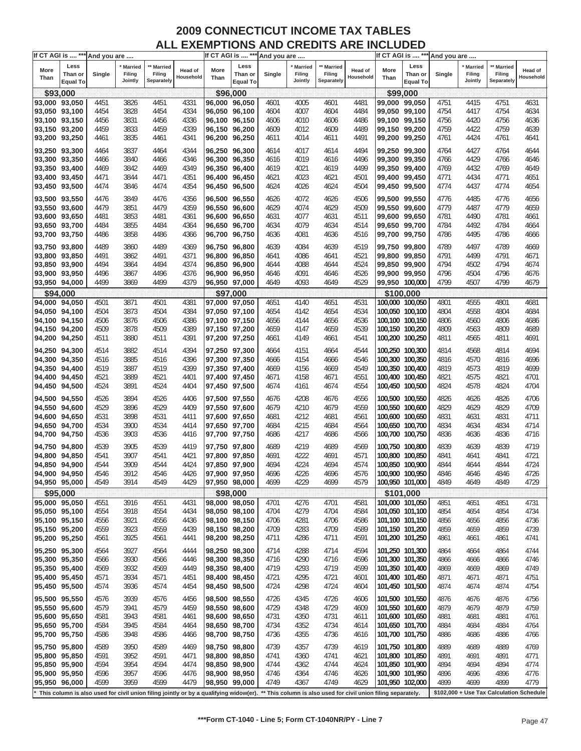# 2009 CONNECTICUT INCOME TAX TABLES
## ALL EXEMPTIONS AND CREDITS ARE INCLUDED

| If CT AGI is .... *** | | And you are .... | | | |
|---|---|---|---|---|---|
| More Than | Less Than or Equal To | Single | * Married Filing Jointly | ** Married Filing Separately | Head of Household |
| **$93,000** | | | | | |
| 93,000 | 93,050 | 4451 | 3826 | 4451 | 4331 |
| 93,050 | 93,100 | 4454 | 3828 | 4454 | 4334 |
| 93,100 | 93,150 | 4456 | 3831 | 4456 | 4336 |
| 93,150 | 93,200 | 4459 | 3833 | 4459 | 4339 |
| 93,200 | 93,250 | 4461 | 3835 | 4461 | 4341 |
| 93,250 | 93,300 | 4464 | 3837 | 4464 | 4344 |
| 93,300 | 93,350 | 4466 | 3840 | 4466 | 4346 |
| 93,350 | 93,400 | 4469 | 3842 | 4469 | 4349 |
| 93,400 | 93,450 | 4471 | 3844 | 4471 | 4351 |
| 93,450 | 93,500 | 4474 | 3846 | 4474 | 4354 |
| 93,500 | 93,550 | 4476 | 3849 | 4476 | 4356 |
| 93,550 | 93,600 | 4479 | 3851 | 4479 | 4359 |
| 93,600 | 93,650 | 4481 | 3853 | 4481 | 4361 |
| 93,650 | 93,700 | 4484 | 3855 | 4484 | 4364 |
| 93,700 | 93,750 | 4486 | 3858 | 4486 | 4366 |
| 93,750 | 93,800 | 4489 | 3860 | 4489 | 4369 |
| 93,800 | 93,850 | 4491 | 3862 | 4491 | 4371 |
| 93,850 | 93,900 | 4494 | 3864 | 4494 | 4374 |
| 93,900 | 93,950 | 4496 | 3867 | 4496 | 4376 |
| 93,950 | 94,000 | 4499 | 3869 | 4499 | 4379 |
| **$94,000** | | | | | |
| 94,000 | 94,050 | 4501 | 3871 | 4501 | 4381 |
| 94,050 | 94,100 | 4504 | 3873 | 4504 | 4384 |
| 94,100 | 94,150 | 4506 | 3876 | 4506 | 4386 |
| 94,150 | 94,200 | 4509 | 3878 | 4509 | 4389 |
| 94,200 | 94,250 | 4511 | 3880 | 4511 | 4391 |
| 94,250 | 94,300 | 4514 | 3882 | 4514 | 4394 |
| 94,300 | 94,350 | 4516 | 3885 | 4516 | 4396 |
| 94,350 | 94,400 | 4519 | 3887 | 4519 | 4399 |
| 94,400 | 94,450 | 4521 | 3889 | 4521 | 4401 |
| 94,450 | 94,500 | 4524 | 3891 | 4524 | 4404 |
| 94,500 | 94,550 | 4526 | 3894 | 4526 | 4406 |
| 94,550 | 94,600 | 4529 | 3896 | 4529 | 4409 |
| 94,600 | 94,650 | 4531 | 3898 | 4531 | 4411 |
| 94,650 | 94,700 | 4534 | 3900 | 4534 | 4414 |
| 94,700 | 94,750 | 4536 | 3903 | 4536 | 4416 |
| 94,750 | 94,800 | 4539 | 3905 | 4539 | 4419 |
| 94,800 | 94,850 | 4541 | 3907 | 4541 | 4421 |
| 94,850 | 94,900 | 4544 | 3909 | 4544 | 4424 |
| 94,900 | 94,950 | 4546 | 3912 | 4546 | 4426 |
| 94,950 | 95,000 | 4549 | 3914 | 4549 | 4429 |
| **$95,000** | | | | | |
| 95,000 | 95,050 | 4551 | 3916 | 4551 | 4431 |
| 95,050 | 95,100 | 4554 | 3918 | 4554 | 4434 |
| 95,100 | 95,150 | 4556 | 3921 | 4556 | 4436 |
| 95,150 | 95,200 | 4559 | 3923 | 4559 | 4439 |
| 95,200 | 95,250 | 4561 | 3925 | 4561 | 4441 |
| 95,250 | 95,300 | 4564 | 3927 | 4564 | 4444 |
| 95,300 | 95,350 | 4566 | 3930 | 4566 | 4446 |
| 95,350 | 95,400 | 4569 | 3932 | 4569 | 4449 |
| 95,400 | 95,450 | 4571 | 3934 | 4571 | 4451 |
| 95,450 | 95,500 | 4574 | 3936 | 4574 | 4454 |
| 95,500 | 95,550 | 4576 | 3939 | 4576 | 4456 |
| 95,550 | 95,600 | 4579 | 3941 | 4579 | 4459 |
| 95,600 | 95,650 | 4581 | 3943 | 4581 | 4461 |
| 95,650 | 95,700 | 4584 | 3945 | 4584 | 4464 |
| 95,700 | 95,750 | 4586 | 3948 | 4586 | 4466 |
| 95,750 | 95,800 | 4589 | 3950 | 4589 | 4469 |
| 95,800 | 95,850 | 4591 | 3952 | 4591 | 4471 |
| 95,850 | 95,900 | 4594 | 3954 | 4594 | 4474 |
| 95,900 | 95,950 | 4596 | 3957 | 4596 | 4476 |
| 95,950 | 96,000 | 4599 | 3959 | 4599 | 4479 |
| **$96,000** | | | | | |
| 96,000 | 96,050 | 4601 | 4005 | 4601 | 4481 |
| 96,050 | 96,100 | 4604 | 4007 | 4604 | 4484 |
| 96,100 | 96,150 | 4606 | 4010 | 4606 | 4486 |
| 96,150 | 96,200 | 4609 | 4012 | 4609 | 4489 |
| 96,200 | 96,250 | 4611 | 4014 | 4611 | 4491 |
| 96,250 | 96,300 | 4614 | 4017 | 4614 | 4494 |
| 96,300 | 96,350 | 4616 | 4019 | 4616 | 4496 |
| 96,350 | 96,400 | 4619 | 4021 | 4619 | 4499 |
| 96,400 | 96,450 | 4621 | 4023 | 4621 | 4501 |
| 96,450 | 96,500 | 4624 | 4026 | 4624 | 4504 |
| 96,500 | 96,550 | 4626 | 4072 | 4626 | 4506 |
| 96,550 | 96,600 | 4629 | 4074 | 4629 | 4509 |
| 96,600 | 96,650 | 4631 | 4077 | 4631 | 4511 |
| 96,650 | 96,700 | 4634 | 4079 | 4634 | 4514 |
| 96,700 | 96,750 | 4636 | 4081 | 4636 | 4516 |
| 96,750 | 96,800 | 4639 | 4084 | 4639 | 4519 |
| 96,800 | 96,850 | 4641 | 4086 | 4641 | 4521 |
| 96,850 | 96,900 | 4644 | 4088 | 4644 | 4524 |
| 96,900 | 96,950 | 4646 | 4091 | 4646 | 4526 |
| 96,950 | 97,000 | 4649 | 4093 | 4649 | 4529 |
| **$97,000** | | | | | |
| 97,000 | 97,050 | 4651 | 4140 | 4651 | 4531 |
| 97,050 | 97,100 | 4654 | 4142 | 4654 | 4534 |
| 97,100 | 97,150 | 4656 | 4144 | 4656 | 4536 |
| 97,150 | 97,200 | 4659 | 4147 | 4659 | 4539 |
| 97,200 | 97,250 | 4661 | 4149 | 4661 | 4541 |
| 97,250 | 97,300 | 4664 | 4151 | 4664 | 4544 |
| 97,300 | 97,350 | 4666 | 4154 | 4666 | 4546 |
| 97,350 | 97,400 | 4669 | 4156 | 4669 | 4549 |
| 97,400 | 97,450 | 4671 | 4158 | 4671 | 4551 |
| 97,450 | 97,500 | 4674 | 4161 | 4674 | 4554 |
| 97,500 | 97,550 | 4676 | 4208 | 4676 | 4556 |
| 97,550 | 97,600 | 4679 | 4210 | 4679 | 4559 |
| 97,600 | 97,650 | 4681 | 4212 | 4681 | 4561 |
| 97,650 | 97,700 | 4684 | 4215 | 4684 | 4564 |
| 97,700 | 97,750 | 4686 | 4217 | 4686 | 4566 |
| 97,750 | 97,800 | 4689 | 4219 | 4689 | 4569 |
| 97,800 | 97,850 | 4691 | 4222 | 4691 | 4571 |
| 97,850 | 97,900 | 4694 | 4224 | 4694 | 4574 |
| 97,900 | 97,950 | 4696 | 4226 | 4696 | 4576 |
| 97,950 | 98,000 | 4699 | 4229 | 4699 | 4579 |
| **$98,000** | | | | | |
| 98,000 | 98,050 | 4701 | 4276 | 4701 | 4581 |
| 98,050 | 98,100 | 4704 | 4279 | 4704 | 4584 |
| 98,100 | 98,150 | 4706 | 4281 | 4706 | 4586 |
| 98,150 | 98,200 | 4709 | 4283 | 4709 | 4589 |
| 98,200 | 98,250 | 4711 | 4286 | 4711 | 4591 |
| 98,250 | 98,300 | 4714 | 4288 | 4714 | 4594 |
| 98,300 | 98,350 | 4716 | 4290 | 4716 | 4596 |
| 98,350 | 98,400 | 4719 | 4293 | 4719 | 4599 |
| 98,400 | 98,450 | 4721 | 4295 | 4721 | 4601 |
| 98,450 | 98,500 | 4724 | 4298 | 4724 | 4604 |
| 98,500 | 98,550 | 4726 | 4345 | 4726 | 4606 |
| 98,550 | 98,600 | 4729 | 4348 | 4729 | 4609 |
| 98,600 | 98,650 | 4731 | 4350 | 4731 | 4611 |
| 98,650 | 98,700 | 4734 | 4352 | 4734 | 4614 |
| 98,700 | 98,750 | 4736 | 4355 | 4736 | 4616 |
| 98,750 | 98,800 | 4739 | 4357 | 4739 | 4619 |
| 98,800 | 98,850 | 4741 | 4360 | 4741 | 4621 |
| 98,850 | 98,900 | 4744 | 4362 | 4744 | 4624 |
| 98,900 | 98,950 | 4746 | 4364 | 4746 | 4626 |
| 98,950 | 99,000 | 4749 | 4367 | 4749 | 4629 |
| **$99,000** | | | | | |
| 99,000 | 99,050 | 4751 | 4415 | 4751 | 4631 |
| 99,050 | 99,100 | 4754 | 4417 | 4754 | 4634 |
| 99,100 | 99,150 | 4756 | 4420 | 4756 | 4636 |
| 99,150 | 99,200 | 4759 | 4422 | 4759 | 4639 |
| 99,200 | 99,250 | 4761 | 4424 | 4761 | 4641 |
| 99,250 | 99,300 | 4764 | 4427 | 4764 | 4644 |
| 99,300 | 99,350 | 4766 | 4429 | 4766 | 4646 |
| 99,350 | 99,400 | 4769 | 4432 | 4769 | 4649 |
| 99,400 | 99,450 | 4771 | 4434 | 4771 | 4651 |
| 99,450 | 99,500 | 4774 | 4437 | 4774 | 4654 |
| 99,500 | 99,550 | 4776 | 4485 | 4776 | 4656 |
| 99,550 | 99,600 | 4779 | 4487 | 4779 | 4659 |
| 99,600 | 99,650 | 4781 | 4490 | 4781 | 4661 |
| 99,650 | 99,700 | 4784 | 4492 | 4784 | 4664 |
| 99,700 | 99,750 | 4786 | 4495 | 4786 | 4666 |
| 99,750 | 99,800 | 4789 | 4497 | 4789 | 4669 |
| 99,800 | 99,850 | 4791 | 4499 | 4791 | 4671 |
| 99,850 | 99,900 | 4794 | 4502 | 4794 | 4674 |
| 99,900 | 99,950 | 4796 | 4504 | 4796 | 4676 |
| 99,950 | 100,000 | 4799 | 4507 | 4799 | 4679 |
| **$100,000** | | | | | |
| 100,000 | 100,050 | 4801 | 4555 | 4801 | 4681 |
| 100,050 | 100,100 | 4804 | 4558 | 4804 | 4684 |
| 100,100 | 100,150 | 4806 | 4560 | 4806 | 4686 |
| 100,150 | 100,200 | 4809 | 4563 | 4809 | 4689 |
| 100,200 | 100,250 | 4811 | 4565 | 4811 | 4691 |
| 100,250 | 100,300 | 4814 | 4568 | 4814 | 4694 |
| 100,300 | 100,350 | 4816 | 4570 | 4816 | 4696 |
| 100,350 | 100,400 | 4819 | 4573 | 4819 | 4699 |
| 100,400 | 100,450 | 4821 | 4575 | 4821 | 4701 |
| 100,450 | 100,500 | 4824 | 4578 | 4824 | 4704 |
| 100,500 | 100,550 | 4826 | 4626 | 4826 | 4706 |
| 100,550 | 100,600 | 4829 | 4629 | 4829 | 4709 |
| 100,600 | 100,650 | 4831 | 4631 | 4831 | 4711 |
| 100,650 | 100,700 | 4834 | 4634 | 4834 | 4714 |
| 100,700 | 100,750 | 4836 | 4636 | 4836 | 4716 |
| 100,750 | 100,800 | 4839 | 4639 | 4839 | 4719 |
| 100,800 | 100,850 | 4841 | 4641 | 4841 | 4721 |
| 100,850 | 100,900 | 4844 | 4644 | 4844 | 4724 |
| 100,900 | 100,950 | 4846 | 4646 | 4846 | 4726 |
| 100,950 | 101,000 | 4849 | 4649 | 4849 | 4729 |
| **$101,000** | | | | | |
| 101,000 | 101,050 | 4851 | 4651 | 4851 | 4731 |
| 101,050 | 101,100 | 4854 | 4654 | 4854 | 4734 |
| 101,100 | 101,150 | 4856 | 4656 | 4856 | 4736 |
| 101,150 | 101,200 | 4859 | 4659 | 4859 | 4739 |
| 101,200 | 101,250 | 4861 | 4661 | 4861 | 4741 |
| 101,250 | 101,300 | 4864 | 4664 | 4864 | 4744 |
| 101,300 | 101,350 | 4866 | 4666 | 4866 | 4746 |
| 101,350 | 101,400 | 4869 | 4669 | 4869 | 4749 |
| 101,400 | 101,450 | 4871 | 4671 | 4871 | 4751 |
| 101,450 | 101,500 | 4874 | 4674 | 4874 | 4754 |
| 101,500 | 101,550 | 4876 | 4676 | 4876 | 4756 |
| 101,550 | 101,600 | 4879 | 4679 | 4879 | 4759 |
| 101,600 | 101,650 | 4881 | 4681 | 4881 | 4761 |
| 101,650 | 101,700 | 4884 | 4684 | 4884 | 4764 |
| 101,700 | 101,750 | 4886 | 4686 | 4886 | 4766 |
| 101,750 | 101,800 | 4889 | 4689 | 4889 | 4769 |
| 101,800 | 101,850 | 4891 | 4691 | 4891 | 4771 |
| 101,850 | 101,900 | 4894 | 4694 | 4894 | 4774 |
| 101,900 | 101,950 | 4896 | 4696 | 4896 | 4776 |
| 101,950 | 102,000 | 4899 | 4699 | 4899 | 4779 |

\$102,000 + Use Tax Calculation Schedule

* This column is also used for civil union filing jointly or by a qualifying widow(er). ** This column is also used for civil union filing separately.

***Form CT-1040 - Line 5; Form CT-1040NR/PY - Line 7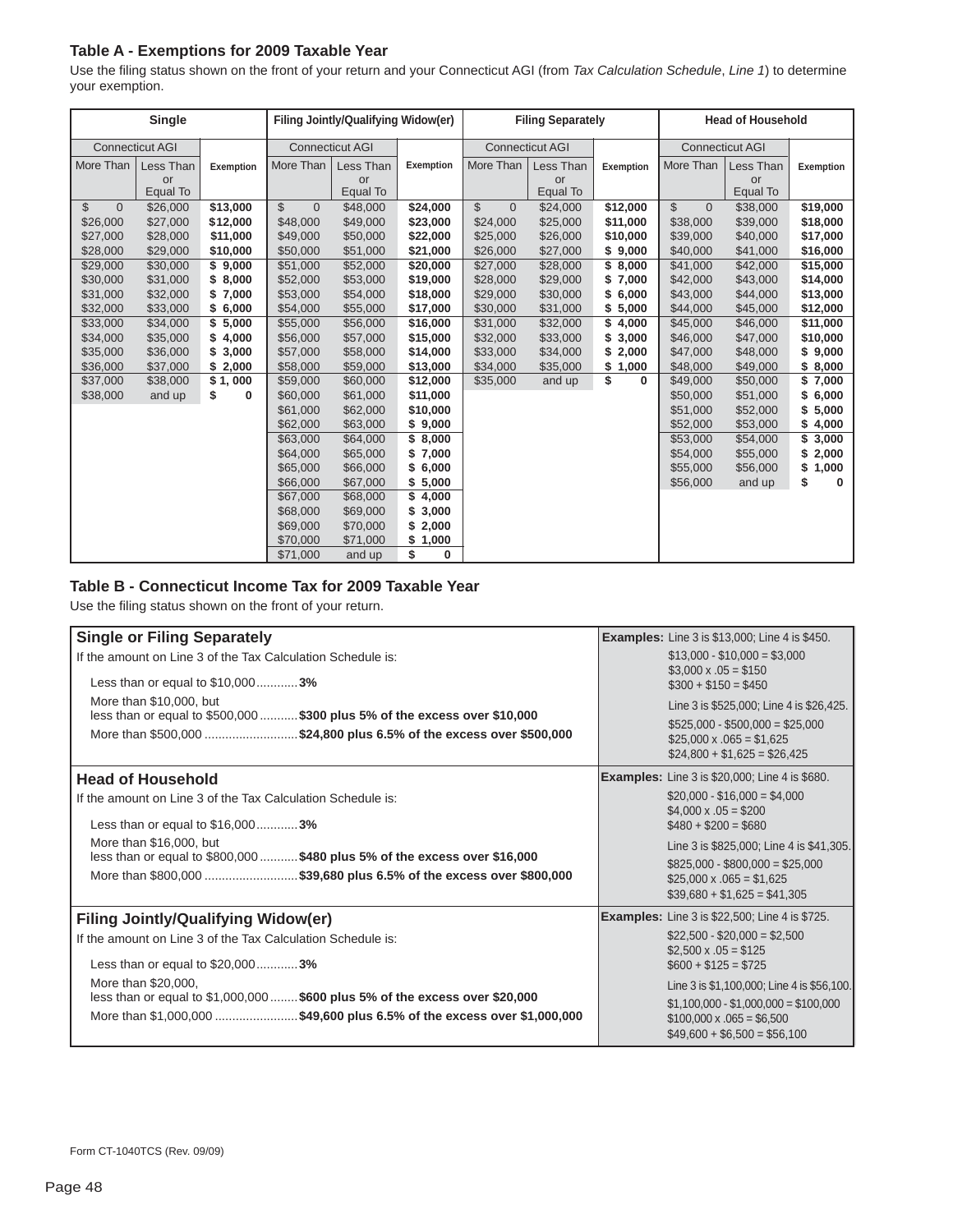## Table A - Exemptions for 2009 Taxable Year

Use the filing status shown on the front of your return and your Connecticut AGI (from *Tax Calculation Schedule*, *Line 1*) to determine your exemption.

| Single | | | Filing Jointly/Qualifying Widow(er) | | | Filing Separately | | | Head of Household | | |
|---|---|---|---|---|---|---|---|---|---|---|---|
| Connecticut AGI | | | Connecticut AGI | | | Connecticut AGI | | | Connecticut AGI | | |
| More Than | Less Than or Equal To | Exemption | More Than | Less Than or Equal To | Exemption | More Than | Less Than or Equal To | Exemption | More Than | Less Than or Equal To | Exemption |
| $ 0 | $26,000 | $13,000 | $ 0 | $48,000 | $24,000 | $ 0 | $24,000 | $12,000 | $ 0 | $38,000 | $19,000 |
| $26,000 | $27,000 | $12,000 | $48,000 | $49,000 | $23,000 | $24,000 | $25,000 | $11,000 | $38,000 | $39,000 | $18,000 |
| $27,000 | $28,000 | $11,000 | $49,000 | $50,000 | $22,000 | $25,000 | $26,000 | $10,000 | $39,000 | $40,000 | $17,000 |
| $28,000 | $29,000 | $10,000 | $50,000 | $51,000 | $21,000 | $26,000 | $27,000 | $ 9,000 | $40,000 | $41,000 | $16,000 |
| $29,000 | $30,000 | $ 9,000 | $51,000 | $52,000 | $20,000 | $27,000 | $28,000 | $ 8,000 | $41,000 | $42,000 | $15,000 |
| $30,000 | $31,000 | $ 8,000 | $52,000 | $53,000 | $19,000 | $28,000 | $29,000 | $ 7,000 | $42,000 | $43,000 | $14,000 |
| $31,000 | $32,000 | $ 7,000 | $53,000 | $54,000 | $18,000 | $29,000 | $30,000 | $ 6,000 | $43,000 | $44,000 | $13,000 |
| $32,000 | $33,000 | $ 6,000 | $54,000 | $55,000 | $17,000 | $30,000 | $31,000 | $ 5,000 | $44,000 | $45,000 | $12,000 |
| $33,000 | $34,000 | $ 5,000 | $55,000 | $56,000 | $16,000 | $31,000 | $32,000 | $ 4,000 | $45,000 | $46,000 | $11,000 |
| $34,000 | $35,000 | $ 4,000 | $56,000 | $57,000 | $15,000 | $32,000 | $33,000 | $ 3,000 | $46,000 | $47,000 | $10,000 |
| $35,000 | $36,000 | $ 3,000 | $57,000 | $58,000 | $14,000 | $33,000 | $34,000 | $ 2,000 | $47,000 | $48,000 | $ 9,000 |
| $36,000 | $37,000 | $ 2,000 | $58,000 | $59,000 | $13,000 | $34,000 | $35,000 | $ 1,000 | $48,000 | $49,000 | $ 8,000 |
| $37,000 | $38,000 | $ 1, 000 | $59,000 | $60,000 | $12,000 | $35,000 | and up | $ 0 | $49,000 | $50,000 | $ 7,000 |
| $38,000 | and up | $ 0 | $60,000 | $61,000 | $11,000 | | | | $50,000 | $51,000 | $ 6,000 |
| | | | $61,000 | $62,000 | $10,000 | | | | $51,000 | $52,000 | $ 5,000 |
| | | | $62,000 | $63,000 | $ 9,000 | | | | $52,000 | $53,000 | $ 4,000 |
| | | | $63,000 | $64,000 | $ 8,000 | | | | $53,000 | $54,000 | $ 3,000 |
| | | | $64,000 | $65,000 | $ 7,000 | | | | $54,000 | $55,000 | $ 2,000 |
| | | | $65,000 | $66,000 | $ 6,000 | | | | $55,000 | $56,000 | $ 1,000 |
| | | | $66,000 | $67,000 | $ 5,000 | | | | $56,000 | and up | $ 0 |
| | | | $67,000 | $68,000 | $ 4,000 | | | | | | |
| | | | $68,000 | $69,000 | $ 3,000 | | | | | | |
| | | | $69,000 | $70,000 | $ 2,000 | | | | | | |
| | | | $70,000 | $71,000 | $ 1,000 | | | | | | |
| | | | $71,000 | and up | $ 0 | | | | | | |

## Table B - Connecticut Income Tax for 2009 Taxable Year

Use the filing status shown on the front of your return.

| Tax Computation | Examples |
|---|---|
| **Single or Filing Separately**<br>If the amount on Line 3 of the Tax Calculation Schedule is:<br>Less than or equal to $10,000............**3%**<br>More than $10,000, but less than or equal to $500,000...........**$300 plus 5% of the excess over $10,000**<br>More than $500,000...........................**$24,800 plus 6.5% of the excess over $500,000** | **Examples:** Line 3 is $13,000; Line 4 is $450.<br>$13,000 - $10,000 = $3,000<br>$3,000 x .05 = $150<br>$300 + $150 = $450<br>Line 3 is $525,000; Line 4 is $26,425.<br>$525,000 - $500,000 = $25,000<br>$25,000 x .065 = $1,625<br>$24,800 + $1,625 = $26,425 |
| **Head of Household**<br>If the amount on Line 3 of the Tax Calculation Schedule is:<br>Less than or equal to $16,000............**3%**<br>More than $16,000, but less than or equal to $800,000...........**$480 plus 5% of the excess over $16,000**<br>More than $800,000...........................**$39,680 plus 6.5% of the excess over $800,000** | **Examples:** Line 3 is $20,000; Line 4 is $680.<br>$20,000 - $16,000 = $4,000<br>$4,000 x .05 = $200<br>$480 + $200 = $680<br>Line 3 is $825,000; Line 4 is $41,305.<br>$825,000 - $800,000 = $25,000<br>$25,000 x .065 = $1,625<br>$39,680 + $1,625 = $41,305 |
| **Filing Jointly/Qualifying Widow(er)**<br>If the amount on Line 3 of the Tax Calculation Schedule is:<br>Less than or equal to $20,000............**3%**<br>More than $20,000, less than or equal to $1,000,000........**$600 plus 5% of the excess over $20,000**<br>More than $1,000,000........................**$49,600 plus 6.5% of the excess over $1,000,000** | **Examples:** Line 3 is $22,500; Line 4 is $725.<br>$22,500 - $20,000 = $2,500<br>$2,500 x .05 = $125<br>$600 + $125 = $725<br>Line 3 is $1,100,000; Line 4 is $56,100.<br>$1,100,000 - $1,000,000 = $100,000<br>$100,000 x .065 = $6,500<br>$49,600 + $6,500 = $56,100 |

Form CT-1040TCS (Rev. 09/09)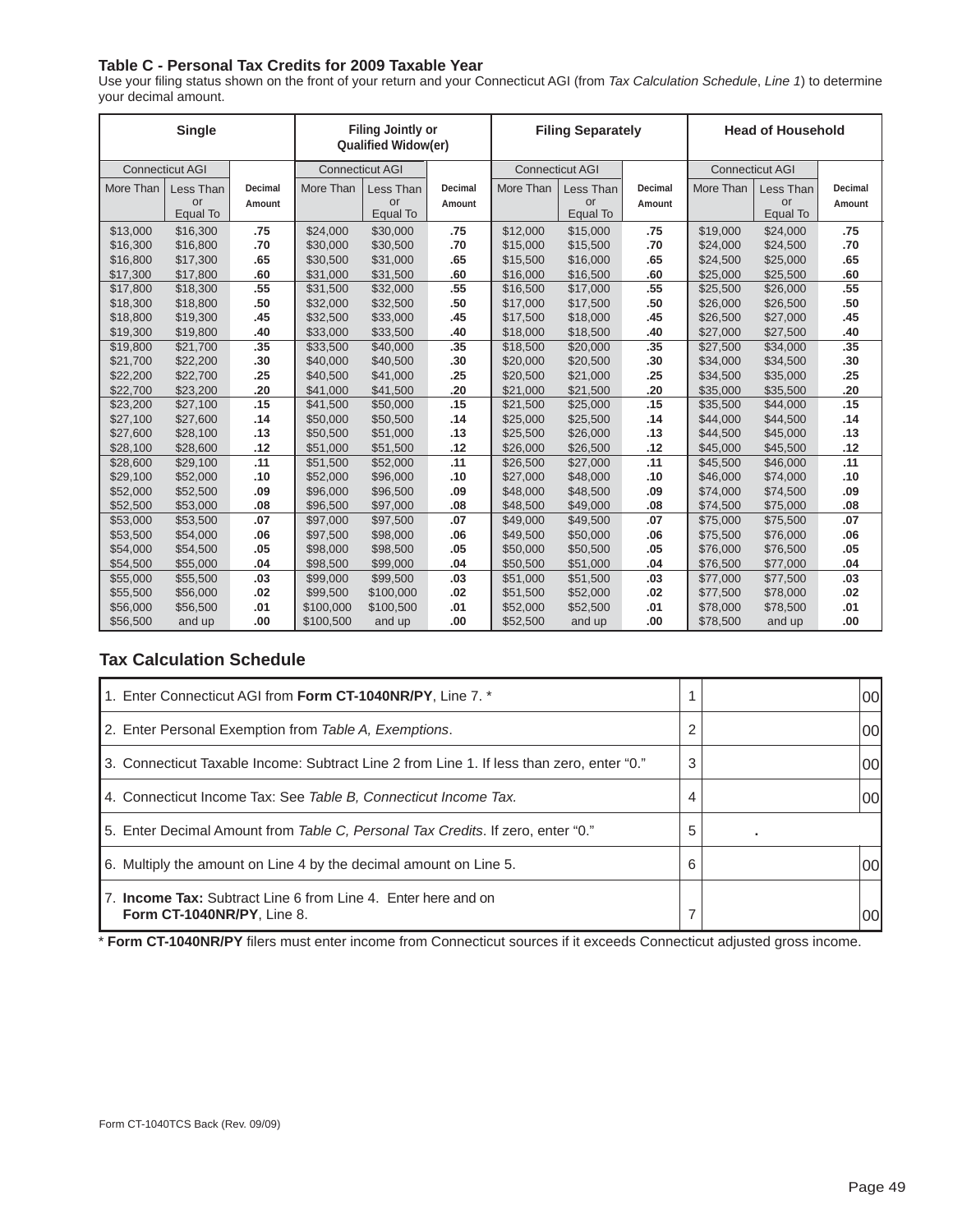### Table C - Personal Tax Credits for 2009 Taxable Year

Use your filing status shown on the front of your return and your Connecticut AGI (from *Tax Calculation Schedule*, *Line 1*) to determine your decimal amount.

| Single | | | Filing Jointly or Qualified Widow(er) | | | Filing Separately | | | Head of Household | | |
|---|---|---|---|---|---|---|---|---|---|---|---|
| Connecticut AGI | | | Connecticut AGI | | | Connecticut AGI | | | Connecticut AGI | | |
| More Than | Less Than or Equal To | Decimal Amount | More Than | Less Than or Equal To | Decimal Amount | More Than | Less Than or Equal To | Decimal Amount | More Than | Less Than or Equal To | Decimal Amount |
| $13,000 | $16,300 | .75 | $24,000 | $30,000 | .75 | $12,000 | $15,000 | .75 | $19,000 | $24,000 | .75 |
| $16,300 | $16,800 | .70 | $30,000 | $30,500 | .70 | $15,000 | $15,500 | .70 | $24,000 | $24,500 | .70 |
| $16,800 | $17,300 | .65 | $30,500 | $31,000 | .65 | $15,500 | $16,000 | .65 | $24,500 | $25,000 | .65 |
| $17,300 | $17,800 | .60 | $31,000 | $31,500 | .60 | $16,000 | $16,500 | .60 | $25,000 | $25,500 | .60 |
| $17,800 | $18,300 | .55 | $31,500 | $32,000 | .55 | $16,500 | $17,000 | .55 | $25,500 | $26,000 | .55 |
| $18,300 | $18,800 | .50 | $32,000 | $32,500 | .50 | $17,000 | $17,500 | .50 | $26,000 | $26,500 | .50 |
| $18,800 | $19,300 | .45 | $32,500 | $33,000 | .45 | $17,500 | $18,000 | .45 | $26,500 | $27,000 | .45 |
| $19,300 | $19,800 | .40 | $33,000 | $33,500 | .40 | $18,000 | $18,500 | .40 | $27,000 | $27,500 | .40 |
| $19,800 | $21,700 | .35 | $33,500 | $40,000 | .35 | $18,500 | $20,000 | .35 | $27,500 | $34,000 | .35 |
| $21,700 | $22,200 | .30 | $40,000 | $40,500 | .30 | $20,000 | $20,500 | .30 | $34,000 | $34,500 | .30 |
| $22,200 | $22,700 | .25 | $40,500 | $41,000 | .25 | $20,500 | $21,000 | .25 | $34,500 | $35,000 | .25 |
| $22,700 | $23,200 | .20 | $41,000 | $41,500 | .20 | $21,000 | $21,500 | .20 | $35,000 | $35,500 | .20 |
| $23,200 | $27,100 | .15 | $41,500 | $50,000 | .15 | $21,500 | $25,000 | .15 | $35,500 | $44,000 | .15 |
| $27,100 | $27,600 | .14 | $50,000 | $50,500 | .14 | $25,000 | $25,500 | .14 | $44,000 | $44,500 | .14 |
| $27,600 | $28,100 | .13 | $50,500 | $51,000 | .13 | $25,500 | $26,000 | .13 | $44,500 | $45,000 | .13 |
| $28,100 | $28,600 | .12 | $51,000 | $51,500 | .12 | $26,000 | $26,500 | .12 | $45,000 | $45,500 | .12 |
| $28,600 | $29,100 | .11 | $51,500 | $52,000 | .11 | $26,500 | $27,000 | .11 | $45,500 | $46,000 | .11 |
| $29,100 | $52,000 | .10 | $52,000 | $96,000 | .10 | $27,000 | $48,000 | .10 | $46,000 | $74,000 | .10 |
| $52,000 | $52,500 | .09 | $96,000 | $96,500 | .09 | $48,000 | $48,500 | .09 | $74,000 | $74,500 | .09 |
| $52,500 | $53,000 | .08 | $96,500 | $97,000 | .08 | $48,500 | $49,000 | .08 | $74,500 | $75,000 | .08 |
| $53,000 | $53,500 | .07 | $97,000 | $97,500 | .07 | $49,000 | $49,500 | .07 | $75,000 | $75,500 | .07 |
| $53,500 | $54,000 | .06 | $97,500 | $98,000 | .06 | $49,500 | $50,000 | .06 | $75,500 | $76,000 | .06 |
| $54,000 | $54,500 | .05 | $98,000 | $98,500 | .05 | $50,000 | $50,500 | .05 | $76,000 | $76,500 | .05 |
| $54,500 | $55,000 | .04 | $98,500 | $99,000 | .04 | $50,500 | $51,000 | .04 | $76,500 | $77,000 | .04 |
| $55,000 | $55,500 | .03 | $99,000 | $99,500 | .03 | $51,000 | $51,500 | .03 | $77,000 | $77,500 | .03 |
| $55,500 | $56,000 | .02 | $99,500 | $100,000 | .02 | $51,500 | $52,000 | .02 | $77,500 | $78,000 | .02 |
| $56,000 | $56,500 | .01 | $100,000 | $100,500 | .01 | $52,000 | $52,500 | .01 | $78,000 | $78,500 | .01 |
| $56,500 | and up | .00 | $100,500 | and up | .00 | $52,500 | and up | .00 | $78,500 | and up | .00 |

### Tax Calculation Schedule

| | | | |
|---|---|---|---|
| 1. Enter Connecticut AGI from **Form CT-1040NR/PY**, Line 7. * | 1 | | 00 |
| 2. Enter Personal Exemption from *Table A, Exemptions*. | 2 | | 00 |
| 3. Connecticut Taxable Income: Subtract Line 2 from Line 1. If less than zero, enter "0." | 3 | | 00 |
| 4. Connecticut Income Tax: See *Table B, Connecticut Income Tax.* | 4 | | 00 |
| 5. Enter Decimal Amount from *Table C, Personal Tax Credits*. If zero, enter "0." | 5 | . | |
| 6. Multiply the amount on Line 4 by the decimal amount on Line 5. | 6 | | 00 |
| 7. **Income Tax:** Subtract Line 6 from Line 4. Enter here and on **Form CT-1040NR/PY**, Line 8. | 7 | | 00 |

* **Form CT-1040NR/PY** filers must enter income from Connecticut sources if it exceeds Connecticut adjusted gross income.

Form CT-1040TCS Back (Rev. 09/09)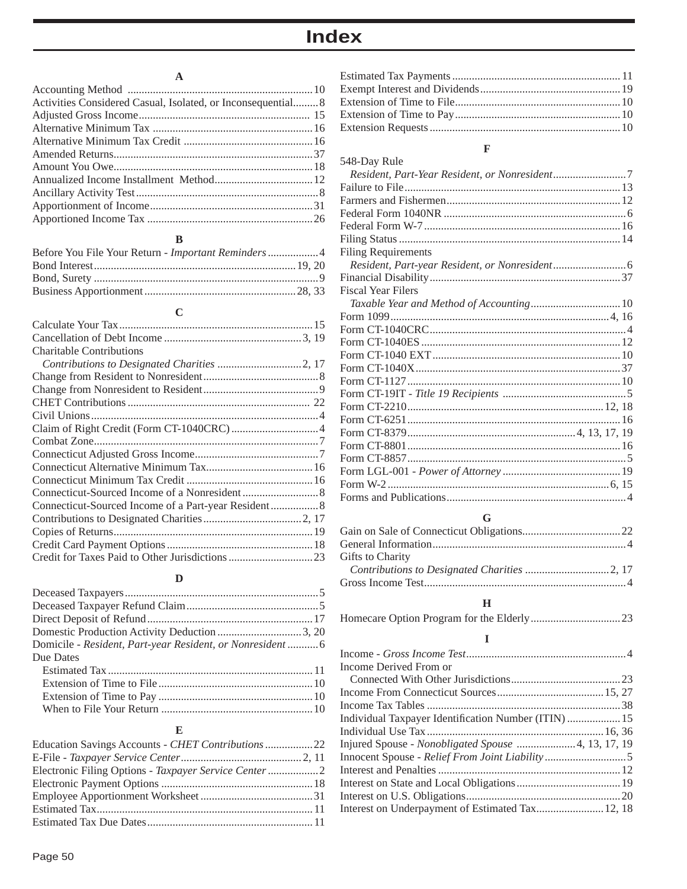# Index

### A

Accounting Method ........ 10
Activities Considered Casual, Isolated, or Inconsequential........ 8
Adjusted Gross Income........ 15
Alternative Minimum Tax ........ 16
Alternative Minimum Tax Credit ........ 16
Amended Returns........ 37
Amount You Owe........ 18
Annualized Income Installment Method........ 12
Ancillary Activity Test........ 8
Apportionment of Income........ 31
Apportioned Income Tax ........ 26

### B

Before You File Your Return - *Important Reminders*........ 4
Bond Interest........ 19, 20
Bond, Surety ........ 9
Business Apportionment........ 28, 33

### C

Calculate Your Tax........ 15
Cancellation of Debt Income ........ 3, 19
Charitable Contributions
  *Contributions to Designated Charities* ........ 2, 17
Change from Resident to Nonresident........ 8
Change from Nonresident to Resident........ 9
CHET Contributions ........ 22
Civil Unions........ 4
Claim of Right Credit (Form CT-1040CRC) ........ 4
Combat Zone........ 7
Connecticut Adjusted Gross Income........ 7
Connecticut Alternative Minimum Tax........ 16
Connecticut Minimum Tax Credit ........ 16
Connecticut-Sourced Income of a Nonresident........ 8
Connecticut-Sourced Income of a Part-year Resident........ 8
Contributions to Designated Charities........ 2, 17
Copies of Returns........ 19
Credit Card Payment Options........ 18
Credit for Taxes Paid to Other Jurisdictions........ 23

### D

Deceased Taxpayers........ 5
Deceased Taxpayer Refund Claim........ 5
Direct Deposit of Refund........ 17
Domestic Production Activity Deduction........ 3, 20
Domicile - *Resident, Part-year Resident, or Nonresident*........ 6
Due Dates
  Estimated Tax........ 11
  Extension of Time to File........ 10
  Extension of Time to Pay ........ 10
  When to File Your Return ........ 10

### E

Education Savings Accounts - *CHET Contributions*........ 22
E-File - *Taxpayer Service Center*........ 2, 11
Electronic Filing Options - *Taxpayer Service Center*........ 2
Electronic Payment Options ........ 18
Employee Apportionment Worksheet........ 31
Estimated Tax........ 11
Estimated Tax Due Dates........ 11
Estimated Tax Payments........ 11
Exempt Interest and Dividends........ 19
Extension of Time to File........ 10
Extension of Time to Pay........ 10
Extension Requests........ 10

### F

548-Day Rule
  *Resident, Part-Year Resident, or Nonresident*........ 7
Failure to File........ 13
Farmers and Fishermen........ 12
Federal Form 1040NR ........ 6
Federal Form W-7........ 16
Filing Status........ 14
Filing Requirements
  *Resident, Part-year Resident, or Nonresident*........ 6
Financial Disability........ 37
Fiscal Year Filers
  *Taxable Year and Method of Accounting*........ 10
Form 1099........ 4, 16
Form CT-1040CRC........ 4
Form CT-1040ES ........ 12
Form CT-1040 EXT........ 10
Form CT-1040X........ 37
Form CT-1127........ 10
Form CT-19IT - *Title 19 Recipients* ........ 5
Form CT-2210........ 12, 18
Form CT-6251........ 16
Form CT-8379........ 4, 13, 17, 19
Form CT-8801........ 16
Form CT-8857........ 5
Form LGL-001 - *Power of Attorney*........ 19
Form W-2........ 6, 15
Forms and Publications........ 4

### G

Gain on Sale of Connecticut Obligations........ 22
General Information........ 4
Gifts to Charity
  *Contributions to Designated Charities* ........ 2, 17
Gross Income Test........ 4

### H

Homecare Option Program for the Elderly........ 23

### I

Income - *Gross Income Test*........ 4
Income Derived From or
  Connected With Other Jurisdictions........ 23
Income From Connecticut Sources........ 15, 27
Income Tax Tables ........ 38
Individual Taxpayer Identification Number (ITIN) ........ 15
Individual Use Tax........ 16, 36
Injured Spouse - *Nonobligated Spouse* ........ 4, 13, 17, 19
Innocent Spouse - *Relief From Joint Liability*........ 5
Interest and Penalties ........ 12
Interest on State and Local Obligations........ 19
Interest on U.S. Obligations........ 20
Interest on Underpayment of Estimated Tax........ 12, 18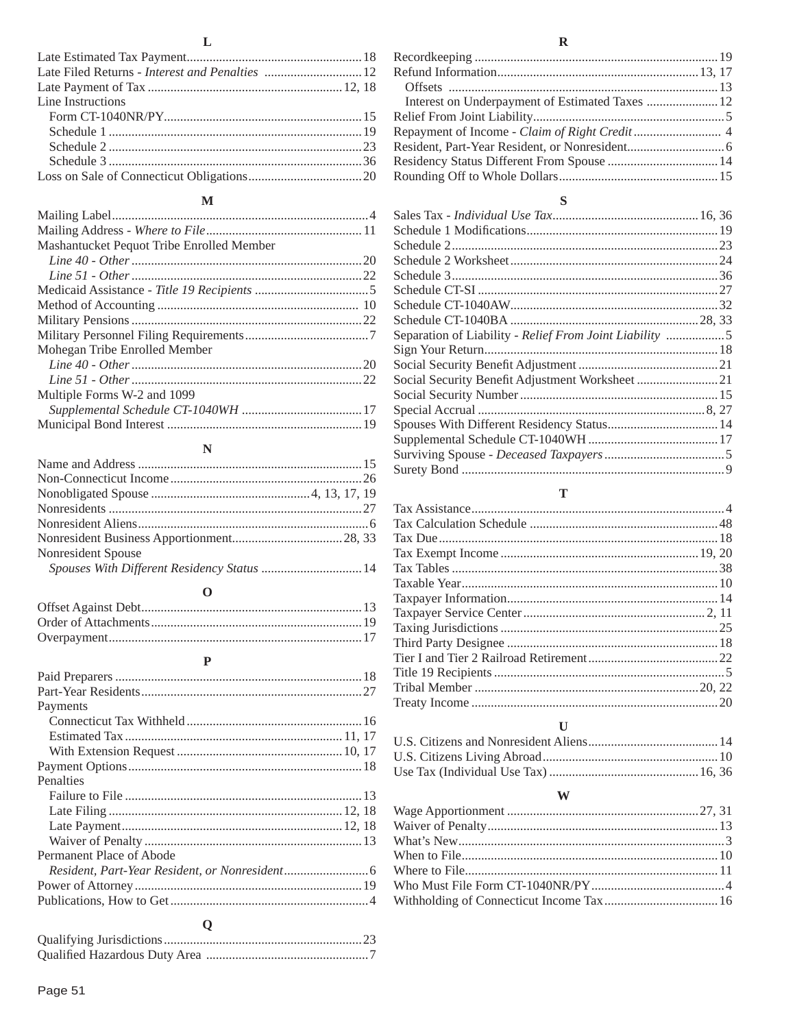## L

Late Estimated Tax Payment....................18
Late Filed Returns - *Interest and Penalties* ....................12
Late Payment of Tax....................12, 18
Line Instructions
- Form CT-1040NR/PY....................15
- Schedule 1....................19
- Schedule 2....................23
- Schedule 3....................36

Loss on Sale of Connecticut Obligations....................20

## M

Mailing Label....................4
Mailing Address - *Where to File*....................11
Mashantucket Pequot Tribe Enrolled Member
- *Line 40 - Other*....................20
- *Line 51 - Other*....................22

Medicaid Assistance - *Title 19 Recipients*....................5
Method of Accounting....................10
Military Pensions....................22
Military Personnel Filing Requirements....................7
Mohegan Tribe Enrolled Member
- *Line 40 - Other*....................20
- *Line 51 - Other*....................22

Multiple Forms W-2 and 1099
- *Supplemental Schedule CT-1040WH*....................17

Municipal Bond Interest....................19

## N

Name and Address....................15
Non-Connecticut Income....................26
Nonobligated Spouse....................4, 13, 17, 19
Nonresidents....................27
Nonresident Aliens....................6
Nonresident Business Apportionment....................28, 33
Nonresident Spouse
- *Spouses With Different Residency Status*....................14

## O

Offset Against Debt....................13
Order of Attachments....................19
Overpayment....................17

## P

Paid Preparers....................18
Part-Year Residents....................27
Payments
- Connecticut Tax Withheld....................16
- Estimated Tax....................11, 17
- With Extension Request....................10, 17

Payment Options....................18
Penalties
- Failure to File....................13
- Late Filing....................12, 18
- Late Payment....................12, 18
- Waiver of Penalty....................13

Permanent Place of Abode
- *Resident, Part-Year Resident, or Nonresident*....................6

Power of Attorney....................19
Publications, How to Get....................4

## Q

Qualifying Jurisdictions....................23
Qualified Hazardous Duty Area....................7

## R

Recordkeeping....................19
Refund Information....................13, 17
- Offsets....................13
- Interest on Underpayment of Estimated Taxes....................12

Relief From Joint Liability....................5
Repayment of Income - *Claim of Right Credit*....................4
Resident, Part-Year Resident, or Nonresident....................6
Residency Status Different From Spouse....................14
Rounding Off to Whole Dollars....................15

## S

Sales Tax - *Individual Use Tax*....................16, 36
Schedule 1 Modifications....................19
Schedule 2....................23
Schedule 2 Worksheet....................24
Schedule 3....................36
Schedule CT-SI....................27
Schedule CT-1040AW....................32
Schedule CT-1040BA....................28, 33
Separation of Liability - *Relief From Joint Liability*....................5
Sign Your Return....................18
Social Security Benefit Adjustment....................21
Social Security Benefit Adjustment Worksheet....................21
Social Security Number....................15
Special Accrual....................8, 27
Spouses With Different Residency Status....................14
Supplemental Schedule CT-1040WH....................17
Surviving Spouse - *Deceased Taxpayers*....................5
Surety Bond....................9

## T

Tax Assistance....................4
Tax Calculation Schedule....................48
Tax Due....................18
Tax Exempt Income....................19, 20
Tax Tables....................38
Taxable Year....................10
Taxpayer Information....................14
Taxpayer Service Center....................2, 11
Taxing Jurisdictions....................25
Third Party Designee....................18
Tier I and Tier 2 Railroad Retirement....................22
Title 19 Recipients....................5
Tribal Member....................20, 22
Treaty Income....................20

## U

U.S. Citizens and Nonresident Aliens....................14
U.S. Citizens Living Abroad....................10
Use Tax (Individual Use Tax)....................16, 36

## W

Wage Apportionment....................27, 31
Waiver of Penalty....................13
What's New....................3
When to File....................10
Where to File....................11
Who Must File Form CT-1040NR/PY....................4
Withholding of Connecticut Income Tax....................16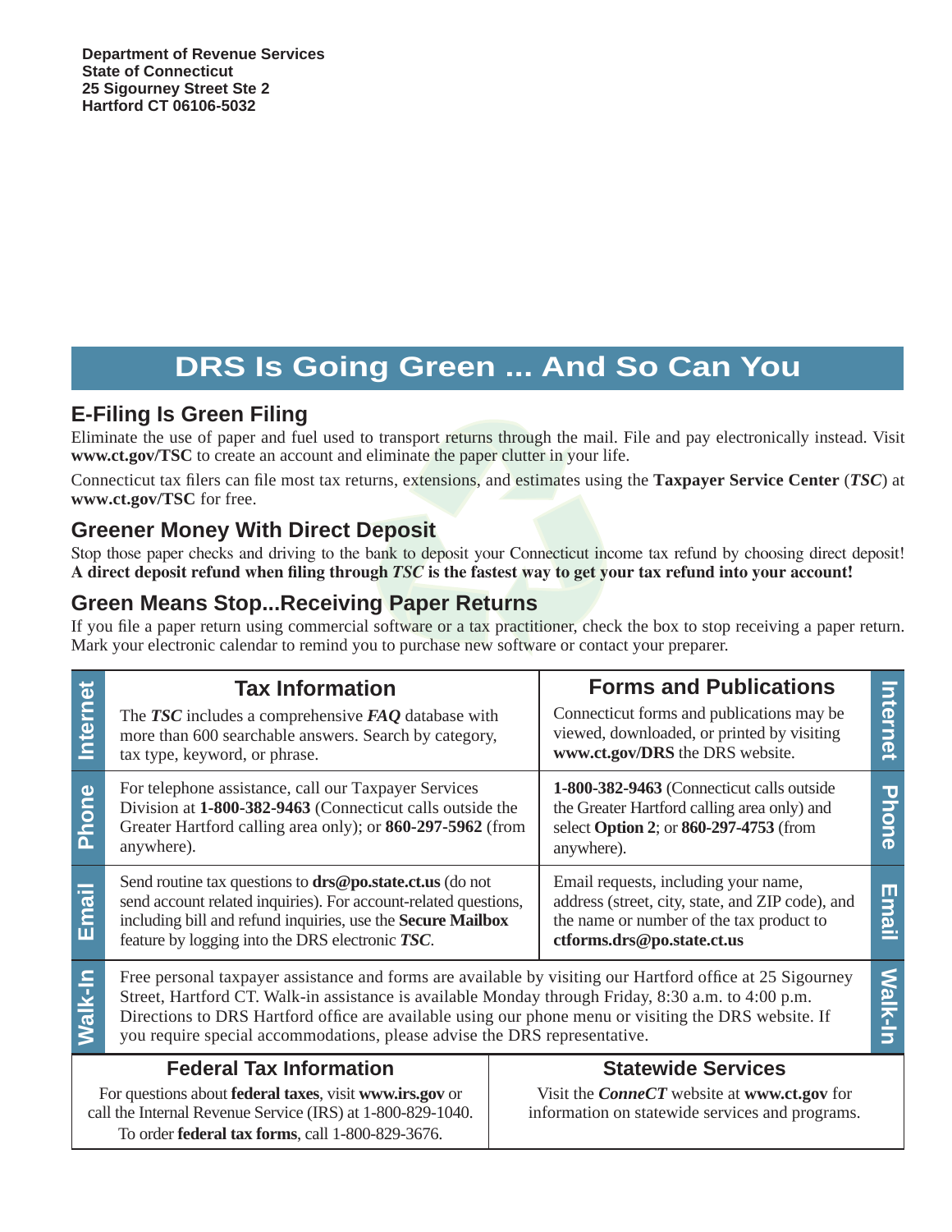**Department of Revenue Services**
**State of Connecticut**
**25 Sigourney Street Ste 2**
**Hartford CT 06106-5032**

# DRS Is Going Green ... And So Can You

## E-Filing Is Green Filing

Eliminate the use of paper and fuel used to transport returns through the mail. File and pay electronically instead. Visit **www.ct.gov/TSC** to create an account and eliminate the paper clutter in your life.

Connecticut tax filers can file most tax returns, extensions, and estimates using the **Taxpayer Service Center** (***TSC***) at **www.ct.gov/TSC** for free.

## Greener Money With Direct Deposit

Stop those paper checks and driving to the bank to deposit your Connecticut income tax refund by choosing direct deposit! **A direct deposit refund when filing through *TSC* is the fastest way to get your tax refund into your account!**

## Green Means Stop...Receiving Paper Returns

If you file a paper return using commercial software or a tax practitioner, check the box to stop receiving a paper return. Mark your electronic calendar to remind you to purchase new software or contact your preparer.

| | Tax Information | Forms and Publications |
|---|---|---|
| **Internet** | The ***TSC*** includes a comprehensive ***FAQ*** database with more than 600 searchable answers. Search by category, tax type, keyword, or phrase. | Connecticut forms and publications may be viewed, downloaded, or printed by visiting **www.ct.gov/DRS** the DRS website. |
| **Phone** | For telephone assistance, call our Taxpayer Services Division at **1-800-382-9463** (Connecticut calls outside the Greater Hartford calling area only); or **860-297-5962** (from anywhere). | **1-800-382-9463** (Connecticut calls outside the Greater Hartford calling area only) and select **Option 2**; or **860-297-4753** (from anywhere). |
| **Email** | Send routine tax questions to **drs@po.state.ct.us** (do not send account related inquiries). For account-related questions, including bill and refund inquiries, use the **Secure Mailbox** feature by logging into the DRS electronic ***TSC***. | Email requests, including your name, address (street, city, state, and ZIP code), and the name or number of the tax product to **ctforms.drs@po.state.ct.us** |
| **Walk-In** | Free personal taxpayer assistance and forms are available by visiting our Hartford office at 25 Sigourney Street, Hartford CT. Walk-in assistance is available Monday through Friday, 8:30 a.m. to 4:00 p.m. Directions to DRS Hartford office are available using our phone menu or visiting the DRS website. If you require special accommodations, please advise the DRS representative. | |

### Federal Tax Information

For questions about **federal taxes**, visit **www.irs.gov** or call the Internal Revenue Service (IRS) at 1-800-829-1040. To order **federal tax forms**, call 1-800-829-3676.

### Statewide Services

Visit the ***ConneCT*** website at **www.ct.gov** for information on statewide services and programs.